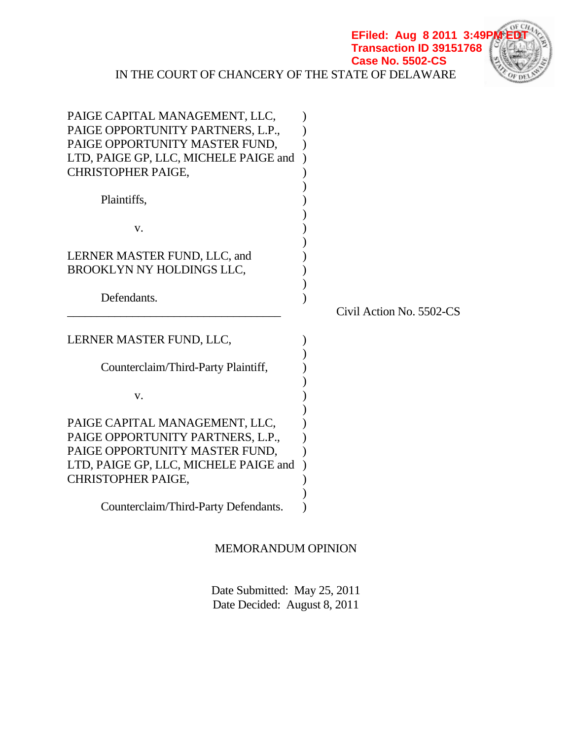EFiled: Aug 8 2011 3:49PM EDT
Transaction ID 39151768
Case No. 5502-CS

IN THE COURT OF CHANCERY OF THE STATE OF DELAWARE

PAIGE CAPITAL MANAGEMENT, LLC, PAIGE OPPORTUNITY PARTNERS, L.P., PAIGE OPPORTUNITY MASTER FUND, LTD, PAIGE GP, LLC, MICHELE PAIGE and CHRISTOPHER PAIGE,

Plaintiffs,

v.

LERNER MASTER FUND, LLC, and BROOKLYN NY HOLDINGS LLC,

Defendants.

Civil Action No. 5502-CS

LERNER MASTER FUND, LLC,

Counterclaim/Third-Party Plaintiff,

v.

PAIGE CAPITAL MANAGEMENT, LLC, PAIGE OPPORTUNITY PARTNERS, L.P., PAIGE OPPORTUNITY MASTER FUND, LTD, PAIGE GP, LLC, MICHELE PAIGE and CHRISTOPHER PAIGE,

Counterclaim/Third-Party Defendants.

MEMORANDUM OPINION

Date Submitted: May 25, 2011
Date Decided: August 8, 2011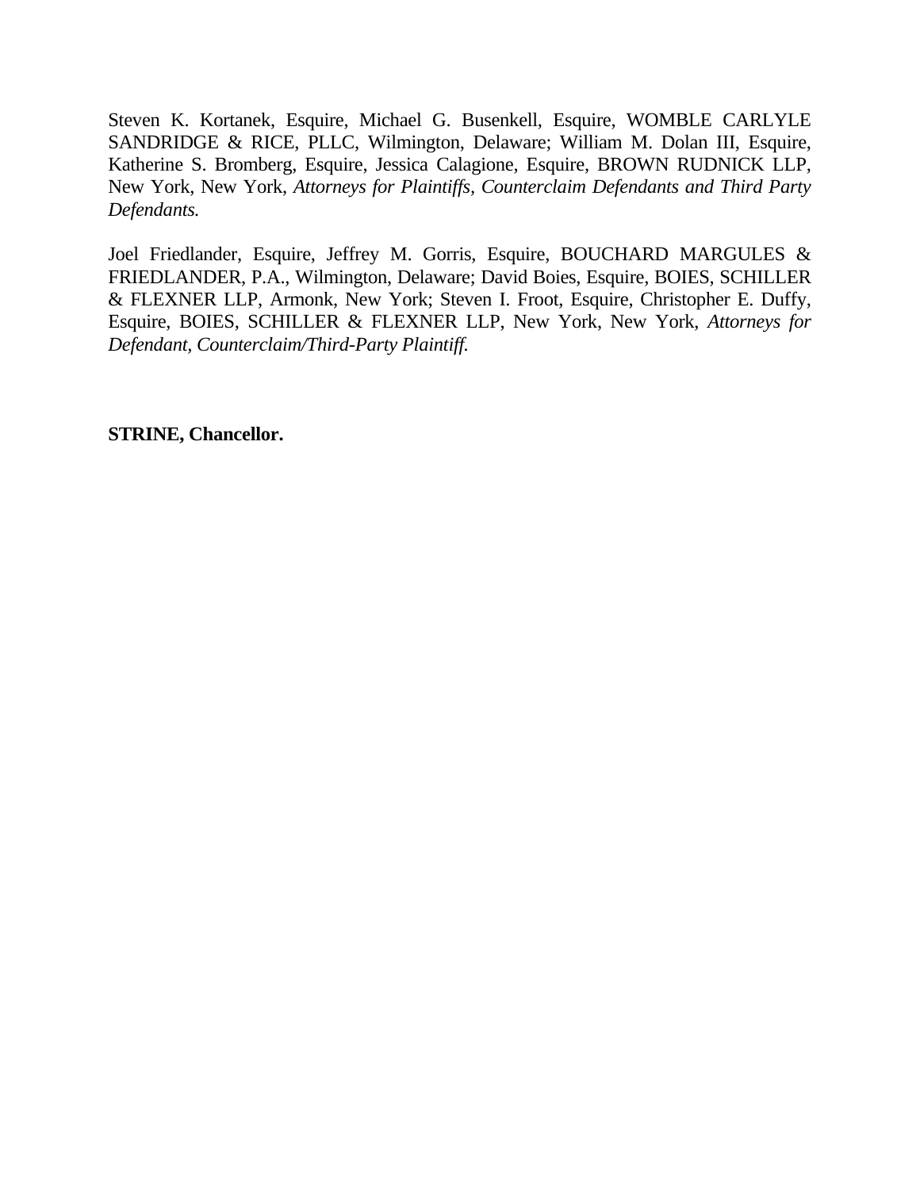Steven K. Kortanek, Esquire, Michael G. Busenkell, Esquire, WOMBLE CARLYLE SANDRIDGE & RICE, PLLC, Wilmington, Delaware; William M. Dolan III, Esquire, Katherine S. Bromberg, Esquire, Jessica Calagione, Esquire, BROWN RUDNICK LLP, New York, New York, *Attorneys for Plaintiffs, Counterclaim Defendants and Third Party Defendants.*

Joel Friedlander, Esquire, Jeffrey M. Gorris, Esquire, BOUCHARD MARGULES & FRIEDLANDER, P.A., Wilmington, Delaware; David Boies, Esquire, BOIES, SCHILLER & FLEXNER LLP, Armonk, New York; Steven I. Froot, Esquire, Christopher E. Duffy, Esquire, BOIES, SCHILLER & FLEXNER LLP, New York, New York, *Attorneys for Defendant, Counterclaim/Third-Party Plaintiff.*

**STRINE, Chancellor.**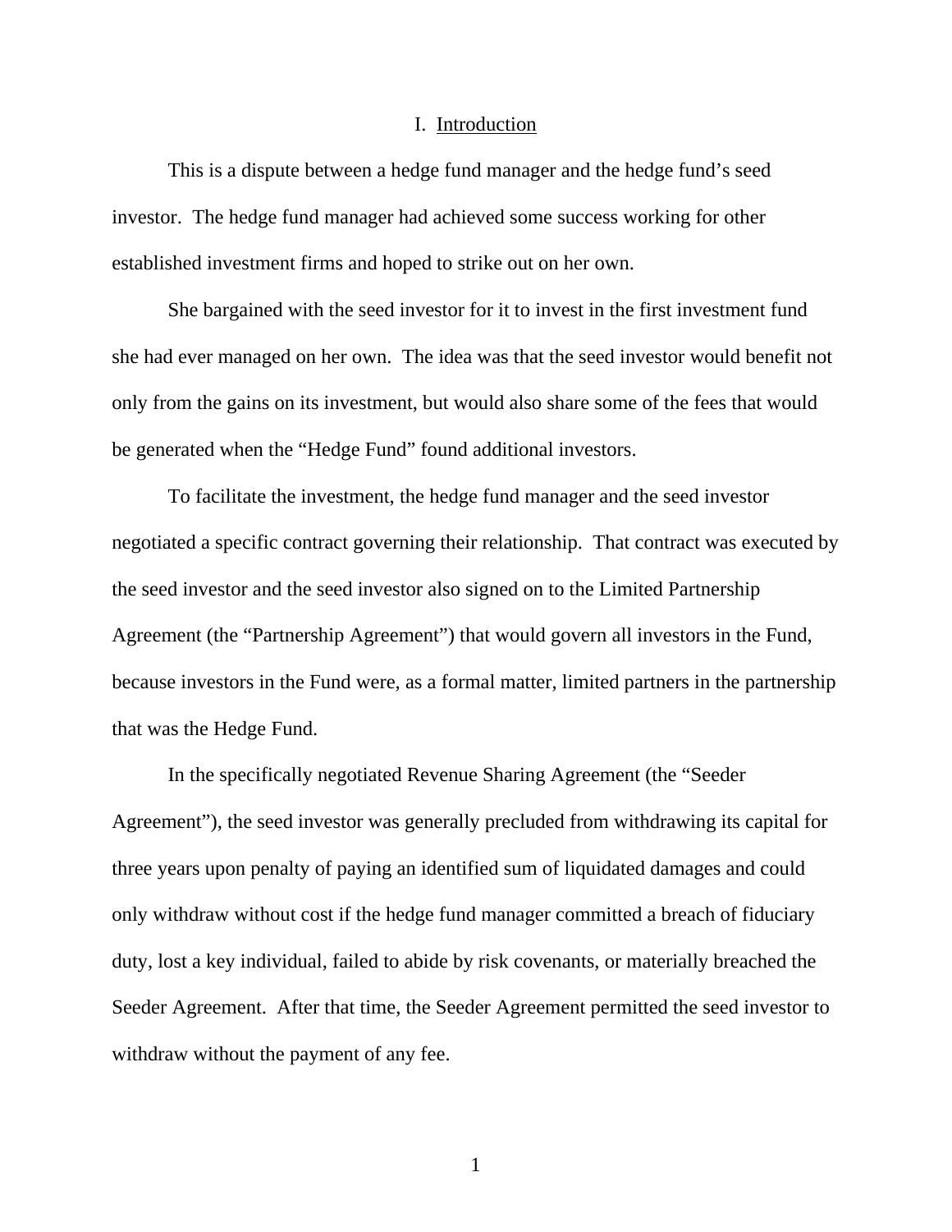# I. Introduction

This is a dispute between a hedge fund manager and the hedge fund's seed investor. The hedge fund manager had achieved some success working for other established investment firms and hoped to strike out on her own.

She bargained with the seed investor for it to invest in the first investment fund she had ever managed on her own. The idea was that the seed investor would benefit not only from the gains on its investment, but would also share some of the fees that would be generated when the "Hedge Fund" found additional investors.

To facilitate the investment, the hedge fund manager and the seed investor negotiated a specific contract governing their relationship. That contract was executed by the seed investor and the seed investor also signed on to the Limited Partnership Agreement (the "Partnership Agreement") that would govern all investors in the Fund, because investors in the Fund were, as a formal matter, limited partners in the partnership that was the Hedge Fund.

In the specifically negotiated Revenue Sharing Agreement (the "Seeder Agreement"), the seed investor was generally precluded from withdrawing its capital for three years upon penalty of paying an identified sum of liquidated damages and could only withdraw without cost if the hedge fund manager committed a breach of fiduciary duty, lost a key individual, failed to abide by risk covenants, or materially breached the Seeder Agreement. After that time, the Seeder Agreement permitted the seed investor to withdraw without the payment of any fee.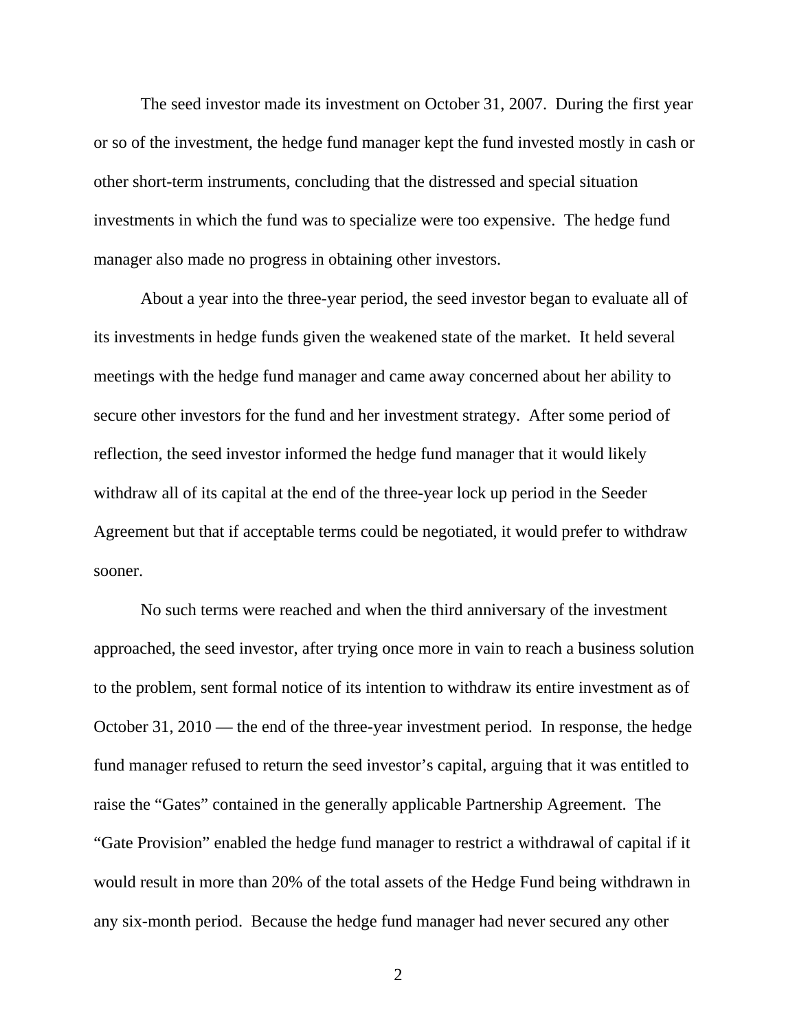The seed investor made its investment on October 31, 2007. During the first year or so of the investment, the hedge fund manager kept the fund invested mostly in cash or other short-term instruments, concluding that the distressed and special situation investments in which the fund was to specialize were too expensive. The hedge fund manager also made no progress in obtaining other investors.

About a year into the three-year period, the seed investor began to evaluate all of its investments in hedge funds given the weakened state of the market. It held several meetings with the hedge fund manager and came away concerned about her ability to secure other investors for the fund and her investment strategy. After some period of reflection, the seed investor informed the hedge fund manager that it would likely withdraw all of its capital at the end of the three-year lock up period in the Seeder Agreement but that if acceptable terms could be negotiated, it would prefer to withdraw sooner.

No such terms were reached and when the third anniversary of the investment approached, the seed investor, after trying once more in vain to reach a business solution to the problem, sent formal notice of its intention to withdraw its entire investment as of October 31, 2010 — the end of the three-year investment period. In response, the hedge fund manager refused to return the seed investor's capital, arguing that it was entitled to raise the "Gates" contained in the generally applicable Partnership Agreement. The "Gate Provision" enabled the hedge fund manager to restrict a withdrawal of capital if it would result in more than 20% of the total assets of the Hedge Fund being withdrawn in any six-month period. Because the hedge fund manager had never secured any other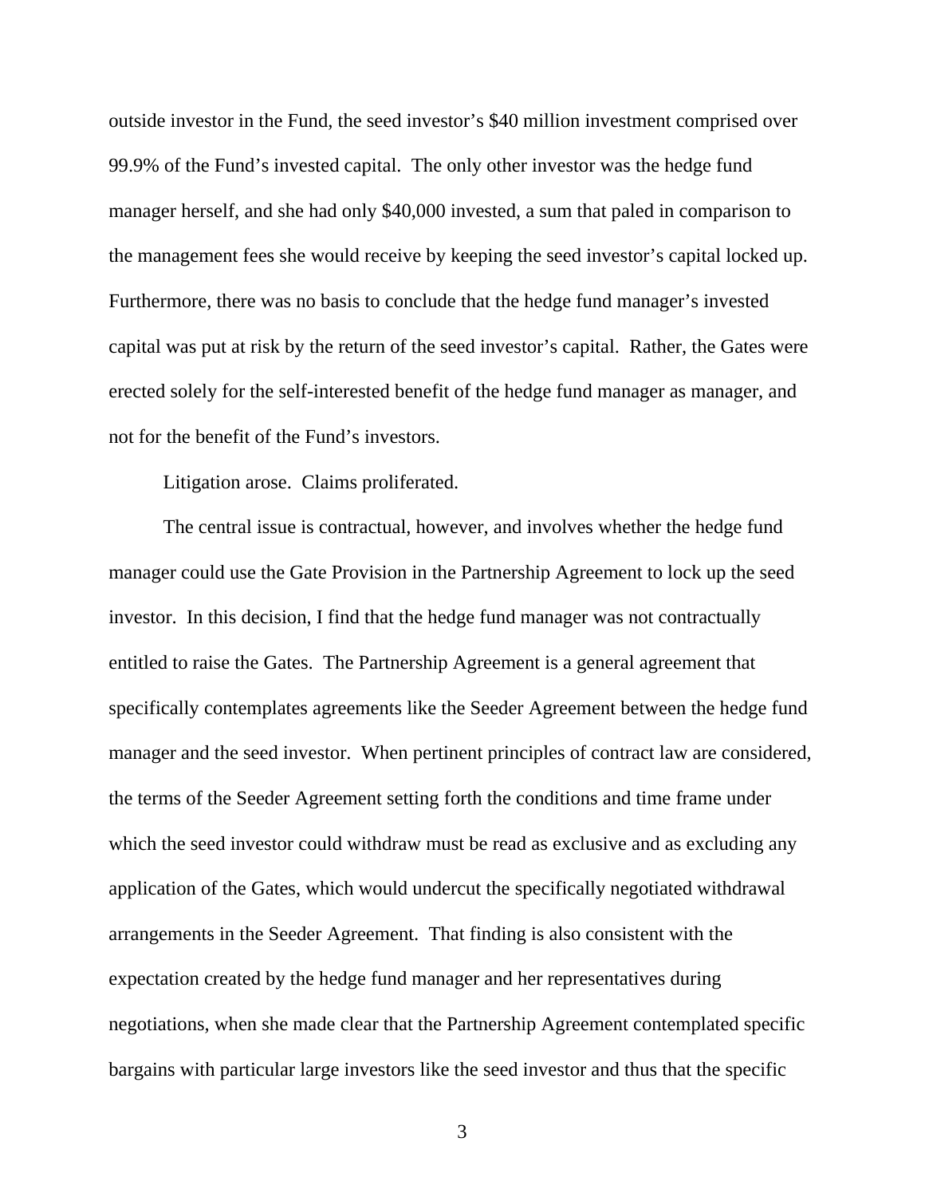outside investor in the Fund, the seed investor's $40 million investment comprised over 99.9% of the Fund's invested capital. The only other investor was the hedge fund manager herself, and she had only $40,000 invested, a sum that paled in comparison to the management fees she would receive by keeping the seed investor's capital locked up. Furthermore, there was no basis to conclude that the hedge fund manager's invested capital was put at risk by the return of the seed investor's capital. Rather, the Gates were erected solely for the self-interested benefit of the hedge fund manager as manager, and not for the benefit of the Fund's investors.

Litigation arose. Claims proliferated.

The central issue is contractual, however, and involves whether the hedge fund manager could use the Gate Provision in the Partnership Agreement to lock up the seed investor. In this decision, I find that the hedge fund manager was not contractually entitled to raise the Gates. The Partnership Agreement is a general agreement that specifically contemplates agreements like the Seeder Agreement between the hedge fund manager and the seed investor. When pertinent principles of contract law are considered, the terms of the Seeder Agreement setting forth the conditions and time frame under which the seed investor could withdraw must be read as exclusive and as excluding any application of the Gates, which would undercut the specifically negotiated withdrawal arrangements in the Seeder Agreement. That finding is also consistent with the expectation created by the hedge fund manager and her representatives during negotiations, when she made clear that the Partnership Agreement contemplated specific bargains with particular large investors like the seed investor and thus that the specific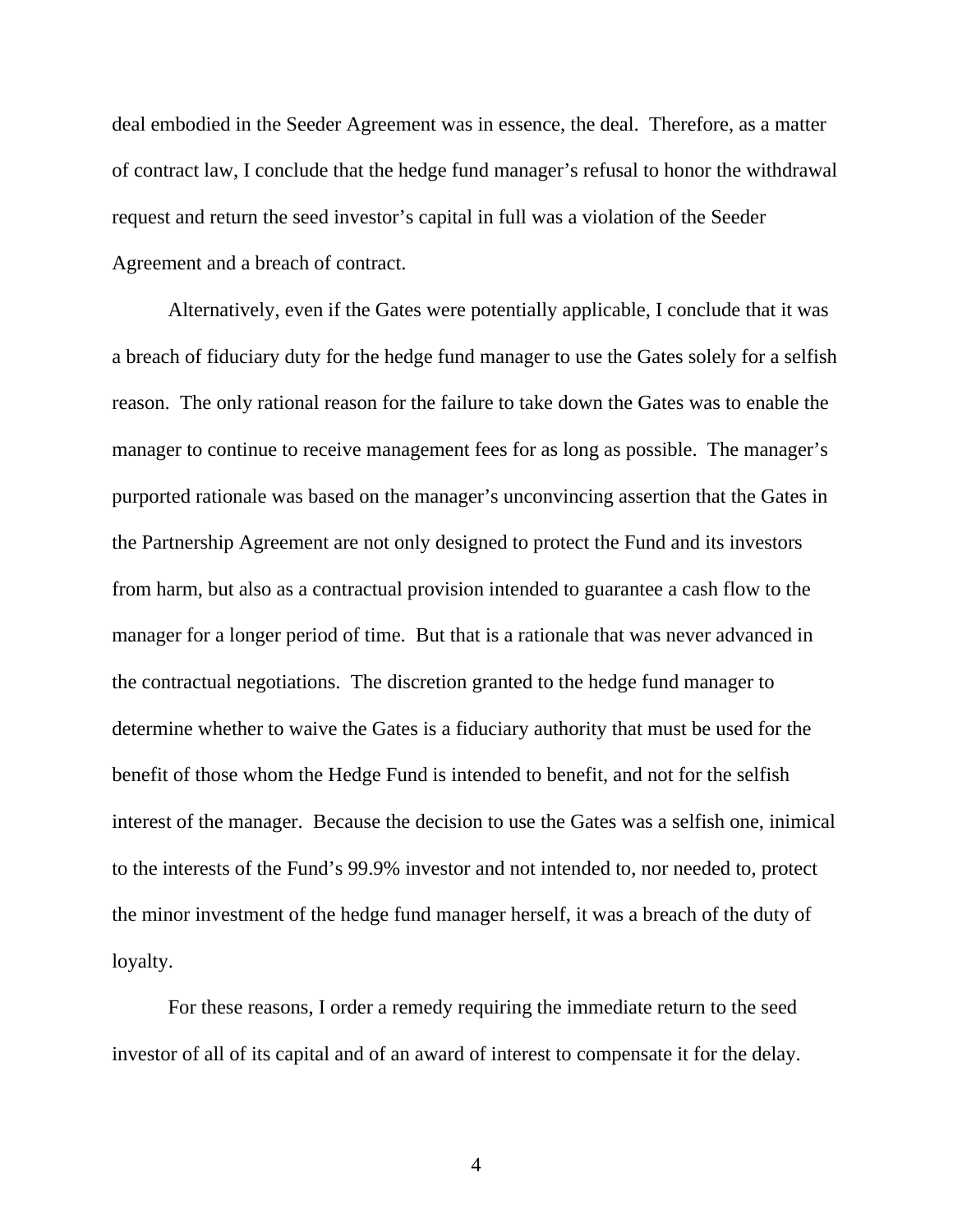deal embodied in the Seeder Agreement was in essence, the deal. Therefore, as a matter of contract law, I conclude that the hedge fund manager's refusal to honor the withdrawal request and return the seed investor's capital in full was a violation of the Seeder Agreement and a breach of contract.

Alternatively, even if the Gates were potentially applicable, I conclude that it was a breach of fiduciary duty for the hedge fund manager to use the Gates solely for a selfish reason. The only rational reason for the failure to take down the Gates was to enable the manager to continue to receive management fees for as long as possible. The manager's purported rationale was based on the manager's unconvincing assertion that the Gates in the Partnership Agreement are not only designed to protect the Fund and its investors from harm, but also as a contractual provision intended to guarantee a cash flow to the manager for a longer period of time. But that is a rationale that was never advanced in the contractual negotiations. The discretion granted to the hedge fund manager to determine whether to waive the Gates is a fiduciary authority that must be used for the benefit of those whom the Hedge Fund is intended to benefit, and not for the selfish interest of the manager. Because the decision to use the Gates was a selfish one, inimical to the interests of the Fund's 99.9% investor and not intended to, nor needed to, protect the minor investment of the hedge fund manager herself, it was a breach of the duty of loyalty.

For these reasons, I order a remedy requiring the immediate return to the seed investor of all of its capital and of an award of interest to compensate it for the delay.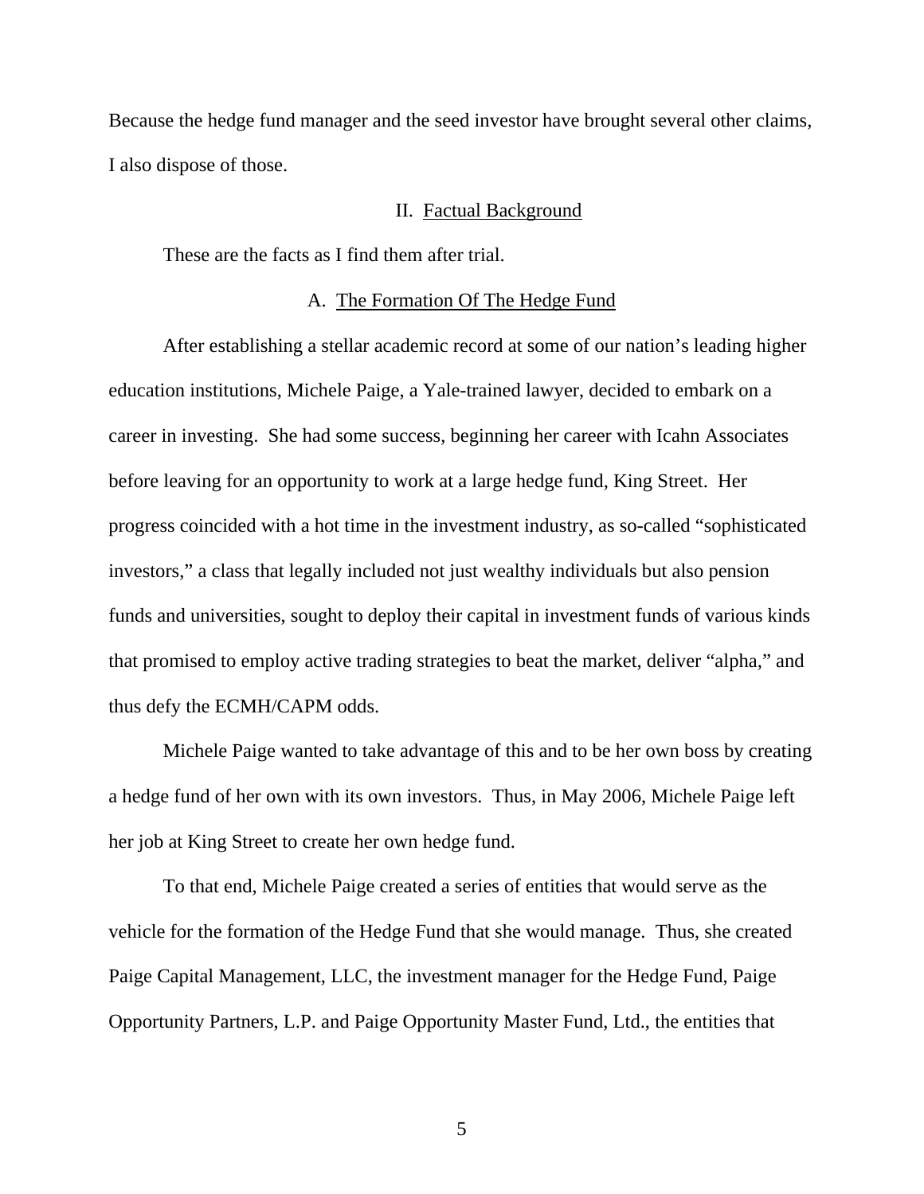Because the hedge fund manager and the seed investor have brought several other claims, I also dispose of those.

## II. Factual Background

These are the facts as I find them after trial.

### A. The Formation Of The Hedge Fund

After establishing a stellar academic record at some of our nation's leading higher education institutions, Michele Paige, a Yale-trained lawyer, decided to embark on a career in investing. She had some success, beginning her career with Icahn Associates before leaving for an opportunity to work at a large hedge fund, King Street. Her progress coincided with a hot time in the investment industry, as so-called "sophisticated investors," a class that legally included not just wealthy individuals but also pension funds and universities, sought to deploy their capital in investment funds of various kinds that promised to employ active trading strategies to beat the market, deliver "alpha," and thus defy the ECMH/CAPM odds.

Michele Paige wanted to take advantage of this and to be her own boss by creating a hedge fund of her own with its own investors. Thus, in May 2006, Michele Paige left her job at King Street to create her own hedge fund.

To that end, Michele Paige created a series of entities that would serve as the vehicle for the formation of the Hedge Fund that she would manage. Thus, she created Paige Capital Management, LLC, the investment manager for the Hedge Fund, Paige Opportunity Partners, L.P. and Paige Opportunity Master Fund, Ltd., the entities that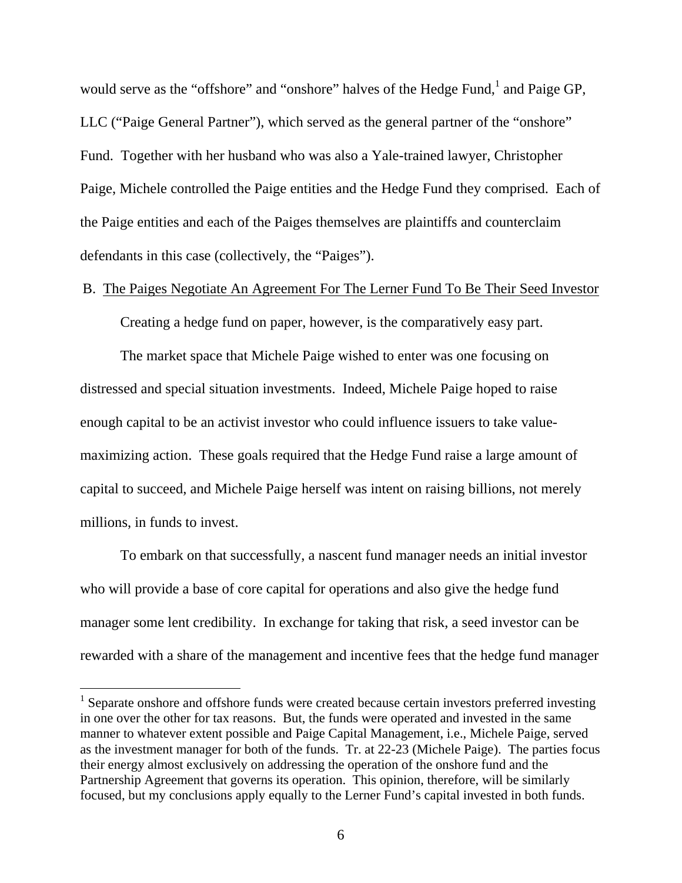would serve as the "offshore" and "onshore" halves of the Hedge Fund,[1] and Paige GP, LLC ("Paige General Partner"), which served as the general partner of the "onshore" Fund. Together with her husband who was also a Yale-trained lawyer, Christopher Paige, Michele controlled the Paige entities and the Hedge Fund they comprised. Each of the Paige entities and each of the Paiges themselves are plaintiffs and counterclaim defendants in this case (collectively, the "Paiges").

B. The Paiges Negotiate An Agreement For The Lerner Fund To Be Their Seed Investor

Creating a hedge fund on paper, however, is the comparatively easy part.

The market space that Michele Paige wished to enter was one focusing on distressed and special situation investments. Indeed, Michele Paige hoped to raise enough capital to be an activist investor who could influence issuers to take value-maximizing action. These goals required that the Hedge Fund raise a large amount of capital to succeed, and Michele Paige herself was intent on raising billions, not merely millions, in funds to invest.

To embark on that successfully, a nascent fund manager needs an initial investor who will provide a base of core capital for operations and also give the hedge fund manager some lent credibility. In exchange for taking that risk, a seed investor can be rewarded with a share of the management and incentive fees that the hedge fund manager

---

[1] Separate onshore and offshore funds were created because certain investors preferred investing in one over the other for tax reasons. But, the funds were operated and invested in the same manner to whatever extent possible and Paige Capital Management, i.e., Michele Paige, served as the investment manager for both of the funds. Tr. at 22-23 (Michele Paige). The parties focus their energy almost exclusively on addressing the operation of the onshore fund and the Partnership Agreement that governs its operation. This opinion, therefore, will be similarly focused, but my conclusions apply equally to the Lerner Fund's capital invested in both funds.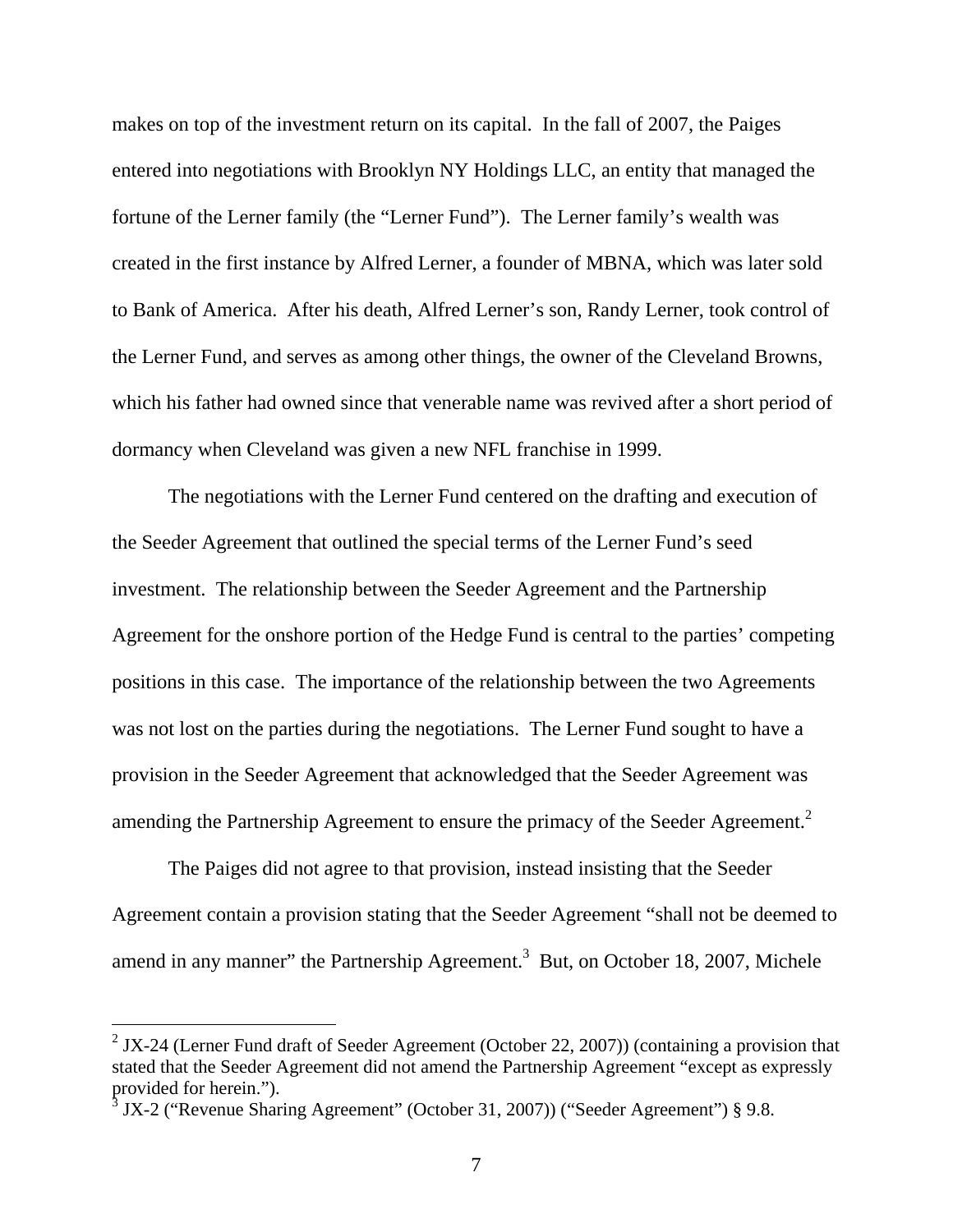makes on top of the investment return on its capital. In the fall of 2007, the Paiges entered into negotiations with Brooklyn NY Holdings LLC, an entity that managed the fortune of the Lerner family (the "Lerner Fund"). The Lerner family's wealth was created in the first instance by Alfred Lerner, a founder of MBNA, which was later sold to Bank of America. After his death, Alfred Lerner's son, Randy Lerner, took control of the Lerner Fund, and serves as among other things, the owner of the Cleveland Browns, which his father had owned since that venerable name was revived after a short period of dormancy when Cleveland was given a new NFL franchise in 1999.

The negotiations with the Lerner Fund centered on the drafting and execution of the Seeder Agreement that outlined the special terms of the Lerner Fund's seed investment. The relationship between the Seeder Agreement and the Partnership Agreement for the onshore portion of the Hedge Fund is central to the parties' competing positions in this case. The importance of the relationship between the two Agreements was not lost on the parties during the negotiations. The Lerner Fund sought to have a provision in the Seeder Agreement that acknowledged that the Seeder Agreement was amending the Partnership Agreement to ensure the primacy of the Seeder Agreement.[2]

The Paiges did not agree to that provision, instead insisting that the Seeder Agreement contain a provision stating that the Seeder Agreement "shall not be deemed to amend in any manner" the Partnership Agreement.[3] But, on October 18, 2007, Michele

---

[2] JX-24 (Lerner Fund draft of Seeder Agreement (October 22, 2007)) (containing a provision that stated that the Seeder Agreement did not amend the Partnership Agreement "except as expressly provided for herein.").

[3] JX-2 ("Revenue Sharing Agreement" (October 31, 2007)) ("Seeder Agreement") § 9.8.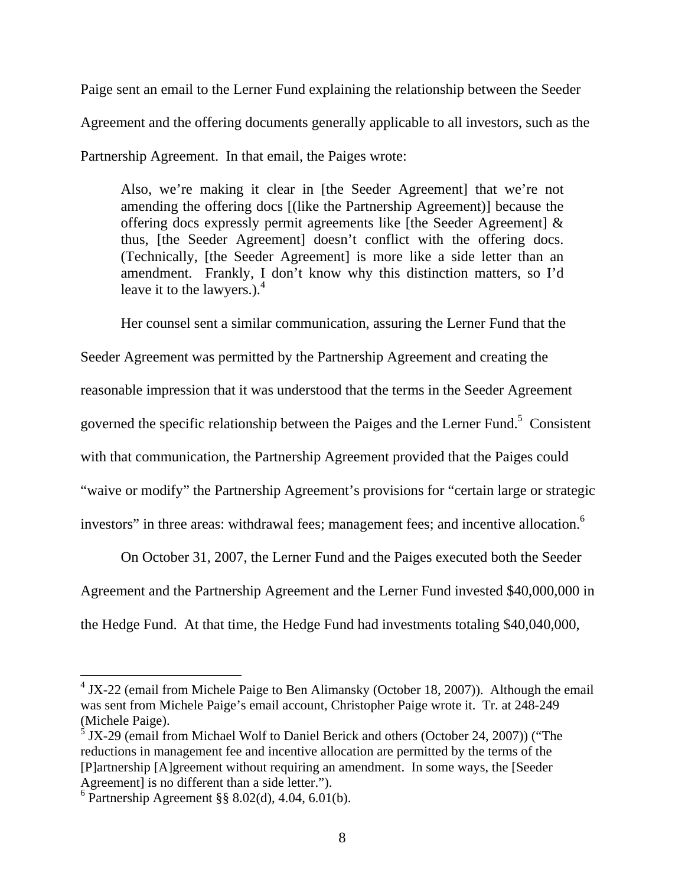Paige sent an email to the Lerner Fund explaining the relationship between the Seeder Agreement and the offering documents generally applicable to all investors, such as the Partnership Agreement. In that email, the Paiges wrote:

> Also, we're making it clear in [the Seeder Agreement] that we're not amending the offering docs [(like the Partnership Agreement)] because the offering docs expressly permit agreements like [the Seeder Agreement] & thus, [the Seeder Agreement] doesn't conflict with the offering docs. (Technically, [the Seeder Agreement] is more like a side letter than an amendment. Frankly, I don't know why this distinction matters, so I'd leave it to the lawyers.).[4]

Her counsel sent a similar communication, assuring the Lerner Fund that the Seeder Agreement was permitted by the Partnership Agreement and creating the reasonable impression that it was understood that the terms in the Seeder Agreement governed the specific relationship between the Paiges and the Lerner Fund.[5] Consistent with that communication, the Partnership Agreement provided that the Paiges could "waive or modify" the Partnership Agreement's provisions for "certain large or strategic investors" in three areas: withdrawal fees; management fees; and incentive allocation.[6]

On October 31, 2007, the Lerner Fund and the Paiges executed both the Seeder Agreement and the Partnership Agreement and the Lerner Fund invested $40,000,000 in the Hedge Fund. At that time, the Hedge Fund had investments totaling $40,040,000,

---

[4] JX-22 (email from Michele Paige to Ben Alimansky (October 18, 2007)). Although the email was sent from Michele Paige's email account, Christopher Paige wrote it. Tr. at 248-249 (Michele Paige).

[5] JX-29 (email from Michael Wolf to Daniel Berick and others (October 24, 2007)) ("The reductions in management fee and incentive allocation are permitted by the terms of the [P]artnership [A]greement without requiring an amendment. In some ways, the [Seeder Agreement] is no different than a side letter.").

[6] Partnership Agreement §§ 8.02(d), 4.04, 6.01(b).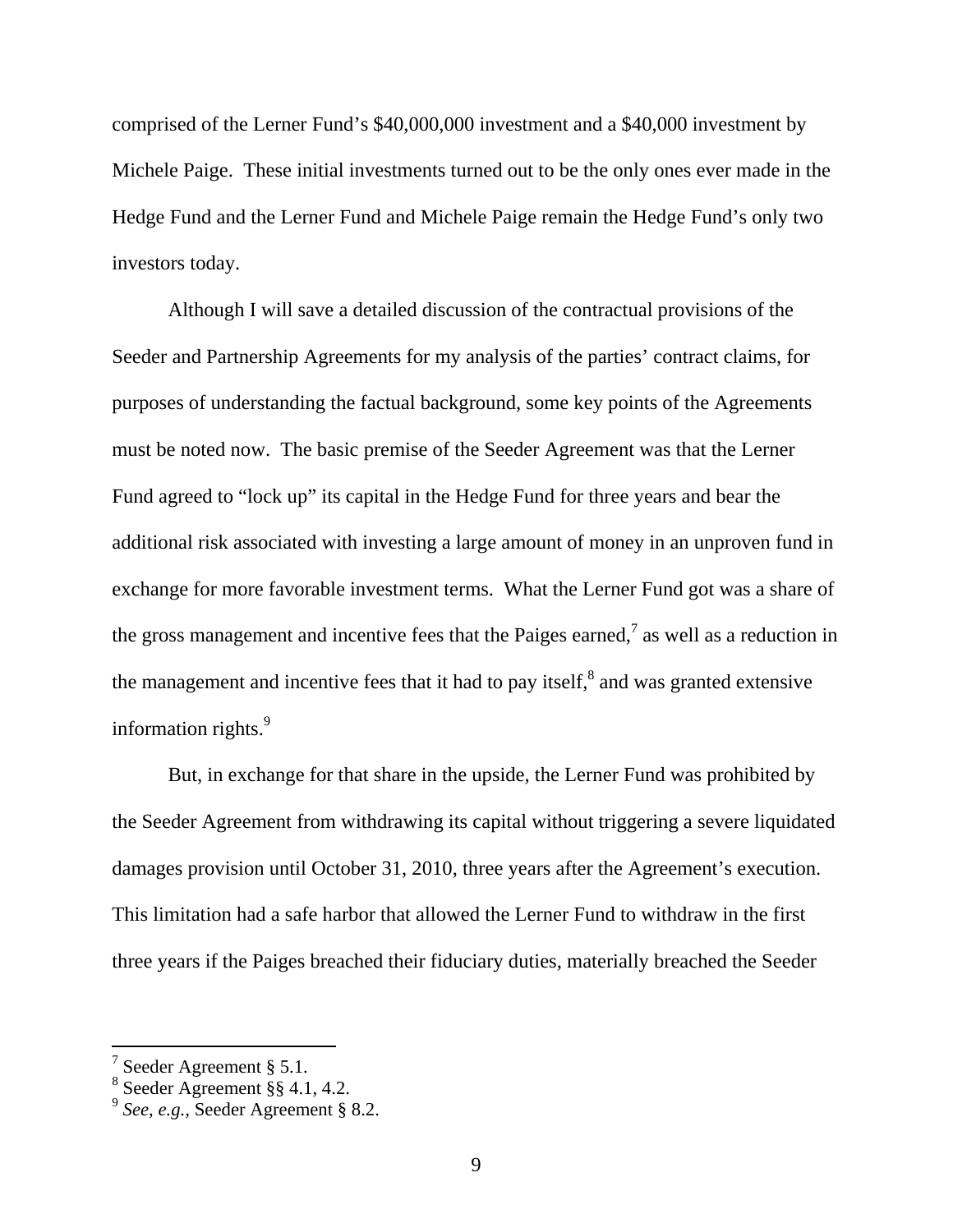comprised of the Lerner Fund's $40,000,000 investment and a $40,000 investment by Michele Paige. These initial investments turned out to be the only ones ever made in the Hedge Fund and the Lerner Fund and Michele Paige remain the Hedge Fund's only two investors today.

Although I will save a detailed discussion of the contractual provisions of the Seeder and Partnership Agreements for my analysis of the parties' contract claims, for purposes of understanding the factual background, some key points of the Agreements must be noted now. The basic premise of the Seeder Agreement was that the Lerner Fund agreed to "lock up" its capital in the Hedge Fund for three years and bear the additional risk associated with investing a large amount of money in an unproven fund in exchange for more favorable investment terms. What the Lerner Fund got was a share of the gross management and incentive fees that the Paiges earned,[7] as well as a reduction in the management and incentive fees that it had to pay itself,[8] and was granted extensive information rights.[9]

But, in exchange for that share in the upside, the Lerner Fund was prohibited by the Seeder Agreement from withdrawing its capital without triggering a severe liquidated damages provision until October 31, 2010, three years after the Agreement's execution. This limitation had a safe harbor that allowed the Lerner Fund to withdraw in the first three years if the Paiges breached their fiduciary duties, materially breached the Seeder

---

[7] Seeder Agreement § 5.1.

[8] Seeder Agreement §§ 4.1, 4.2.

[9] *See, e.g.*, Seeder Agreement § 8.2.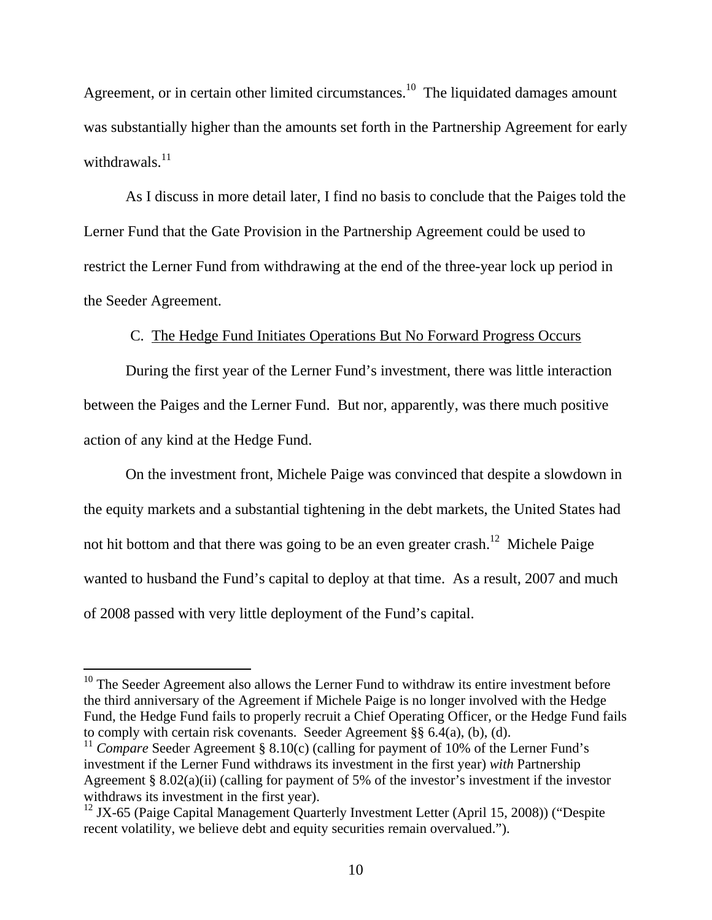Agreement, or in certain other limited circumstances.[10] The liquidated damages amount was substantially higher than the amounts set forth in the Partnership Agreement for early withdrawals.[11]

As I discuss in more detail later, I find no basis to conclude that the Paiges told the Lerner Fund that the Gate Provision in the Partnership Agreement could be used to restrict the Lerner Fund from withdrawing at the end of the three-year lock up period in the Seeder Agreement.

C. The Hedge Fund Initiates Operations But No Forward Progress Occurs

During the first year of the Lerner Fund's investment, there was little interaction between the Paiges and the Lerner Fund. But nor, apparently, was there much positive action of any kind at the Hedge Fund.

On the investment front, Michele Paige was convinced that despite a slowdown in the equity markets and a substantial tightening in the debt markets, the United States had not hit bottom and that there was going to be an even greater crash.[12] Michele Paige wanted to husband the Fund's capital to deploy at that time. As a result, 2007 and much of 2008 passed with very little deployment of the Fund's capital.

---

[10] The Seeder Agreement also allows the Lerner Fund to withdraw its entire investment before the third anniversary of the Agreement if Michele Paige is no longer involved with the Hedge Fund, the Hedge Fund fails to properly recruit a Chief Operating Officer, or the Hedge Fund fails to comply with certain risk covenants. Seeder Agreement §§ 6.4(a), (b), (d).

[11] *Compare* Seeder Agreement § 8.10(c) (calling for payment of 10% of the Lerner Fund's investment if the Lerner Fund withdraws its investment in the first year) *with* Partnership Agreement § 8.02(a)(ii) (calling for payment of 5% of the investor's investment if the investor withdraws its investment in the first year).

[12] JX-65 (Paige Capital Management Quarterly Investment Letter (April 15, 2008)) ("Despite recent volatility, we believe debt and equity securities remain overvalued.").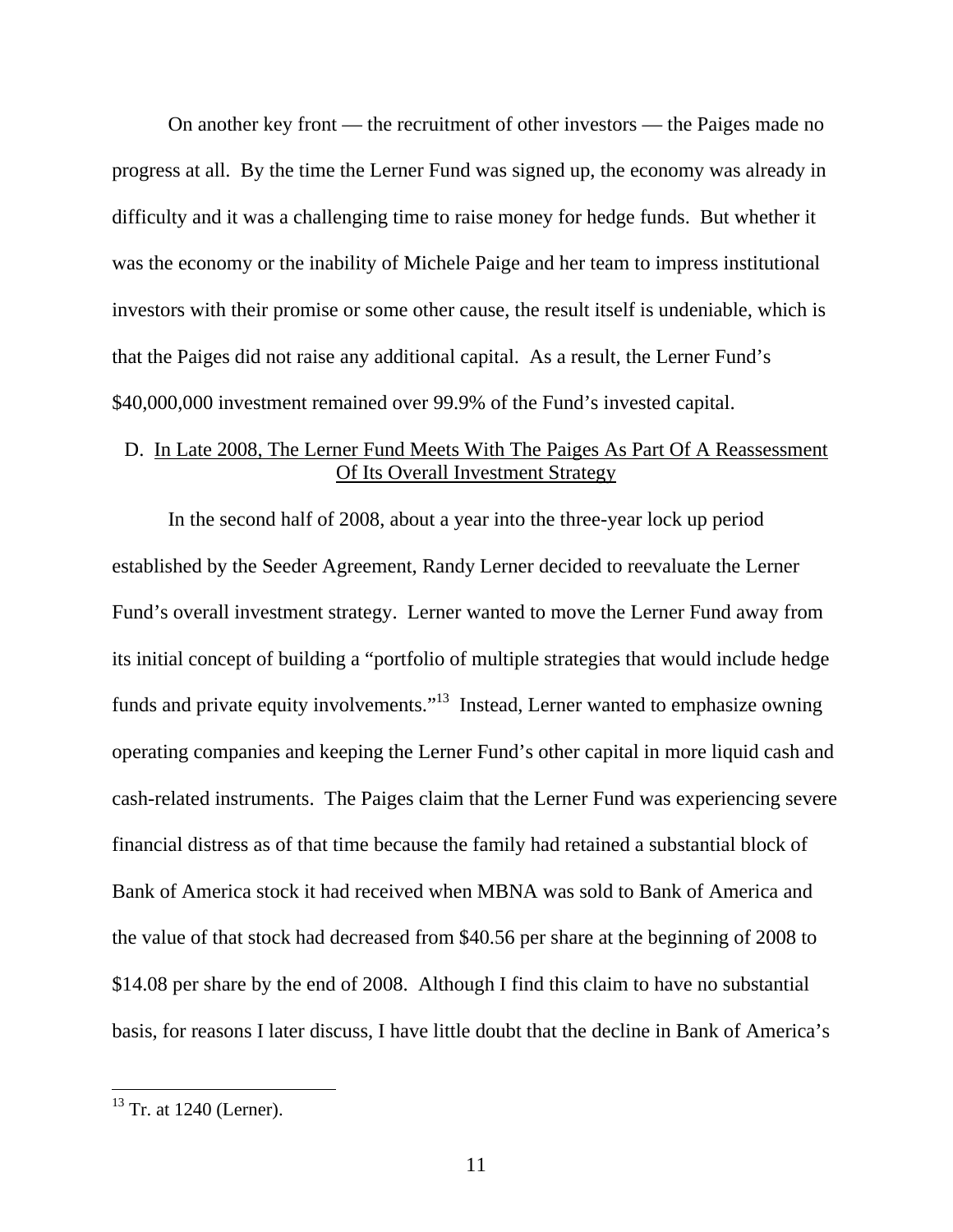On another key front — the recruitment of other investors — the Paiges made no progress at all. By the time the Lerner Fund was signed up, the economy was already in difficulty and it was a challenging time to raise money for hedge funds. But whether it was the economy or the inability of Michele Paige and her team to impress institutional investors with their promise or some other cause, the result itself is undeniable, which is that the Paiges did not raise any additional capital. As a result, the Lerner Fund's $40,000,000 investment remained over 99.9% of the Fund's invested capital.

### D. In Late 2008, The Lerner Fund Meets With The Paiges As Part Of A Reassessment Of Its Overall Investment Strategy

In the second half of 2008, about a year into the three-year lock up period established by the Seeder Agreement, Randy Lerner decided to reevaluate the Lerner Fund's overall investment strategy. Lerner wanted to move the Lerner Fund away from its initial concept of building a "portfolio of multiple strategies that would include hedge funds and private equity involvements."[13] Instead, Lerner wanted to emphasize owning operating companies and keeping the Lerner Fund's other capital in more liquid cash and cash-related instruments. The Paiges claim that the Lerner Fund was experiencing severe financial distress as of that time because the family had retained a substantial block of Bank of America stock it had received when MBNA was sold to Bank of America and the value of that stock had decreased from $40.56 per share at the beginning of 2008 to $14.08 per share by the end of 2008. Although I find this claim to have no substantial basis, for reasons I later discuss, I have little doubt that the decline in Bank of America's

[13] Tr. at 1240 (Lerner).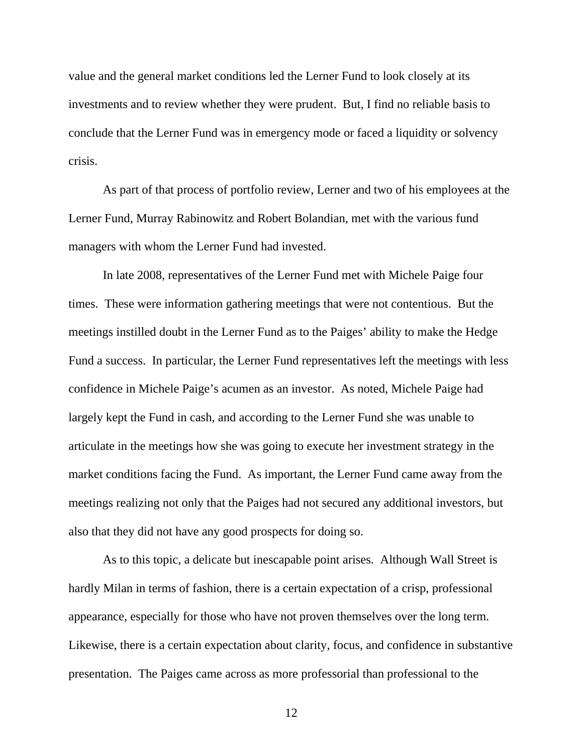value and the general market conditions led the Lerner Fund to look closely at its investments and to review whether they were prudent. But, I find no reliable basis to conclude that the Lerner Fund was in emergency mode or faced a liquidity or solvency crisis.

As part of that process of portfolio review, Lerner and two of his employees at the Lerner Fund, Murray Rabinowitz and Robert Bolandian, met with the various fund managers with whom the Lerner Fund had invested.

In late 2008, representatives of the Lerner Fund met with Michele Paige four times. These were information gathering meetings that were not contentious. But the meetings instilled doubt in the Lerner Fund as to the Paiges' ability to make the Hedge Fund a success. In particular, the Lerner Fund representatives left the meetings with less confidence in Michele Paige's acumen as an investor. As noted, Michele Paige had largely kept the Fund in cash, and according to the Lerner Fund she was unable to articulate in the meetings how she was going to execute her investment strategy in the market conditions facing the Fund. As important, the Lerner Fund came away from the meetings realizing not only that the Paiges had not secured any additional investors, but also that they did not have any good prospects for doing so.

As to this topic, a delicate but inescapable point arises. Although Wall Street is hardly Milan in terms of fashion, there is a certain expectation of a crisp, professional appearance, especially for those who have not proven themselves over the long term. Likewise, there is a certain expectation about clarity, focus, and confidence in substantive presentation. The Paiges came across as more professorial than professional to the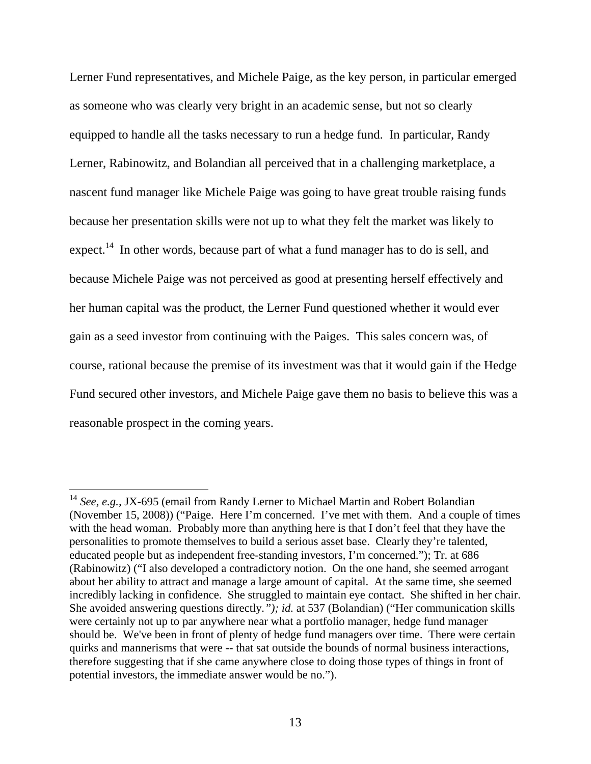Lerner Fund representatives, and Michele Paige, as the key person, in particular emerged as someone who was clearly very bright in an academic sense, but not so clearly equipped to handle all the tasks necessary to run a hedge fund. In particular, Randy Lerner, Rabinowitz, and Bolandian all perceived that in a challenging marketplace, a nascent fund manager like Michele Paige was going to have great trouble raising funds because her presentation skills were not up to what they felt the market was likely to expect.[14] In other words, because part of what a fund manager has to do is sell, and because Michele Paige was not perceived as good at presenting herself effectively and her human capital was the product, the Lerner Fund questioned whether it would ever gain as a seed investor from continuing with the Paiges. This sales concern was, of course, rational because the premise of its investment was that it would gain if the Hedge Fund secured other investors, and Michele Paige gave them no basis to believe this was a reasonable prospect in the coming years.

---

[14] *See, e.g.*, JX-695 (email from Randy Lerner to Michael Martin and Robert Bolandian (November 15, 2008)) ("Paige. Here I'm concerned. I've met with them. And a couple of times with the head woman. Probably more than anything here is that I don't feel that they have the personalities to promote themselves to build a serious asset base. Clearly they're talented, educated people but as independent free-standing investors, I'm concerned."); Tr. at 686 (Rabinowitz) ("I also developed a contradictory notion. On the one hand, she seemed arrogant about her ability to attract and manage a large amount of capital. At the same time, she seemed incredibly lacking in confidence. She struggled to maintain eye contact. She shifted in her chair. She avoided answering questions directly.*"); id.* at 537 (Bolandian) ("Her communication skills were certainly not up to par anywhere near what a portfolio manager, hedge fund manager should be. We've been in front of plenty of hedge fund managers over time. There were certain quirks and mannerisms that were -- that sat outside the bounds of normal business interactions, therefore suggesting that if she came anywhere close to doing those types of things in front of potential investors, the immediate answer would be no.").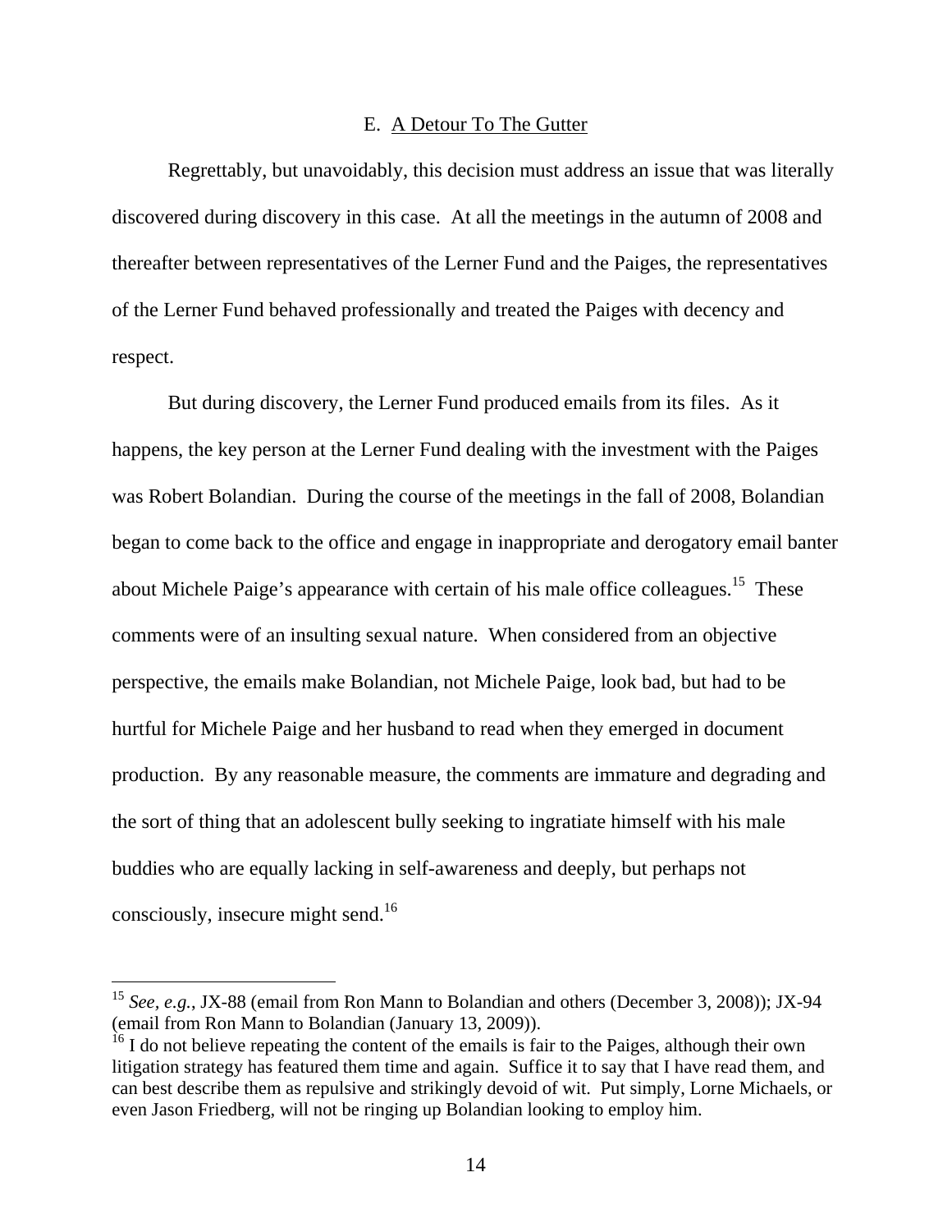### E. A Detour To The Gutter

Regrettably, but unavoidably, this decision must address an issue that was literally discovered during discovery in this case. At all the meetings in the autumn of 2008 and thereafter between representatives of the Lerner Fund and the Paiges, the representatives of the Lerner Fund behaved professionally and treated the Paiges with decency and respect.

But during discovery, the Lerner Fund produced emails from its files. As it happens, the key person at the Lerner Fund dealing with the investment with the Paiges was Robert Bolandian. During the course of the meetings in the fall of 2008, Bolandian began to come back to the office and engage in inappropriate and derogatory email banter about Michele Paige's appearance with certain of his male office colleagues.[15] These comments were of an insulting sexual nature. When considered from an objective perspective, the emails make Bolandian, not Michele Paige, look bad, but had to be hurtful for Michele Paige and her husband to read when they emerged in document production. By any reasonable measure, the comments are immature and degrading and the sort of thing that an adolescent bully seeking to ingratiate himself with his male buddies who are equally lacking in self-awareness and deeply, but perhaps not consciously, insecure might send.[16]

---

[15] *See, e.g.*, JX-88 (email from Ron Mann to Bolandian and others (December 3, 2008)); JX-94 (email from Ron Mann to Bolandian (January 13, 2009)).

[16] I do not believe repeating the content of the emails is fair to the Paiges, although their own litigation strategy has featured them time and again. Suffice it to say that I have read them, and can best describe them as repulsive and strikingly devoid of wit. Put simply, Lorne Michaels, or even Jason Friedberg, will not be ringing up Bolandian looking to employ him.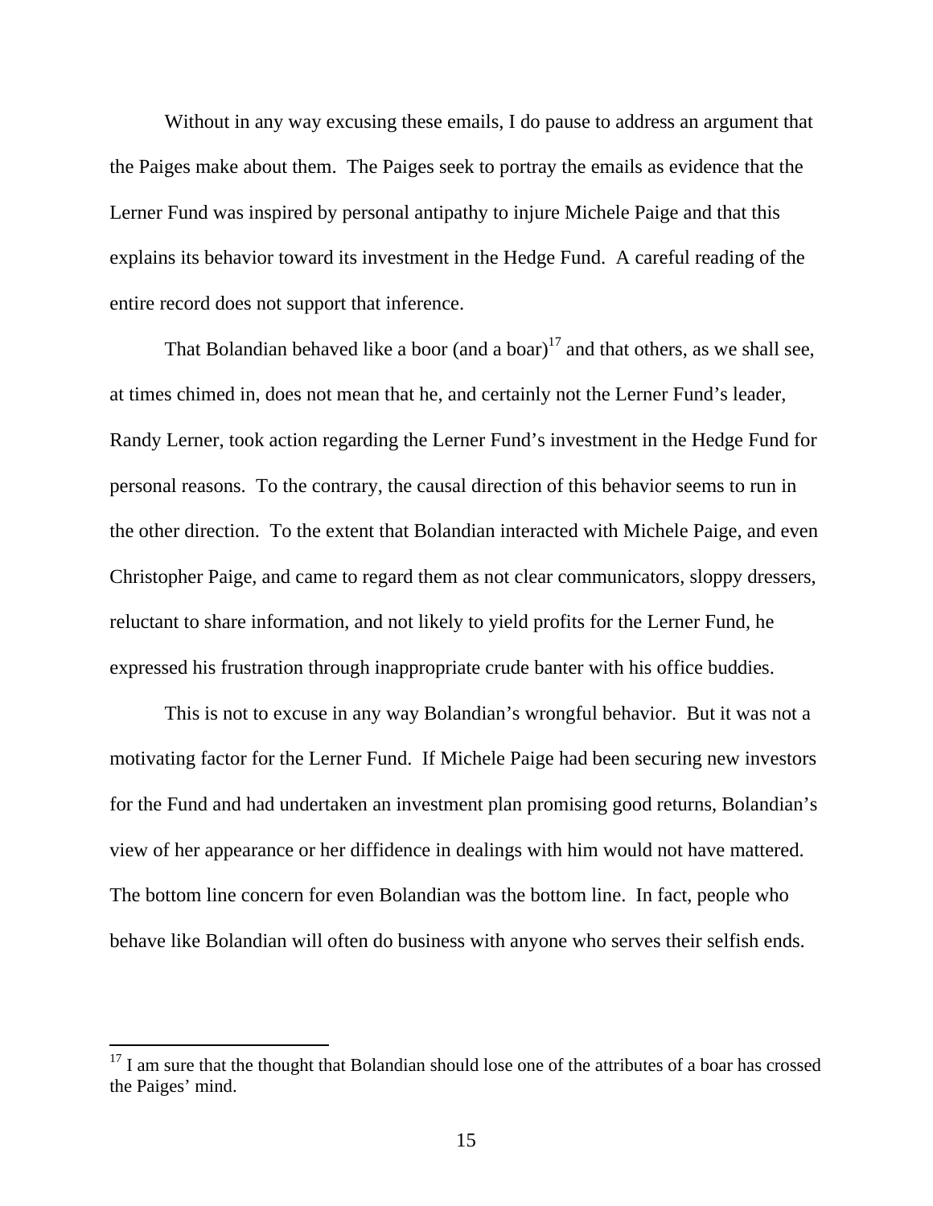Without in any way excusing these emails, I do pause to address an argument that the Paiges make about them. The Paiges seek to portray the emails as evidence that the Lerner Fund was inspired by personal antipathy to injure Michele Paige and that this explains its behavior toward its investment in the Hedge Fund. A careful reading of the entire record does not support that inference.

That Bolandian behaved like a boor (and a boar)[17] and that others, as we shall see, at times chimed in, does not mean that he, and certainly not the Lerner Fund's leader, Randy Lerner, took action regarding the Lerner Fund's investment in the Hedge Fund for personal reasons. To the contrary, the causal direction of this behavior seems to run in the other direction. To the extent that Bolandian interacted with Michele Paige, and even Christopher Paige, and came to regard them as not clear communicators, sloppy dressers, reluctant to share information, and not likely to yield profits for the Lerner Fund, he expressed his frustration through inappropriate crude banter with his office buddies.

This is not to excuse in any way Bolandian's wrongful behavior. But it was not a motivating factor for the Lerner Fund. If Michele Paige had been securing new investors for the Fund and had undertaken an investment plan promising good returns, Bolandian's view of her appearance or her diffidence in dealings with him would not have mattered. The bottom line concern for even Bolandian was the bottom line. In fact, people who behave like Bolandian will often do business with anyone who serves their selfish ends.

---

[17] I am sure that the thought that Bolandian should lose one of the attributes of a boar has crossed the Paiges' mind.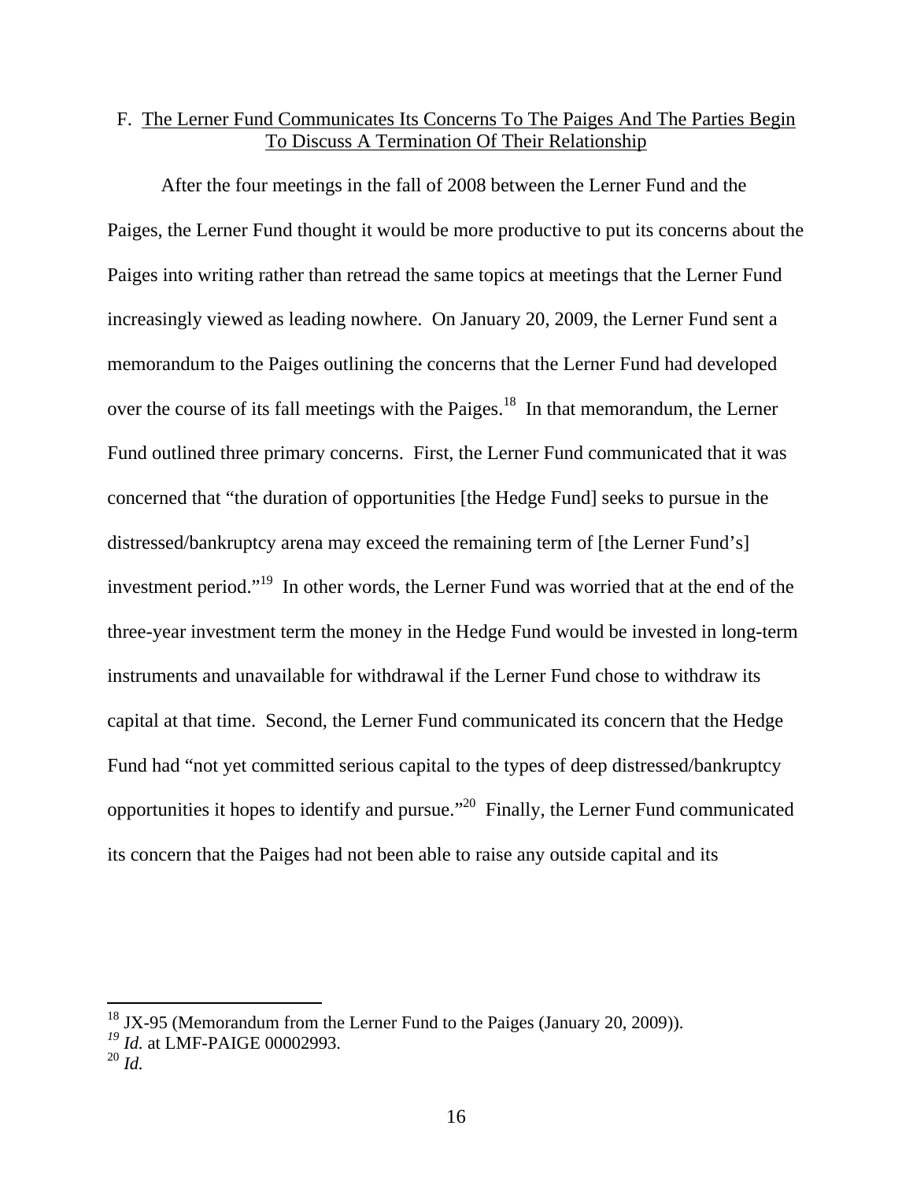### F. The Lerner Fund Communicates Its Concerns To The Paiges And The Parties Begin To Discuss A Termination Of Their Relationship

After the four meetings in the fall of 2008 between the Lerner Fund and the Paiges, the Lerner Fund thought it would be more productive to put its concerns about the Paiges into writing rather than retread the same topics at meetings that the Lerner Fund increasingly viewed as leading nowhere. On January 20, 2009, the Lerner Fund sent a memorandum to the Paiges outlining the concerns that the Lerner Fund had developed over the course of its fall meetings with the Paiges.[18] In that memorandum, the Lerner Fund outlined three primary concerns. First, the Lerner Fund communicated that it was concerned that "the duration of opportunities [the Hedge Fund] seeks to pursue in the distressed/bankruptcy arena may exceed the remaining term of [the Lerner Fund's] investment period."[19] In other words, the Lerner Fund was worried that at the end of the three-year investment term the money in the Hedge Fund would be invested in long-term instruments and unavailable for withdrawal if the Lerner Fund chose to withdraw its capital at that time. Second, the Lerner Fund communicated its concern that the Hedge Fund had "not yet committed serious capital to the types of deep distressed/bankruptcy opportunities it hopes to identify and pursue."[20] Finally, the Lerner Fund communicated its concern that the Paiges had not been able to raise any outside capital and its

---

[18] JX-95 (Memorandum from the Lerner Fund to the Paiges (January 20, 2009)).

[19] *Id.* at LMF-PAIGE 00002993.

[20] *Id.*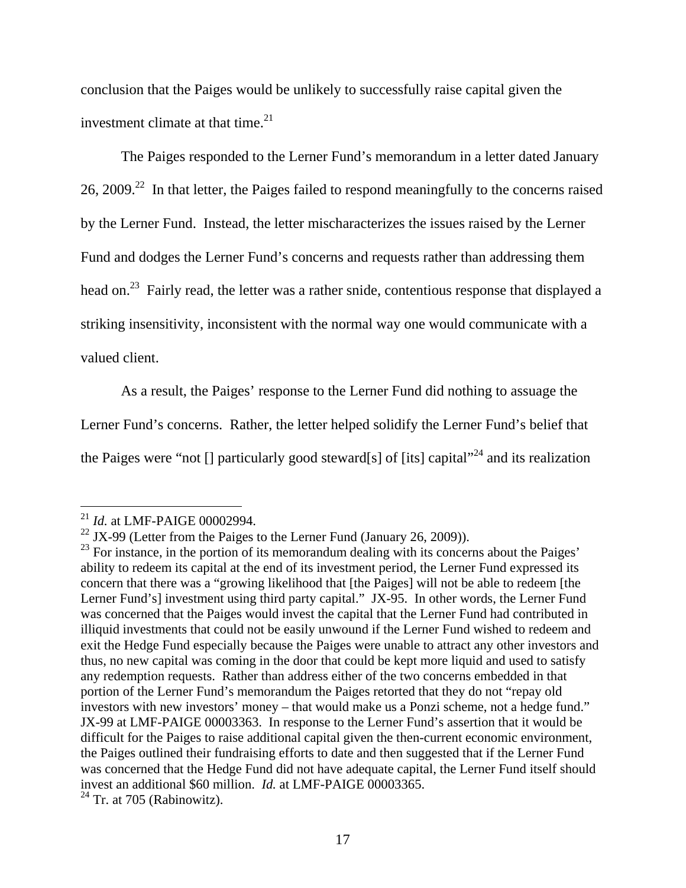conclusion that the Paiges would be unlikely to successfully raise capital given the investment climate at that time.[21]

The Paiges responded to the Lerner Fund's memorandum in a letter dated January 26, 2009.[22] In that letter, the Paiges failed to respond meaningfully to the concerns raised by the Lerner Fund. Instead, the letter mischaracterizes the issues raised by the Lerner Fund and dodges the Lerner Fund's concerns and requests rather than addressing them head on.[23] Fairly read, the letter was a rather snide, contentious response that displayed a striking insensitivity, inconsistent with the normal way one would communicate with a valued client.

As a result, the Paiges' response to the Lerner Fund did nothing to assuage the Lerner Fund's concerns. Rather, the letter helped solidify the Lerner Fund's belief that the Paiges were "not [] particularly good steward[s] of [its] capital"[24] and its realization

---

[21] *Id.* at LMF-PAIGE 00002994.

[22] JX-99 (Letter from the Paiges to the Lerner Fund (January 26, 2009)).

[23] For instance, in the portion of its memorandum dealing with its concerns about the Paiges' ability to redeem its capital at the end of its investment period, the Lerner Fund expressed its concern that there was a "growing likelihood that [the Paiges] will not be able to redeem [the Lerner Fund's] investment using third party capital." JX-95. In other words, the Lerner Fund was concerned that the Paiges would invest the capital that the Lerner Fund had contributed in illiquid investments that could not be easily unwound if the Lerner Fund wished to redeem and exit the Hedge Fund especially because the Paiges were unable to attract any other investors and thus, no new capital was coming in the door that could be kept more liquid and used to satisfy any redemption requests. Rather than address either of the two concerns embedded in that portion of the Lerner Fund's memorandum the Paiges retorted that they do not "repay old investors with new investors' money – that would make us a Ponzi scheme, not a hedge fund." JX-99 at LMF-PAIGE 00003363. In response to the Lerner Fund's assertion that it would be difficult for the Paiges to raise additional capital given the then-current economic environment, the Paiges outlined their fundraising efforts to date and then suggested that if the Lerner Fund was concerned that the Hedge Fund did not have adequate capital, the Lerner Fund itself should invest an additional $60 million. *Id.* at LMF-PAIGE 00003365.

[24] Tr. at 705 (Rabinowitz).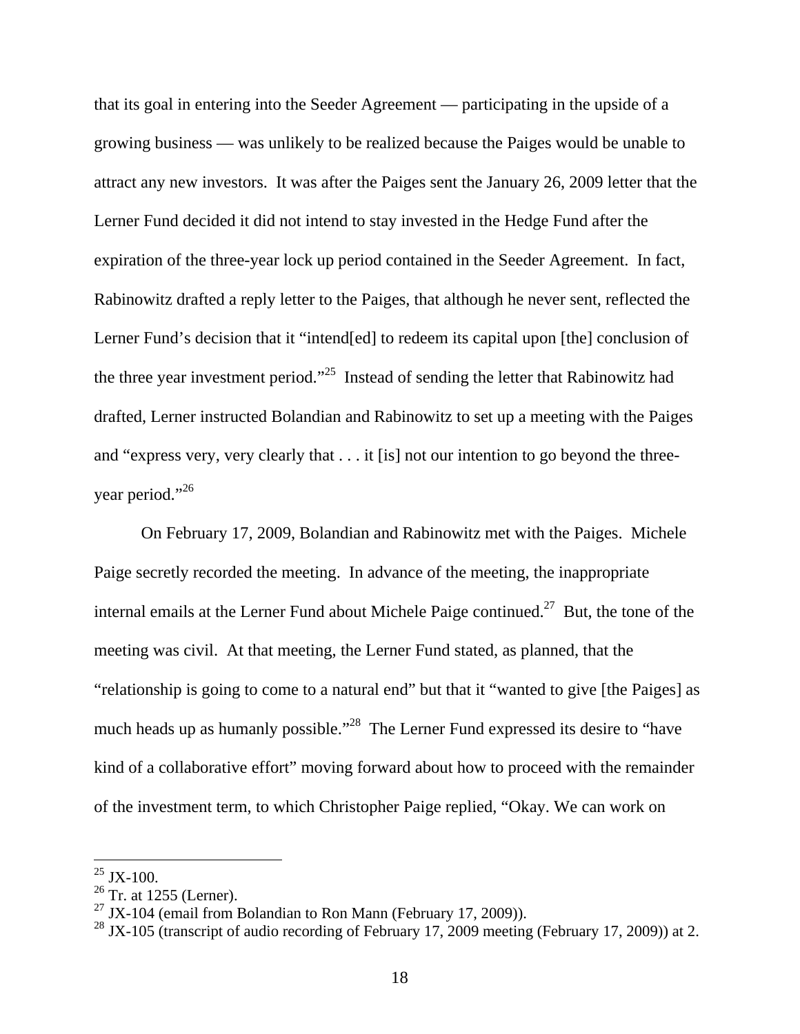that its goal in entering into the Seeder Agreement — participating in the upside of a growing business — was unlikely to be realized because the Paiges would be unable to attract any new investors. It was after the Paiges sent the January 26, 2009 letter that the Lerner Fund decided it did not intend to stay invested in the Hedge Fund after the expiration of the three-year lock up period contained in the Seeder Agreement. In fact, Rabinowitz drafted a reply letter to the Paiges, that although he never sent, reflected the Lerner Fund's decision that it "intend[ed] to redeem its capital upon [the] conclusion of the three year investment period."[25] Instead of sending the letter that Rabinowitz had drafted, Lerner instructed Bolandian and Rabinowitz to set up a meeting with the Paiges and "express very, very clearly that . . . it [is] not our intention to go beyond the three-year period."[26]

On February 17, 2009, Bolandian and Rabinowitz met with the Paiges. Michele Paige secretly recorded the meeting. In advance of the meeting, the inappropriate internal emails at the Lerner Fund about Michele Paige continued.[27] But, the tone of the meeting was civil. At that meeting, the Lerner Fund stated, as planned, that the "relationship is going to come to a natural end" but that it "wanted to give [the Paiges] as much heads up as humanly possible."[28] The Lerner Fund expressed its desire to "have kind of a collaborative effort" moving forward about how to proceed with the remainder of the investment term, to which Christopher Paige replied, "Okay. We can work on

[25] JX-100.

[26] Tr. at 1255 (Lerner).

[27] JX-104 (email from Bolandian to Ron Mann (February 17, 2009)).

[28] JX-105 (transcript of audio recording of February 17, 2009 meeting (February 17, 2009)) at 2.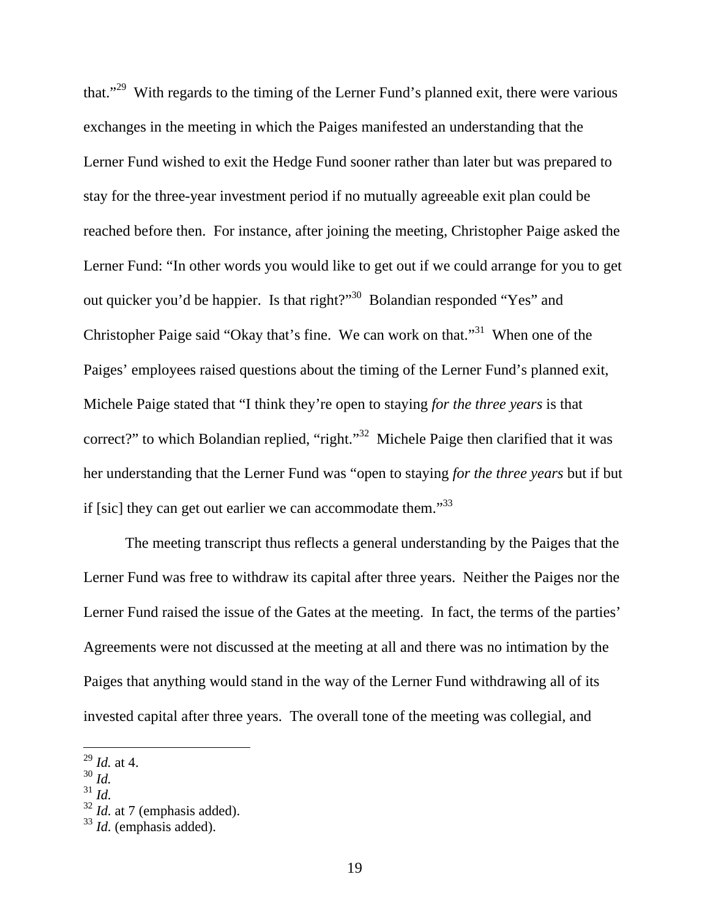that."[29] With regards to the timing of the Lerner Fund's planned exit, there were various exchanges in the meeting in which the Paiges manifested an understanding that the Lerner Fund wished to exit the Hedge Fund sooner rather than later but was prepared to stay for the three-year investment period if no mutually agreeable exit plan could be reached before then. For instance, after joining the meeting, Christopher Paige asked the Lerner Fund: "In other words you would like to get out if we could arrange for you to get out quicker you'd be happier. Is that right?"[30] Bolandian responded "Yes" and Christopher Paige said "Okay that's fine. We can work on that."[31] When one of the Paiges' employees raised questions about the timing of the Lerner Fund's planned exit, Michele Paige stated that "I think they're open to staying *for the three years* is that correct?" to which Bolandian replied, "right."[32] Michele Paige then clarified that it was her understanding that the Lerner Fund was "open to staying *for the three years* but if but if [sic] they can get out earlier we can accommodate them."[33]

The meeting transcript thus reflects a general understanding by the Paiges that the Lerner Fund was free to withdraw its capital after three years. Neither the Paiges nor the Lerner Fund raised the issue of the Gates at the meeting. In fact, the terms of the parties' Agreements were not discussed at the meeting at all and there was no intimation by the Paiges that anything would stand in the way of the Lerner Fund withdrawing all of its invested capital after three years. The overall tone of the meeting was collegial, and

---

[29] *Id.* at 4.
[30] *Id.*
[31] *Id.*
[32] *Id.* at 7 (emphasis added).
[33] *Id.* (emphasis added).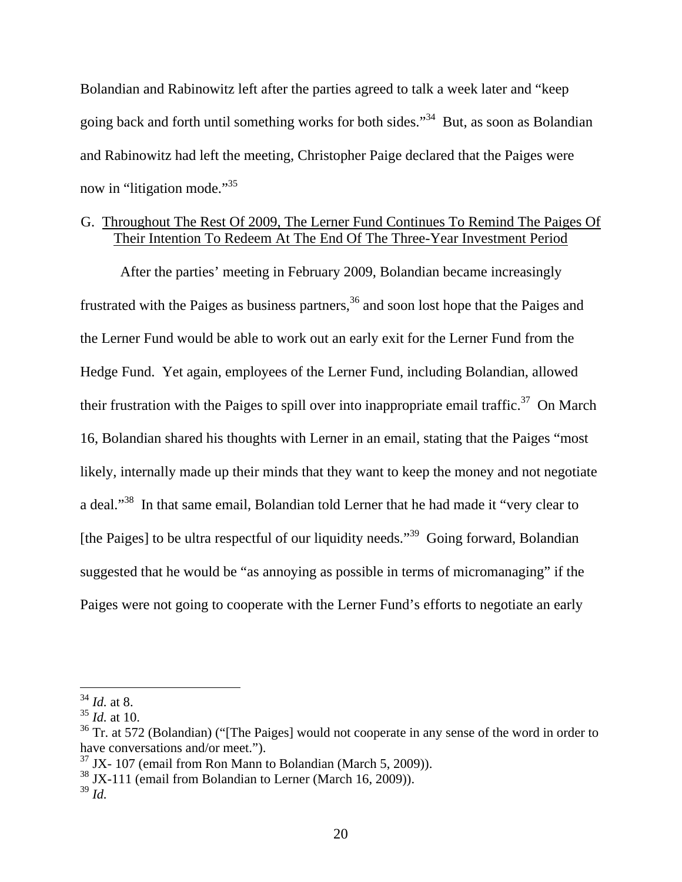Bolandian and Rabinowitz left after the parties agreed to talk a week later and "keep going back and forth until something works for both sides."[34] But, as soon as Bolandian and Rabinowitz had left the meeting, Christopher Paige declared that the Paiges were now in "litigation mode."[35]

## G. Throughout The Rest Of 2009, The Lerner Fund Continues To Remind The Paiges Of Their Intention To Redeem At The End Of The Three-Year Investment Period

After the parties' meeting in February 2009, Bolandian became increasingly frustrated with the Paiges as business partners,[36] and soon lost hope that the Paiges and the Lerner Fund would be able to work out an early exit for the Lerner Fund from the Hedge Fund. Yet again, employees of the Lerner Fund, including Bolandian, allowed their frustration with the Paiges to spill over into inappropriate email traffic.[37] On March 16, Bolandian shared his thoughts with Lerner in an email, stating that the Paiges "most likely, internally made up their minds that they want to keep the money and not negotiate a deal."[38] In that same email, Bolandian told Lerner that he had made it "very clear to [the Paiges] to be ultra respectful of our liquidity needs."[39] Going forward, Bolandian suggested that he would be "as annoying as possible in terms of micromanaging" if the Paiges were not going to cooperate with the Lerner Fund's efforts to negotiate an early

---

[34] *Id.* at 8.

[35] *Id.* at 10.

[36] Tr. at 572 (Bolandian) ("[The Paiges] would not cooperate in any sense of the word in order to have conversations and/or meet.").

[37] JX- 107 (email from Ron Mann to Bolandian (March 5, 2009)).

[38] JX-111 (email from Bolandian to Lerner (March 16, 2009)).

[39] *Id.*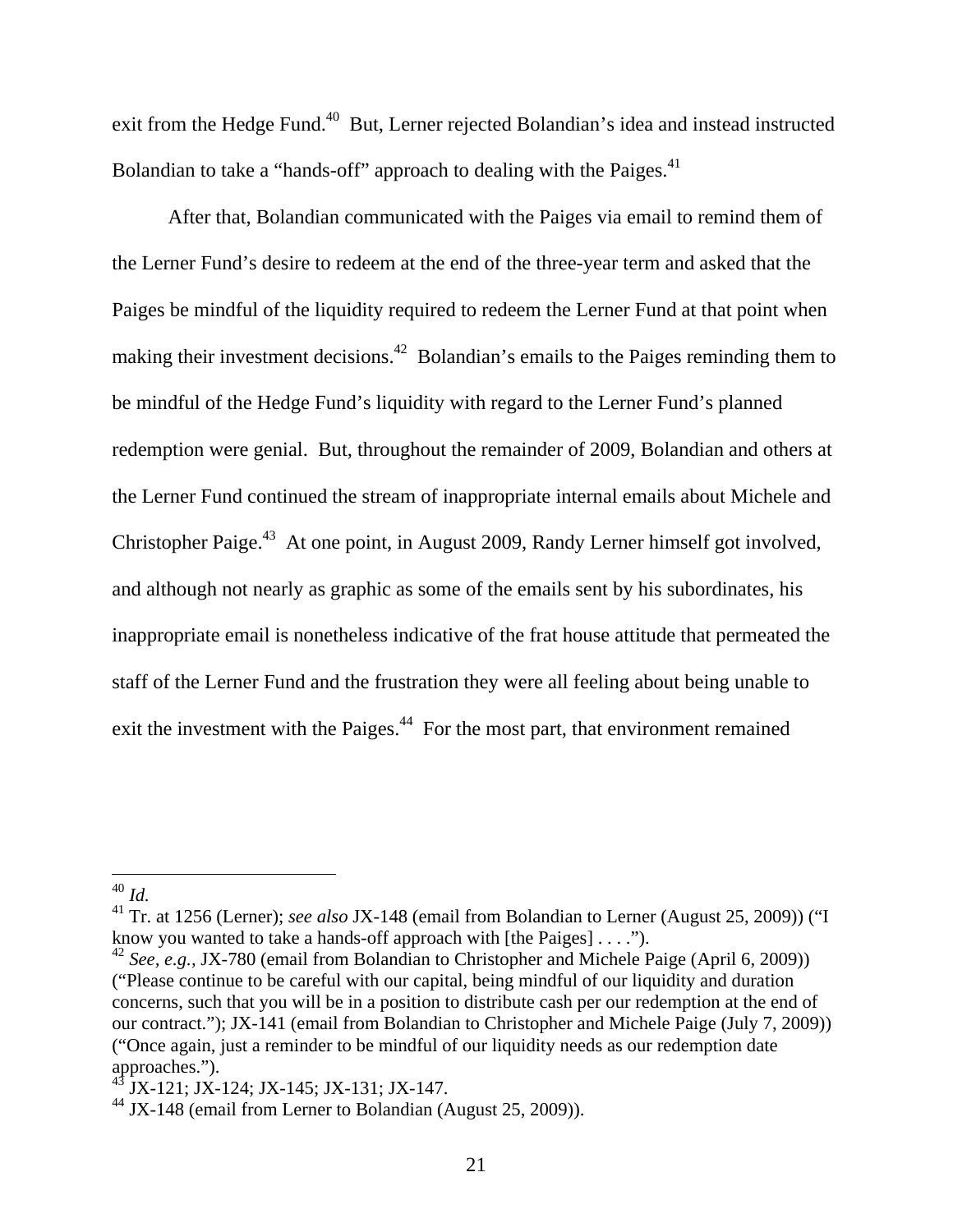exit from the Hedge Fund.[40] But, Lerner rejected Bolandian's idea and instead instructed Bolandian to take a "hands-off" approach to dealing with the Paiges.[41]

After that, Bolandian communicated with the Paiges via email to remind them of the Lerner Fund's desire to redeem at the end of the three-year term and asked that the Paiges be mindful of the liquidity required to redeem the Lerner Fund at that point when making their investment decisions.[42] Bolandian's emails to the Paiges reminding them to be mindful of the Hedge Fund's liquidity with regard to the Lerner Fund's planned redemption were genial. But, throughout the remainder of 2009, Bolandian and others at the Lerner Fund continued the stream of inappropriate internal emails about Michele and Christopher Paige.[43] At one point, in August 2009, Randy Lerner himself got involved, and although not nearly as graphic as some of the emails sent by his subordinates, his inappropriate email is nonetheless indicative of the frat house attitude that permeated the staff of the Lerner Fund and the frustration they were all feeling about being unable to exit the investment with the Paiges.[44] For the most part, that environment remained

---

[40] *Id.*

[41] Tr. at 1256 (Lerner); *see also* JX-148 (email from Bolandian to Lerner (August 25, 2009)) ("I know you wanted to take a hands-off approach with [the Paiges] . . . .").

[42] *See, e.g.*, JX-780 (email from Bolandian to Christopher and Michele Paige (April 6, 2009)) ("Please continue to be careful with our capital, being mindful of our liquidity and duration concerns, such that you will be in a position to distribute cash per our redemption at the end of our contract."); JX-141 (email from Bolandian to Christopher and Michele Paige (July 7, 2009)) ("Once again, just a reminder to be mindful of our liquidity needs as our redemption date approaches.").

[43] JX-121; JX-124; JX-145; JX-131; JX-147.

[44] JX-148 (email from Lerner to Bolandian (August 25, 2009)).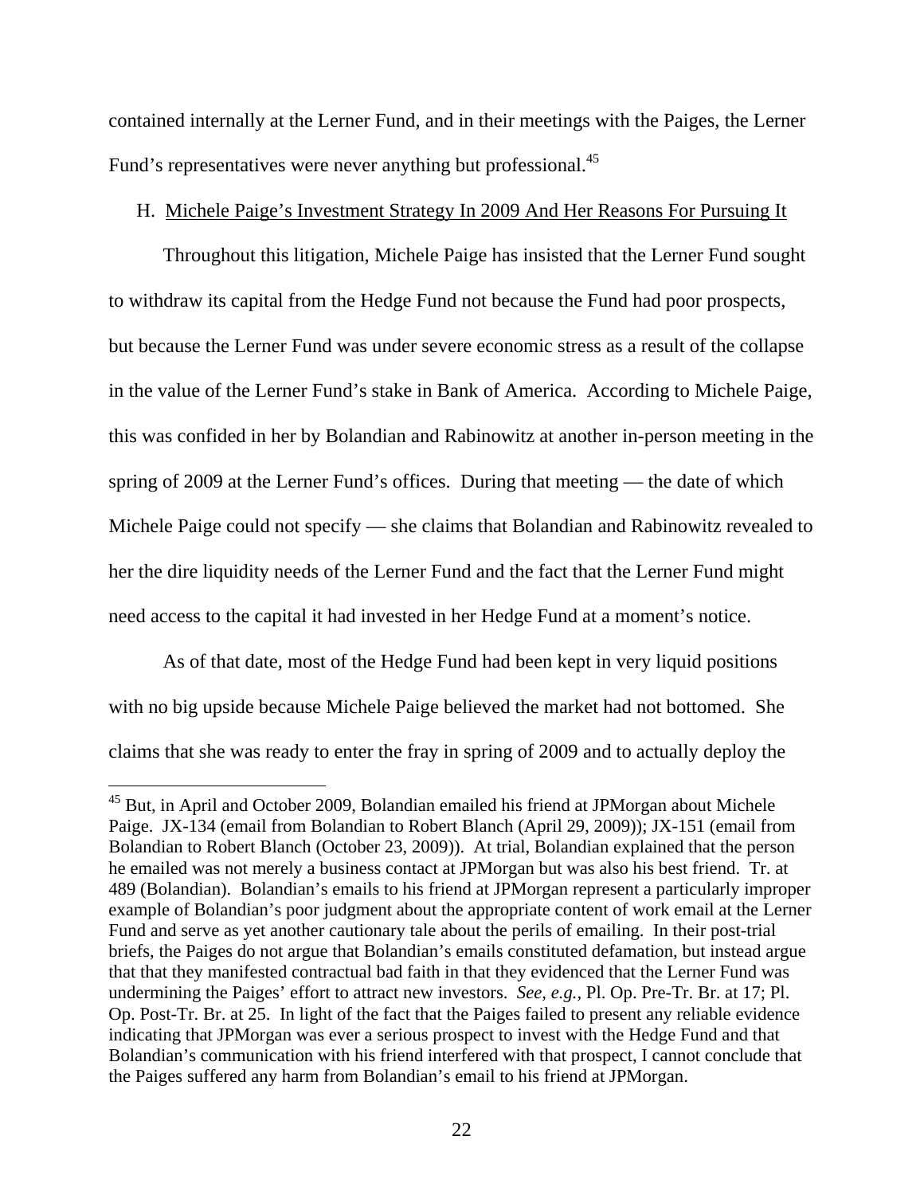contained internally at the Lerner Fund, and in their meetings with the Paiges, the Lerner Fund's representatives were never anything but professional.[45]

H. Michele Paige's Investment Strategy In 2009 And Her Reasons For Pursuing It

Throughout this litigation, Michele Paige has insisted that the Lerner Fund sought to withdraw its capital from the Hedge Fund not because the Fund had poor prospects, but because the Lerner Fund was under severe economic stress as a result of the collapse in the value of the Lerner Fund's stake in Bank of America. According to Michele Paige, this was confided in her by Bolandian and Rabinowitz at another in-person meeting in the spring of 2009 at the Lerner Fund's offices. During that meeting — the date of which Michele Paige could not specify — she claims that Bolandian and Rabinowitz revealed to her the dire liquidity needs of the Lerner Fund and the fact that the Lerner Fund might need access to the capital it had invested in her Hedge Fund at a moment's notice.

As of that date, most of the Hedge Fund had been kept in very liquid positions with no big upside because Michele Paige believed the market had not bottomed. She claims that she was ready to enter the fray in spring of 2009 and to actually deploy the

[45] But, in April and October 2009, Bolandian emailed his friend at JPMorgan about Michele Paige. JX-134 (email from Bolandian to Robert Blanch (April 29, 2009)); JX-151 (email from Bolandian to Robert Blanch (October 23, 2009)). At trial, Bolandian explained that the person he emailed was not merely a business contact at JPMorgan but was also his best friend. Tr. at 489 (Bolandian). Bolandian's emails to his friend at JPMorgan represent a particularly improper example of Bolandian's poor judgment about the appropriate content of work email at the Lerner Fund and serve as yet another cautionary tale about the perils of emailing. In their post-trial briefs, the Paiges do not argue that Bolandian's emails constituted defamation, but instead argue that that they manifested contractual bad faith in that they evidenced that the Lerner Fund was undermining the Paiges' effort to attract new investors. *See, e.g.*, Pl. Op. Pre-Tr. Br. at 17; Pl. Op. Post-Tr. Br. at 25. In light of the fact that the Paiges failed to present any reliable evidence indicating that JPMorgan was ever a serious prospect to invest with the Hedge Fund and that Bolandian's communication with his friend interfered with that prospect, I cannot conclude that the Paiges suffered any harm from Bolandian's email to his friend at JPMorgan.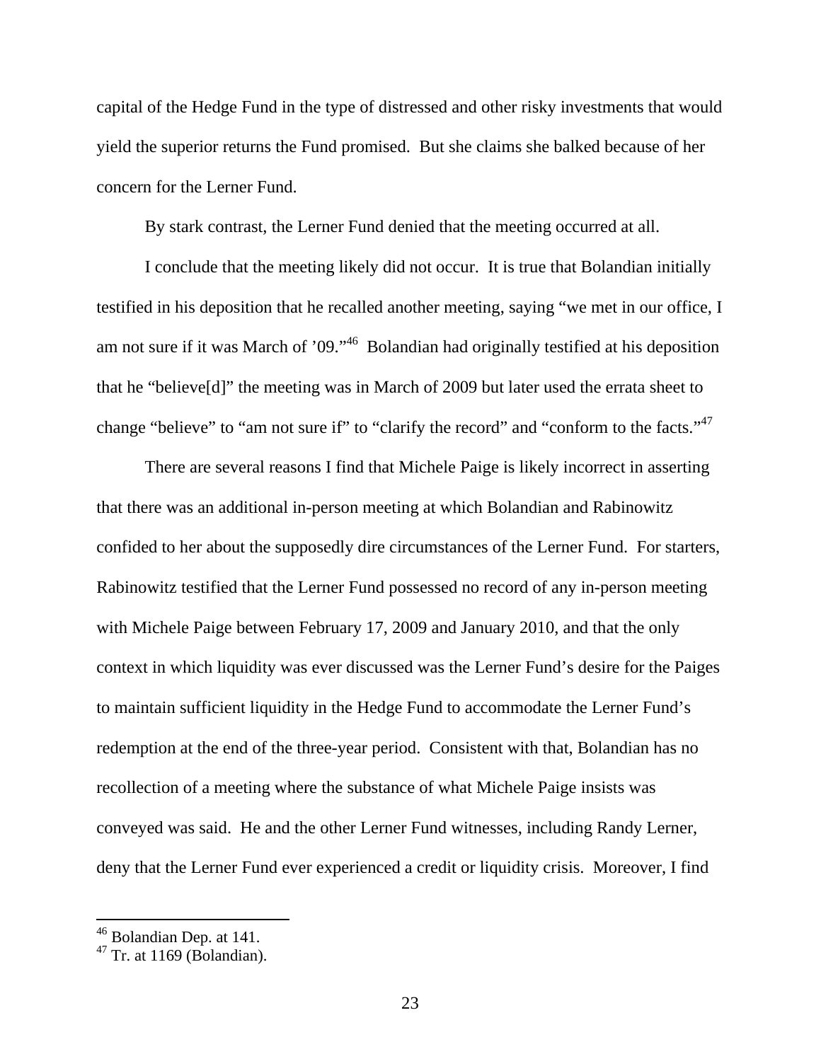capital of the Hedge Fund in the type of distressed and other risky investments that would yield the superior returns the Fund promised. But she claims she balked because of her concern for the Lerner Fund.

By stark contrast, the Lerner Fund denied that the meeting occurred at all.

I conclude that the meeting likely did not occur. It is true that Bolandian initially testified in his deposition that he recalled another meeting, saying "we met in our office, I am not sure if it was March of '09."[46] Bolandian had originally testified at his deposition that he "believe[d]" the meeting was in March of 2009 but later used the errata sheet to change "believe" to "am not sure if" to "clarify the record" and "conform to the facts."[47]

There are several reasons I find that Michele Paige is likely incorrect in asserting that there was an additional in-person meeting at which Bolandian and Rabinowitz confided to her about the supposedly dire circumstances of the Lerner Fund. For starters, Rabinowitz testified that the Lerner Fund possessed no record of any in-person meeting with Michele Paige between February 17, 2009 and January 2010, and that the only context in which liquidity was ever discussed was the Lerner Fund's desire for the Paiges to maintain sufficient liquidity in the Hedge Fund to accommodate the Lerner Fund's redemption at the end of the three-year period. Consistent with that, Bolandian has no recollection of a meeting where the substance of what Michele Paige insists was conveyed was said. He and the other Lerner Fund witnesses, including Randy Lerner, deny that the Lerner Fund ever experienced a credit or liquidity crisis. Moreover, I find

---

[46] Bolandian Dep. at 141.

[47] Tr. at 1169 (Bolandian).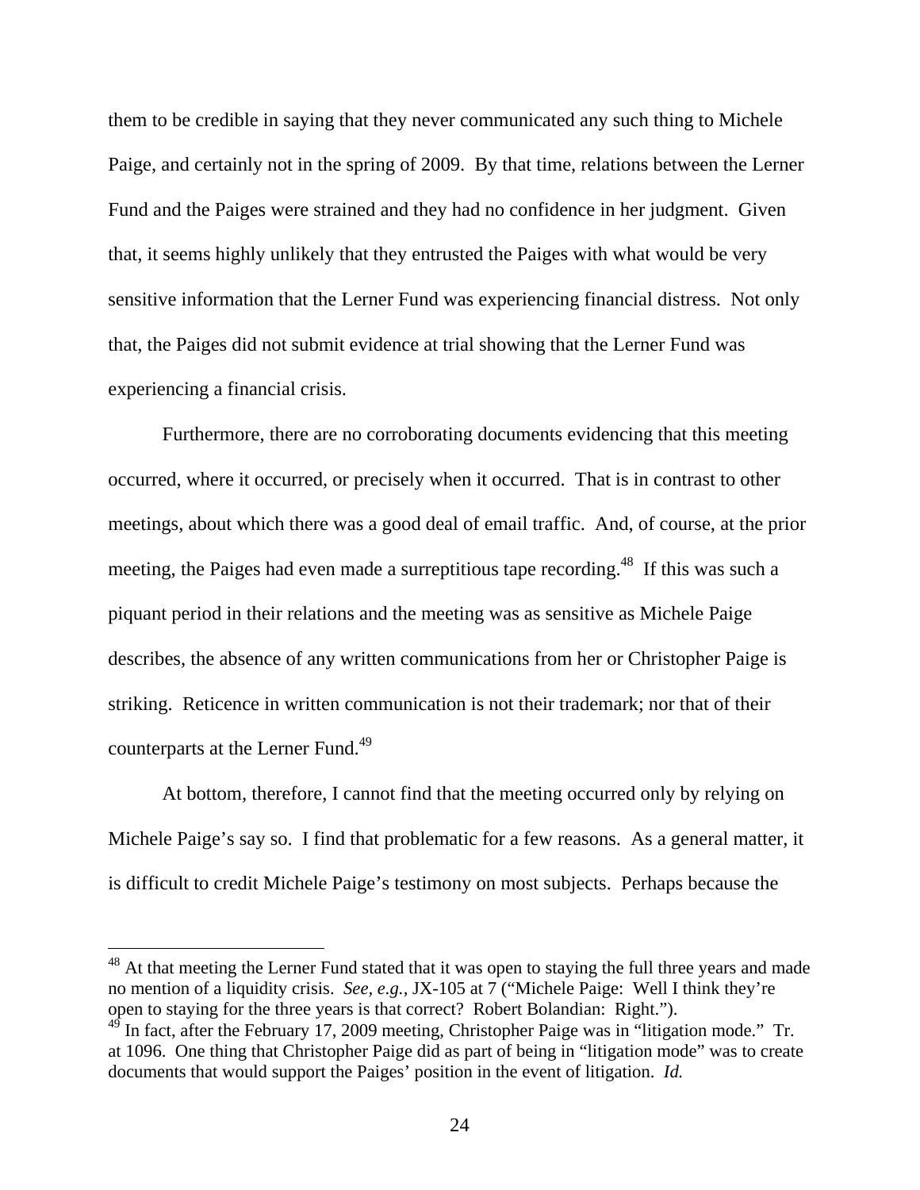them to be credible in saying that they never communicated any such thing to Michele Paige, and certainly not in the spring of 2009. By that time, relations between the Lerner Fund and the Paiges were strained and they had no confidence in her judgment. Given that, it seems highly unlikely that they entrusted the Paiges with what would be very sensitive information that the Lerner Fund was experiencing financial distress. Not only that, the Paiges did not submit evidence at trial showing that the Lerner Fund was experiencing a financial crisis.

Furthermore, there are no corroborating documents evidencing that this meeting occurred, where it occurred, or precisely when it occurred. That is in contrast to other meetings, about which there was a good deal of email traffic. And, of course, at the prior meeting, the Paiges had even made a surreptitious tape recording.[48] If this was such a piquant period in their relations and the meeting was as sensitive as Michele Paige describes, the absence of any written communications from her or Christopher Paige is striking. Reticence in written communication is not their trademark; nor that of their counterparts at the Lerner Fund.[49]

At bottom, therefore, I cannot find that the meeting occurred only by relying on Michele Paige's say so. I find that problematic for a few reasons. As a general matter, it is difficult to credit Michele Paige's testimony on most subjects. Perhaps because the

---

[48] At that meeting the Lerner Fund stated that it was open to staying the full three years and made no mention of a liquidity crisis. *See, e.g.*, JX-105 at 7 ("Michele Paige: Well I think they're open to staying for the three years is that correct? Robert Bolandian: Right.").

[49] In fact, after the February 17, 2009 meeting, Christopher Paige was in "litigation mode." Tr. at 1096. One thing that Christopher Paige did as part of being in "litigation mode" was to create documents that would support the Paiges' position in the event of litigation. *Id.*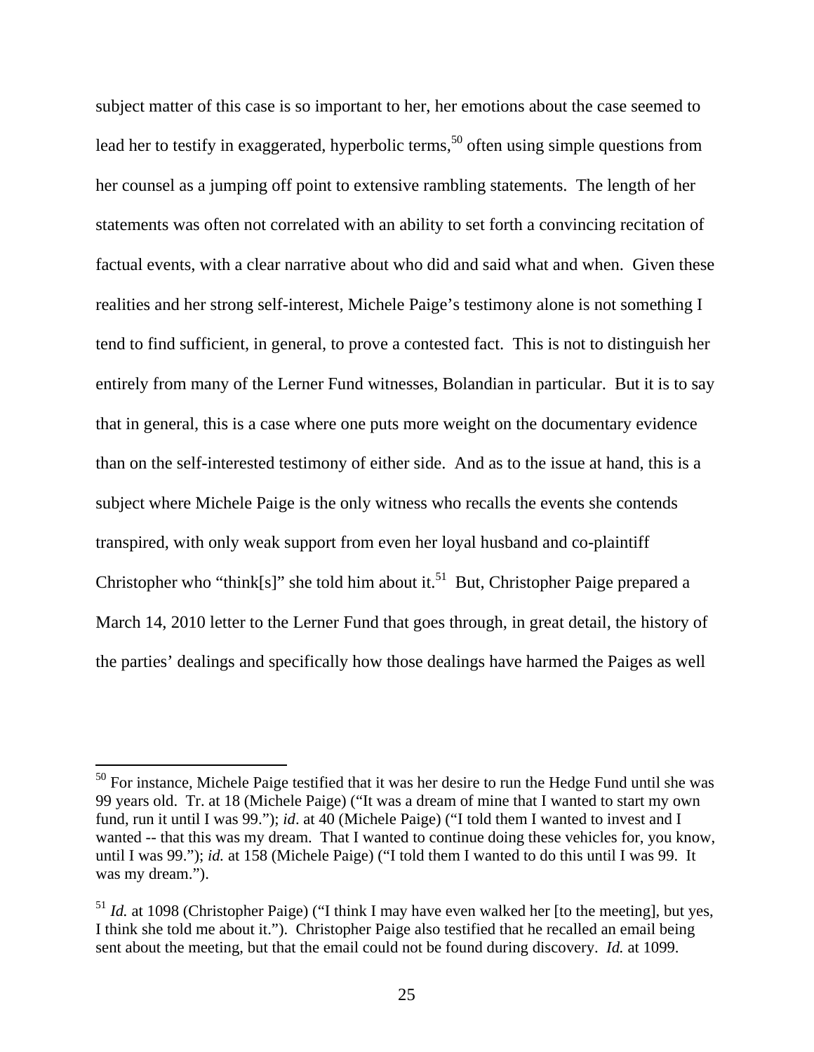subject matter of this case is so important to her, her emotions about the case seemed to lead her to testify in exaggerated, hyperbolic terms,[50] often using simple questions from her counsel as a jumping off point to extensive rambling statements. The length of her statements was often not correlated with an ability to set forth a convincing recitation of factual events, with a clear narrative about who did and said what and when. Given these realities and her strong self-interest, Michele Paige's testimony alone is not something I tend to find sufficient, in general, to prove a contested fact. This is not to distinguish her entirely from many of the Lerner Fund witnesses, Bolandian in particular. But it is to say that in general, this is a case where one puts more weight on the documentary evidence than on the self-interested testimony of either side. And as to the issue at hand, this is a subject where Michele Paige is the only witness who recalls the events she contends transpired, with only weak support from even her loyal husband and co-plaintiff Christopher who "think[s]" she told him about it.[51] But, Christopher Paige prepared a March 14, 2010 letter to the Lerner Fund that goes through, in great detail, the history of the parties' dealings and specifically how those dealings have harmed the Paiges as well

---

[50] For instance, Michele Paige testified that it was her desire to run the Hedge Fund until she was 99 years old. Tr. at 18 (Michele Paige) ("It was a dream of mine that I wanted to start my own fund, run it until I was 99."); *id*. at 40 (Michele Paige) ("I told them I wanted to invest and I wanted -- that this was my dream. That I wanted to continue doing these vehicles for, you know, until I was 99."); *id.* at 158 (Michele Paige) ("I told them I wanted to do this until I was 99. It was my dream.").

[51] *Id.* at 1098 (Christopher Paige) ("I think I may have even walked her [to the meeting], but yes, I think she told me about it."). Christopher Paige also testified that he recalled an email being sent about the meeting, but that the email could not be found during discovery. *Id.* at 1099.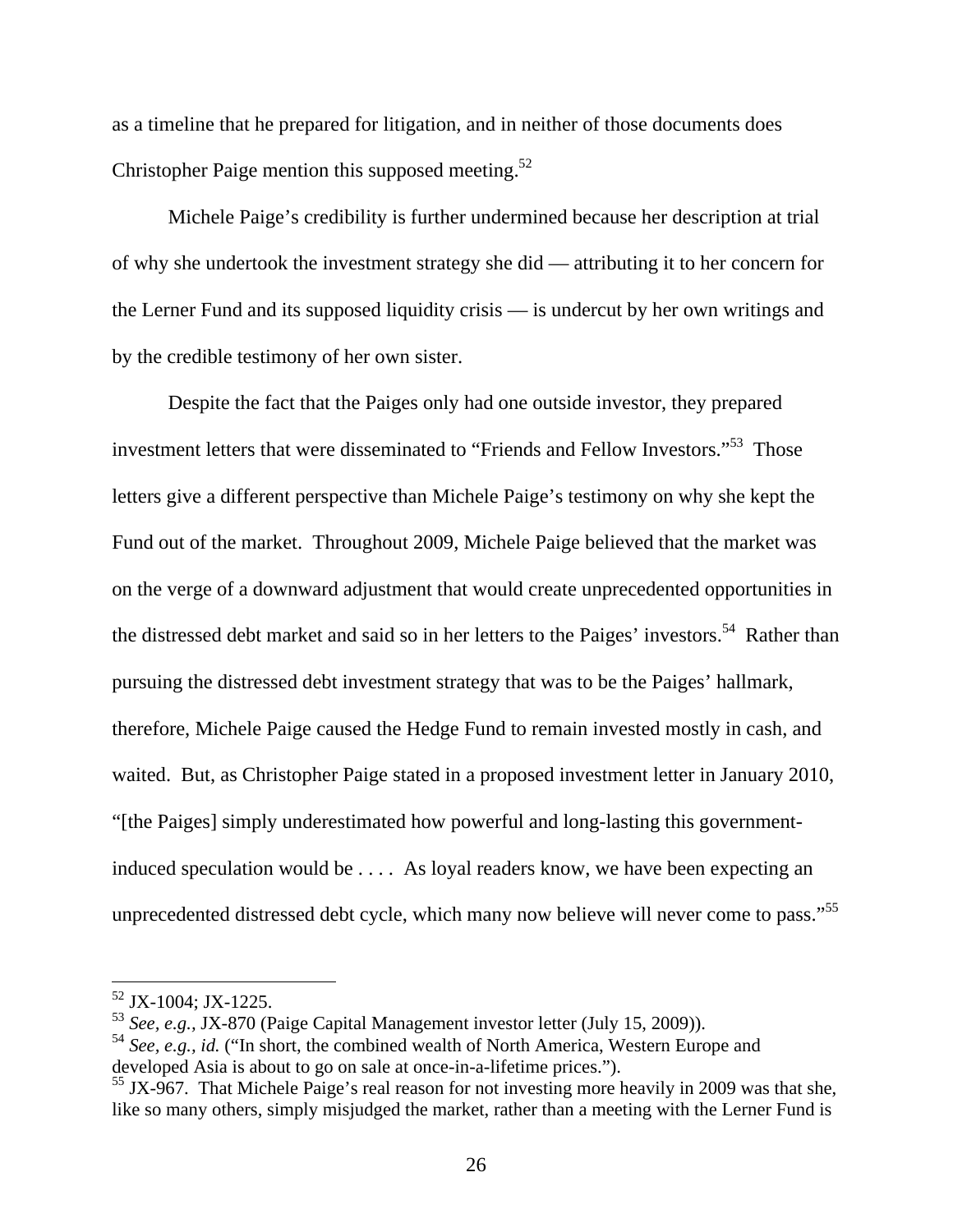as a timeline that he prepared for litigation, and in neither of those documents does Christopher Paige mention this supposed meeting.[52]

Michele Paige's credibility is further undermined because her description at trial of why she undertook the investment strategy she did — attributing it to her concern for the Lerner Fund and its supposed liquidity crisis — is undercut by her own writings and by the credible testimony of her own sister.

Despite the fact that the Paiges only had one outside investor, they prepared investment letters that were disseminated to "Friends and Fellow Investors."[53] Those letters give a different perspective than Michele Paige's testimony on why she kept the Fund out of the market. Throughout 2009, Michele Paige believed that the market was on the verge of a downward adjustment that would create unprecedented opportunities in the distressed debt market and said so in her letters to the Paiges' investors.[54] Rather than pursuing the distressed debt investment strategy that was to be the Paiges' hallmark, therefore, Michele Paige caused the Hedge Fund to remain invested mostly in cash, and waited. But, as Christopher Paige stated in a proposed investment letter in January 2010, "[the Paiges] simply underestimated how powerful and long-lasting this government-induced speculation would be . . . . As loyal readers know, we have been expecting an unprecedented distressed debt cycle, which many now believe will never come to pass."[55]

---

[52] JX-1004; JX-1225.

[53] *See, e.g.*, JX-870 (Paige Capital Management investor letter (July 15, 2009)).

[54] *See, e.g.*, *id.* ("In short, the combined wealth of North America, Western Europe and developed Asia is about to go on sale at once-in-a-lifetime prices.").

[55] JX-967. That Michele Paige's real reason for not investing more heavily in 2009 was that she, like so many others, simply misjudged the market, rather than a meeting with the Lerner Fund is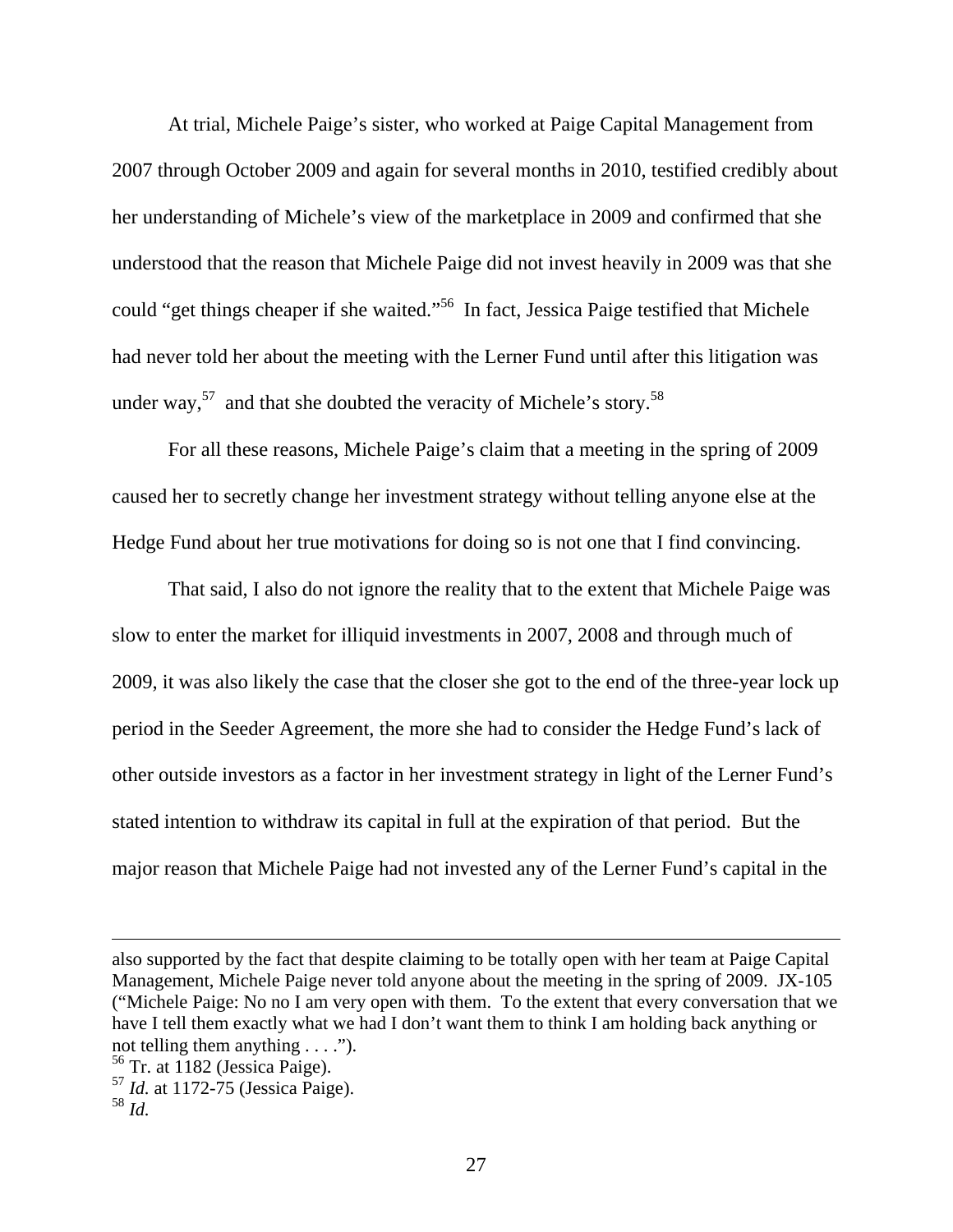At trial, Michele Paige's sister, who worked at Paige Capital Management from 2007 through October 2009 and again for several months in 2010, testified credibly about her understanding of Michele's view of the marketplace in 2009 and confirmed that she understood that the reason that Michele Paige did not invest heavily in 2009 was that she could "get things cheaper if she waited."[56] In fact, Jessica Paige testified that Michele had never told her about the meeting with the Lerner Fund until after this litigation was under way,[57] and that she doubted the veracity of Michele's story.[58]

For all these reasons, Michele Paige's claim that a meeting in the spring of 2009 caused her to secretly change her investment strategy without telling anyone else at the Hedge Fund about her true motivations for doing so is not one that I find convincing.

That said, I also do not ignore the reality that to the extent that Michele Paige was slow to enter the market for illiquid investments in 2007, 2008 and through much of 2009, it was also likely the case that the closer she got to the end of the three-year lock up period in the Seeder Agreement, the more she had to consider the Hedge Fund's lack of other outside investors as a factor in her investment strategy in light of the Lerner Fund's stated intention to withdraw its capital in full at the expiration of that period. But the major reason that Michele Paige had not invested any of the Lerner Fund's capital in the

---

also supported by the fact that despite claiming to be totally open with her team at Paige Capital Management, Michele Paige never told anyone about the meeting in the spring of 2009. JX-105 ("Michele Paige: No no I am very open with them. To the extent that every conversation that we have I tell them exactly what we had I don't want them to think I am holding back anything or not telling them anything . . . .").

[56] Tr. at 1182 (Jessica Paige).

[57] *Id.* at 1172-75 (Jessica Paige).

[58] *Id.*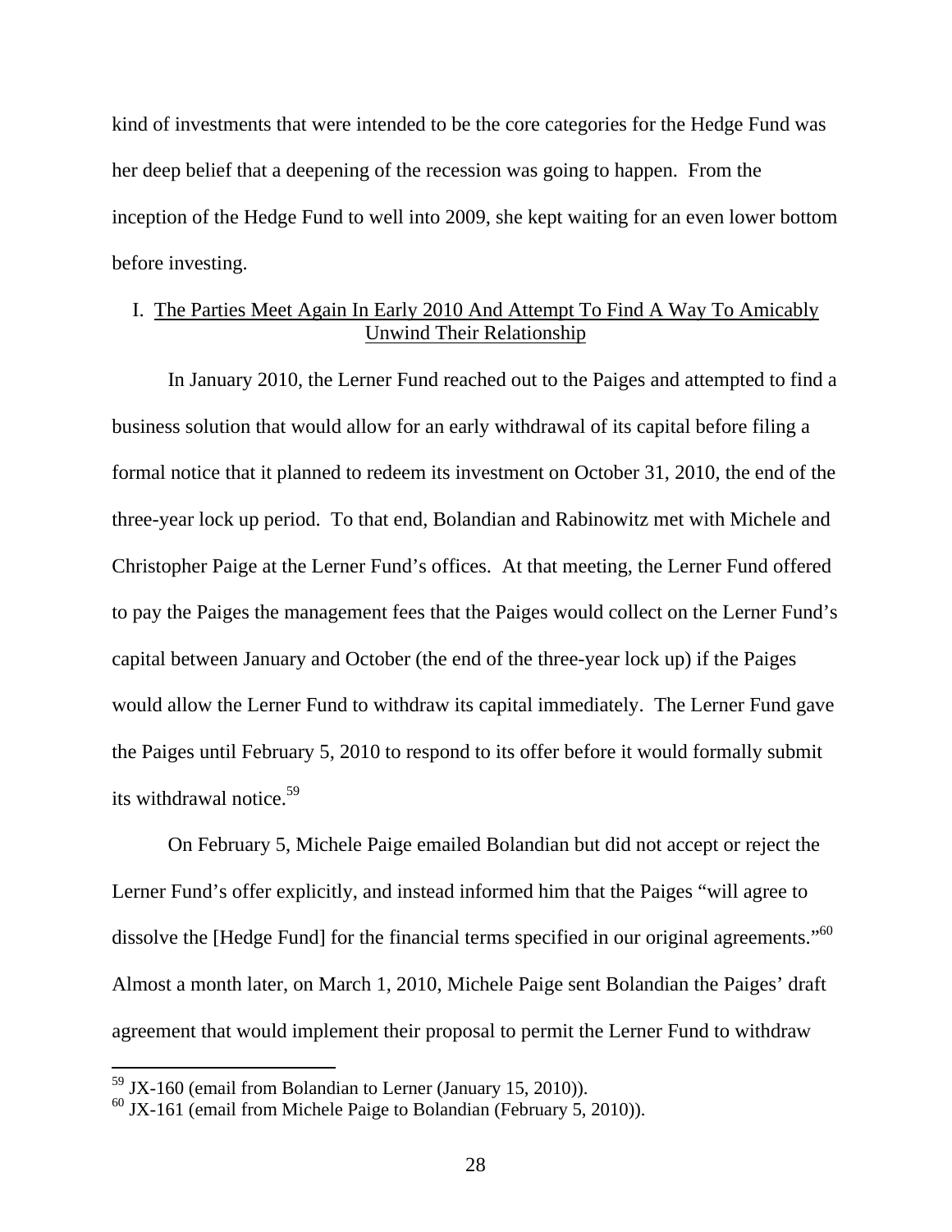kind of investments that were intended to be the core categories for the Hedge Fund was her deep belief that a deepening of the recession was going to happen. From the inception of the Hedge Fund to well into 2009, she kept waiting for an even lower bottom before investing.

### I. The Parties Meet Again In Early 2010 And Attempt To Find A Way To Amicably Unwind Their Relationship

In January 2010, the Lerner Fund reached out to the Paiges and attempted to find a business solution that would allow for an early withdrawal of its capital before filing a formal notice that it planned to redeem its investment on October 31, 2010, the end of the three-year lock up period. To that end, Bolandian and Rabinowitz met with Michele and Christopher Paige at the Lerner Fund's offices. At that meeting, the Lerner Fund offered to pay the Paiges the management fees that the Paiges would collect on the Lerner Fund's capital between January and October (the end of the three-year lock up) if the Paiges would allow the Lerner Fund to withdraw its capital immediately. The Lerner Fund gave the Paiges until February 5, 2010 to respond to its offer before it would formally submit its withdrawal notice.[59]

On February 5, Michele Paige emailed Bolandian but did not accept or reject the Lerner Fund's offer explicitly, and instead informed him that the Paiges "will agree to dissolve the [Hedge Fund] for the financial terms specified in our original agreements."[60] Almost a month later, on March 1, 2010, Michele Paige sent Bolandian the Paiges' draft agreement that would implement their proposal to permit the Lerner Fund to withdraw

---

[59] JX-160 (email from Bolandian to Lerner (January 15, 2010)).

[60] JX-161 (email from Michele Paige to Bolandian (February 5, 2010)).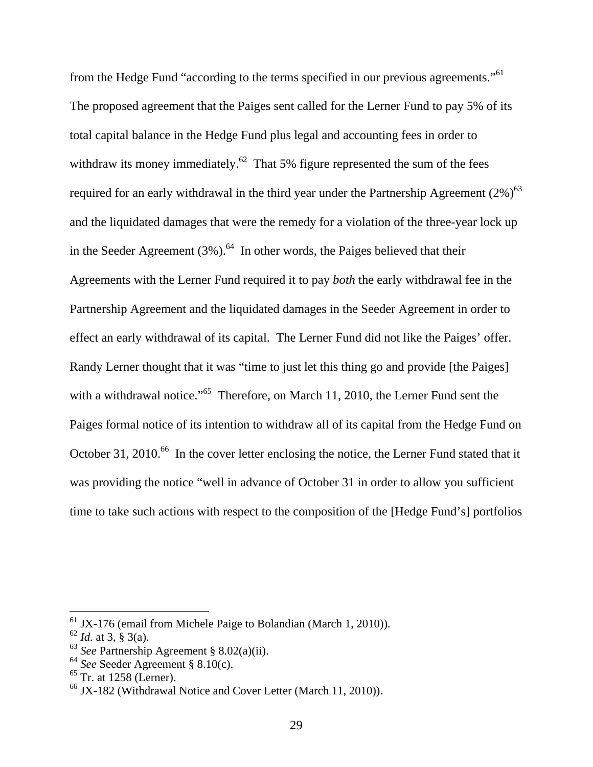from the Hedge Fund "according to the terms specified in our previous agreements."[61] The proposed agreement that the Paiges sent called for the Lerner Fund to pay 5% of its total capital balance in the Hedge Fund plus legal and accounting fees in order to withdraw its money immediately.[62] That 5% figure represented the sum of the fees required for an early withdrawal in the third year under the Partnership Agreement (2%)[63] and the liquidated damages that were the remedy for a violation of the three-year lock up in the Seeder Agreement (3%).[64] In other words, the Paiges believed that their Agreements with the Lerner Fund required it to pay *both* the early withdrawal fee in the Partnership Agreement and the liquidated damages in the Seeder Agreement in order to effect an early withdrawal of its capital. The Lerner Fund did not like the Paiges' offer. Randy Lerner thought that it was "time to just let this thing go and provide [the Paiges] with a withdrawal notice."[65] Therefore, on March 11, 2010, the Lerner Fund sent the Paiges formal notice of its intention to withdraw all of its capital from the Hedge Fund on October 31, 2010.[66] In the cover letter enclosing the notice, the Lerner Fund stated that it was providing the notice "well in advance of October 31 in order to allow you sufficient time to take such actions with respect to the composition of the [Hedge Fund's] portfolios

---

[61] JX-176 (email from Michele Paige to Bolandian (March 1, 2010)).
[62] *Id.* at 3, § 3(a).
[63] *See* Partnership Agreement § 8.02(a)(ii).
[64] *See* Seeder Agreement § 8.10(c).
[65] Tr. at 1258 (Lerner).
[66] JX-182 (Withdrawal Notice and Cover Letter (March 11, 2010)).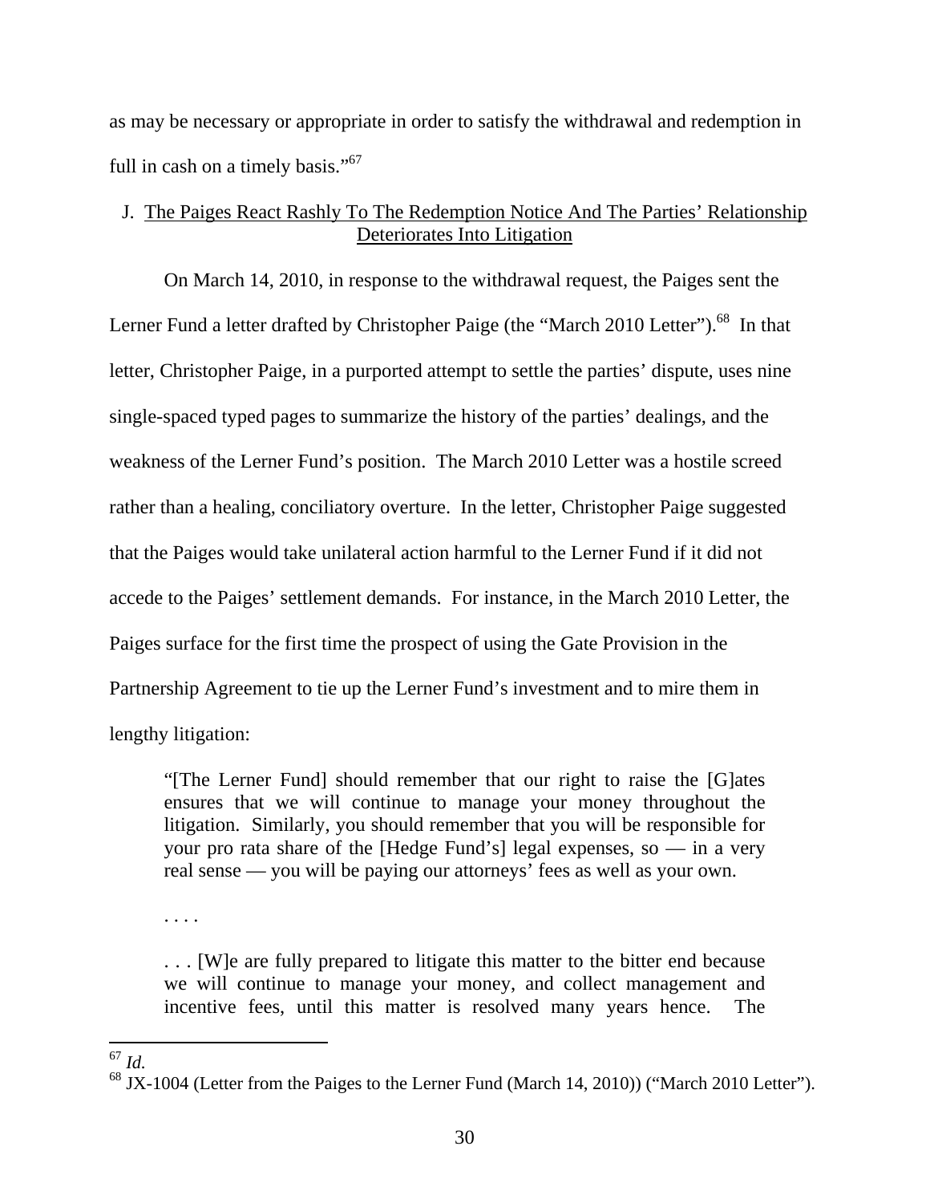as may be necessary or appropriate in order to satisfy the withdrawal and redemption in full in cash on a timely basis."[67]

J. The Paiges React Rashly To The Redemption Notice And The Parties' Relationship Deteriorates Into Litigation

On March 14, 2010, in response to the withdrawal request, the Paiges sent the Lerner Fund a letter drafted by Christopher Paige (the "March 2010 Letter").[68] In that letter, Christopher Paige, in a purported attempt to settle the parties' dispute, uses nine single-spaced typed pages to summarize the history of the parties' dealings, and the weakness of the Lerner Fund's position. The March 2010 Letter was a hostile screed rather than a healing, conciliatory overture. In the letter, Christopher Paige suggested that the Paiges would take unilateral action harmful to the Lerner Fund if it did not accede to the Paiges' settlement demands. For instance, in the March 2010 Letter, the Paiges surface for the first time the prospect of using the Gate Provision in the Partnership Agreement to tie up the Lerner Fund's investment and to mire them in lengthy litigation:

> "[The Lerner Fund] should remember that our right to raise the [G]ates ensures that we will continue to manage your money throughout the litigation. Similarly, you should remember that you will be responsible for your pro rata share of the [Hedge Fund's] legal expenses, so — in a very real sense — you will be paying our attorneys' fees as well as your own.
>
> . . . .
>
> . . . [W]e are fully prepared to litigate this matter to the bitter end because we will continue to manage your money, and collect management and incentive fees, until this matter is resolved many years hence. The

---

[67] *Id.*

[68] JX-1004 (Letter from the Paiges to the Lerner Fund (March 14, 2010)) ("March 2010 Letter").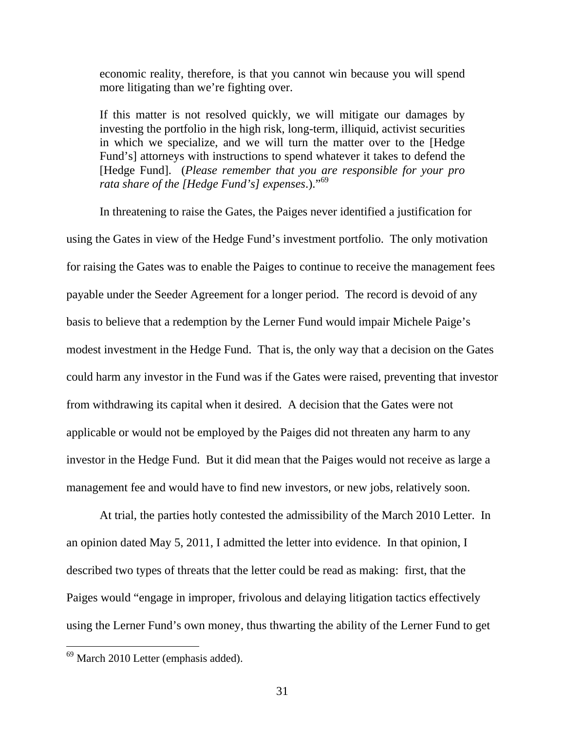> economic reality, therefore, is that you cannot win because you will spend more litigating than we're fighting over.
>
> If this matter is not resolved quickly, we will mitigate our damages by investing the portfolio in the high risk, long-term, illiquid, activist securities in which we specialize, and we will turn the matter over to the [Hedge Fund's] attorneys with instructions to spend whatever it takes to defend the [Hedge Fund]. (*Please remember that you are responsible for your pro rata share of the [Hedge Fund's] expenses*.)."[69]

In threatening to raise the Gates, the Paiges never identified a justification for using the Gates in view of the Hedge Fund's investment portfolio. The only motivation for raising the Gates was to enable the Paiges to continue to receive the management fees payable under the Seeder Agreement for a longer period. The record is devoid of any basis to believe that a redemption by the Lerner Fund would impair Michele Paige's modest investment in the Hedge Fund. That is, the only way that a decision on the Gates could harm any investor in the Fund was if the Gates were raised, preventing that investor from withdrawing its capital when it desired. A decision that the Gates were not applicable or would not be employed by the Paiges did not threaten any harm to any investor in the Hedge Fund. But it did mean that the Paiges would not receive as large a management fee and would have to find new investors, or new jobs, relatively soon.

At trial, the parties hotly contested the admissibility of the March 2010 Letter. In an opinion dated May 5, 2011, I admitted the letter into evidence. In that opinion, I described two types of threats that the letter could be read as making: first, that the Paiges would "engage in improper, frivolous and delaying litigation tactics effectively using the Lerner Fund's own money, thus thwarting the ability of the Lerner Fund to get

---

[69] March 2010 Letter (emphasis added).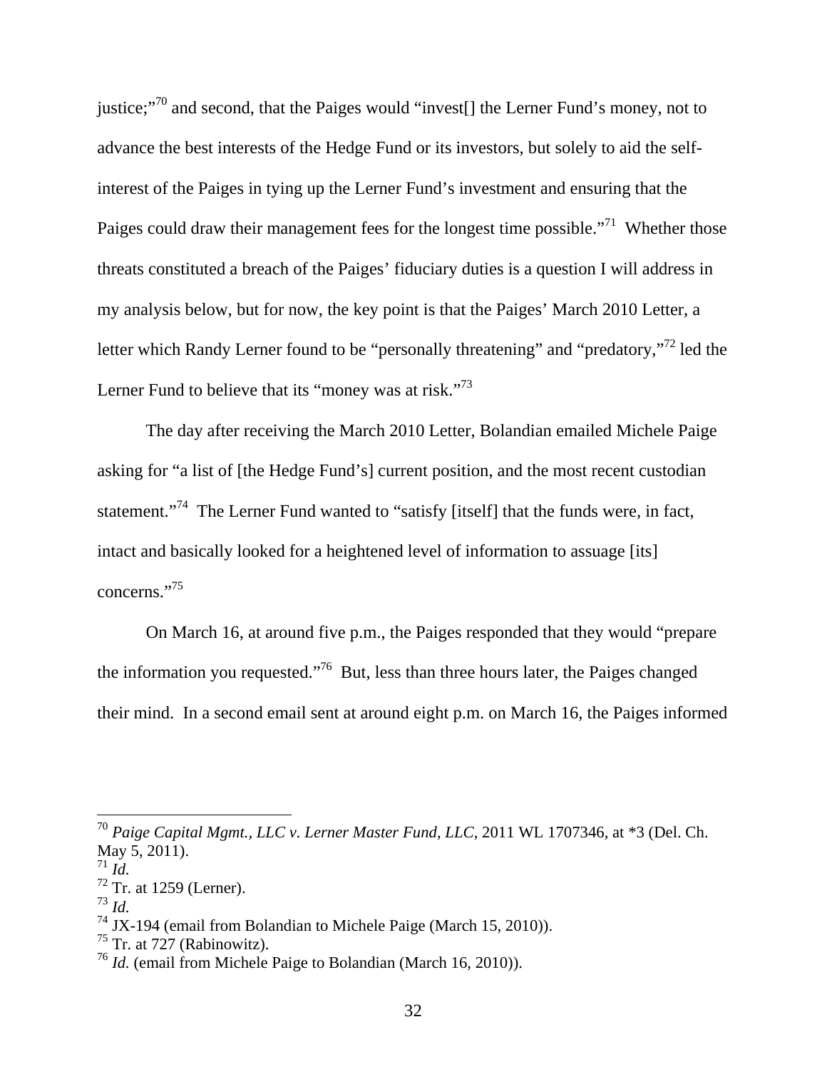justice;"[70] and second, that the Paiges would "invest[] the Lerner Fund's money, not to advance the best interests of the Hedge Fund or its investors, but solely to aid the self-interest of the Paiges in tying up the Lerner Fund's investment and ensuring that the Paiges could draw their management fees for the longest time possible."[71] Whether those threats constituted a breach of the Paiges' fiduciary duties is a question I will address in my analysis below, but for now, the key point is that the Paiges' March 2010 Letter, a letter which Randy Lerner found to be "personally threatening" and "predatory,"[72] led the Lerner Fund to believe that its "money was at risk."[73]

The day after receiving the March 2010 Letter, Bolandian emailed Michele Paige asking for "a list of [the Hedge Fund's] current position, and the most recent custodian statement."[74] The Lerner Fund wanted to "satisfy [itself] that the funds were, in fact, intact and basically looked for a heightened level of information to assuage [its] concerns."[75]

On March 16, at around five p.m., the Paiges responded that they would "prepare the information you requested."[76] But, less than three hours later, the Paiges changed their mind. In a second email sent at around eight p.m. on March 16, the Paiges informed

---

[70] *Paige Capital Mgmt., LLC v. Lerner Master Fund, LLC*, 2011 WL 1707346, at *3 (Del. Ch. May 5, 2011).
[71] *Id.*
[72] Tr. at 1259 (Lerner).
[73] *Id.*
[74] JX-194 (email from Bolandian to Michele Paige (March 15, 2010)).
[75] Tr. at 727 (Rabinowitz).
[76] *Id.* (email from Michele Paige to Bolandian (March 16, 2010)).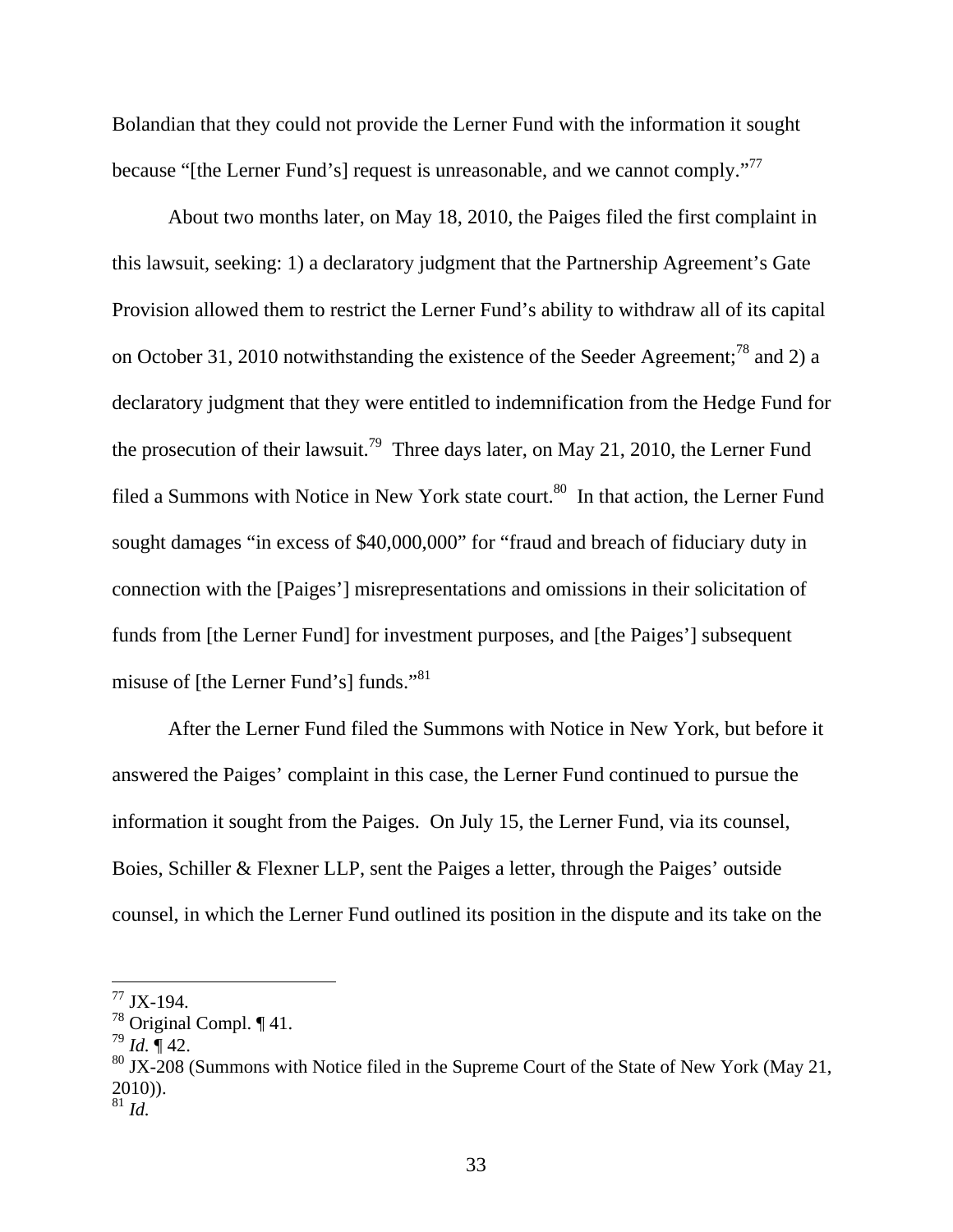Bolandian that they could not provide the Lerner Fund with the information it sought because "[the Lerner Fund's] request is unreasonable, and we cannot comply."[77]

About two months later, on May 18, 2010, the Paiges filed the first complaint in this lawsuit, seeking: 1) a declaratory judgment that the Partnership Agreement's Gate Provision allowed them to restrict the Lerner Fund's ability to withdraw all of its capital on October 31, 2010 notwithstanding the existence of the Seeder Agreement;[78] and 2) a declaratory judgment that they were entitled to indemnification from the Hedge Fund for the prosecution of their lawsuit.[79] Three days later, on May 21, 2010, the Lerner Fund filed a Summons with Notice in New York state court.[80] In that action, the Lerner Fund sought damages "in excess of $40,000,000" for "fraud and breach of fiduciary duty in connection with the [Paiges'] misrepresentations and omissions in their solicitation of funds from [the Lerner Fund] for investment purposes, and [the Paiges'] subsequent misuse of [the Lerner Fund's] funds."[81]

After the Lerner Fund filed the Summons with Notice in New York, but before it answered the Paiges' complaint in this case, the Lerner Fund continued to pursue the information it sought from the Paiges. On July 15, the Lerner Fund, via its counsel, Boies, Schiller & Flexner LLP, sent the Paiges a letter, through the Paiges' outside counsel, in which the Lerner Fund outlined its position in the dispute and its take on the

---

[77] JX-194.

[78] Original Compl. ¶ 41.

[79] *Id.* ¶ 42.

[80] JX-208 (Summons with Notice filed in the Supreme Court of the State of New York (May 21, 2010)).

[81] *Id.*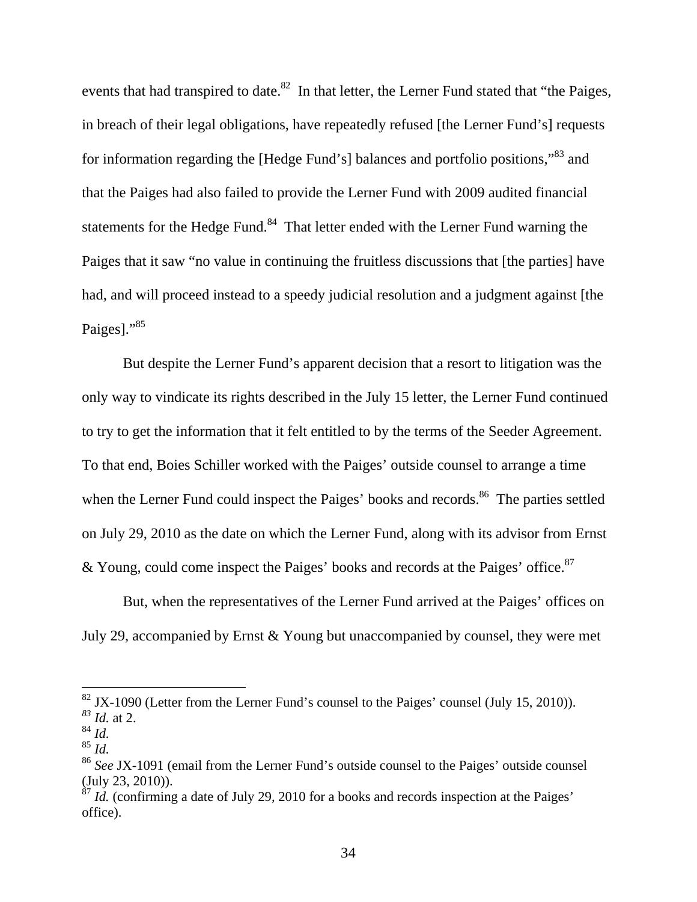events that had transpired to date.[82] In that letter, the Lerner Fund stated that "the Paiges, in breach of their legal obligations, have repeatedly refused [the Lerner Fund's] requests for information regarding the [Hedge Fund's] balances and portfolio positions,"[83] and that the Paiges had also failed to provide the Lerner Fund with 2009 audited financial statements for the Hedge Fund.[84] That letter ended with the Lerner Fund warning the Paiges that it saw "no value in continuing the fruitless discussions that [the parties] have had, and will proceed instead to a speedy judicial resolution and a judgment against [the Paiges]."[85]

But despite the Lerner Fund's apparent decision that a resort to litigation was the only way to vindicate its rights described in the July 15 letter, the Lerner Fund continued to try to get the information that it felt entitled to by the terms of the Seeder Agreement. To that end, Boies Schiller worked with the Paiges' outside counsel to arrange a time when the Lerner Fund could inspect the Paiges' books and records.[86] The parties settled on July 29, 2010 as the date on which the Lerner Fund, along with its advisor from Ernst & Young, could come inspect the Paiges' books and records at the Paiges' office.[87]

But, when the representatives of the Lerner Fund arrived at the Paiges' offices on July 29, accompanied by Ernst & Young but unaccompanied by counsel, they were met

---

[82] JX-1090 (Letter from the Lerner Fund's counsel to the Paiges' counsel (July 15, 2010)).
[83] *Id.* at 2.
[84] *Id.*
[85] *Id.*
[86] *See* JX-1091 (email from the Lerner Fund's outside counsel to the Paiges' outside counsel (July 23, 2010)).
[87] *Id.* (confirming a date of July 29, 2010 for a books and records inspection at the Paiges' office).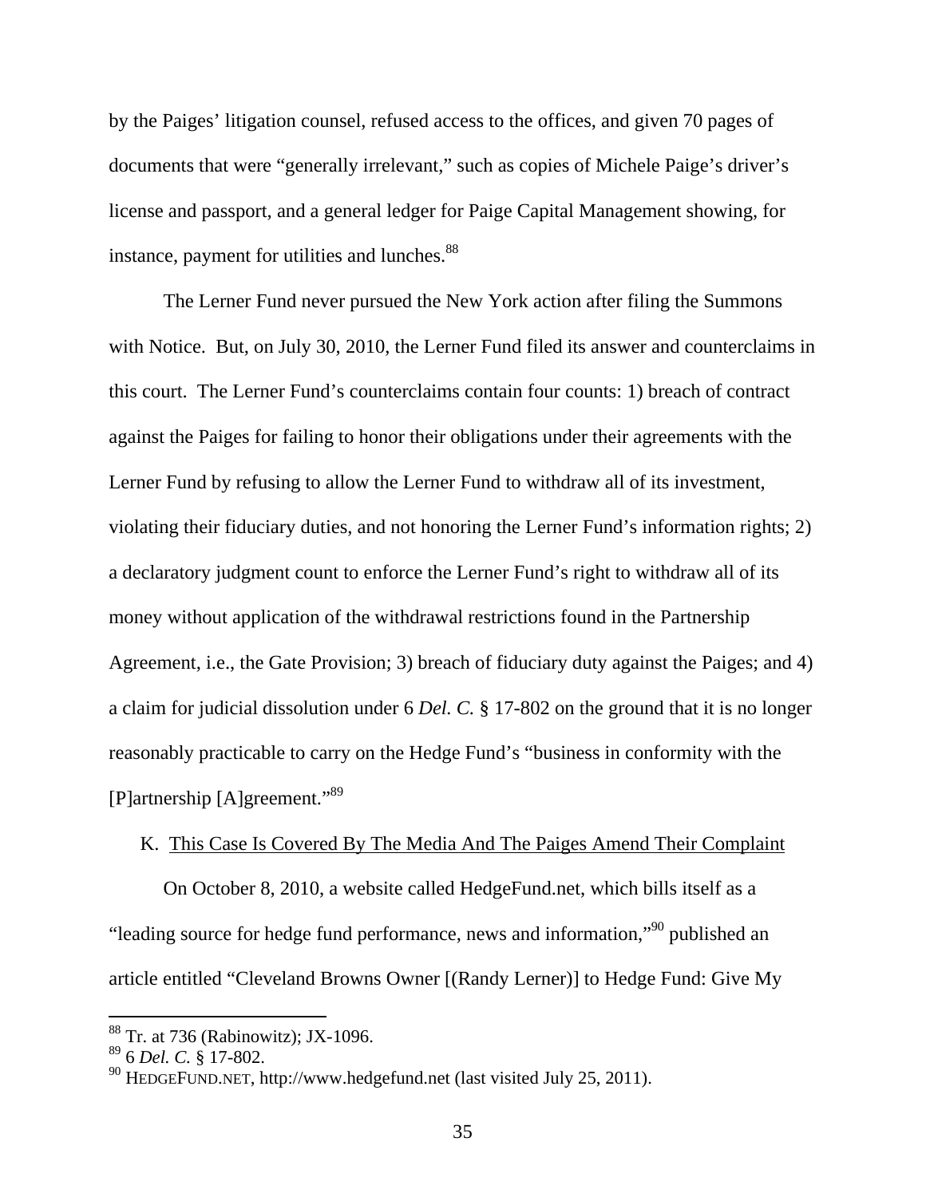by the Paiges' litigation counsel, refused access to the offices, and given 70 pages of documents that were "generally irrelevant," such as copies of Michele Paige's driver's license and passport, and a general ledger for Paige Capital Management showing, for instance, payment for utilities and lunches.[88]

The Lerner Fund never pursued the New York action after filing the Summons with Notice. But, on July 30, 2010, the Lerner Fund filed its answer and counterclaims in this court. The Lerner Fund's counterclaims contain four counts: 1) breach of contract against the Paiges for failing to honor their obligations under their agreements with the Lerner Fund by refusing to allow the Lerner Fund to withdraw all of its investment, violating their fiduciary duties, and not honoring the Lerner Fund's information rights; 2) a declaratory judgment count to enforce the Lerner Fund's right to withdraw all of its money without application of the withdrawal restrictions found in the Partnership Agreement, i.e., the Gate Provision; 3) breach of fiduciary duty against the Paiges; and 4) a claim for judicial dissolution under 6 *Del. C.* § 17-802 on the ground that it is no longer reasonably practicable to carry on the Hedge Fund's "business in conformity with the [P]artnership [A]greement."[89]

K. <u>This Case Is Covered By The Media And The Paiges Amend Their Complaint</u>

On October 8, 2010, a website called HedgeFund.net, which bills itself as a "leading source for hedge fund performance, news and information,"[90] published an article entitled "Cleveland Browns Owner [(Randy Lerner)] to Hedge Fund: Give My

---

[88] Tr. at 736 (Rabinowitz); JX-1096.

[89] 6 *Del. C.* § 17-802.

[90] HEDGEFUND.NET, http://www.hedgefund.net (last visited July 25, 2011).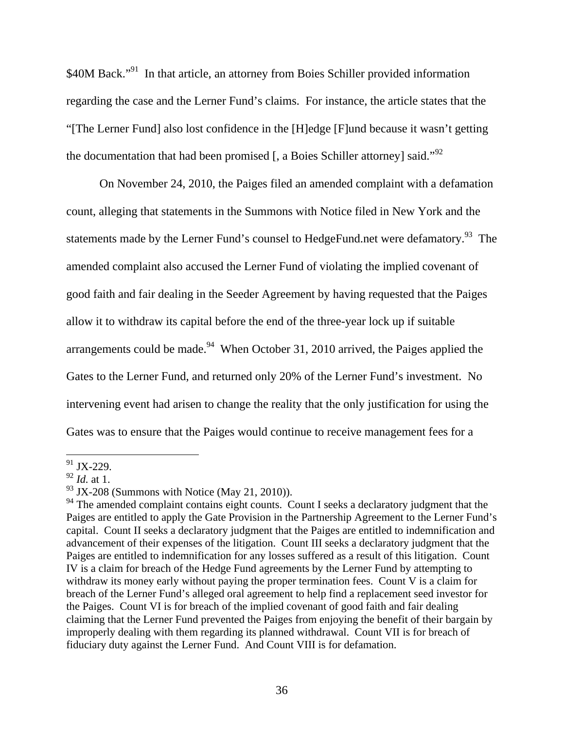$40M Back."[91] In that article, an attorney from Boies Schiller provided information regarding the case and the Lerner Fund's claims. For instance, the article states that the "[The Lerner Fund] also lost confidence in the [H]edge [F]und because it wasn't getting the documentation that had been promised [, a Boies Schiller attorney] said."[92]

On November 24, 2010, the Paiges filed an amended complaint with a defamation count, alleging that statements in the Summons with Notice filed in New York and the statements made by the Lerner Fund's counsel to HedgeFund.net were defamatory.[93] The amended complaint also accused the Lerner Fund of violating the implied covenant of good faith and fair dealing in the Seeder Agreement by having requested that the Paiges allow it to withdraw its capital before the end of the three-year lock up if suitable arrangements could be made.[94] When October 31, 2010 arrived, the Paiges applied the Gates to the Lerner Fund, and returned only 20% of the Lerner Fund's investment. No intervening event had arisen to change the reality that the only justification for using the Gates was to ensure that the Paiges would continue to receive management fees for a

---

[91] JX-229.

[92] *Id.* at 1.

[93] JX-208 (Summons with Notice (May 21, 2010)).

[94] The amended complaint contains eight counts. Count I seeks a declaratory judgment that the Paiges are entitled to apply the Gate Provision in the Partnership Agreement to the Lerner Fund's capital. Count II seeks a declaratory judgment that the Paiges are entitled to indemnification and advancement of their expenses of the litigation. Count III seeks a declaratory judgment that the Paiges are entitled to indemnification for any losses suffered as a result of this litigation. Count IV is a claim for breach of the Hedge Fund agreements by the Lerner Fund by attempting to withdraw its money early without paying the proper termination fees. Count V is a claim for breach of the Lerner Fund's alleged oral agreement to help find a replacement seed investor for the Paiges. Count VI is for breach of the implied covenant of good faith and fair dealing claiming that the Lerner Fund prevented the Paiges from enjoying the benefit of their bargain by improperly dealing with them regarding its planned withdrawal. Count VII is for breach of fiduciary duty against the Lerner Fund. And Count VIII is for defamation.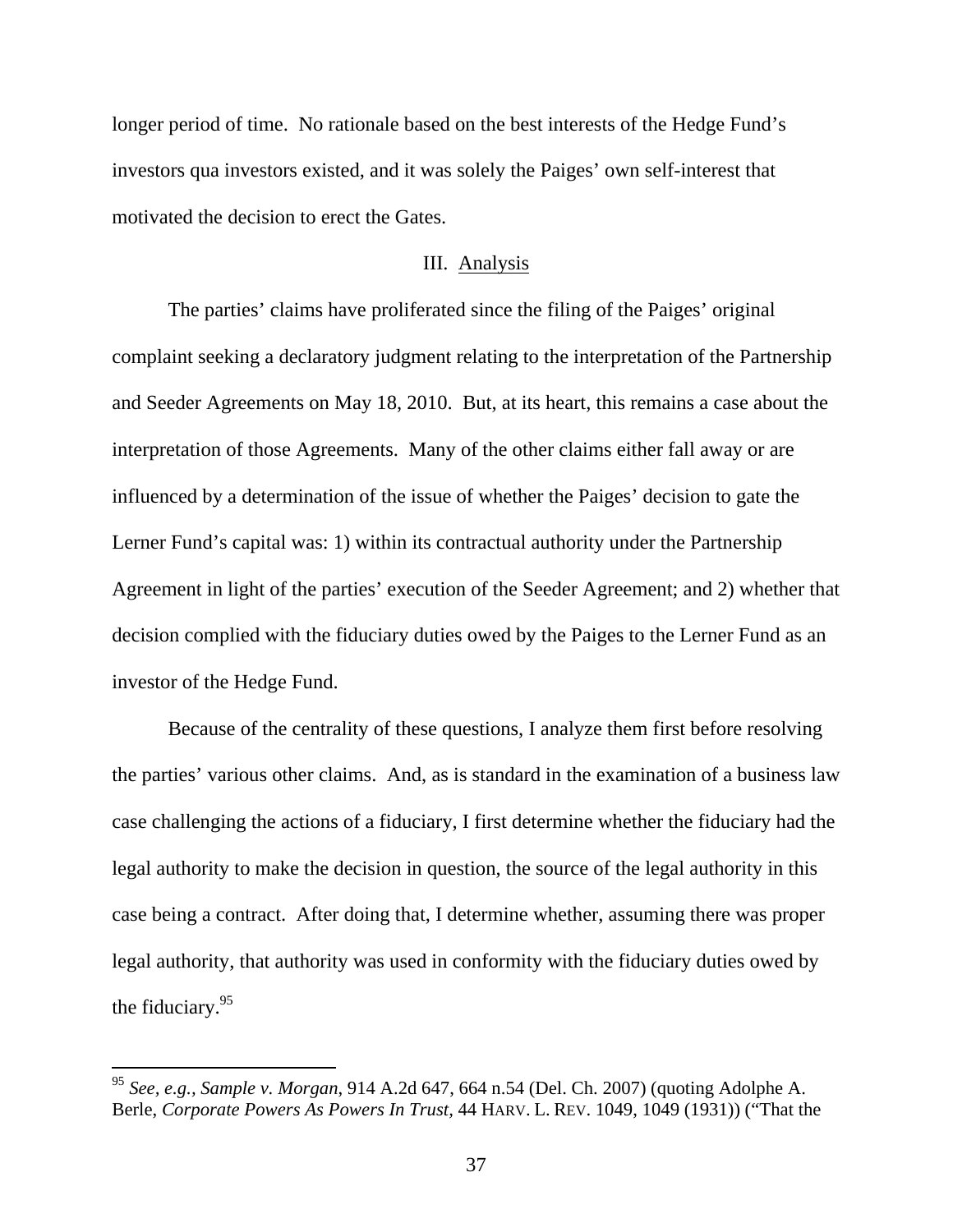longer period of time. No rationale based on the best interests of the Hedge Fund's investors qua investors existed, and it was solely the Paiges' own self-interest that motivated the decision to erect the Gates.

## III. Analysis

The parties' claims have proliferated since the filing of the Paiges' original complaint seeking a declaratory judgment relating to the interpretation of the Partnership and Seeder Agreements on May 18, 2010. But, at its heart, this remains a case about the interpretation of those Agreements. Many of the other claims either fall away or are influenced by a determination of the issue of whether the Paiges' decision to gate the Lerner Fund's capital was: 1) within its contractual authority under the Partnership Agreement in light of the parties' execution of the Seeder Agreement; and 2) whether that decision complied with the fiduciary duties owed by the Paiges to the Lerner Fund as an investor of the Hedge Fund.

Because of the centrality of these questions, I analyze them first before resolving the parties' various other claims. And, as is standard in the examination of a business law case challenging the actions of a fiduciary, I first determine whether the fiduciary had the legal authority to make the decision in question, the source of the legal authority in this case being a contract. After doing that, I determine whether, assuming there was proper legal authority, that authority was used in conformity with the fiduciary duties owed by the fiduciary.[95]

---

[95] *See, e.g.*, *Sample v. Morgan*, 914 A.2d 647, 664 n.54 (Del. Ch. 2007) (quoting Adolphe A. Berle, *Corporate Powers As Powers In Trust*, 44 HARV. L. REV. 1049, 1049 (1931)) ("That the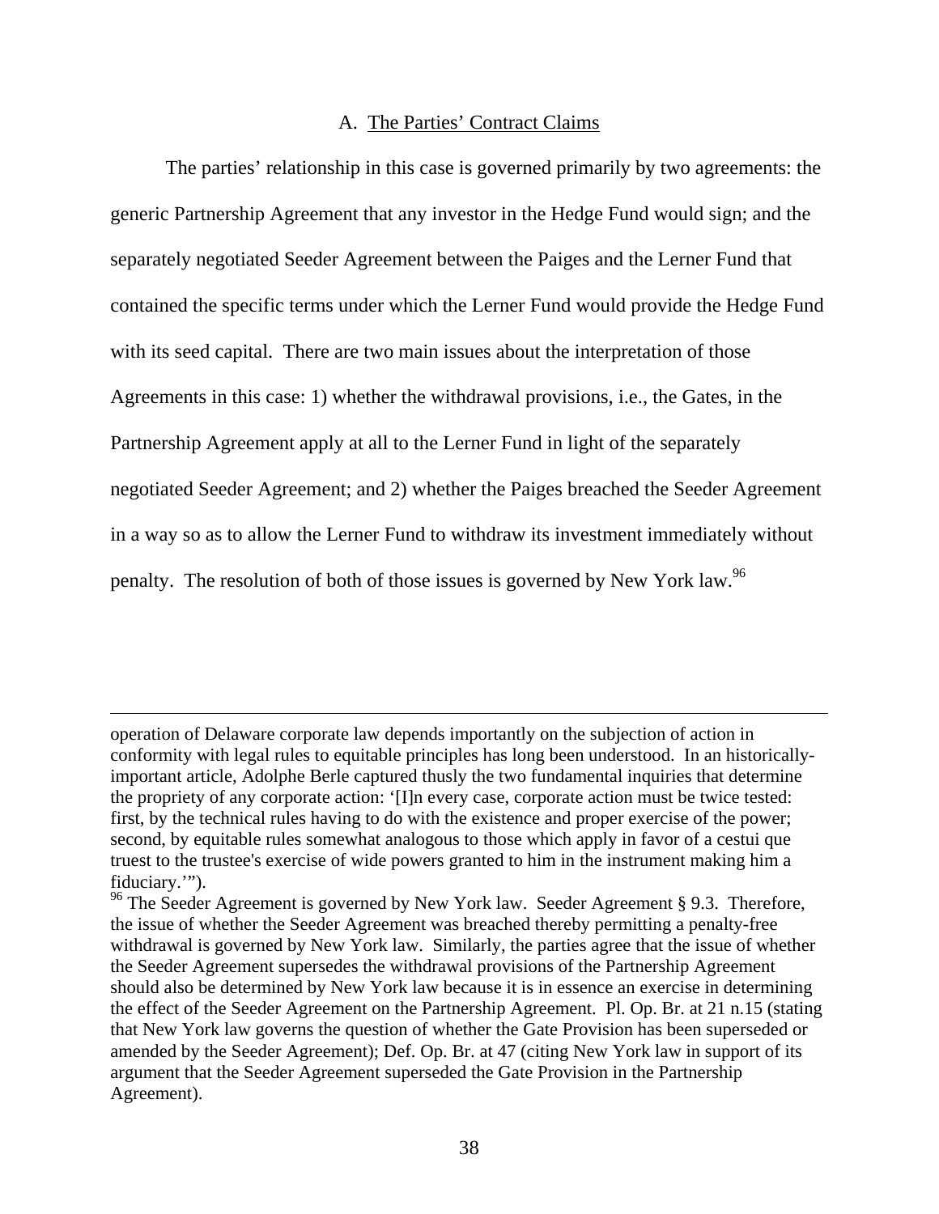### A. The Parties' Contract Claims

The parties' relationship in this case is governed primarily by two agreements: the generic Partnership Agreement that any investor in the Hedge Fund would sign; and the separately negotiated Seeder Agreement between the Paiges and the Lerner Fund that contained the specific terms under which the Lerner Fund would provide the Hedge Fund with its seed capital. There are two main issues about the interpretation of those Agreements in this case: 1) whether the withdrawal provisions, i.e., the Gates, in the Partnership Agreement apply at all to the Lerner Fund in light of the separately negotiated Seeder Agreement; and 2) whether the Paiges breached the Seeder Agreement in a way so as to allow the Lerner Fund to withdraw its investment immediately without penalty. The resolution of both of those issues is governed by New York law.[96]

---

operation of Delaware corporate law depends importantly on the subjection of action in conformity with legal rules to equitable principles has long been understood. In an historically-important article, Adolphe Berle captured thusly the two fundamental inquiries that determine the propriety of any corporate action: '[I]n every case, corporate action must be twice tested: first, by the technical rules having to do with the existence and proper exercise of the power; second, by equitable rules somewhat analogous to those which apply in favor of a cestui que truest to the trustee's exercise of wide powers granted to him in the instrument making him a fiduciary.'").

[96] The Seeder Agreement is governed by New York law. Seeder Agreement § 9.3. Therefore, the issue of whether the Seeder Agreement was breached thereby permitting a penalty-free withdrawal is governed by New York law. Similarly, the parties agree that the issue of whether the Seeder Agreement supersedes the withdrawal provisions of the Partnership Agreement should also be determined by New York law because it is in essence an exercise in determining the effect of the Seeder Agreement on the Partnership Agreement. Pl. Op. Br. at 21 n.15 (stating that New York law governs the question of whether the Gate Provision has been superseded or amended by the Seeder Agreement); Def. Op. Br. at 47 (citing New York law in support of its argument that the Seeder Agreement superseded the Gate Provision in the Partnership Agreement).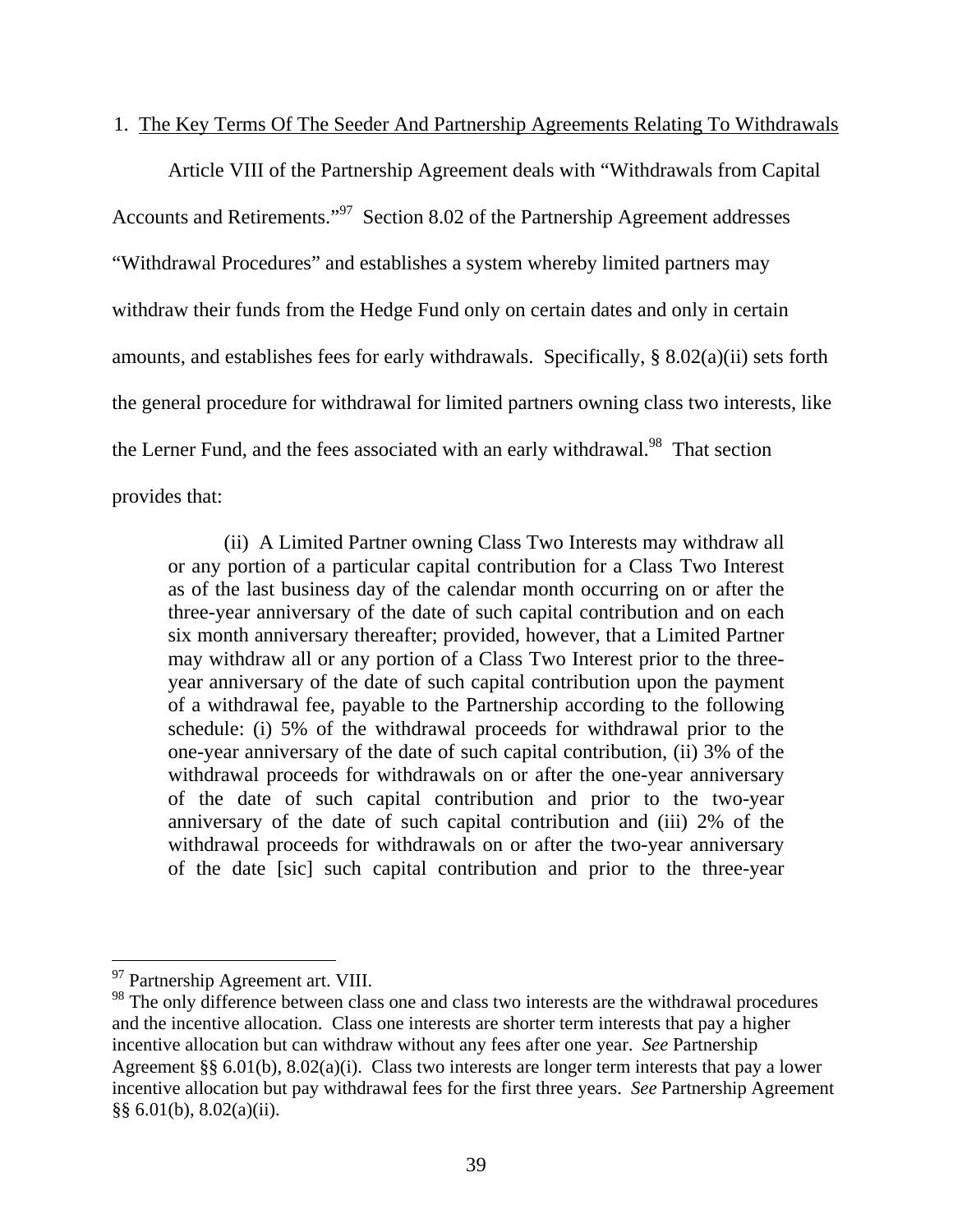1. The Key Terms Of The Seeder And Partnership Agreements Relating To Withdrawals

Article VIII of the Partnership Agreement deals with "Withdrawals from Capital Accounts and Retirements."[97] Section 8.02 of the Partnership Agreement addresses "Withdrawal Procedures" and establishes a system whereby limited partners may withdraw their funds from the Hedge Fund only on certain dates and only in certain amounts, and establishes fees for early withdrawals. Specifically, § 8.02(a)(ii) sets forth the general procedure for withdrawal for limited partners owning class two interests, like the Lerner Fund, and the fees associated with an early withdrawal.[98] That section provides that:

> (ii) A Limited Partner owning Class Two Interests may withdraw all or any portion of a particular capital contribution for a Class Two Interest as of the last business day of the calendar month occurring on or after the three-year anniversary of the date of such capital contribution and on each six month anniversary thereafter; provided, however, that a Limited Partner may withdraw all or any portion of a Class Two Interest prior to the three-year anniversary of the date of such capital contribution upon the payment of a withdrawal fee, payable to the Partnership according to the following schedule: (i) 5% of the withdrawal proceeds for withdrawal prior to the one-year anniversary of the date of such capital contribution, (ii) 3% of the withdrawal proceeds for withdrawals on or after the one-year anniversary of the date of such capital contribution and prior to the two-year anniversary of the date of such capital contribution and (iii) 2% of the withdrawal proceeds for withdrawals on or after the two-year anniversary of the date [sic] such capital contribution and prior to the three-year

---

[97] Partnership Agreement art. VIII.

[98] The only difference between class one and class two interests are the withdrawal procedures and the incentive allocation. Class one interests are shorter term interests that pay a higher incentive allocation but can withdraw without any fees after one year. *See* Partnership Agreement §§ 6.01(b), 8.02(a)(i). Class two interests are longer term interests that pay a lower incentive allocation but pay withdrawal fees for the first three years. *See* Partnership Agreement §§ 6.01(b), 8.02(a)(ii).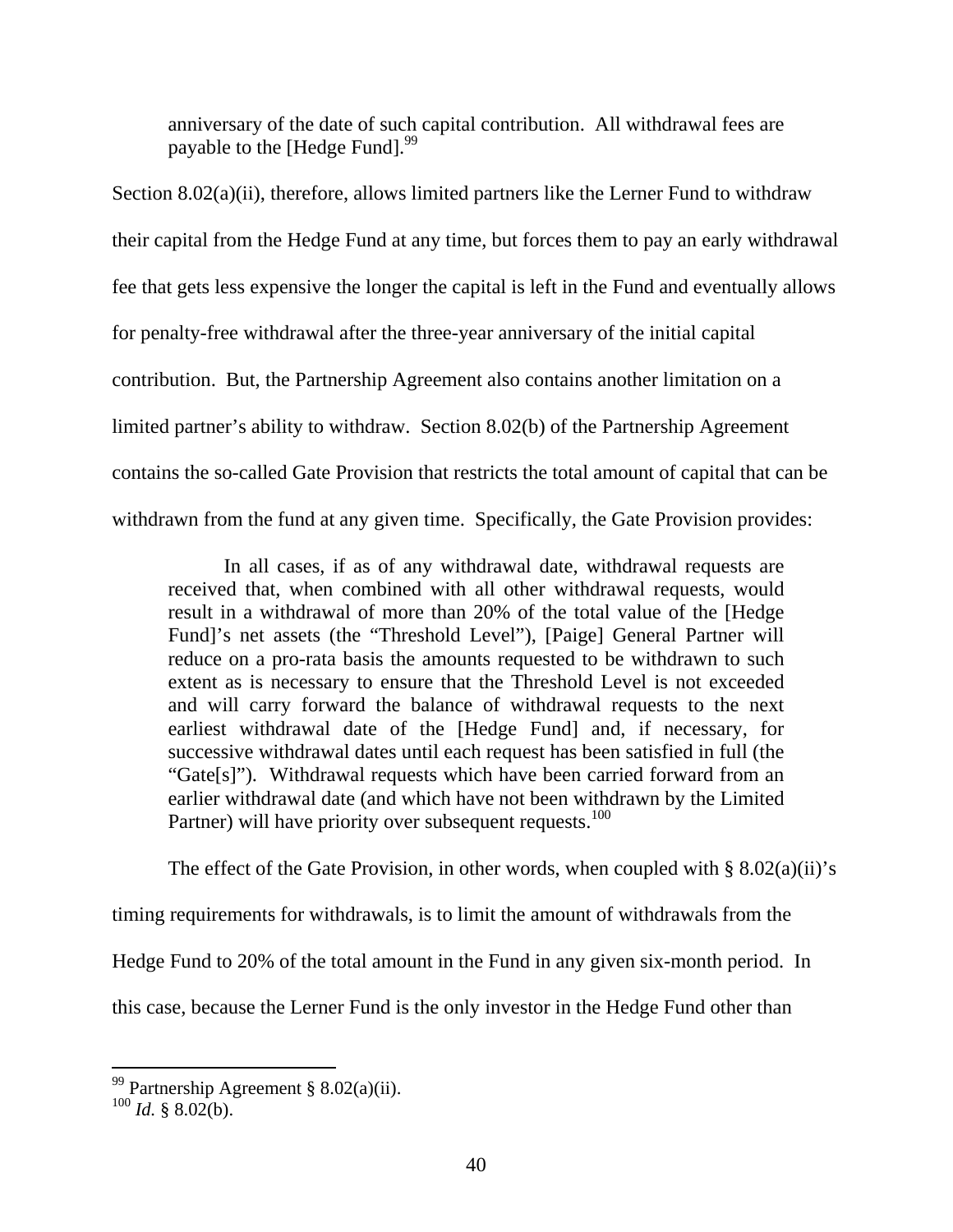> anniversary of the date of such capital contribution. All withdrawal fees are payable to the [Hedge Fund].[99]

Section 8.02(a)(ii), therefore, allows limited partners like the Lerner Fund to withdraw their capital from the Hedge Fund at any time, but forces them to pay an early withdrawal fee that gets less expensive the longer the capital is left in the Fund and eventually allows for penalty-free withdrawal after the three-year anniversary of the initial capital contribution. But, the Partnership Agreement also contains another limitation on a limited partner's ability to withdraw. Section 8.02(b) of the Partnership Agreement contains the so-called Gate Provision that restricts the total amount of capital that can be withdrawn from the fund at any given time. Specifically, the Gate Provision provides:

> In all cases, if as of any withdrawal date, withdrawal requests are received that, when combined with all other withdrawal requests, would result in a withdrawal of more than 20% of the total value of the [Hedge Fund]'s net assets (the "Threshold Level"), [Paige] General Partner will reduce on a pro-rata basis the amounts requested to be withdrawn to such extent as is necessary to ensure that the Threshold Level is not exceeded and will carry forward the balance of withdrawal requests to the next earliest withdrawal date of the [Hedge Fund] and, if necessary, for successive withdrawal dates until each request has been satisfied in full (the "Gate[s]"). Withdrawal requests which have been carried forward from an earlier withdrawal date (and which have not been withdrawn by the Limited Partner) will have priority over subsequent requests.[100]

The effect of the Gate Provision, in other words, when coupled with § 8.02(a)(ii)'s timing requirements for withdrawals, is to limit the amount of withdrawals from the Hedge Fund to 20% of the total amount in the Fund in any given six-month period. In this case, because the Lerner Fund is the only investor in the Hedge Fund other than

---

[99] Partnership Agreement § 8.02(a)(ii).

[100] *Id.* § 8.02(b).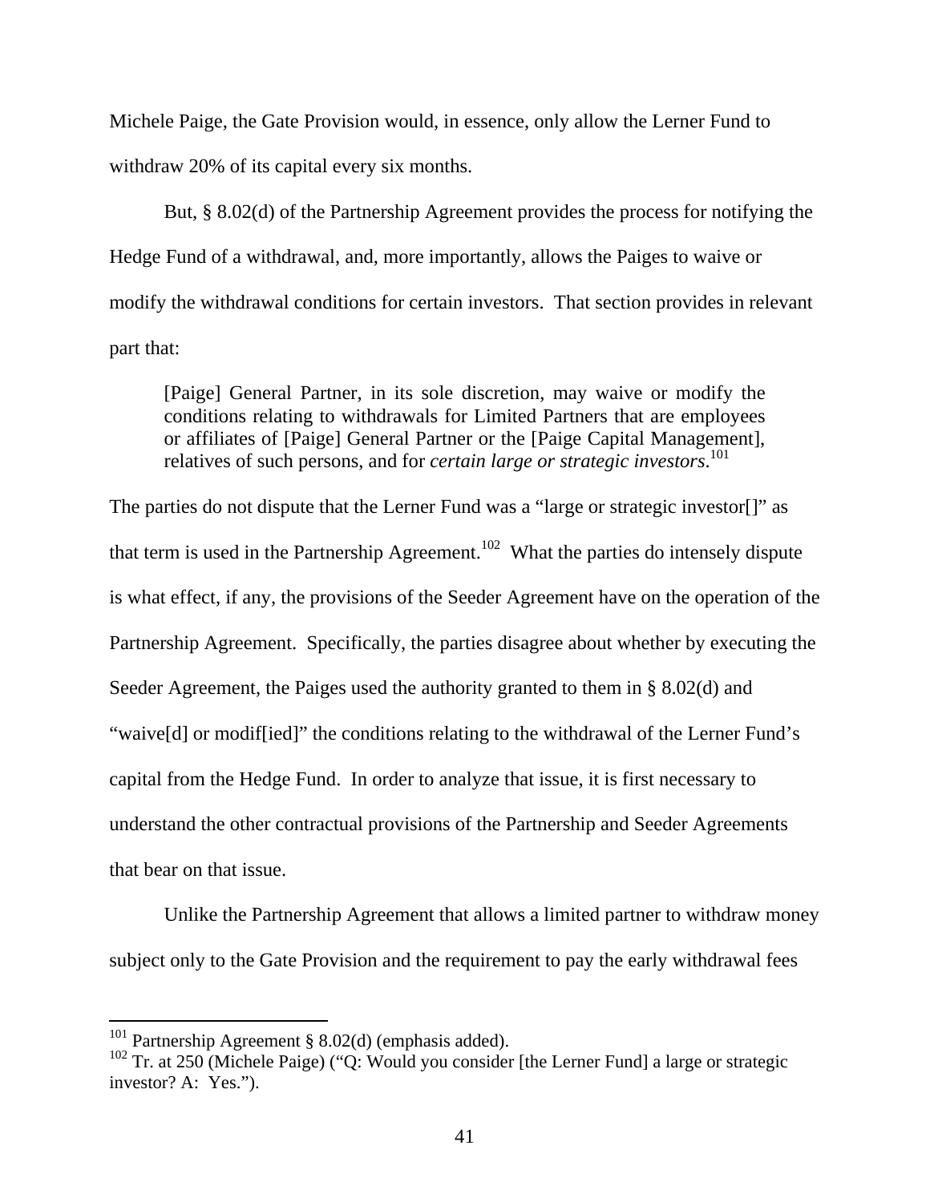Michele Paige, the Gate Provision would, in essence, only allow the Lerner Fund to withdraw 20% of its capital every six months.

But, § 8.02(d) of the Partnership Agreement provides the process for notifying the Hedge Fund of a withdrawal, and, more importantly, allows the Paiges to waive or modify the withdrawal conditions for certain investors. That section provides in relevant part that:

> [Paige] General Partner, in its sole discretion, may waive or modify the conditions relating to withdrawals for Limited Partners that are employees or affiliates of [Paige] General Partner or the [Paige Capital Management], relatives of such persons, and for *certain large or strategic investors*.[101]

The parties do not dispute that the Lerner Fund was a "large or strategic investor[]" as that term is used in the Partnership Agreement.[102] What the parties do intensely dispute is what effect, if any, the provisions of the Seeder Agreement have on the operation of the Partnership Agreement. Specifically, the parties disagree about whether by executing the Seeder Agreement, the Paiges used the authority granted to them in § 8.02(d) and "waive[d] or modif[ied]" the conditions relating to the withdrawal of the Lerner Fund's capital from the Hedge Fund. In order to analyze that issue, it is first necessary to understand the other contractual provisions of the Partnership and Seeder Agreements that bear on that issue.

Unlike the Partnership Agreement that allows a limited partner to withdraw money subject only to the Gate Provision and the requirement to pay the early withdrawal fees

---

[101] Partnership Agreement § 8.02(d) (emphasis added).

[102] Tr. at 250 (Michele Paige) ("Q: Would you consider [the Lerner Fund] a large or strategic investor? A: Yes.").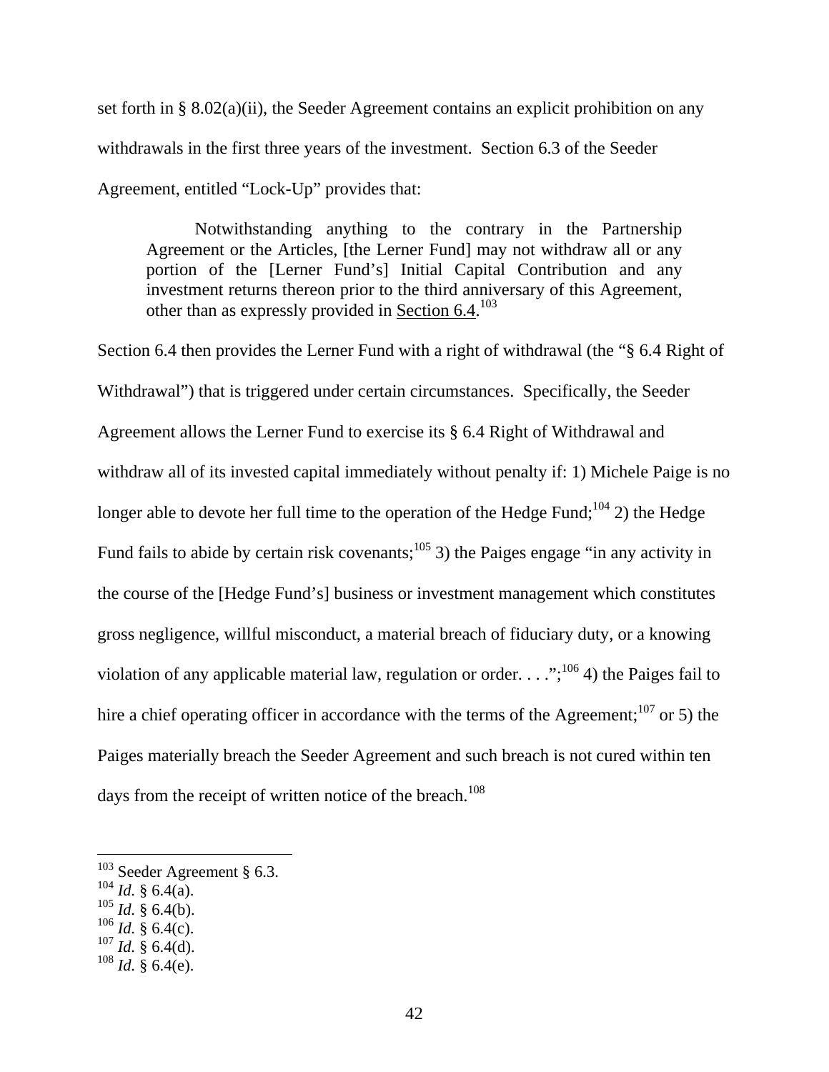set forth in § 8.02(a)(ii), the Seeder Agreement contains an explicit prohibition on any withdrawals in the first three years of the investment. Section 6.3 of the Seeder Agreement, entitled "Lock-Up" provides that:

> Notwithstanding anything to the contrary in the Partnership Agreement or the Articles, [the Lerner Fund] may not withdraw all or any portion of the [Lerner Fund's] Initial Capital Contribution and any investment returns thereon prior to the third anniversary of this Agreement, other than as expressly provided in Section 6.4.[103]

Section 6.4 then provides the Lerner Fund with a right of withdrawal (the "§ 6.4 Right of Withdrawal") that is triggered under certain circumstances. Specifically, the Seeder Agreement allows the Lerner Fund to exercise its § 6.4 Right of Withdrawal and withdraw all of its invested capital immediately without penalty if: 1) Michele Paige is no longer able to devote her full time to the operation of the Hedge Fund;[104] 2) the Hedge Fund fails to abide by certain risk covenants;[105] 3) the Paiges engage "in any activity in the course of the [Hedge Fund's] business or investment management which constitutes gross negligence, willful misconduct, a material breach of fiduciary duty, or a knowing violation of any applicable material law, regulation or order. . . .";[106] 4) the Paiges fail to hire a chief operating officer in accordance with the terms of the Agreement;[107] or 5) the Paiges materially breach the Seeder Agreement and such breach is not cured within ten days from the receipt of written notice of the breach.[108]

---

[103] Seeder Agreement § 6.3.
[104] *Id.* § 6.4(a).
[105] *Id.* § 6.4(b).
[106] *Id.* § 6.4(c).
[107] *Id.* § 6.4(d).
[108] *Id.* § 6.4(e).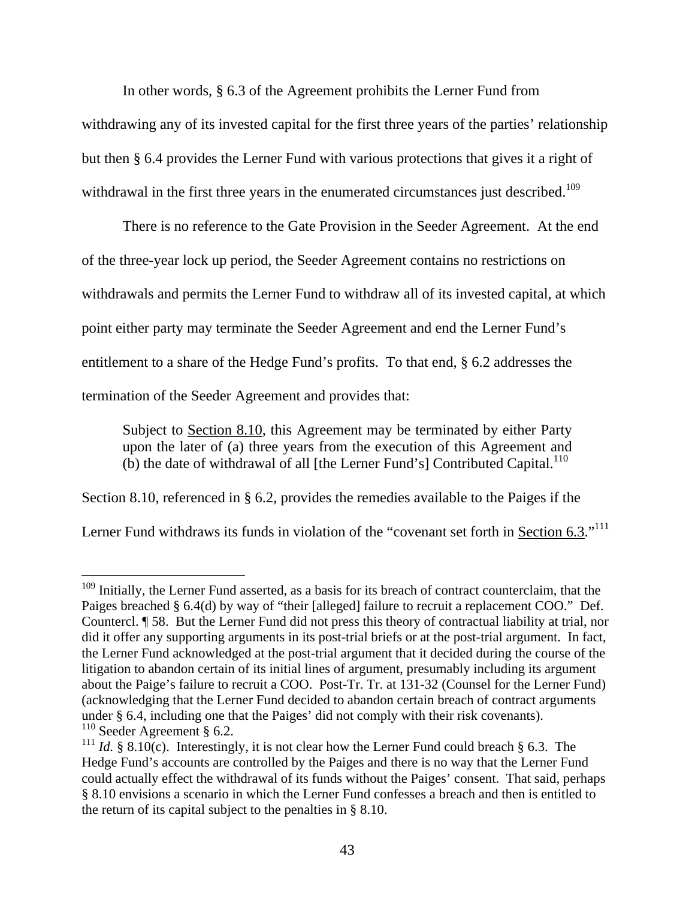In other words, § 6.3 of the Agreement prohibits the Lerner Fund from withdrawing any of its invested capital for the first three years of the parties' relationship but then § 6.4 provides the Lerner Fund with various protections that gives it a right of withdrawal in the first three years in the enumerated circumstances just described.[109]

There is no reference to the Gate Provision in the Seeder Agreement. At the end of the three-year lock up period, the Seeder Agreement contains no restrictions on withdrawals and permits the Lerner Fund to withdraw all of its invested capital, at which point either party may terminate the Seeder Agreement and end the Lerner Fund's entitlement to a share of the Hedge Fund's profits. To that end, § 6.2 addresses the termination of the Seeder Agreement and provides that:

> Subject to <u>Section 8.10</u>, this Agreement may be terminated by either Party upon the later of (a) three years from the execution of this Agreement and (b) the date of withdrawal of all [the Lerner Fund's] Contributed Capital.[110]

Section 8.10, referenced in § 6.2, provides the remedies available to the Paiges if the Lerner Fund withdraws its funds in violation of the "covenant set forth in <u>Section 6.3</u>."[111]

---

[109] Initially, the Lerner Fund asserted, as a basis for its breach of contract counterclaim, that the Paiges breached § 6.4(d) by way of "their [alleged] failure to recruit a replacement COO." Def. Countercl. ¶ 58. But the Lerner Fund did not press this theory of contractual liability at trial, nor did it offer any supporting arguments in its post-trial briefs or at the post-trial argument. In fact, the Lerner Fund acknowledged at the post-trial argument that it decided during the course of the litigation to abandon certain of its initial lines of argument, presumably including its argument about the Paige's failure to recruit a COO. Post-Tr. Tr. at 131-32 (Counsel for the Lerner Fund) (acknowledging that the Lerner Fund decided to abandon certain breach of contract arguments under § 6.4, including one that the Paiges' did not comply with their risk covenants).

[110] Seeder Agreement § 6.2.

[111] *Id.* § 8.10(c). Interestingly, it is not clear how the Lerner Fund could breach § 6.3. The Hedge Fund's accounts are controlled by the Paiges and there is no way that the Lerner Fund could actually effect the withdrawal of its funds without the Paiges' consent. That said, perhaps § 8.10 envisions a scenario in which the Lerner Fund confesses a breach and then is entitled to the return of its capital subject to the penalties in § 8.10.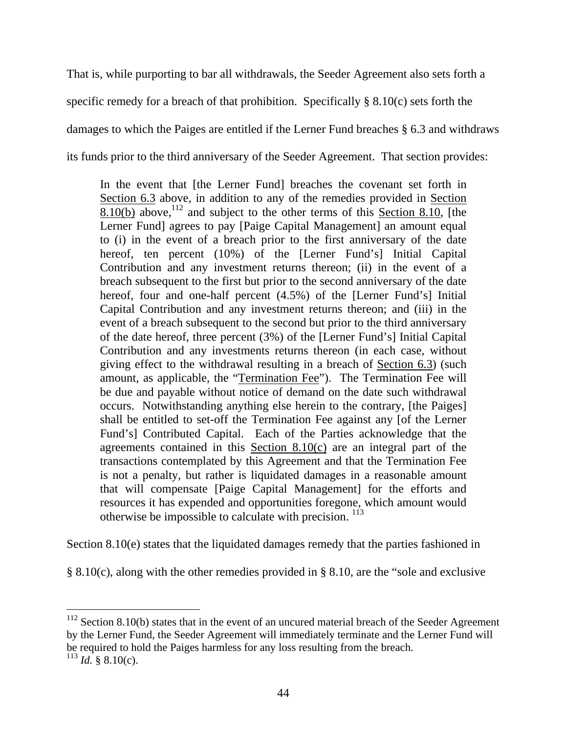That is, while purporting to bar all withdrawals, the Seeder Agreement also sets forth a specific remedy for a breach of that prohibition. Specifically § 8.10(c) sets forth the damages to which the Paiges are entitled if the Lerner Fund breaches § 6.3 and withdraws its funds prior to the third anniversary of the Seeder Agreement. That section provides:

> In the event that [the Lerner Fund] breaches the covenant set forth in Section 6.3 above, in addition to any of the remedies provided in Section 8.10(b) above,[112] and subject to the other terms of this Section 8.10, [the Lerner Fund] agrees to pay [Paige Capital Management] an amount equal to (i) in the event of a breach prior to the first anniversary of the date hereof, ten percent (10%) of the [Lerner Fund's] Initial Capital Contribution and any investment returns thereon; (ii) in the event of a breach subsequent to the first but prior to the second anniversary of the date hereof, four and one-half percent (4.5%) of the [Lerner Fund's] Initial Capital Contribution and any investment returns thereon; and (iii) in the event of a breach subsequent to the second but prior to the third anniversary of the date hereof, three percent (3%) of the [Lerner Fund's] Initial Capital Contribution and any investments returns thereon (in each case, without giving effect to the withdrawal resulting in a breach of Section 6.3) (such amount, as applicable, the "Termination Fee"). The Termination Fee will be due and payable without notice of demand on the date such withdrawal occurs. Notwithstanding anything else herein to the contrary, [the Paiges] shall be entitled to set-off the Termination Fee against any [of the Lerner Fund's] Contributed Capital. Each of the Parties acknowledge that the agreements contained in this Section 8.10(c) are an integral part of the transactions contemplated by this Agreement and that the Termination Fee is not a penalty, but rather is liquidated damages in a reasonable amount that will compensate [Paige Capital Management] for the efforts and resources it has expended and opportunities foregone, which amount would otherwise be impossible to calculate with precision.[113]

Section 8.10(e) states that the liquidated damages remedy that the parties fashioned in § 8.10(c), along with the other remedies provided in § 8.10, are the "sole and exclusive

---

[112] Section 8.10(b) states that in the event of an uncured material breach of the Seeder Agreement by the Lerner Fund, the Seeder Agreement will immediately terminate and the Lerner Fund will be required to hold the Paiges harmless for any loss resulting from the breach.

[113] *Id.* § 8.10(c).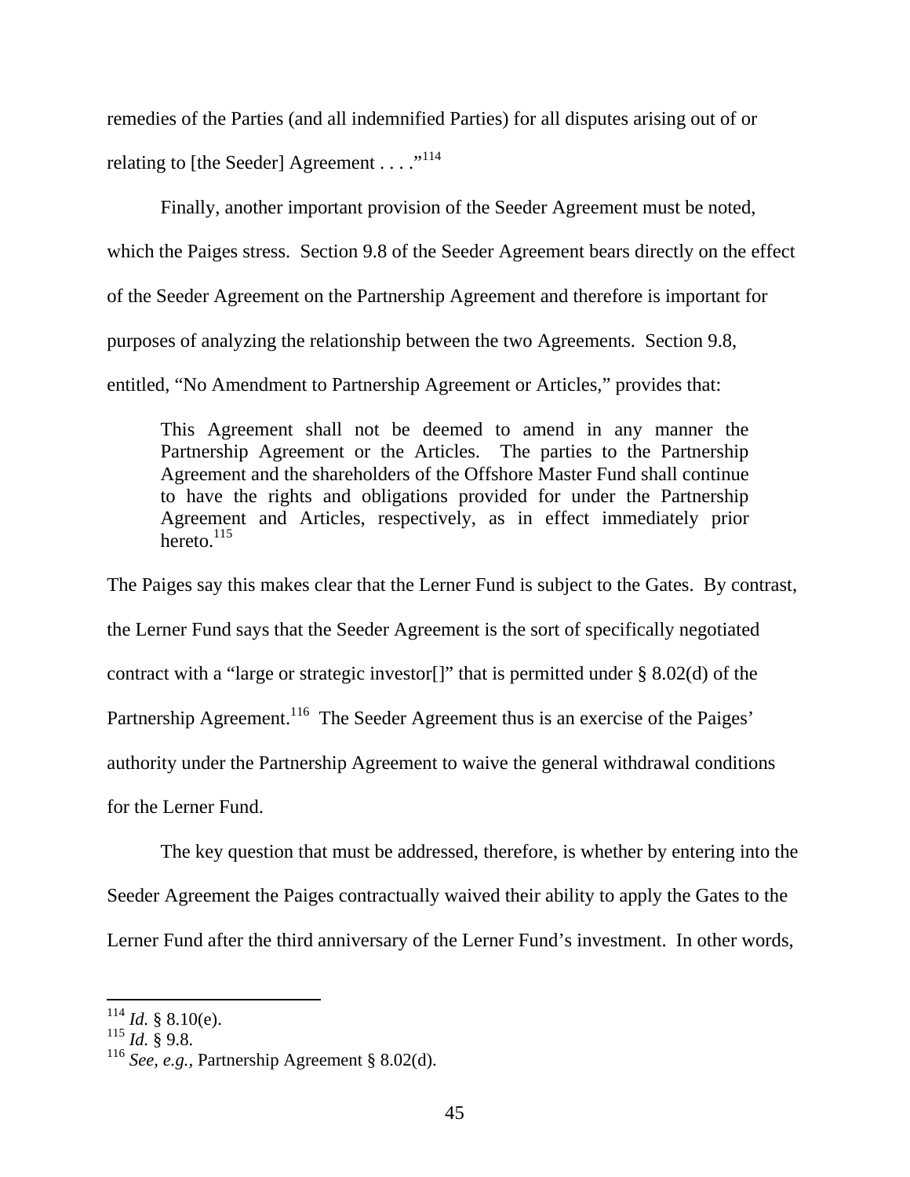remedies of the Parties (and all indemnified Parties) for all disputes arising out of or relating to [the Seeder] Agreement . . . ."[114]

Finally, another important provision of the Seeder Agreement must be noted, which the Paiges stress. Section 9.8 of the Seeder Agreement bears directly on the effect of the Seeder Agreement on the Partnership Agreement and therefore is important for purposes of analyzing the relationship between the two Agreements. Section 9.8, entitled, "No Amendment to Partnership Agreement or Articles," provides that:

> This Agreement shall not be deemed to amend in any manner the Partnership Agreement or the Articles. The parties to the Partnership Agreement and the shareholders of the Offshore Master Fund shall continue to have the rights and obligations provided for under the Partnership Agreement and Articles, respectively, as in effect immediately prior hereto.[115]

The Paiges say this makes clear that the Lerner Fund is subject to the Gates. By contrast, the Lerner Fund says that the Seeder Agreement is the sort of specifically negotiated contract with a "large or strategic investor[]" that is permitted under § 8.02(d) of the Partnership Agreement.[116] The Seeder Agreement thus is an exercise of the Paiges' authority under the Partnership Agreement to waive the general withdrawal conditions for the Lerner Fund.

The key question that must be addressed, therefore, is whether by entering into the Seeder Agreement the Paiges contractually waived their ability to apply the Gates to the Lerner Fund after the third anniversary of the Lerner Fund's investment. In other words,

---

[114] *Id.* § 8.10(e).
[115] *Id.* § 9.8.
[116] *See, e.g.,* Partnership Agreement § 8.02(d).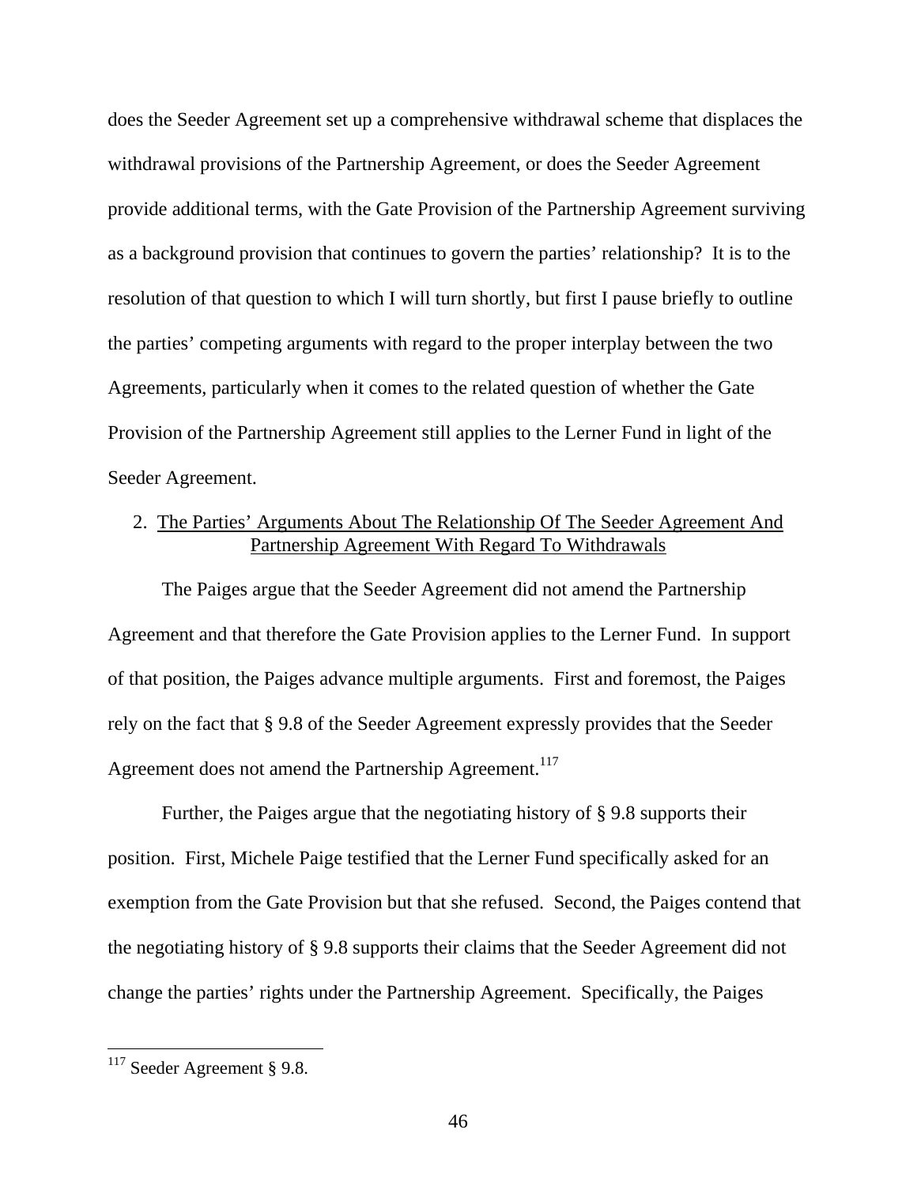does the Seeder Agreement set up a comprehensive withdrawal scheme that displaces the withdrawal provisions of the Partnership Agreement, or does the Seeder Agreement provide additional terms, with the Gate Provision of the Partnership Agreement surviving as a background provision that continues to govern the parties' relationship? It is to the resolution of that question to which I will turn shortly, but first I pause briefly to outline the parties' competing arguments with regard to the proper interplay between the two Agreements, particularly when it comes to the related question of whether the Gate Provision of the Partnership Agreement still applies to the Lerner Fund in light of the Seeder Agreement.

### 2. The Parties' Arguments About The Relationship Of The Seeder Agreement And Partnership Agreement With Regard To Withdrawals

The Paiges argue that the Seeder Agreement did not amend the Partnership Agreement and that therefore the Gate Provision applies to the Lerner Fund. In support of that position, the Paiges advance multiple arguments. First and foremost, the Paiges rely on the fact that § 9.8 of the Seeder Agreement expressly provides that the Seeder Agreement does not amend the Partnership Agreement.[117]

Further, the Paiges argue that the negotiating history of § 9.8 supports their position. First, Michele Paige testified that the Lerner Fund specifically asked for an exemption from the Gate Provision but that she refused. Second, the Paiges contend that the negotiating history of § 9.8 supports their claims that the Seeder Agreement did not change the parties' rights under the Partnership Agreement. Specifically, the Paiges

---

[117] Seeder Agreement § 9.8.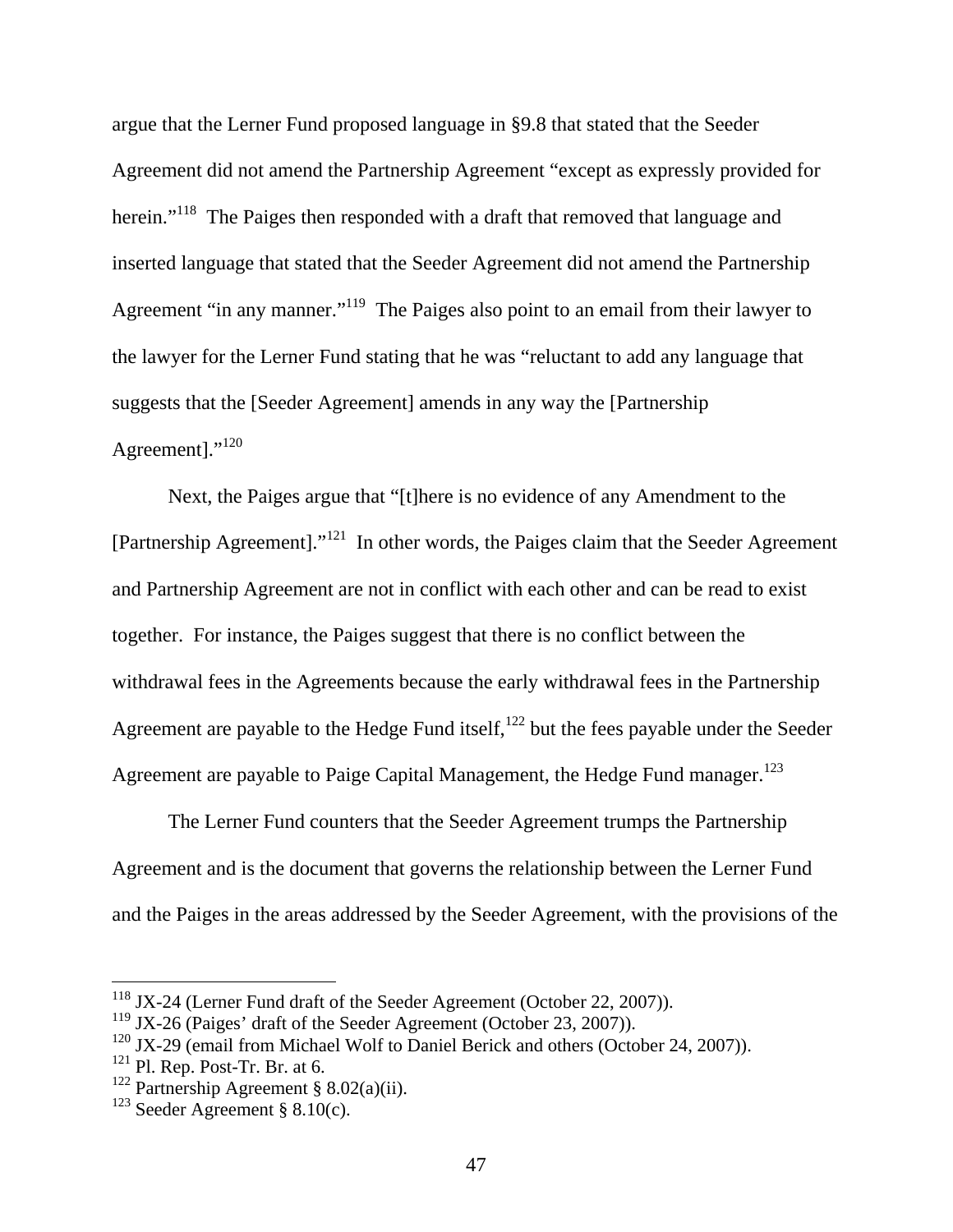argue that the Lerner Fund proposed language in §9.8 that stated that the Seeder Agreement did not amend the Partnership Agreement "except as expressly provided for herein."[118] The Paiges then responded with a draft that removed that language and inserted language that stated that the Seeder Agreement did not amend the Partnership Agreement "in any manner."[119] The Paiges also point to an email from their lawyer to the lawyer for the Lerner Fund stating that he was "reluctant to add any language that suggests that the [Seeder Agreement] amends in any way the [Partnership Agreement]."[120]

Next, the Paiges argue that "[t]here is no evidence of any Amendment to the [Partnership Agreement]."[121] In other words, the Paiges claim that the Seeder Agreement and Partnership Agreement are not in conflict with each other and can be read to exist together. For instance, the Paiges suggest that there is no conflict between the withdrawal fees in the Agreements because the early withdrawal fees in the Partnership Agreement are payable to the Hedge Fund itself,[122] but the fees payable under the Seeder Agreement are payable to Paige Capital Management, the Hedge Fund manager.[123]

The Lerner Fund counters that the Seeder Agreement trumps the Partnership Agreement and is the document that governs the relationship between the Lerner Fund and the Paiges in the areas addressed by the Seeder Agreement, with the provisions of the

---

[118] JX-24 (Lerner Fund draft of the Seeder Agreement (October 22, 2007)).
[119] JX-26 (Paiges' draft of the Seeder Agreement (October 23, 2007)).
[120] JX-29 (email from Michael Wolf to Daniel Berick and others (October 24, 2007)).
[121] Pl. Rep. Post-Tr. Br. at 6.
[122] Partnership Agreement § 8.02(a)(ii).
[123] Seeder Agreement § 8.10(c).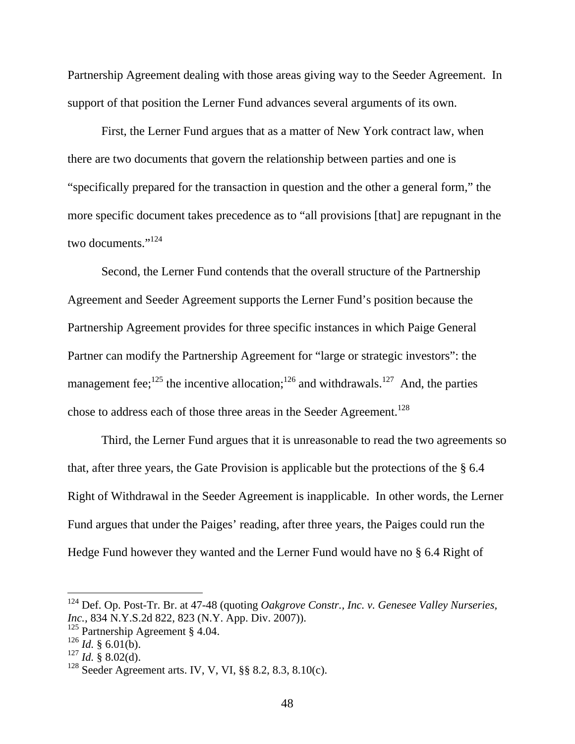Partnership Agreement dealing with those areas giving way to the Seeder Agreement. In support of that position the Lerner Fund advances several arguments of its own.

First, the Lerner Fund argues that as a matter of New York contract law, when there are two documents that govern the relationship between parties and one is "specifically prepared for the transaction in question and the other a general form," the more specific document takes precedence as to "all provisions [that] are repugnant in the two documents."[124]

Second, the Lerner Fund contends that the overall structure of the Partnership Agreement and Seeder Agreement supports the Lerner Fund's position because the Partnership Agreement provides for three specific instances in which Paige General Partner can modify the Partnership Agreement for "large or strategic investors": the management fee;[125] the incentive allocation;[126] and withdrawals.[127] And, the parties chose to address each of those three areas in the Seeder Agreement.[128]

Third, the Lerner Fund argues that it is unreasonable to read the two agreements so that, after three years, the Gate Provision is applicable but the protections of the § 6.4 Right of Withdrawal in the Seeder Agreement is inapplicable. In other words, the Lerner Fund argues that under the Paiges' reading, after three years, the Paiges could run the Hedge Fund however they wanted and the Lerner Fund would have no § 6.4 Right of

---

[124] Def. Op. Post-Tr. Br. at 47-48 (quoting *Oakgrove Constr., Inc. v. Genesee Valley Nurseries, Inc.*, 834 N.Y.S.2d 822, 823 (N.Y. App. Div. 2007)).

[125] Partnership Agreement § 4.04.

[126] *Id.* § 6.01(b).

[127] *Id.* § 8.02(d).

[128] Seeder Agreement arts. IV, V, VI, §§ 8.2, 8.3, 8.10(c).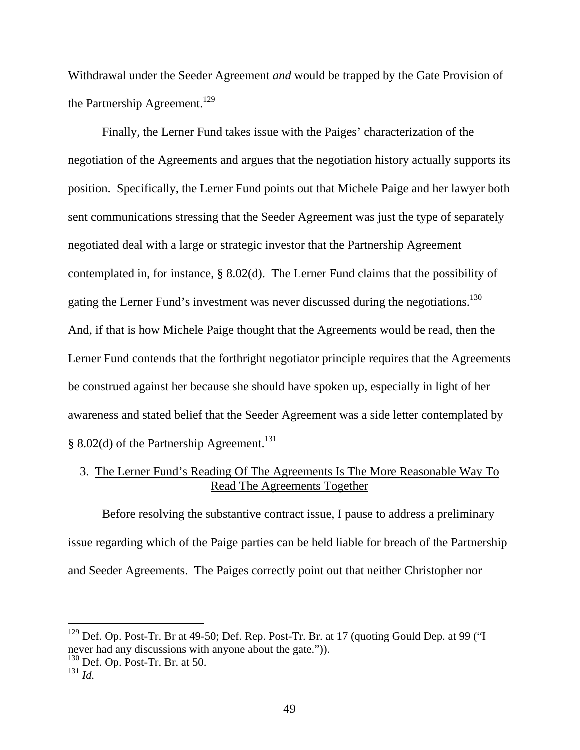Withdrawal under the Seeder Agreement *and* would be trapped by the Gate Provision of the Partnership Agreement.[129]

Finally, the Lerner Fund takes issue with the Paiges' characterization of the negotiation of the Agreements and argues that the negotiation history actually supports its position. Specifically, the Lerner Fund points out that Michele Paige and her lawyer both sent communications stressing that the Seeder Agreement was just the type of separately negotiated deal with a large or strategic investor that the Partnership Agreement contemplated in, for instance, § 8.02(d). The Lerner Fund claims that the possibility of gating the Lerner Fund's investment was never discussed during the negotiations.[130] And, if that is how Michele Paige thought that the Agreements would be read, then the Lerner Fund contends that the forthright negotiator principle requires that the Agreements be construed against her because she should have spoken up, especially in light of her awareness and stated belief that the Seeder Agreement was a side letter contemplated by § 8.02(d) of the Partnership Agreement.[131]

### 3. The Lerner Fund's Reading Of The Agreements Is The More Reasonable Way To Read The Agreements Together

Before resolving the substantive contract issue, I pause to address a preliminary issue regarding which of the Paige parties can be held liable for breach of the Partnership and Seeder Agreements. The Paiges correctly point out that neither Christopher nor

---

[129] Def. Op. Post-Tr. Br at 49-50; Def. Rep. Post-Tr. Br. at 17 (quoting Gould Dep. at 99 ("I never had any discussions with anyone about the gate.")).

[130] Def. Op. Post-Tr. Br. at 50.

[131] *Id.*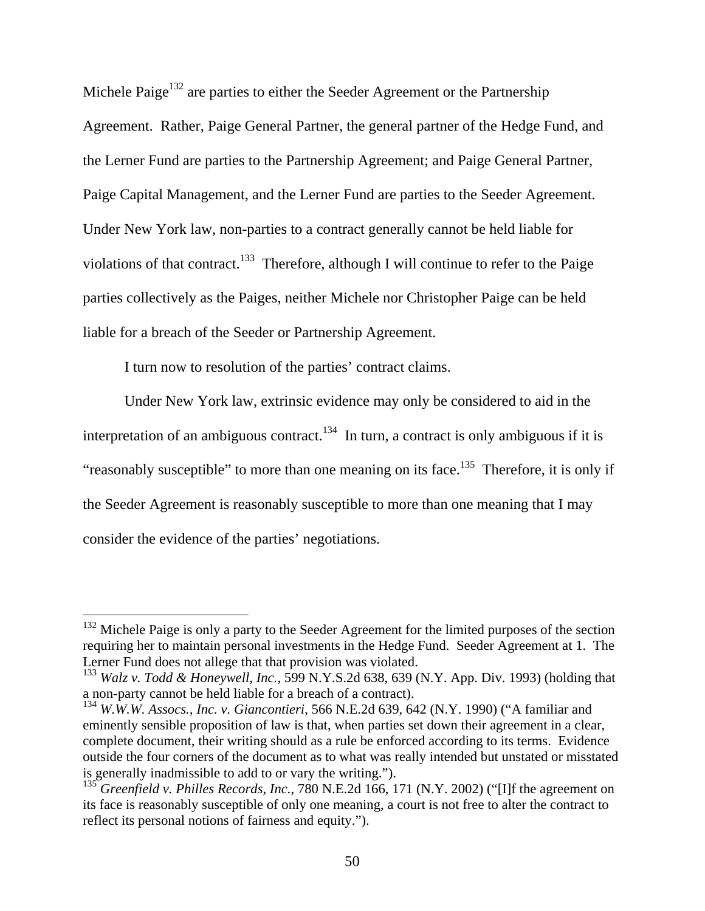Michele Paige[132] are parties to either the Seeder Agreement or the Partnership Agreement. Rather, Paige General Partner, the general partner of the Hedge Fund, and the Lerner Fund are parties to the Partnership Agreement; and Paige General Partner, Paige Capital Management, and the Lerner Fund are parties to the Seeder Agreement. Under New York law, non-parties to a contract generally cannot be held liable for violations of that contract.[133] Therefore, although I will continue to refer to the Paige parties collectively as the Paiges, neither Michele nor Christopher Paige can be held liable for a breach of the Seeder or Partnership Agreement.

I turn now to resolution of the parties' contract claims.

Under New York law, extrinsic evidence may only be considered to aid in the interpretation of an ambiguous contract.[134] In turn, a contract is only ambiguous if it is "reasonably susceptible" to more than one meaning on its face.[135] Therefore, it is only if the Seeder Agreement is reasonably susceptible to more than one meaning that I may consider the evidence of the parties' negotiations.

---

[132] Michele Paige is only a party to the Seeder Agreement for the limited purposes of the section requiring her to maintain personal investments in the Hedge Fund. Seeder Agreement at 1. The Lerner Fund does not allege that that provision was violated.

[133] *Walz v. Todd & Honeywell, Inc.*, 599 N.Y.S.2d 638, 639 (N.Y. App. Div. 1993) (holding that a non-party cannot be held liable for a breach of a contract).

[134] *W.W.W. Assocs., Inc. v. Giancontieri*, 566 N.E.2d 639, 642 (N.Y. 1990) ("A familiar and eminently sensible proposition of law is that, when parties set down their agreement in a clear, complete document, their writing should as a rule be enforced according to its terms. Evidence outside the four corners of the document as to what was really intended but unstated or misstated is generally inadmissible to add to or vary the writing.").

[135] *Greenfield v. Philles Records, Inc.*, 780 N.E.2d 166, 171 (N.Y. 2002) ("[I]f the agreement on its face is reasonably susceptible of only one meaning, a court is not free to alter the contract to reflect its personal notions of fairness and equity.").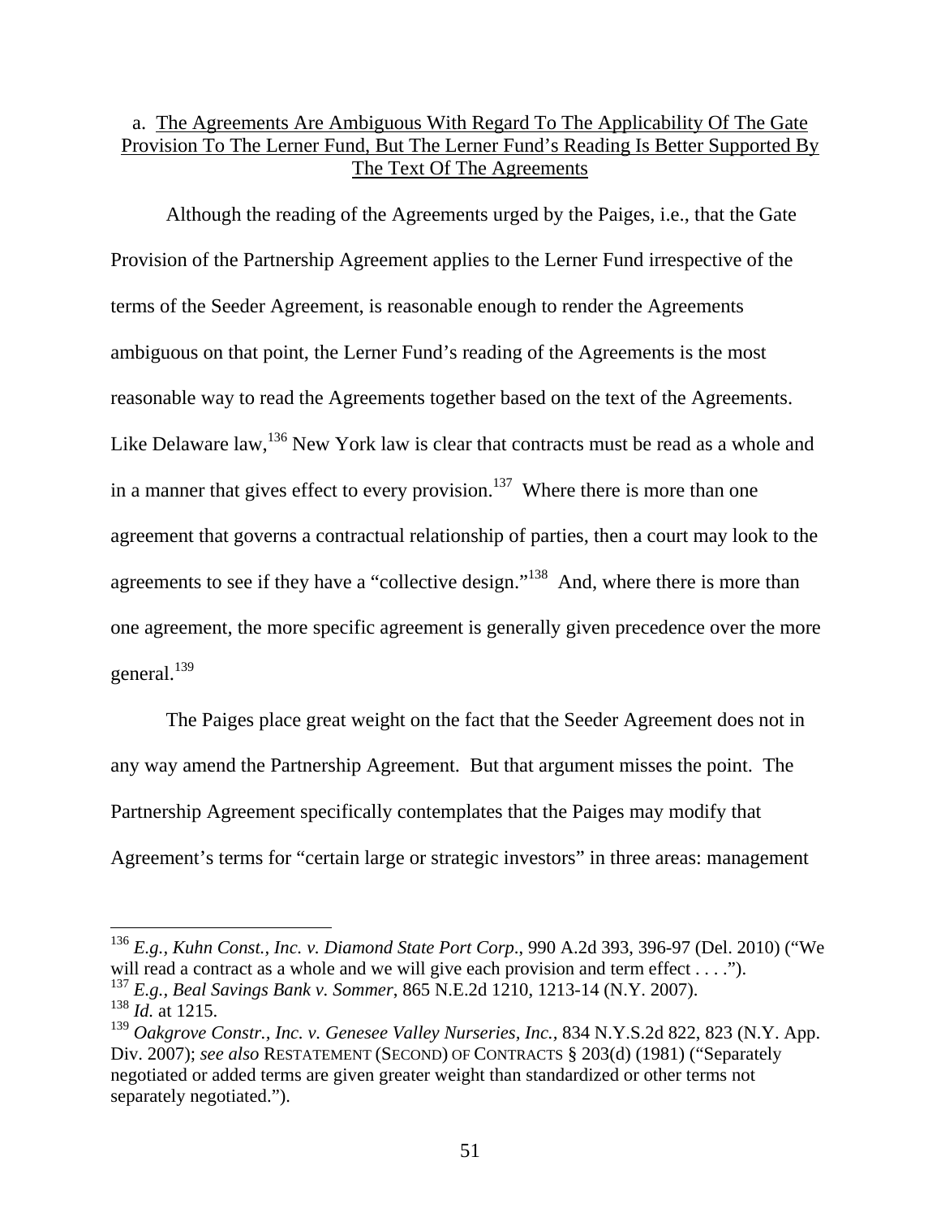a. The Agreements Are Ambiguous With Regard To The Applicability Of The Gate Provision To The Lerner Fund, But The Lerner Fund's Reading Is Better Supported By The Text Of The Agreements

Although the reading of the Agreements urged by the Paiges, i.e., that the Gate Provision of the Partnership Agreement applies to the Lerner Fund irrespective of the terms of the Seeder Agreement, is reasonable enough to render the Agreements ambiguous on that point, the Lerner Fund's reading of the Agreements is the most reasonable way to read the Agreements together based on the text of the Agreements. Like Delaware law,[136] New York law is clear that contracts must be read as a whole and in a manner that gives effect to every provision.[137] Where there is more than one agreement that governs a contractual relationship of parties, then a court may look to the agreements to see if they have a "collective design."[138] And, where there is more than one agreement, the more specific agreement is generally given precedence over the more general.[139]

The Paiges place great weight on the fact that the Seeder Agreement does not in any way amend the Partnership Agreement. But that argument misses the point. The Partnership Agreement specifically contemplates that the Paiges may modify that Agreement's terms for "certain large or strategic investors" in three areas: management

---

[136] *E.g.*, *Kuhn Const., Inc. v. Diamond State Port Corp.*, 990 A.2d 393, 396-97 (Del. 2010) ("We will read a contract as a whole and we will give each provision and term effect . . . .").

[137] *E.g.*, *Beal Savings Bank v. Sommer*, 865 N.E.2d 1210, 1213-14 (N.Y. 2007).

[138] *Id.* at 1215.

[139] *Oakgrove Constr., Inc. v. Genesee Valley Nurseries, Inc.*, 834 N.Y.S.2d 822, 823 (N.Y. App. Div. 2007); *see also* RESTATEMENT (SECOND) OF CONTRACTS § 203(d) (1981) ("Separately negotiated or added terms are given greater weight than standardized or other terms not separately negotiated.").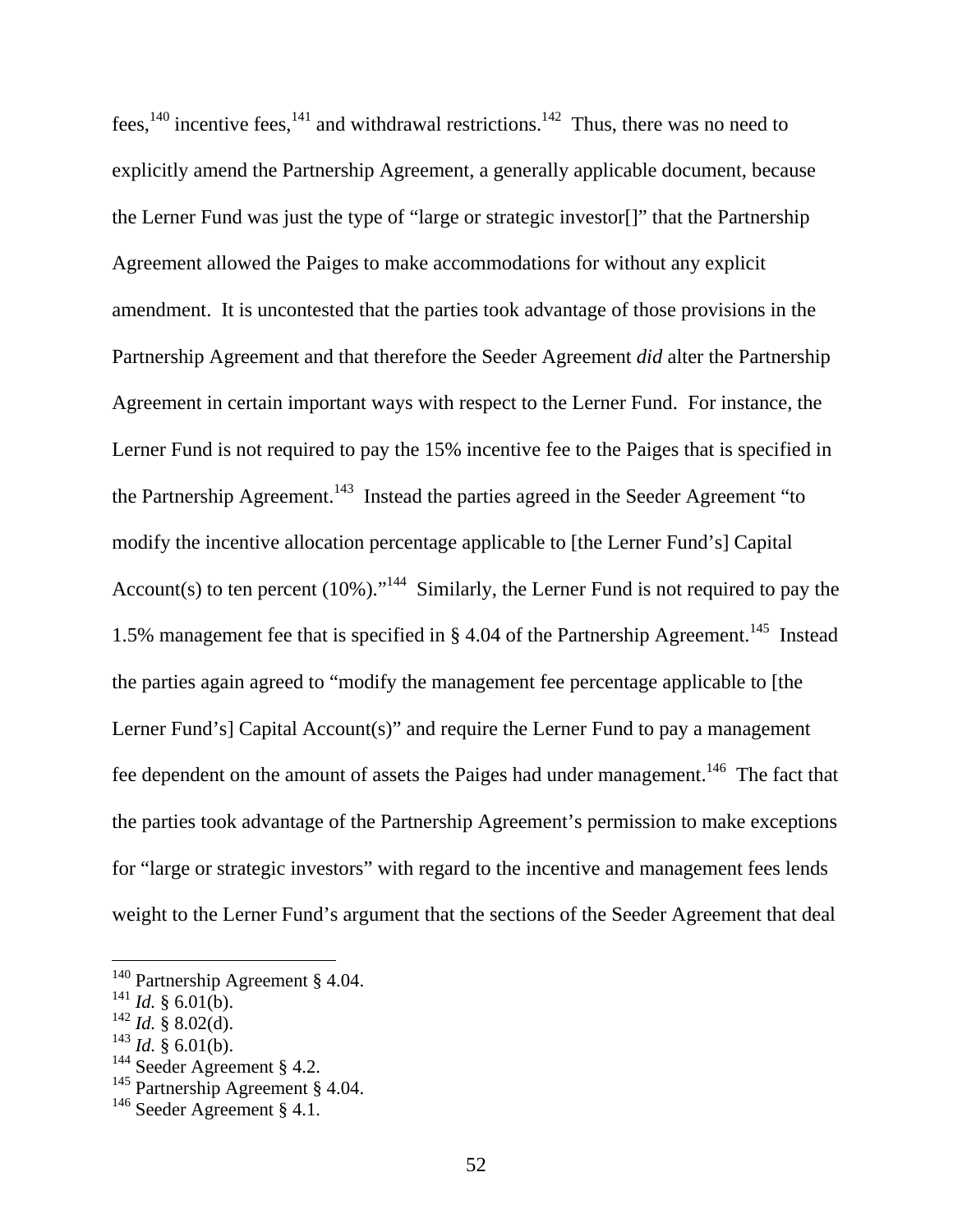fees,[140] incentive fees,[141] and withdrawal restrictions.[142] Thus, there was no need to explicitly amend the Partnership Agreement, a generally applicable document, because the Lerner Fund was just the type of "large or strategic investor[]" that the Partnership Agreement allowed the Paiges to make accommodations for without any explicit amendment. It is uncontested that the parties took advantage of those provisions in the Partnership Agreement and that therefore the Seeder Agreement *did* alter the Partnership Agreement in certain important ways with respect to the Lerner Fund. For instance, the Lerner Fund is not required to pay the 15% incentive fee to the Paiges that is specified in the Partnership Agreement.[143] Instead the parties agreed in the Seeder Agreement "to modify the incentive allocation percentage applicable to [the Lerner Fund's] Capital Account(s) to ten percent (10%)."[144] Similarly, the Lerner Fund is not required to pay the 1.5% management fee that is specified in § 4.04 of the Partnership Agreement.[145] Instead the parties again agreed to "modify the management fee percentage applicable to [the Lerner Fund's] Capital Account(s)" and require the Lerner Fund to pay a management fee dependent on the amount of assets the Paiges had under management.[146] The fact that the parties took advantage of the Partnership Agreement's permission to make exceptions for "large or strategic investors" with regard to the incentive and management fees lends weight to the Lerner Fund's argument that the sections of the Seeder Agreement that deal

---

[140] Partnership Agreement § 4.04.
[141] *Id.* § 6.01(b).
[142] *Id.* § 8.02(d).
[143] *Id.* § 6.01(b).
[144] Seeder Agreement § 4.2.
[145] Partnership Agreement § 4.04.
[146] Seeder Agreement § 4.1.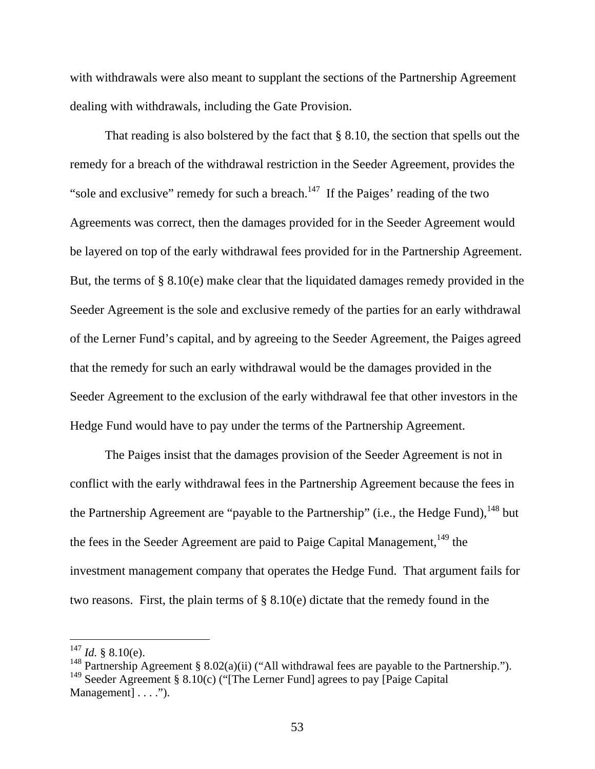with withdrawals were also meant to supplant the sections of the Partnership Agreement dealing with withdrawals, including the Gate Provision.

That reading is also bolstered by the fact that § 8.10, the section that spells out the remedy for a breach of the withdrawal restriction in the Seeder Agreement, provides the "sole and exclusive" remedy for such a breach.[147] If the Paiges' reading of the two Agreements was correct, then the damages provided for in the Seeder Agreement would be layered on top of the early withdrawal fees provided for in the Partnership Agreement. But, the terms of § 8.10(e) make clear that the liquidated damages remedy provided in the Seeder Agreement is the sole and exclusive remedy of the parties for an early withdrawal of the Lerner Fund's capital, and by agreeing to the Seeder Agreement, the Paiges agreed that the remedy for such an early withdrawal would be the damages provided in the Seeder Agreement to the exclusion of the early withdrawal fee that other investors in the Hedge Fund would have to pay under the terms of the Partnership Agreement.

The Paiges insist that the damages provision of the Seeder Agreement is not in conflict with the early withdrawal fees in the Partnership Agreement because the fees in the Partnership Agreement are "payable to the Partnership" (i.e., the Hedge Fund),[148] but the fees in the Seeder Agreement are paid to Paige Capital Management,[149] the investment management company that operates the Hedge Fund. That argument fails for two reasons. First, the plain terms of § 8.10(e) dictate that the remedy found in the

---

[147] *Id.* § 8.10(e).

[148] Partnership Agreement § 8.02(a)(ii) ("All withdrawal fees are payable to the Partnership.").

[149] Seeder Agreement § 8.10(c) ("[The Lerner Fund] agrees to pay [Paige Capital Management] . . . .").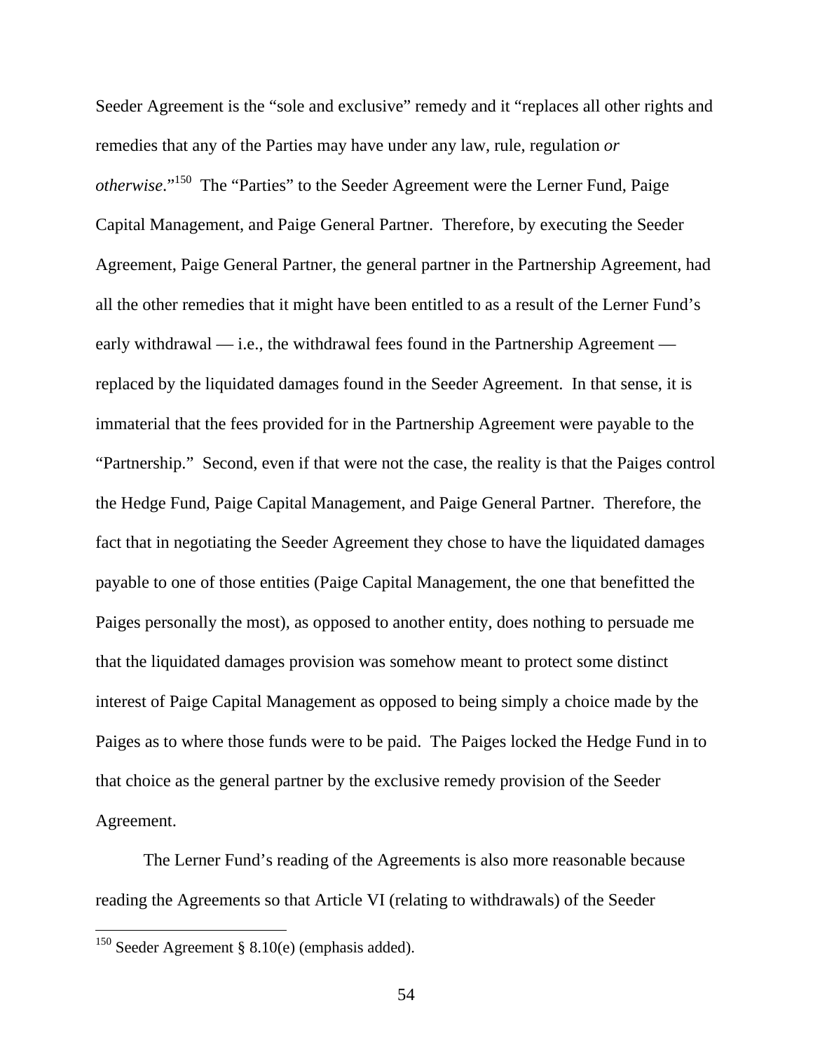Seeder Agreement is the "sole and exclusive" remedy and it "replaces all other rights and remedies that any of the Parties may have under any law, rule, regulation *or otherwise*."[150] The "Parties" to the Seeder Agreement were the Lerner Fund, Paige Capital Management, and Paige General Partner. Therefore, by executing the Seeder Agreement, Paige General Partner, the general partner in the Partnership Agreement, had all the other remedies that it might have been entitled to as a result of the Lerner Fund's early withdrawal — i.e., the withdrawal fees found in the Partnership Agreement — replaced by the liquidated damages found in the Seeder Agreement. In that sense, it is immaterial that the fees provided for in the Partnership Agreement were payable to the "Partnership." Second, even if that were not the case, the reality is that the Paiges control the Hedge Fund, Paige Capital Management, and Paige General Partner. Therefore, the fact that in negotiating the Seeder Agreement they chose to have the liquidated damages payable to one of those entities (Paige Capital Management, the one that benefitted the Paiges personally the most), as opposed to another entity, does nothing to persuade me that the liquidated damages provision was somehow meant to protect some distinct interest of Paige Capital Management as opposed to being simply a choice made by the Paiges as to where those funds were to be paid. The Paiges locked the Hedge Fund in to that choice as the general partner by the exclusive remedy provision of the Seeder Agreement.

The Lerner Fund's reading of the Agreements is also more reasonable because reading the Agreements so that Article VI (relating to withdrawals) of the Seeder

---

[150] Seeder Agreement § 8.10(e) (emphasis added).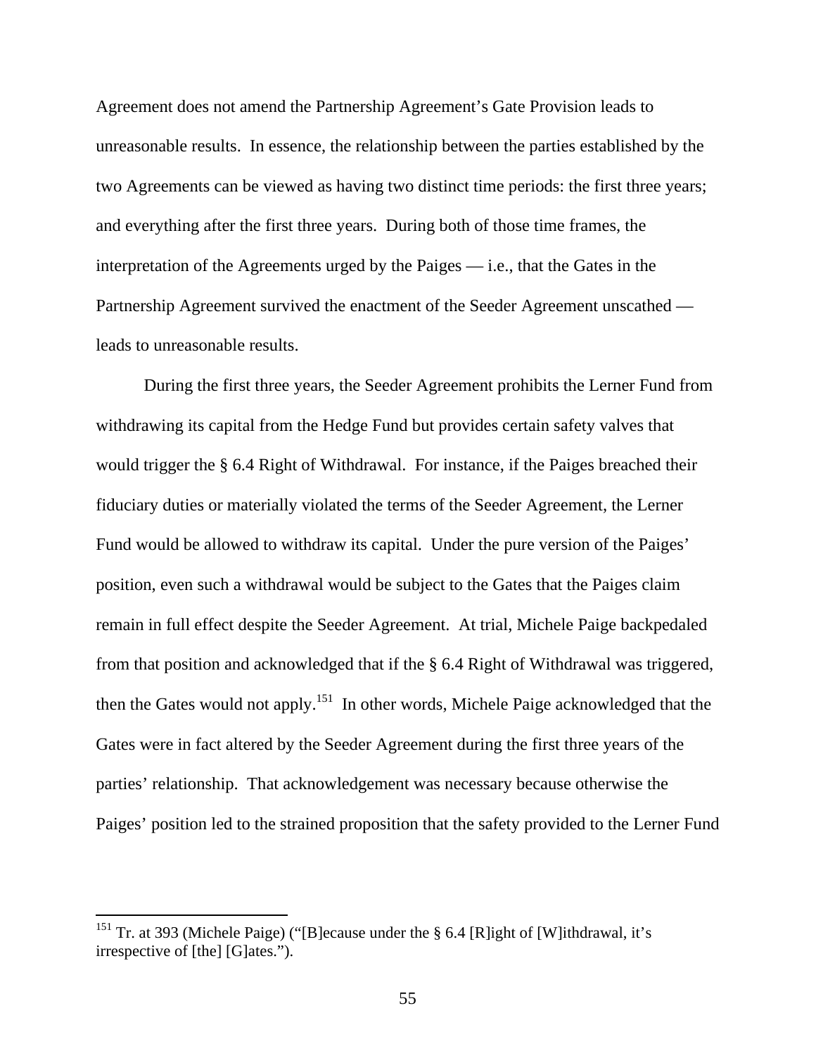Agreement does not amend the Partnership Agreement's Gate Provision leads to unreasonable results. In essence, the relationship between the parties established by the two Agreements can be viewed as having two distinct time periods: the first three years; and everything after the first three years. During both of those time frames, the interpretation of the Agreements urged by the Paiges — i.e., that the Gates in the Partnership Agreement survived the enactment of the Seeder Agreement unscathed — leads to unreasonable results.

During the first three years, the Seeder Agreement prohibits the Lerner Fund from withdrawing its capital from the Hedge Fund but provides certain safety valves that would trigger the § 6.4 Right of Withdrawal. For instance, if the Paiges breached their fiduciary duties or materially violated the terms of the Seeder Agreement, the Lerner Fund would be allowed to withdraw its capital. Under the pure version of the Paiges' position, even such a withdrawal would be subject to the Gates that the Paiges claim remain in full effect despite the Seeder Agreement. At trial, Michele Paige backpedaled from that position and acknowledged that if the § 6.4 Right of Withdrawal was triggered, then the Gates would not apply.[151] In other words, Michele Paige acknowledged that the Gates were in fact altered by the Seeder Agreement during the first three years of the parties' relationship. That acknowledgement was necessary because otherwise the Paiges' position led to the strained proposition that the safety provided to the Lerner Fund

---

[151] Tr. at 393 (Michele Paige) ("[B]ecause under the § 6.4 [R]ight of [W]ithdrawal, it's irrespective of [the] [G]ates.").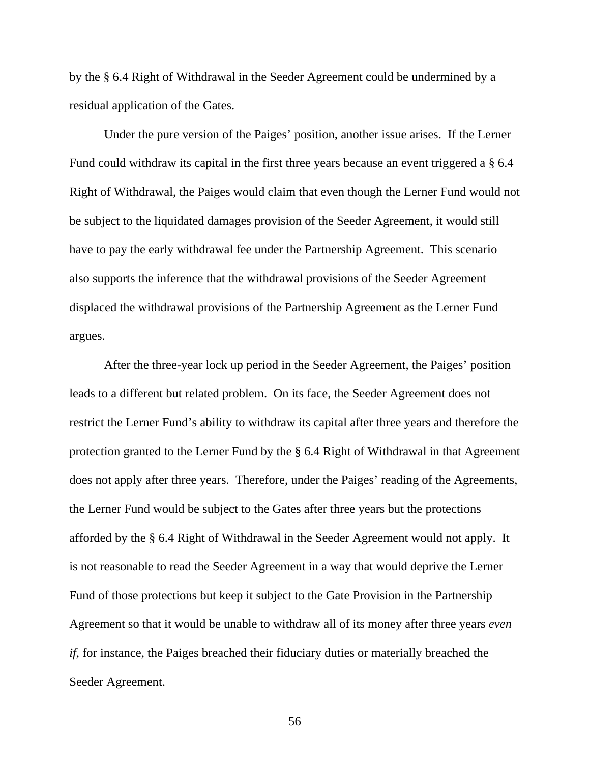by the § 6.4 Right of Withdrawal in the Seeder Agreement could be undermined by a residual application of the Gates.

Under the pure version of the Paiges' position, another issue arises. If the Lerner Fund could withdraw its capital in the first three years because an event triggered a § 6.4 Right of Withdrawal, the Paiges would claim that even though the Lerner Fund would not be subject to the liquidated damages provision of the Seeder Agreement, it would still have to pay the early withdrawal fee under the Partnership Agreement. This scenario also supports the inference that the withdrawal provisions of the Seeder Agreement displaced the withdrawal provisions of the Partnership Agreement as the Lerner Fund argues.

After the three-year lock up period in the Seeder Agreement, the Paiges' position leads to a different but related problem. On its face, the Seeder Agreement does not restrict the Lerner Fund's ability to withdraw its capital after three years and therefore the protection granted to the Lerner Fund by the § 6.4 Right of Withdrawal in that Agreement does not apply after three years. Therefore, under the Paiges' reading of the Agreements, the Lerner Fund would be subject to the Gates after three years but the protections afforded by the § 6.4 Right of Withdrawal in the Seeder Agreement would not apply. It is not reasonable to read the Seeder Agreement in a way that would deprive the Lerner Fund of those protections but keep it subject to the Gate Provision in the Partnership Agreement so that it would be unable to withdraw all of its money after three years *even if*, for instance, the Paiges breached their fiduciary duties or materially breached the Seeder Agreement.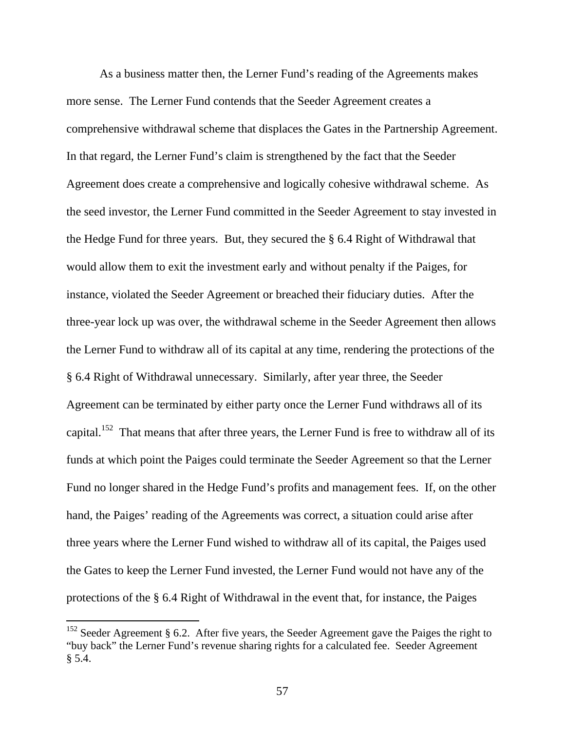As a business matter then, the Lerner Fund's reading of the Agreements makes more sense. The Lerner Fund contends that the Seeder Agreement creates a comprehensive withdrawal scheme that displaces the Gates in the Partnership Agreement. In that regard, the Lerner Fund's claim is strengthened by the fact that the Seeder Agreement does create a comprehensive and logically cohesive withdrawal scheme. As the seed investor, the Lerner Fund committed in the Seeder Agreement to stay invested in the Hedge Fund for three years. But, they secured the § 6.4 Right of Withdrawal that would allow them to exit the investment early and without penalty if the Paiges, for instance, violated the Seeder Agreement or breached their fiduciary duties. After the three-year lock up was over, the withdrawal scheme in the Seeder Agreement then allows the Lerner Fund to withdraw all of its capital at any time, rendering the protections of the § 6.4 Right of Withdrawal unnecessary. Similarly, after year three, the Seeder Agreement can be terminated by either party once the Lerner Fund withdraws all of its capital.[152] That means that after three years, the Lerner Fund is free to withdraw all of its funds at which point the Paiges could terminate the Seeder Agreement so that the Lerner Fund no longer shared in the Hedge Fund's profits and management fees. If, on the other hand, the Paiges' reading of the Agreements was correct, a situation could arise after three years where the Lerner Fund wished to withdraw all of its capital, the Paiges used the Gates to keep the Lerner Fund invested, the Lerner Fund would not have any of the protections of the § 6.4 Right of Withdrawal in the event that, for instance, the Paiges

[152] Seeder Agreement § 6.2. After five years, the Seeder Agreement gave the Paiges the right to "buy back" the Lerner Fund's revenue sharing rights for a calculated fee. Seeder Agreement § 5.4.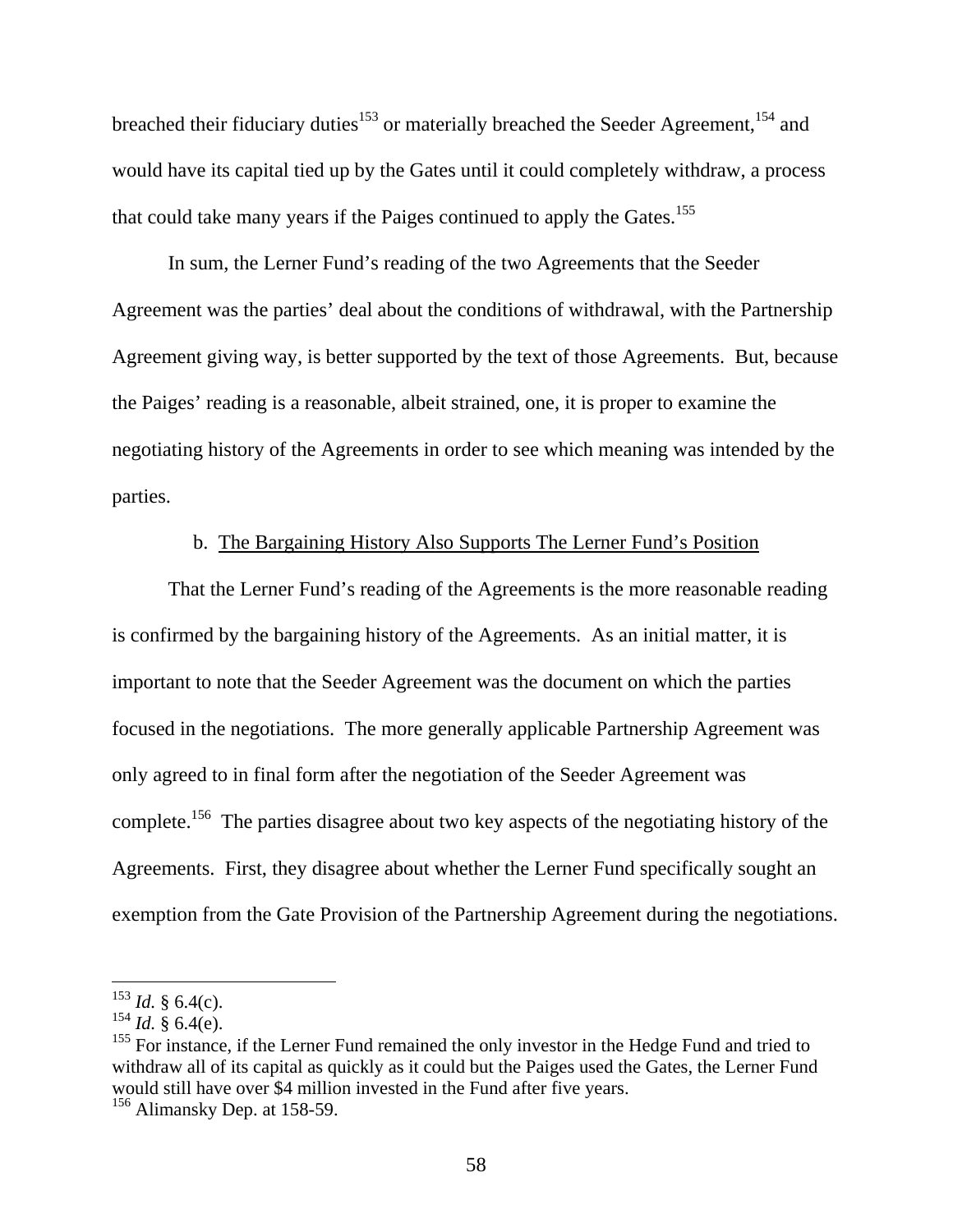breached their fiduciary duties[153] or materially breached the Seeder Agreement,[154] and would have its capital tied up by the Gates until it could completely withdraw, a process that could take many years if the Paiges continued to apply the Gates.[155]

In sum, the Lerner Fund's reading of the two Agreements that the Seeder Agreement was the parties' deal about the conditions of withdrawal, with the Partnership Agreement giving way, is better supported by the text of those Agreements. But, because the Paiges' reading is a reasonable, albeit strained, one, it is proper to examine the negotiating history of the Agreements in order to see which meaning was intended by the parties.

b. <u>The Bargaining History Also Supports The Lerner Fund's Position</u>

That the Lerner Fund's reading of the Agreements is the more reasonable reading is confirmed by the bargaining history of the Agreements. As an initial matter, it is important to note that the Seeder Agreement was the document on which the parties focused in the negotiations. The more generally applicable Partnership Agreement was only agreed to in final form after the negotiation of the Seeder Agreement was complete.[156] The parties disagree about two key aspects of the negotiating history of the Agreements. First, they disagree about whether the Lerner Fund specifically sought an exemption from the Gate Provision of the Partnership Agreement during the negotiations.

---

[153] *Id.* § 6.4(c).

[154] *Id.* § 6.4(e).

[155] For instance, if the Lerner Fund remained the only investor in the Hedge Fund and tried to withdraw all of its capital as quickly as it could but the Paiges used the Gates, the Lerner Fund would still have over $4 million invested in the Fund after five years.

[156] Alimansky Dep. at 158-59.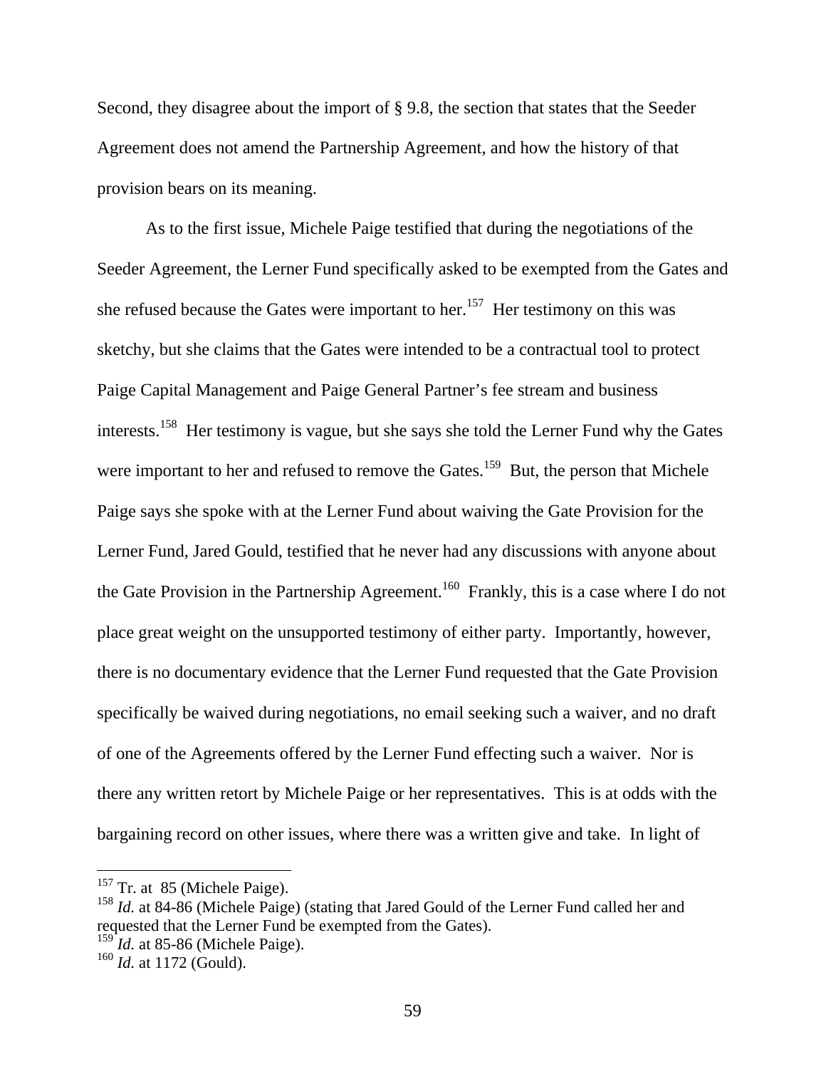Second, they disagree about the import of § 9.8, the section that states that the Seeder Agreement does not amend the Partnership Agreement, and how the history of that provision bears on its meaning.

As to the first issue, Michele Paige testified that during the negotiations of the Seeder Agreement, the Lerner Fund specifically asked to be exempted from the Gates and she refused because the Gates were important to her.[157] Her testimony on this was sketchy, but she claims that the Gates were intended to be a contractual tool to protect Paige Capital Management and Paige General Partner's fee stream and business interests.[158] Her testimony is vague, but she says she told the Lerner Fund why the Gates were important to her and refused to remove the Gates.[159] But, the person that Michele Paige says she spoke with at the Lerner Fund about waiving the Gate Provision for the Lerner Fund, Jared Gould, testified that he never had any discussions with anyone about the Gate Provision in the Partnership Agreement.[160] Frankly, this is a case where I do not place great weight on the unsupported testimony of either party. Importantly, however, there is no documentary evidence that the Lerner Fund requested that the Gate Provision specifically be waived during negotiations, no email seeking such a waiver, and no draft of one of the Agreements offered by the Lerner Fund effecting such a waiver. Nor is there any written retort by Michele Paige or her representatives. This is at odds with the bargaining record on other issues, where there was a written give and take. In light of

---

[157] Tr. at 85 (Michele Paige).

[158] *Id.* at 84-86 (Michele Paige) (stating that Jared Gould of the Lerner Fund called her and requested that the Lerner Fund be exempted from the Gates).

[159] *Id.* at 85-86 (Michele Paige).

[160] *Id.* at 1172 (Gould).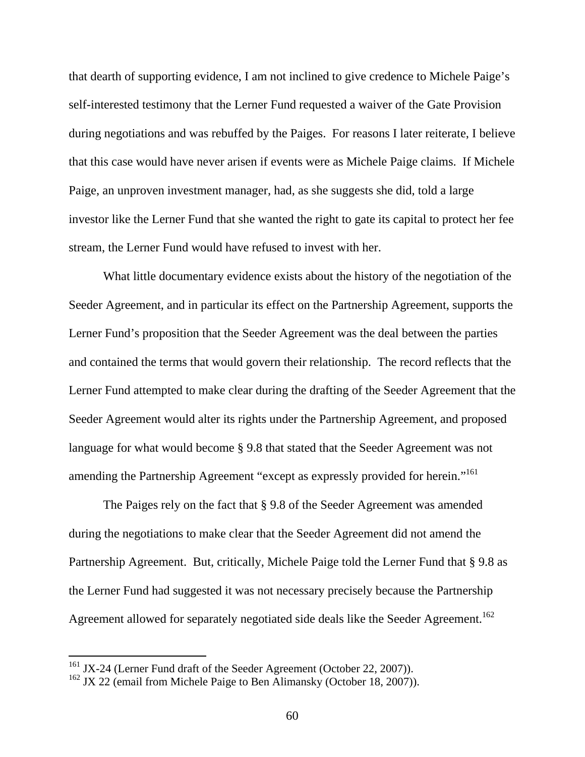that dearth of supporting evidence, I am not inclined to give credence to Michele Paige's self-interested testimony that the Lerner Fund requested a waiver of the Gate Provision during negotiations and was rebuffed by the Paiges. For reasons I later reiterate, I believe that this case would have never arisen if events were as Michele Paige claims. If Michele Paige, an unproven investment manager, had, as she suggests she did, told a large investor like the Lerner Fund that she wanted the right to gate its capital to protect her fee stream, the Lerner Fund would have refused to invest with her.

What little documentary evidence exists about the history of the negotiation of the Seeder Agreement, and in particular its effect on the Partnership Agreement, supports the Lerner Fund's proposition that the Seeder Agreement was the deal between the parties and contained the terms that would govern their relationship. The record reflects that the Lerner Fund attempted to make clear during the drafting of the Seeder Agreement that the Seeder Agreement would alter its rights under the Partnership Agreement, and proposed language for what would become § 9.8 that stated that the Seeder Agreement was not amending the Partnership Agreement "except as expressly provided for herein."[161]

The Paiges rely on the fact that § 9.8 of the Seeder Agreement was amended during the negotiations to make clear that the Seeder Agreement did not amend the Partnership Agreement. But, critically, Michele Paige told the Lerner Fund that § 9.8 as the Lerner Fund had suggested it was not necessary precisely because the Partnership Agreement allowed for separately negotiated side deals like the Seeder Agreement.[162]

---

[161] JX-24 (Lerner Fund draft of the Seeder Agreement (October 22, 2007)).

[162] JX 22 (email from Michele Paige to Ben Alimansky (October 18, 2007)).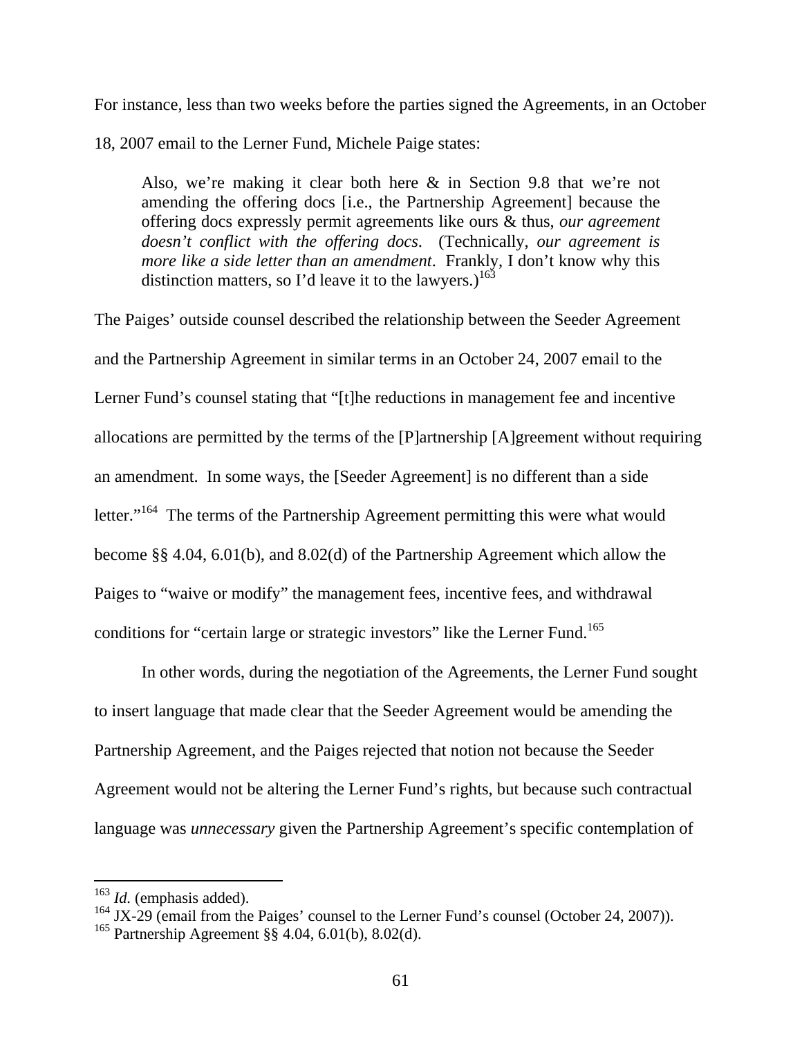For instance, less than two weeks before the parties signed the Agreements, in an October 18, 2007 email to the Lerner Fund, Michele Paige states:

> Also, we're making it clear both here & in Section 9.8 that we're not amending the offering docs [i.e., the Partnership Agreement] because the offering docs expressly permit agreements like ours & thus, *our agreement doesn't conflict with the offering docs*. (Technically, *our agreement is more like a side letter than an amendment*. Frankly, I don't know why this distinction matters, so I'd leave it to the lawyers.)[163]

The Paiges' outside counsel described the relationship between the Seeder Agreement and the Partnership Agreement in similar terms in an October 24, 2007 email to the Lerner Fund's counsel stating that "[t]he reductions in management fee and incentive allocations are permitted by the terms of the [P]artnership [A]greement without requiring an amendment. In some ways, the [Seeder Agreement] is no different than a side letter."[164] The terms of the Partnership Agreement permitting this were what would become §§ 4.04, 6.01(b), and 8.02(d) of the Partnership Agreement which allow the Paiges to "waive or modify" the management fees, incentive fees, and withdrawal conditions for "certain large or strategic investors" like the Lerner Fund.[165]

In other words, during the negotiation of the Agreements, the Lerner Fund sought to insert language that made clear that the Seeder Agreement would be amending the Partnership Agreement, and the Paiges rejected that notion not because the Seeder Agreement would not be altering the Lerner Fund's rights, but because such contractual language was *unnecessary* given the Partnership Agreement's specific contemplation of

---

[163] *Id.* (emphasis added).

[164] JX-29 (email from the Paiges' counsel to the Lerner Fund's counsel (October 24, 2007)).

[165] Partnership Agreement §§ 4.04, 6.01(b), 8.02(d).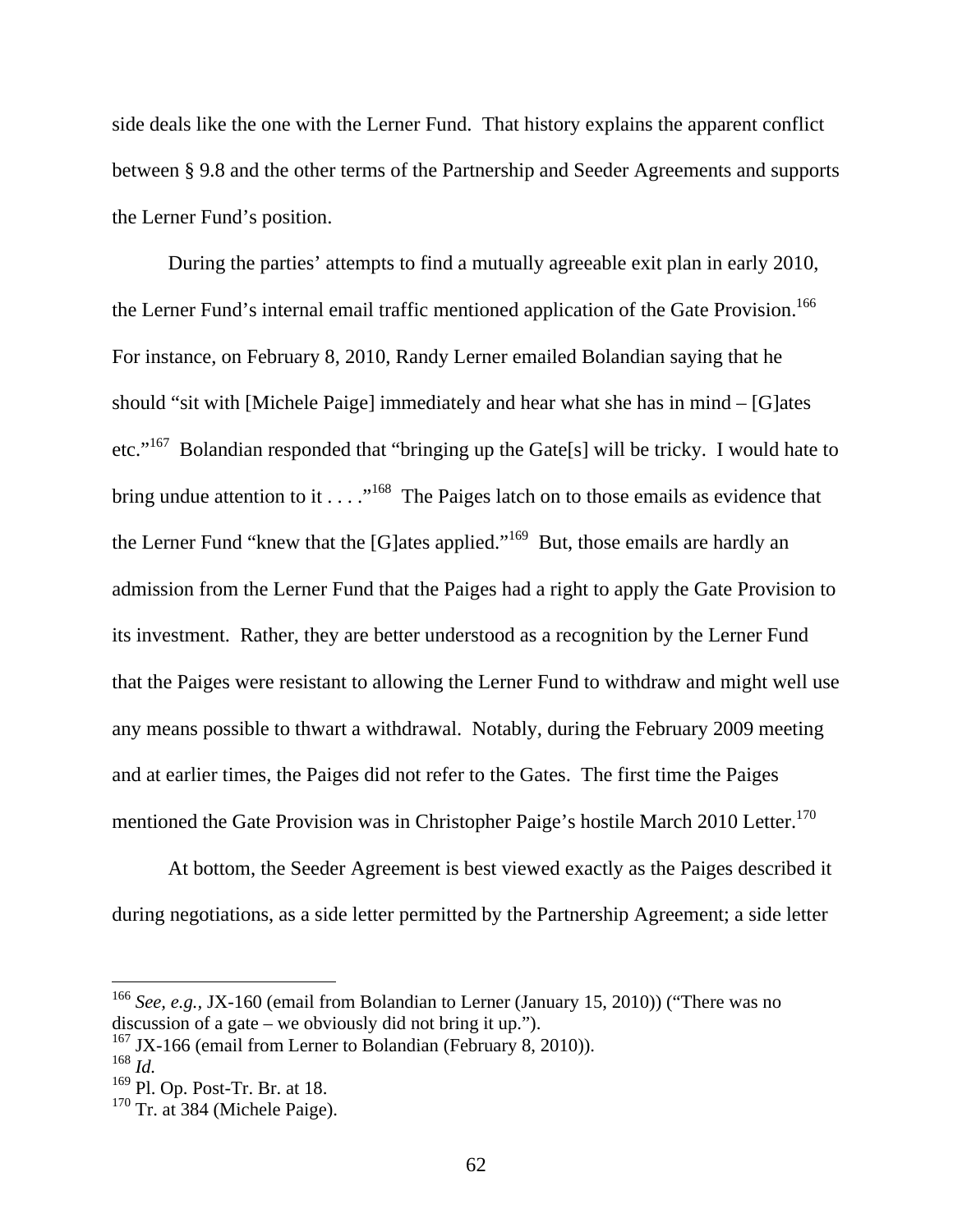side deals like the one with the Lerner Fund. That history explains the apparent conflict between § 9.8 and the other terms of the Partnership and Seeder Agreements and supports the Lerner Fund's position.

During the parties' attempts to find a mutually agreeable exit plan in early 2010, the Lerner Fund's internal email traffic mentioned application of the Gate Provision.[166] For instance, on February 8, 2010, Randy Lerner emailed Bolandian saying that he should "sit with [Michele Paige] immediately and hear what she has in mind – [G]ates etc."[167] Bolandian responded that "bringing up the Gate[s] will be tricky. I would hate to bring undue attention to it . . . ."[168] The Paiges latch on to those emails as evidence that the Lerner Fund "knew that the [G]ates applied."[169] But, those emails are hardly an admission from the Lerner Fund that the Paiges had a right to apply the Gate Provision to its investment. Rather, they are better understood as a recognition by the Lerner Fund that the Paiges were resistant to allowing the Lerner Fund to withdraw and might well use any means possible to thwart a withdrawal. Notably, during the February 2009 meeting and at earlier times, the Paiges did not refer to the Gates. The first time the Paiges mentioned the Gate Provision was in Christopher Paige's hostile March 2010 Letter.[170]

At bottom, the Seeder Agreement is best viewed exactly as the Paiges described it during negotiations, as a side letter permitted by the Partnership Agreement; a side letter

---

[166] *See, e.g.*, JX-160 (email from Bolandian to Lerner (January 15, 2010)) ("There was no discussion of a gate – we obviously did not bring it up.").
[167] JX-166 (email from Lerner to Bolandian (February 8, 2010)).
[168] *Id.*
[169] Pl. Op. Post-Tr. Br. at 18.
[170] Tr. at 384 (Michele Paige).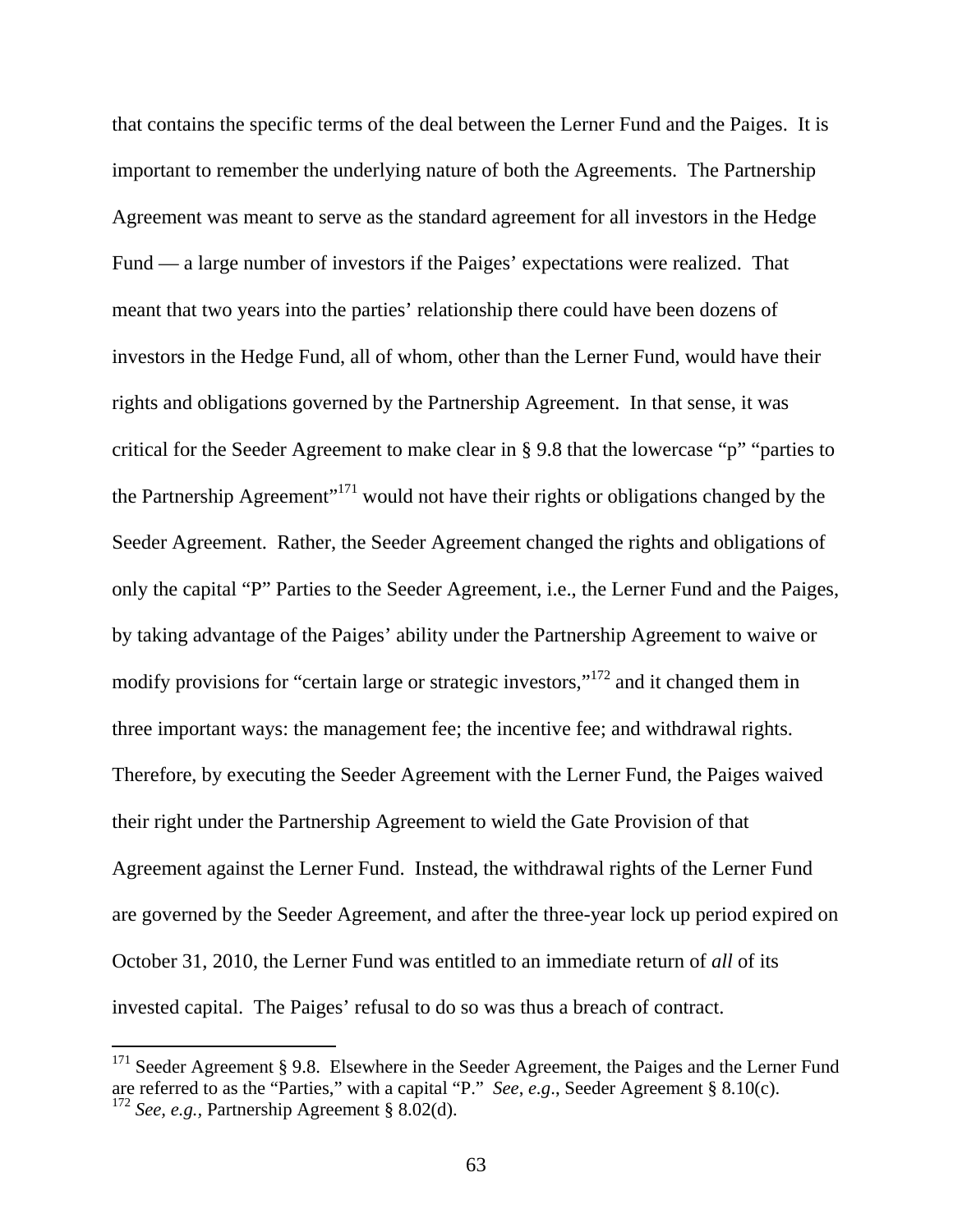that contains the specific terms of the deal between the Lerner Fund and the Paiges. It is important to remember the underlying nature of both the Agreements. The Partnership Agreement was meant to serve as the standard agreement for all investors in the Hedge Fund — a large number of investors if the Paiges' expectations were realized. That meant that two years into the parties' relationship there could have been dozens of investors in the Hedge Fund, all of whom, other than the Lerner Fund, would have their rights and obligations governed by the Partnership Agreement. In that sense, it was critical for the Seeder Agreement to make clear in § 9.8 that the lowercase "p" "parties to the Partnership Agreement"[171] would not have their rights or obligations changed by the Seeder Agreement. Rather, the Seeder Agreement changed the rights and obligations of only the capital "P" Parties to the Seeder Agreement, i.e., the Lerner Fund and the Paiges, by taking advantage of the Paiges' ability under the Partnership Agreement to waive or modify provisions for "certain large or strategic investors,"[172] and it changed them in three important ways: the management fee; the incentive fee; and withdrawal rights. Therefore, by executing the Seeder Agreement with the Lerner Fund, the Paiges waived their right under the Partnership Agreement to wield the Gate Provision of that Agreement against the Lerner Fund. Instead, the withdrawal rights of the Lerner Fund are governed by the Seeder Agreement, and after the three-year lock up period expired on October 31, 2010, the Lerner Fund was entitled to an immediate return of *all* of its invested capital. The Paiges' refusal to do so was thus a breach of contract.

---

[171] Seeder Agreement § 9.8. Elsewhere in the Seeder Agreement, the Paiges and the Lerner Fund are referred to as the "Parties," with a capital "P." *See, e.g.*, Seeder Agreement § 8.10(c).

[172] *See, e.g.,* Partnership Agreement § 8.02(d).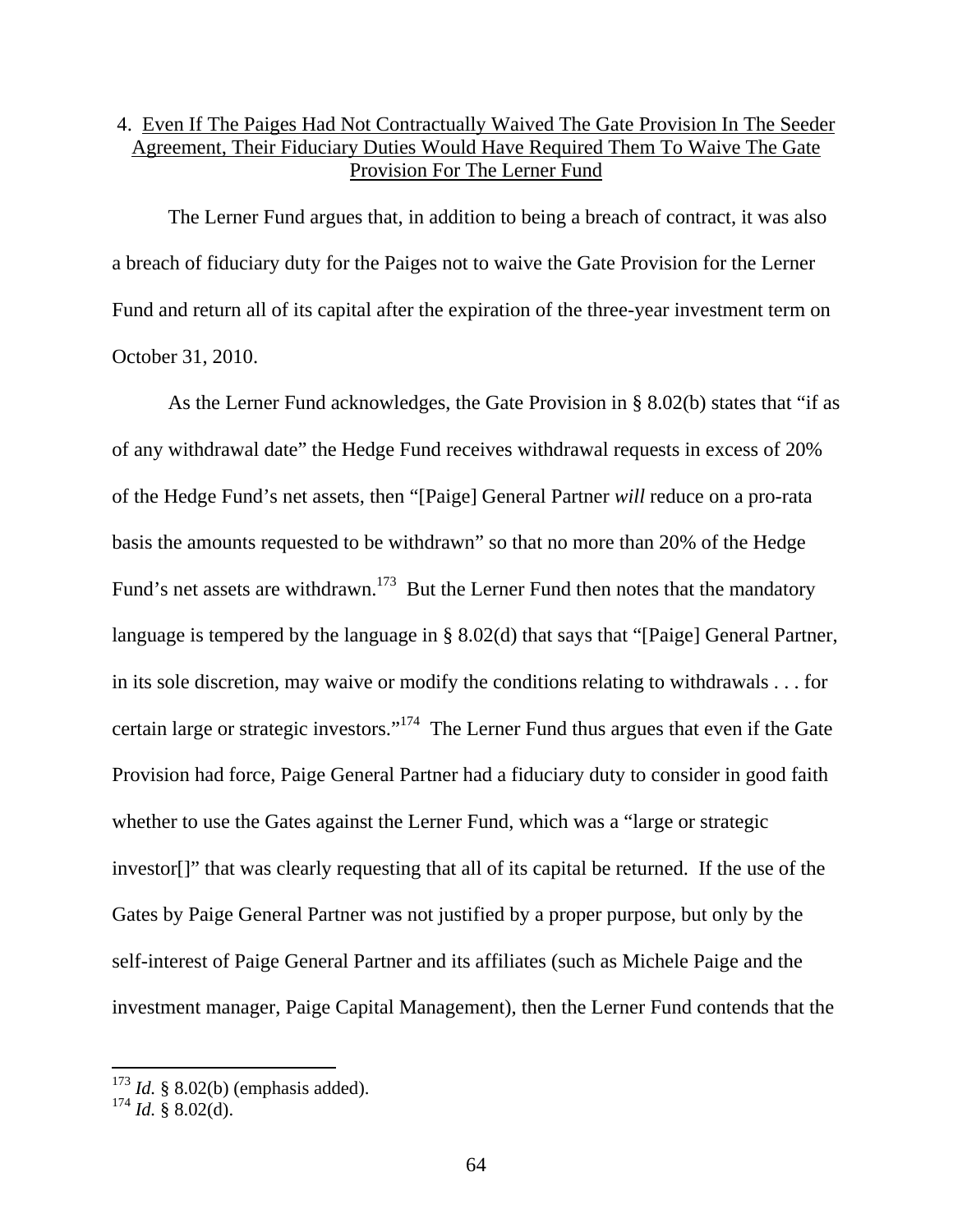4. Even If The Paiges Had Not Contractually Waived The Gate Provision In The Seeder Agreement, Their Fiduciary Duties Would Have Required Them To Waive The Gate Provision For The Lerner Fund

The Lerner Fund argues that, in addition to being a breach of contract, it was also a breach of fiduciary duty for the Paiges not to waive the Gate Provision for the Lerner Fund and return all of its capital after the expiration of the three-year investment term on October 31, 2010.

As the Lerner Fund acknowledges, the Gate Provision in § 8.02(b) states that "if as of any withdrawal date" the Hedge Fund receives withdrawal requests in excess of 20% of the Hedge Fund's net assets, then "[Paige] General Partner *will* reduce on a pro-rata basis the amounts requested to be withdrawn" so that no more than 20% of the Hedge Fund's net assets are withdrawn.[173] But the Lerner Fund then notes that the mandatory language is tempered by the language in § 8.02(d) that says that "[Paige] General Partner, in its sole discretion, may waive or modify the conditions relating to withdrawals . . . for certain large or strategic investors."[174] The Lerner Fund thus argues that even if the Gate Provision had force, Paige General Partner had a fiduciary duty to consider in good faith whether to use the Gates against the Lerner Fund, which was a "large or strategic investor[]" that was clearly requesting that all of its capital be returned. If the use of the Gates by Paige General Partner was not justified by a proper purpose, but only by the self-interest of Paige General Partner and its affiliates (such as Michele Paige and the investment manager, Paige Capital Management), then the Lerner Fund contends that the

[173] *Id.* § 8.02(b) (emphasis added).

[174] *Id.* § 8.02(d).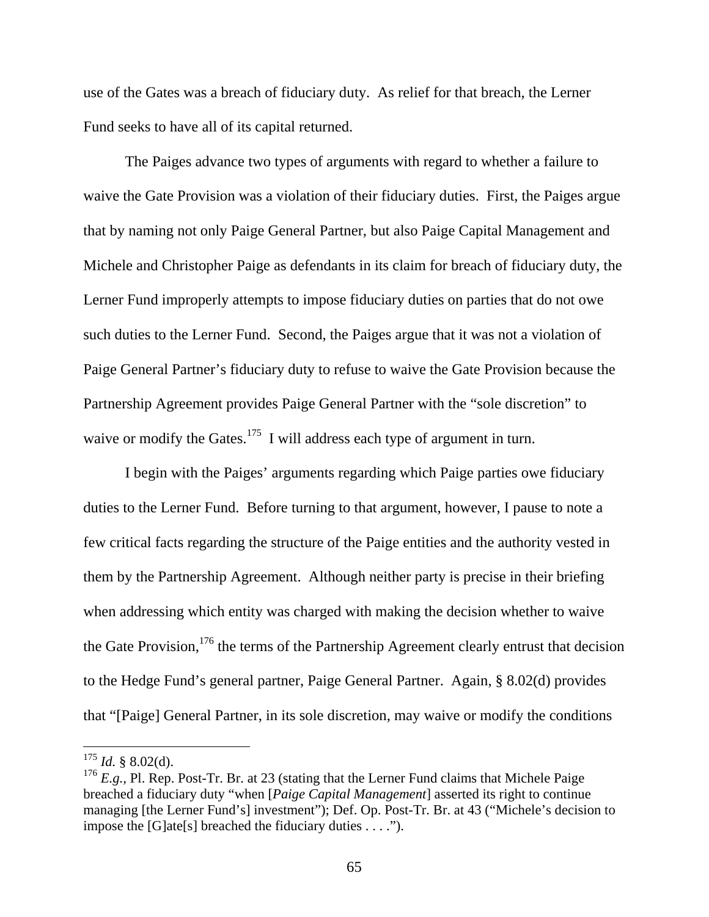use of the Gates was a breach of fiduciary duty. As relief for that breach, the Lerner Fund seeks to have all of its capital returned.

The Paiges advance two types of arguments with regard to whether a failure to waive the Gate Provision was a violation of their fiduciary duties. First, the Paiges argue that by naming not only Paige General Partner, but also Paige Capital Management and Michele and Christopher Paige as defendants in its claim for breach of fiduciary duty, the Lerner Fund improperly attempts to impose fiduciary duties on parties that do not owe such duties to the Lerner Fund. Second, the Paiges argue that it was not a violation of Paige General Partner's fiduciary duty to refuse to waive the Gate Provision because the Partnership Agreement provides Paige General Partner with the "sole discretion" to waive or modify the Gates.[175] I will address each type of argument in turn.

I begin with the Paiges' arguments regarding which Paige parties owe fiduciary duties to the Lerner Fund. Before turning to that argument, however, I pause to note a few critical facts regarding the structure of the Paige entities and the authority vested in them by the Partnership Agreement. Although neither party is precise in their briefing when addressing which entity was charged with making the decision whether to waive the Gate Provision,[176] the terms of the Partnership Agreement clearly entrust that decision to the Hedge Fund's general partner, Paige General Partner. Again, § 8.02(d) provides that "[Paige] General Partner, in its sole discretion, may waive or modify the conditions

---

[175] *Id.* § 8.02(d).

[176] *E.g.,* Pl. Rep. Post-Tr. Br. at 23 (stating that the Lerner Fund claims that Michele Paige breached a fiduciary duty "when [*Paige Capital Management*] asserted its right to continue managing [the Lerner Fund's] investment"); Def. Op. Post-Tr. Br. at 43 ("Michele's decision to impose the [G]ate[s] breached the fiduciary duties . . . .").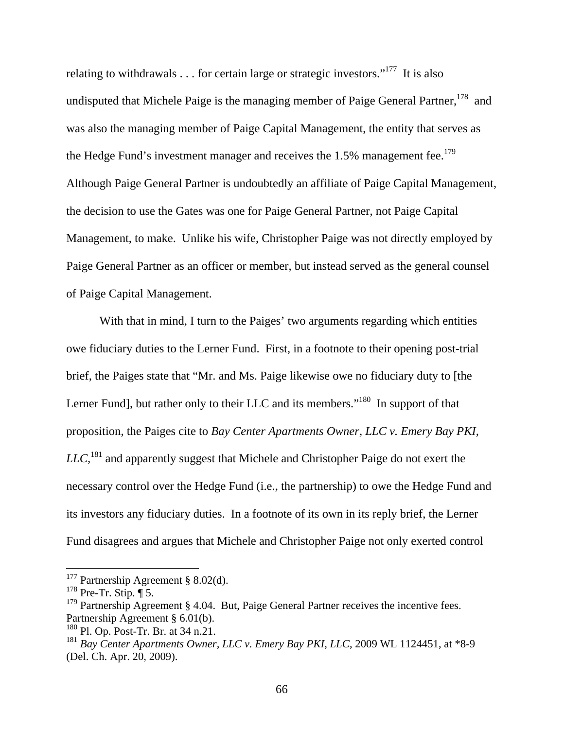relating to withdrawals . . . for certain large or strategic investors."[177] It is also undisputed that Michele Paige is the managing member of Paige General Partner,[178] and was also the managing member of Paige Capital Management, the entity that serves as the Hedge Fund's investment manager and receives the 1.5% management fee.[179] Although Paige General Partner is undoubtedly an affiliate of Paige Capital Management, the decision to use the Gates was one for Paige General Partner, not Paige Capital Management, to make. Unlike his wife, Christopher Paige was not directly employed by Paige General Partner as an officer or member, but instead served as the general counsel of Paige Capital Management.

With that in mind, I turn to the Paiges' two arguments regarding which entities owe fiduciary duties to the Lerner Fund. First, in a footnote to their opening post-trial brief, the Paiges state that "Mr. and Ms. Paige likewise owe no fiduciary duty to [the Lerner Fund], but rather only to their LLC and its members."[180] In support of that proposition, the Paiges cite to *Bay Center Apartments Owner, LLC v. Emery Bay PKI, LLC*,[181] and apparently suggest that Michele and Christopher Paige do not exert the necessary control over the Hedge Fund (i.e., the partnership) to owe the Hedge Fund and its investors any fiduciary duties. In a footnote of its own in its reply brief, the Lerner Fund disagrees and argues that Michele and Christopher Paige not only exerted control

---

[177] Partnership Agreement § 8.02(d).

[178] Pre-Tr. Stip. ¶ 5.

[179] Partnership Agreement § 4.04. But, Paige General Partner receives the incentive fees. Partnership Agreement § 6.01(b).

[180] Pl. Op. Post-Tr. Br. at 34 n.21.

[181] *Bay Center Apartments Owner, LLC v. Emery Bay PKI, LLC*, 2009 WL 1124451, at *8-9 (Del. Ch. Apr. 20, 2009).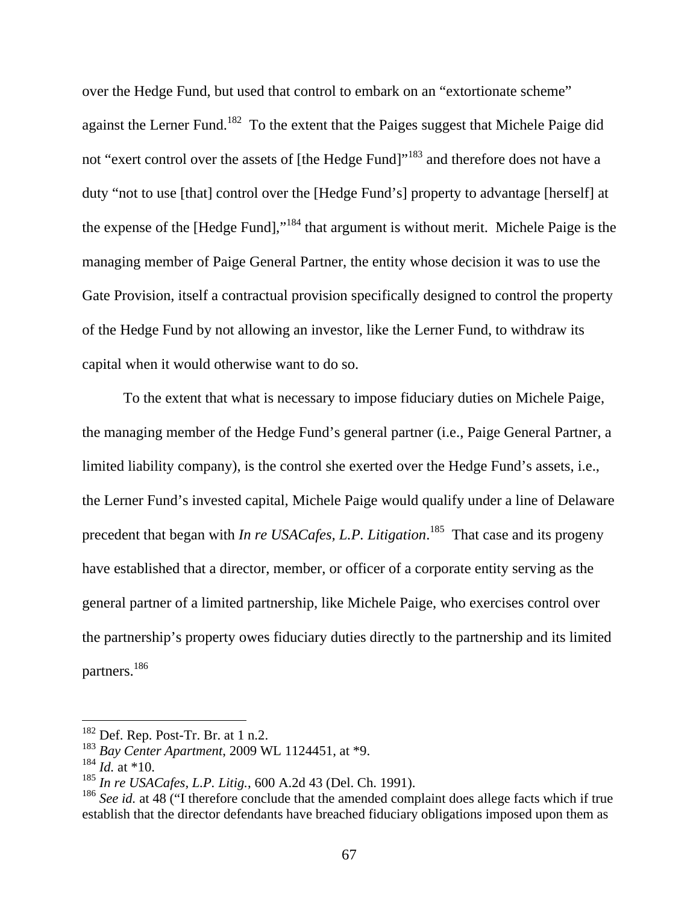over the Hedge Fund, but used that control to embark on an "extortionate scheme" against the Lerner Fund.[182] To the extent that the Paiges suggest that Michele Paige did not "exert control over the assets of [the Hedge Fund]"[183] and therefore does not have a duty "not to use [that] control over the [Hedge Fund's] property to advantage [herself] at the expense of the [Hedge Fund],"[184] that argument is without merit. Michele Paige is the managing member of Paige General Partner, the entity whose decision it was to use the Gate Provision, itself a contractual provision specifically designed to control the property of the Hedge Fund by not allowing an investor, like the Lerner Fund, to withdraw its capital when it would otherwise want to do so.

To the extent that what is necessary to impose fiduciary duties on Michele Paige, the managing member of the Hedge Fund's general partner (i.e., Paige General Partner, a limited liability company), is the control she exerted over the Hedge Fund's assets, i.e., the Lerner Fund's invested capital, Michele Paige would qualify under a line of Delaware precedent that began with *In re USACafes, L.P. Litigation*.[185] That case and its progeny have established that a director, member, or officer of a corporate entity serving as the general partner of a limited partnership, like Michele Paige, who exercises control over the partnership's property owes fiduciary duties directly to the partnership and its limited partners.[186]

---

[182] Def. Rep. Post-Tr. Br. at 1 n.2.

[183] *Bay Center Apartment*, 2009 WL 1124451, at *9.

[184] *Id.* at *10.

[185] *In re USACafes, L.P. Litig.*, 600 A.2d 43 (Del. Ch. 1991).

[186] *See id.* at 48 ("I therefore conclude that the amended complaint does allege facts which if true establish that the director defendants have breached fiduciary obligations imposed upon them as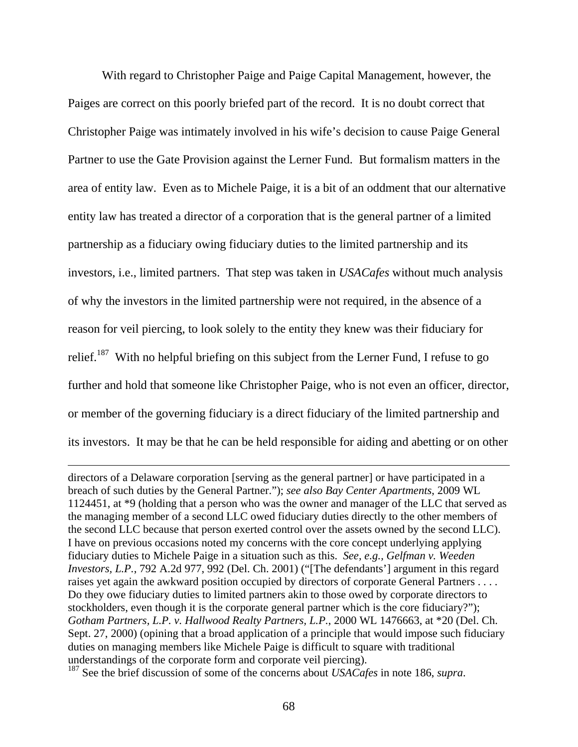With regard to Christopher Paige and Paige Capital Management, however, the Paiges are correct on this poorly briefed part of the record. It is no doubt correct that Christopher Paige was intimately involved in his wife's decision to cause Paige General Partner to use the Gate Provision against the Lerner Fund. But formalism matters in the area of entity law. Even as to Michele Paige, it is a bit of an oddment that our alternative entity law has treated a director of a corporation that is the general partner of a limited partnership as a fiduciary owing fiduciary duties to the limited partnership and its investors, i.e., limited partners. That step was taken in *USACafes* without much analysis of why the investors in the limited partnership were not required, in the absence of a reason for veil piercing, to look solely to the entity they knew was their fiduciary for relief.[187] With no helpful briefing on this subject from the Lerner Fund, I refuse to go further and hold that someone like Christopher Paige, who is not even an officer, director, or member of the governing fiduciary is a direct fiduciary of the limited partnership and its investors. It may be that he can be held responsible for aiding and abetting or on other

---

directors of a Delaware corporation [serving as the general partner] or have participated in a breach of such duties by the General Partner."); *see also Bay Center Apartments*, 2009 WL 1124451, at *9 (holding that a person who was the owner and manager of the LLC that served as the managing member of a second LLC owed fiduciary duties directly to the other members of the second LLC because that person exerted control over the assets owned by the second LLC). I have on previous occasions noted my concerns with the core concept underlying applying fiduciary duties to Michele Paige in a situation such as this. *See, e.g., Gelfman v. Weeden Investors, L.P.*, 792 A.2d 977, 992 (Del. Ch. 2001) ("[The defendants'] argument in this regard raises yet again the awkward position occupied by directors of corporate General Partners . . . . Do they owe fiduciary duties to limited partners akin to those owed by corporate directors to stockholders, even though it is the corporate general partner which is the core fiduciary?"); *Gotham Partners, L.P. v. Hallwood Realty Partners, L.P.*, 2000 WL 1476663, at *20 (Del. Ch. Sept. 27, 2000) (opining that a broad application of a principle that would impose such fiduciary duties on managing members like Michele Paige is difficult to square with traditional understandings of the corporate form and corporate veil piercing).

[187] See the brief discussion of some of the concerns about *USACafes* in note 186, *supra*.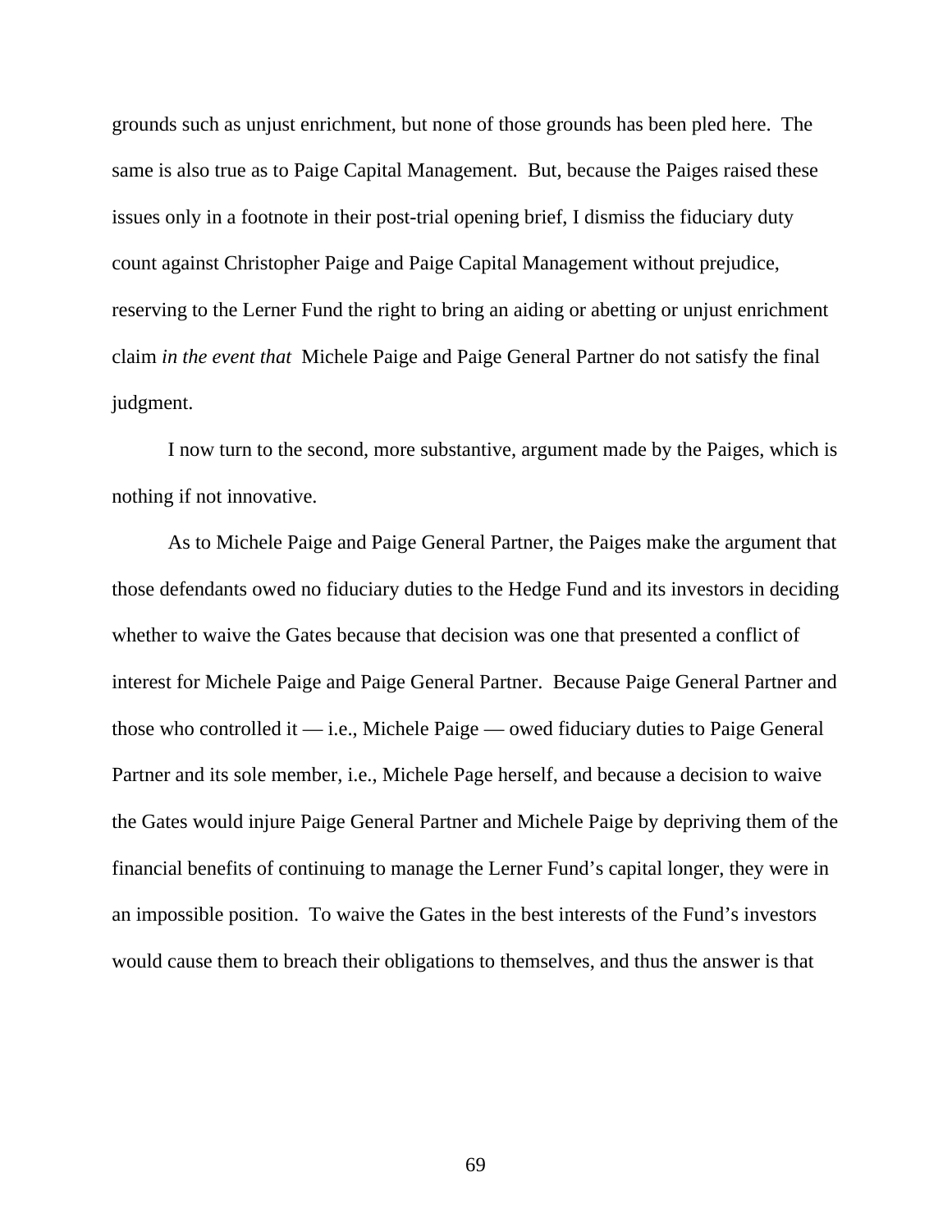grounds such as unjust enrichment, but none of those grounds has been pled here. The same is also true as to Paige Capital Management. But, because the Paiges raised these issues only in a footnote in their post-trial opening brief, I dismiss the fiduciary duty count against Christopher Paige and Paige Capital Management without prejudice, reserving to the Lerner Fund the right to bring an aiding or abetting or unjust enrichment claim *in the event that* Michele Paige and Paige General Partner do not satisfy the final judgment.

I now turn to the second, more substantive, argument made by the Paiges, which is nothing if not innovative.

As to Michele Paige and Paige General Partner, the Paiges make the argument that those defendants owed no fiduciary duties to the Hedge Fund and its investors in deciding whether to waive the Gates because that decision was one that presented a conflict of interest for Michele Paige and Paige General Partner. Because Paige General Partner and those who controlled it — i.e., Michele Paige — owed fiduciary duties to Paige General Partner and its sole member, i.e., Michele Page herself, and because a decision to waive the Gates would injure Paige General Partner and Michele Paige by depriving them of the financial benefits of continuing to manage the Lerner Fund's capital longer, they were in an impossible position. To waive the Gates in the best interests of the Fund's investors would cause them to breach their obligations to themselves, and thus the answer is that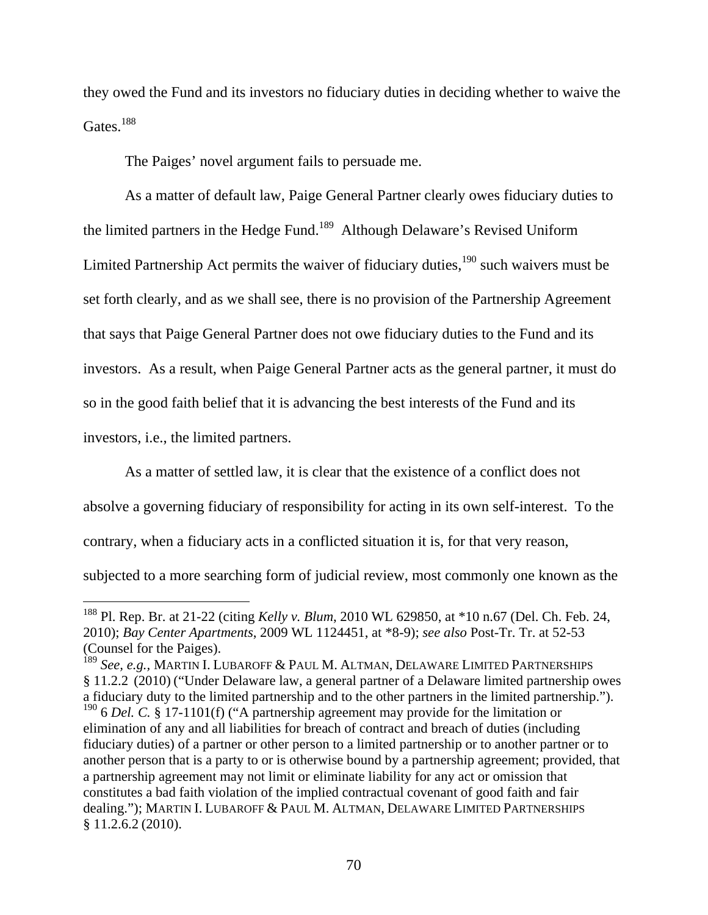they owed the Fund and its investors no fiduciary duties in deciding whether to waive the Gates.[188]

The Paiges' novel argument fails to persuade me.

As a matter of default law, Paige General Partner clearly owes fiduciary duties to the limited partners in the Hedge Fund.[189] Although Delaware's Revised Uniform Limited Partnership Act permits the waiver of fiduciary duties,[190] such waivers must be set forth clearly, and as we shall see, there is no provision of the Partnership Agreement that says that Paige General Partner does not owe fiduciary duties to the Fund and its investors. As a result, when Paige General Partner acts as the general partner, it must do so in the good faith belief that it is advancing the best interests of the Fund and its investors, i.e., the limited partners.

As a matter of settled law, it is clear that the existence of a conflict does not absolve a governing fiduciary of responsibility for acting in its own self-interest. To the contrary, when a fiduciary acts in a conflicted situation it is, for that very reason, subjected to a more searching form of judicial review, most commonly one known as the

---

[188] Pl. Rep. Br. at 21-22 (citing *Kelly v. Blum*, 2010 WL 629850, at *10 n.67 (Del. Ch. Feb. 24, 2010); *Bay Center Apartments*, 2009 WL 1124451, at *8-9); *see also* Post-Tr. Tr. at 52-53 (Counsel for the Paiges).

[189] *See, e.g.,* MARTIN I. LUBAROFF & PAUL M. ALTMAN, DELAWARE LIMITED PARTNERSHIPS § 11.2.2 (2010) ("Under Delaware law, a general partner of a Delaware limited partnership owes a fiduciary duty to the limited partnership and to the other partners in the limited partnership.").

[190] 6 *Del. C.* § 17-1101(f) ("A partnership agreement may provide for the limitation or elimination of any and all liabilities for breach of contract and breach of duties (including fiduciary duties) of a partner or other person to a limited partnership or to another partner or to another person that is a party to or is otherwise bound by a partnership agreement; provided, that a partnership agreement may not limit or eliminate liability for any act or omission that constitutes a bad faith violation of the implied contractual covenant of good faith and fair dealing."); MARTIN I. LUBAROFF & PAUL M. ALTMAN, DELAWARE LIMITED PARTNERSHIPS § 11.2.6.2 (2010).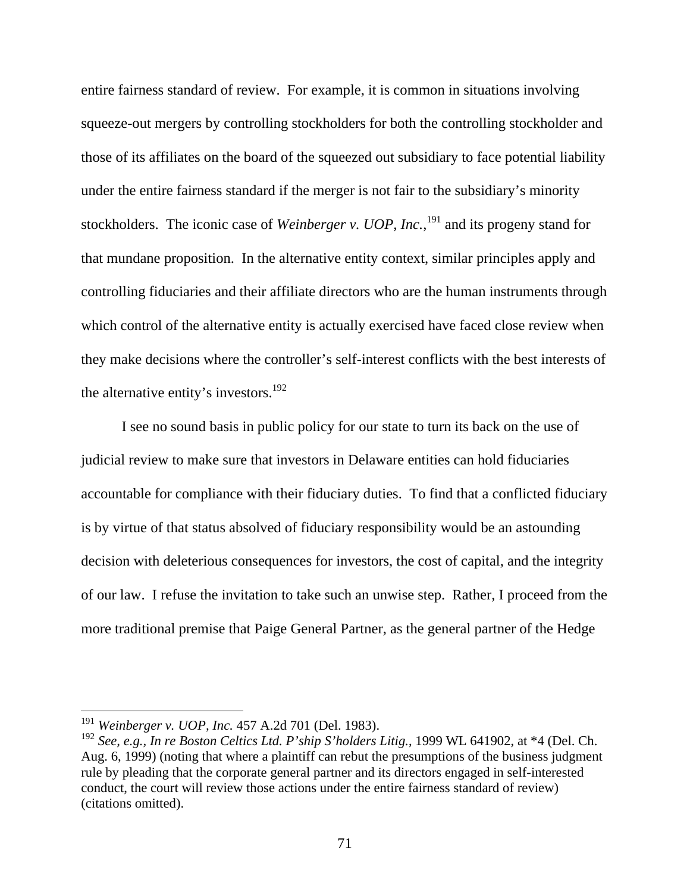entire fairness standard of review. For example, it is common in situations involving squeeze-out mergers by controlling stockholders for both the controlling stockholder and those of its affiliates on the board of the squeezed out subsidiary to face potential liability under the entire fairness standard if the merger is not fair to the subsidiary's minority stockholders. The iconic case of *Weinberger v. UOP, Inc.*,[191] and its progeny stand for that mundane proposition. In the alternative entity context, similar principles apply and controlling fiduciaries and their affiliate directors who are the human instruments through which control of the alternative entity is actually exercised have faced close review when they make decisions where the controller's self-interest conflicts with the best interests of the alternative entity's investors.[192]

I see no sound basis in public policy for our state to turn its back on the use of judicial review to make sure that investors in Delaware entities can hold fiduciaries accountable for compliance with their fiduciary duties. To find that a conflicted fiduciary is by virtue of that status absolved of fiduciary responsibility would be an astounding decision with deleterious consequences for investors, the cost of capital, and the integrity of our law. I refuse the invitation to take such an unwise step. Rather, I proceed from the more traditional premise that Paige General Partner, as the general partner of the Hedge

---

[191] *Weinberger v. UOP, Inc.* 457 A.2d 701 (Del. 1983).

[192] *See, e.g.*, *In re Boston Celtics Ltd. P'ship S'holders Litig.*, 1999 WL 641902, at *4 (Del. Ch. Aug. 6, 1999) (noting that where a plaintiff can rebut the presumptions of the business judgment rule by pleading that the corporate general partner and its directors engaged in self-interested conduct, the court will review those actions under the entire fairness standard of review) (citations omitted).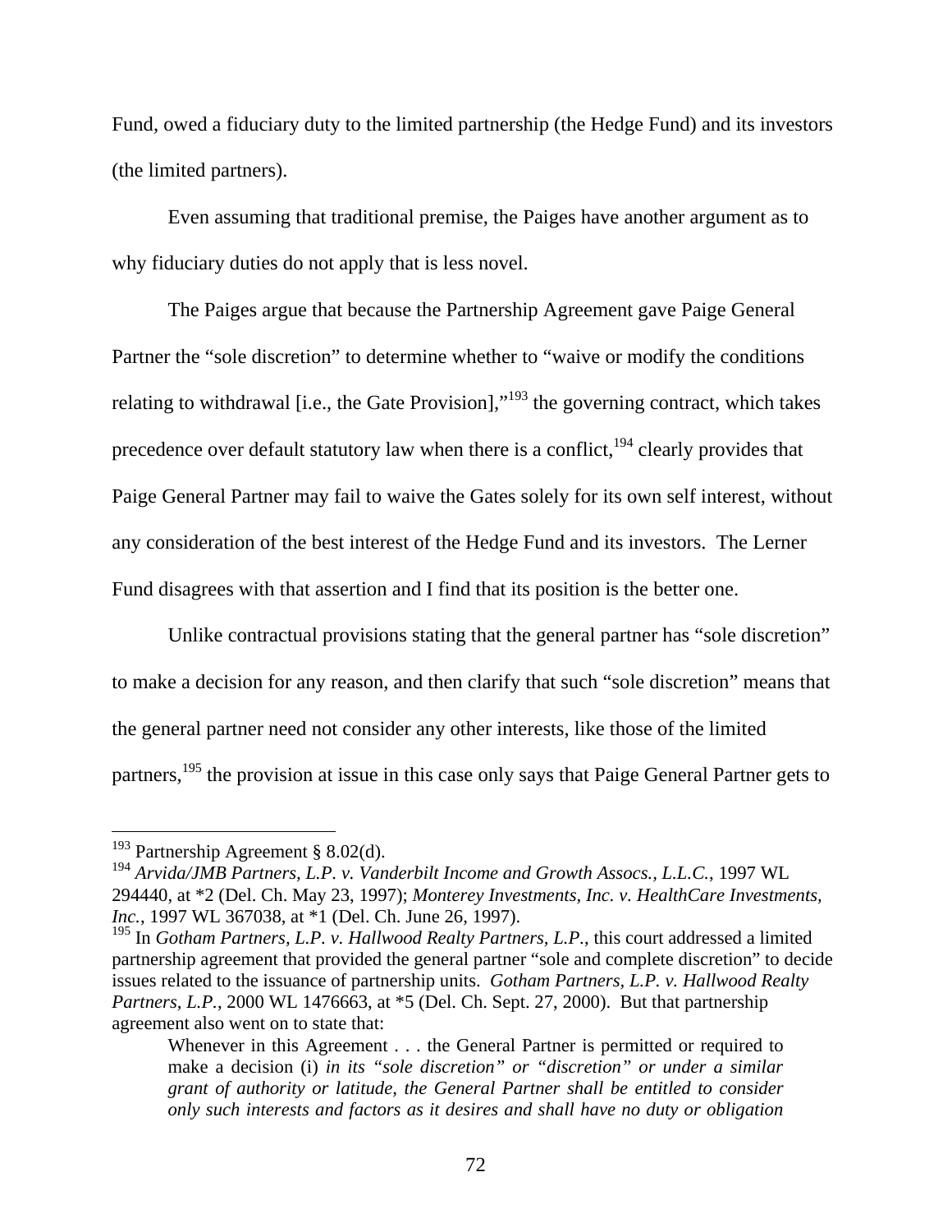Fund, owed a fiduciary duty to the limited partnership (the Hedge Fund) and its investors (the limited partners).

Even assuming that traditional premise, the Paiges have another argument as to why fiduciary duties do not apply that is less novel.

The Paiges argue that because the Partnership Agreement gave Paige General Partner the "sole discretion" to determine whether to "waive or modify the conditions relating to withdrawal [i.e., the Gate Provision],"[193] the governing contract, which takes precedence over default statutory law when there is a conflict,[194] clearly provides that Paige General Partner may fail to waive the Gates solely for its own self interest, without any consideration of the best interest of the Hedge Fund and its investors. The Lerner Fund disagrees with that assertion and I find that its position is the better one.

Unlike contractual provisions stating that the general partner has "sole discretion" to make a decision for any reason, and then clarify that such "sole discretion" means that the general partner need not consider any other interests, like those of the limited partners,[195] the provision at issue in this case only says that Paige General Partner gets to

---

[193] Partnership Agreement § 8.02(d).

[194] *Arvida/JMB Partners, L.P. v. Vanderbilt Income and Growth Assocs., L.L.C.*, 1997 WL 294440, at *2 (Del. Ch. May 23, 1997); *Monterey Investments, Inc. v. HealthCare Investments, Inc.*, 1997 WL 367038, at *1 (Del. Ch. June 26, 1997).

[195] In *Gotham Partners, L.P. v. Hallwood Realty Partners, L.P.*, this court addressed a limited partnership agreement that provided the general partner "sole and complete discretion" to decide issues related to the issuance of partnership units. *Gotham Partners, L.P. v. Hallwood Realty Partners, L.P.*, 2000 WL 1476663, at *5 (Del. Ch. Sept. 27, 2000). But that partnership agreement also went on to state that:

> Whenever in this Agreement . . . the General Partner is permitted or required to make a decision (i) *in its "sole discretion" or "discretion" or under a similar grant of authority or latitude, the General Partner shall be entitled to consider only such interests and factors as it desires and shall have no duty or obligation*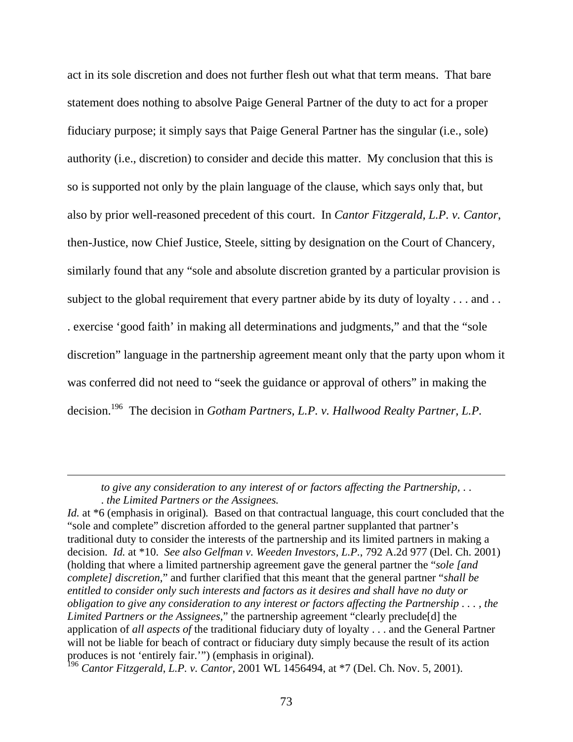act in its sole discretion and does not further flesh out what that term means. That bare statement does nothing to absolve Paige General Partner of the duty to act for a proper fiduciary purpose; it simply says that Paige General Partner has the singular (i.e., sole) authority (i.e., discretion) to consider and decide this matter. My conclusion that this is so is supported not only by the plain language of the clause, which says only that, but also by prior well-reasoned precedent of this court. In *Cantor Fitzgerald, L.P. v. Cantor*, then-Justice, now Chief Justice, Steele, sitting by designation on the Court of Chancery, similarly found that any "sole and absolute discretion granted by a particular provision is subject to the global requirement that every partner abide by its duty of loyalty . . . and . . . exercise 'good faith' in making all determinations and judgments," and that the "sole discretion" language in the partnership agreement meant only that the party upon whom it was conferred did not need to "seek the guidance or approval of others" in making the decision.[196] The decision in *Gotham Partners, L.P. v. Hallwood Realty Partner, L.P.*

---

> *to give any consideration to any interest of or factors affecting the Partnership, . . . the Limited Partners or the Assignees.*

*Id.* at *6 (emphasis in original). Based on that contractual language, this court concluded that the "sole and complete" discretion afforded to the general partner supplanted that partner's traditional duty to consider the interests of the partnership and its limited partners in making a decision. *Id.* at *10. *See also Gelfman v. Weeden Investors, L.P.*, 792 A.2d 977 (Del. Ch. 2001) (holding that where a limited partnership agreement gave the general partner the "*sole [and complete] discretion*," and further clarified that this meant that the general partner "*shall be entitled to consider only such interests and factors as it desires and shall have no duty or obligation to give any consideration to any interest or factors affecting the Partnership . . . , the Limited Partners or the Assignees*," the partnership agreement "clearly preclude[d] the application of *all aspects of* the traditional fiduciary duty of loyalty . . . and the General Partner will not be liable for beach of contract or fiduciary duty simply because the result of its action produces is not 'entirely fair.'") (emphasis in original).

[196] *Cantor Fitzgerald, L.P. v. Cantor*, 2001 WL 1456494, at *7 (Del. Ch. Nov. 5, 2001).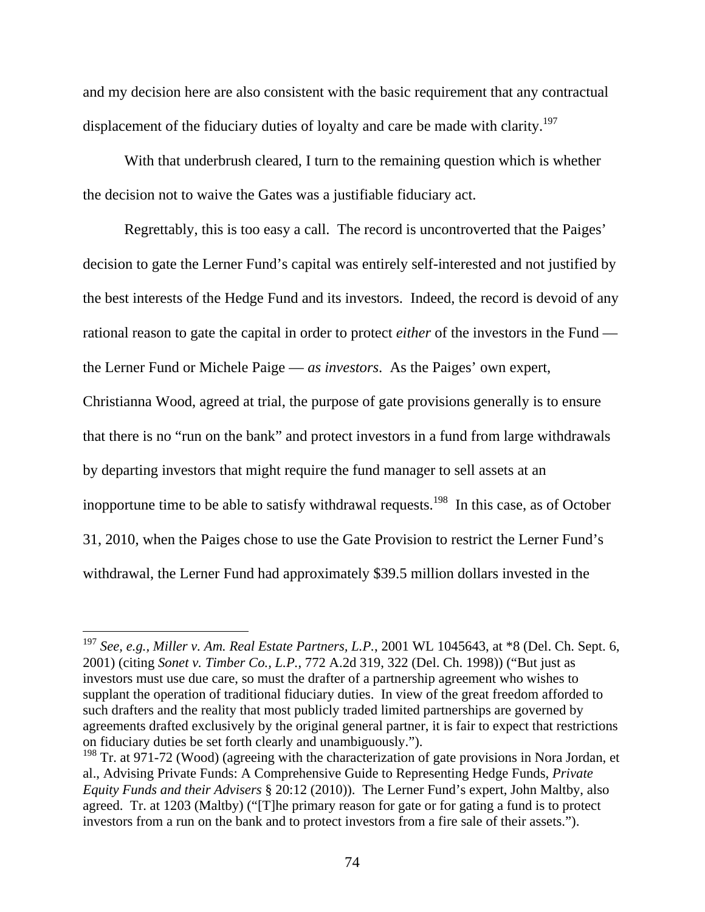and my decision here are also consistent with the basic requirement that any contractual displacement of the fiduciary duties of loyalty and care be made with clarity.[197]

With that underbrush cleared, I turn to the remaining question which is whether the decision not to waive the Gates was a justifiable fiduciary act.

Regrettably, this is too easy a call. The record is uncontroverted that the Paiges' decision to gate the Lerner Fund's capital was entirely self-interested and not justified by the best interests of the Hedge Fund and its investors. Indeed, the record is devoid of any rational reason to gate the capital in order to protect *either* of the investors in the Fund — the Lerner Fund or Michele Paige — *as investors*. As the Paiges' own expert, Christianna Wood, agreed at trial, the purpose of gate provisions generally is to ensure that there is no "run on the bank" and protect investors in a fund from large withdrawals by departing investors that might require the fund manager to sell assets at an inopportune time to be able to satisfy withdrawal requests.[198] In this case, as of October 31, 2010, when the Paiges chose to use the Gate Provision to restrict the Lerner Fund's withdrawal, the Lerner Fund had approximately $39.5 million dollars invested in the

---

[197] *See, e.g.*, *Miller v. Am. Real Estate Partners, L.P.*, 2001 WL 1045643, at *8 (Del. Ch. Sept. 6, 2001) (citing *Sonet v. Timber Co., L.P.*, 772 A.2d 319, 322 (Del. Ch. 1998)) ("But just as investors must use due care, so must the drafter of a partnership agreement who wishes to supplant the operation of traditional fiduciary duties. In view of the great freedom afforded to such drafters and the reality that most publicly traded limited partnerships are governed by agreements drafted exclusively by the original general partner, it is fair to expect that restrictions on fiduciary duties be set forth clearly and unambiguously.").

[198] Tr. at 971-72 (Wood) (agreeing with the characterization of gate provisions in Nora Jordan, et al., Advising Private Funds: A Comprehensive Guide to Representing Hedge Funds, *Private Equity Funds and their Advisers* § 20:12 (2010)). The Lerner Fund's expert, John Maltby, also agreed. Tr. at 1203 (Maltby) ("[T]he primary reason for gate or for gating a fund is to protect investors from a run on the bank and to protect investors from a fire sale of their assets.").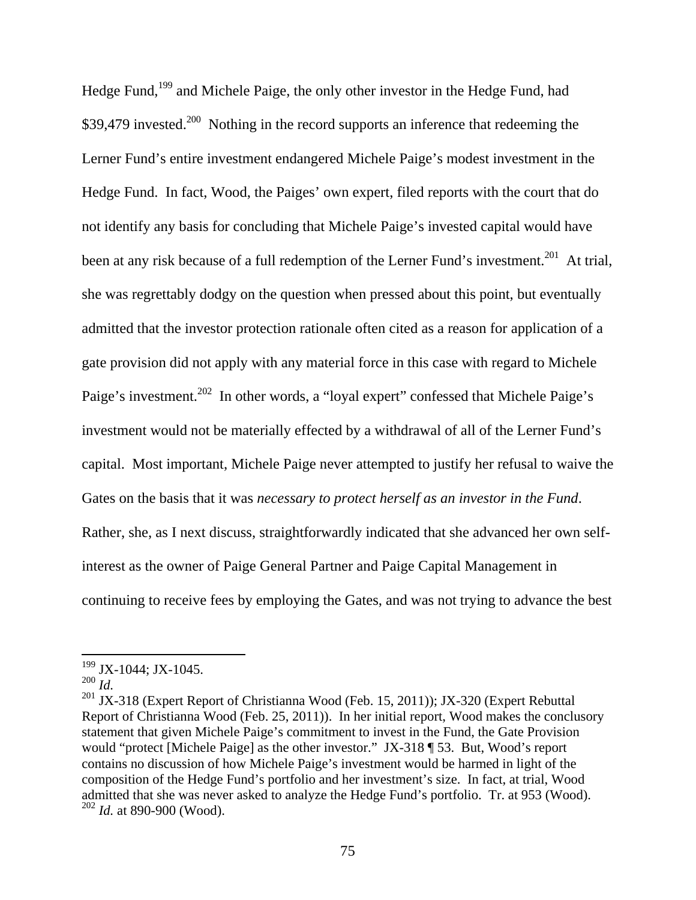Hedge Fund,[199] and Michele Paige, the only other investor in the Hedge Fund, had $39,479 invested.[200] Nothing in the record supports an inference that redeeming the Lerner Fund's entire investment endangered Michele Paige's modest investment in the Hedge Fund. In fact, Wood, the Paiges' own expert, filed reports with the court that do not identify any basis for concluding that Michele Paige's invested capital would have been at any risk because of a full redemption of the Lerner Fund's investment.[201] At trial, she was regrettably dodgy on the question when pressed about this point, but eventually admitted that the investor protection rationale often cited as a reason for application of a gate provision did not apply with any material force in this case with regard to Michele Paige's investment.[202] In other words, a "loyal expert" confessed that Michele Paige's investment would not be materially effected by a withdrawal of all of the Lerner Fund's capital. Most important, Michele Paige never attempted to justify her refusal to waive the Gates on the basis that it was *necessary to protect herself as an investor in the Fund*. Rather, she, as I next discuss, straightforwardly indicated that she advanced her own self-interest as the owner of Paige General Partner and Paige Capital Management in continuing to receive fees by employing the Gates, and was not trying to advance the best

---

[199] JX-1044; JX-1045.

[200] *Id.*

[201] JX-318 (Expert Report of Christianna Wood (Feb. 15, 2011)); JX-320 (Expert Rebuttal Report of Christianna Wood (Feb. 25, 2011)). In her initial report, Wood makes the conclusory statement that given Michele Paige's commitment to invest in the Fund, the Gate Provision would "protect [Michele Paige] as the other investor." JX-318 ¶ 53. But, Wood's report contains no discussion of how Michele Paige's investment would be harmed in light of the composition of the Hedge Fund's portfolio and her investment's size. In fact, at trial, Wood admitted that she was never asked to analyze the Hedge Fund's portfolio. Tr. at 953 (Wood).

[202] *Id.* at 890-900 (Wood).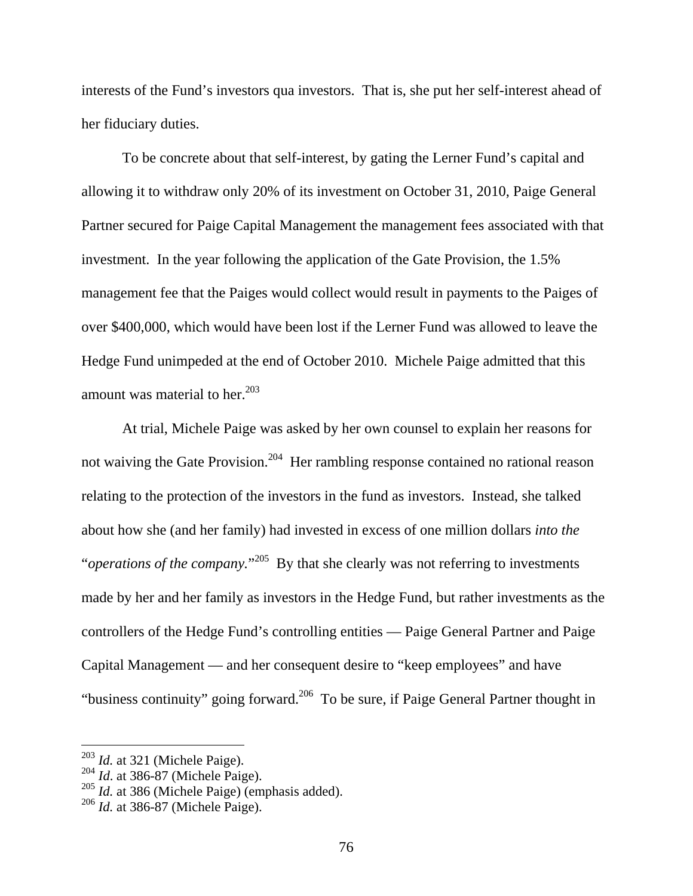interests of the Fund's investors qua investors. That is, she put her self-interest ahead of her fiduciary duties.

To be concrete about that self-interest, by gating the Lerner Fund's capital and allowing it to withdraw only 20% of its investment on October 31, 2010, Paige General Partner secured for Paige Capital Management the management fees associated with that investment. In the year following the application of the Gate Provision, the 1.5% management fee that the Paiges would collect would result in payments to the Paiges of over $400,000, which would have been lost if the Lerner Fund was allowed to leave the Hedge Fund unimpeded at the end of October 2010. Michele Paige admitted that this amount was material to her.[203]

At trial, Michele Paige was asked by her own counsel to explain her reasons for not waiving the Gate Provision.[204] Her rambling response contained no rational reason relating to the protection of the investors in the fund as investors. Instead, she talked about how she (and her family) had invested in excess of one million dollars *into the* "*operations of the company.*"[205] By that she clearly was not referring to investments made by her and her family as investors in the Hedge Fund, but rather investments as the controllers of the Hedge Fund's controlling entities — Paige General Partner and Paige Capital Management — and her consequent desire to "keep employees" and have "business continuity" going forward.[206] To be sure, if Paige General Partner thought in

---

[203] *Id.* at 321 (Michele Paige).

[204] *Id.* at 386-87 (Michele Paige).

[205] *Id.* at 386 (Michele Paige) (emphasis added).

[206] *Id.* at 386-87 (Michele Paige).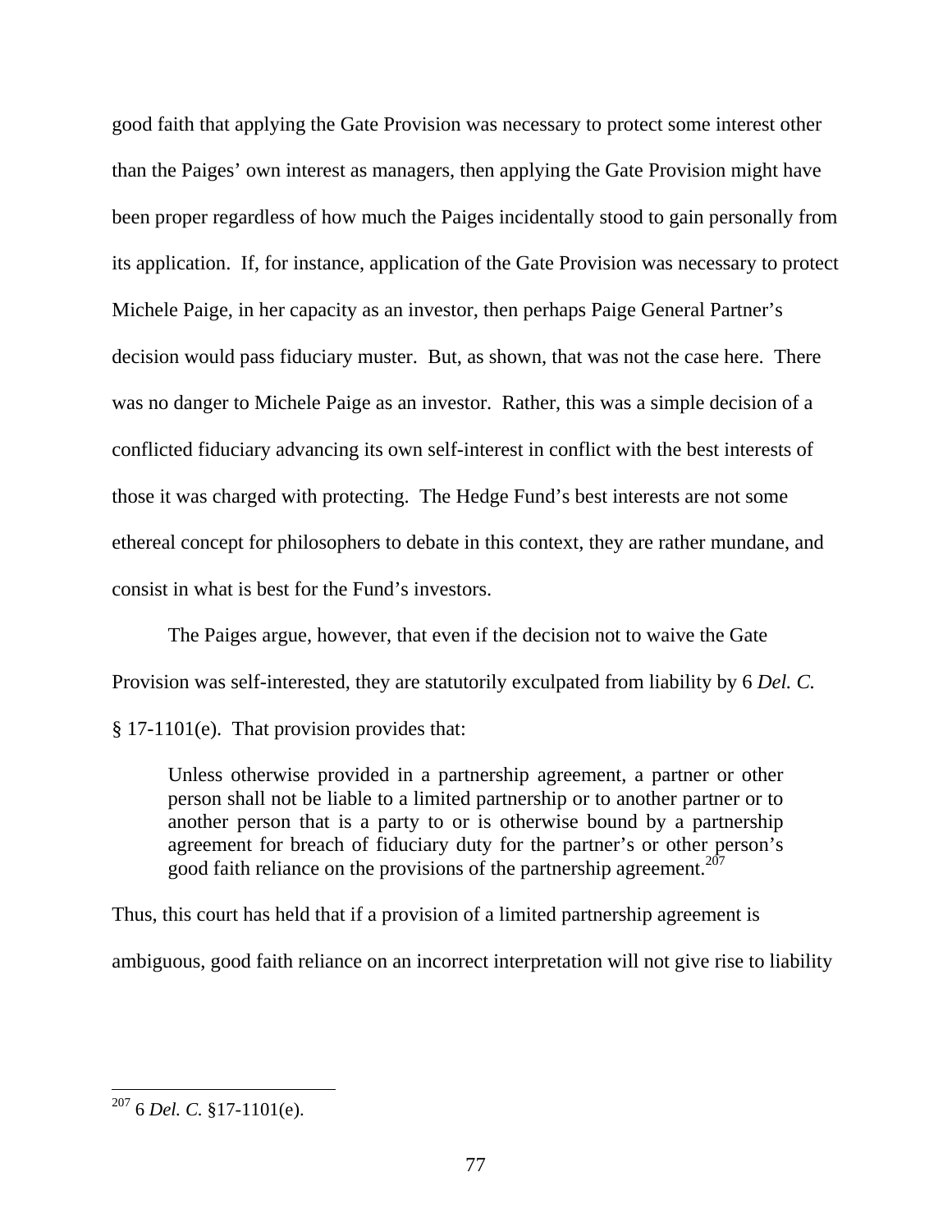good faith that applying the Gate Provision was necessary to protect some interest other than the Paiges' own interest as managers, then applying the Gate Provision might have been proper regardless of how much the Paiges incidentally stood to gain personally from its application. If, for instance, application of the Gate Provision was necessary to protect Michele Paige, in her capacity as an investor, then perhaps Paige General Partner's decision would pass fiduciary muster. But, as shown, that was not the case here. There was no danger to Michele Paige as an investor. Rather, this was a simple decision of a conflicted fiduciary advancing its own self-interest in conflict with the best interests of those it was charged with protecting. The Hedge Fund's best interests are not some ethereal concept for philosophers to debate in this context, they are rather mundane, and consist in what is best for the Fund's investors.

The Paiges argue, however, that even if the decision not to waive the Gate Provision was self-interested, they are statutorily exculpated from liability by 6 *Del. C.* § 17-1101(e). That provision provides that:

> Unless otherwise provided in a partnership agreement, a partner or other person shall not be liable to a limited partnership or to another partner or to another person that is a party to or is otherwise bound by a partnership agreement for breach of fiduciary duty for the partner's or other person's good faith reliance on the provisions of the partnership agreement.[207]

Thus, this court has held that if a provision of a limited partnership agreement is ambiguous, good faith reliance on an incorrect interpretation will not give rise to liability

---

[207] 6 *Del. C.* §17-1101(e).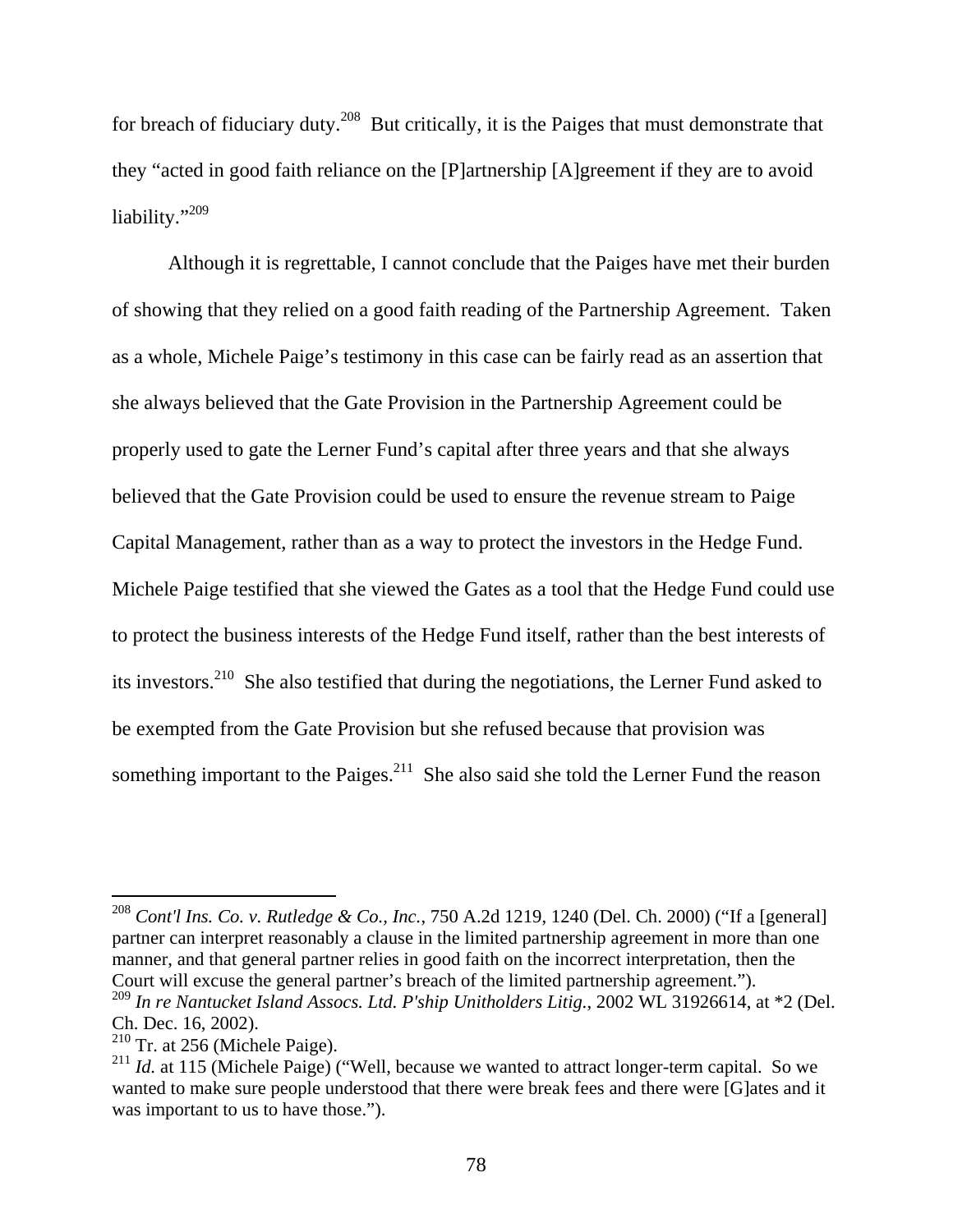for breach of fiduciary duty.[208] But critically, it is the Paiges that must demonstrate that they "acted in good faith reliance on the [P]artnership [A]greement if they are to avoid liability."[209]

Although it is regrettable, I cannot conclude that the Paiges have met their burden of showing that they relied on a good faith reading of the Partnership Agreement. Taken as a whole, Michele Paige's testimony in this case can be fairly read as an assertion that she always believed that the Gate Provision in the Partnership Agreement could be properly used to gate the Lerner Fund's capital after three years and that she always believed that the Gate Provision could be used to ensure the revenue stream to Paige Capital Management, rather than as a way to protect the investors in the Hedge Fund. Michele Paige testified that she viewed the Gates as a tool that the Hedge Fund could use to protect the business interests of the Hedge Fund itself, rather than the best interests of its investors.[210] She also testified that during the negotiations, the Lerner Fund asked to be exempted from the Gate Provision but she refused because that provision was something important to the Paiges.[211] She also said she told the Lerner Fund the reason

---

[208] *Cont'l Ins. Co. v. Rutledge & Co., Inc.*, 750 A.2d 1219, 1240 (Del. Ch. 2000) ("If a [general] partner can interpret reasonably a clause in the limited partnership agreement in more than one manner, and that general partner relies in good faith on the incorrect interpretation, then the Court will excuse the general partner's breach of the limited partnership agreement.").

[209] *In re Nantucket Island Assocs. Ltd. P'ship Unitholders Litig.*, 2002 WL 31926614, at *2 (Del. Ch. Dec. 16, 2002).

[210] Tr. at 256 (Michele Paige).

[211] *Id.* at 115 (Michele Paige) ("Well, because we wanted to attract longer-term capital. So we wanted to make sure people understood that there were break fees and there were [G]ates and it was important to us to have those.").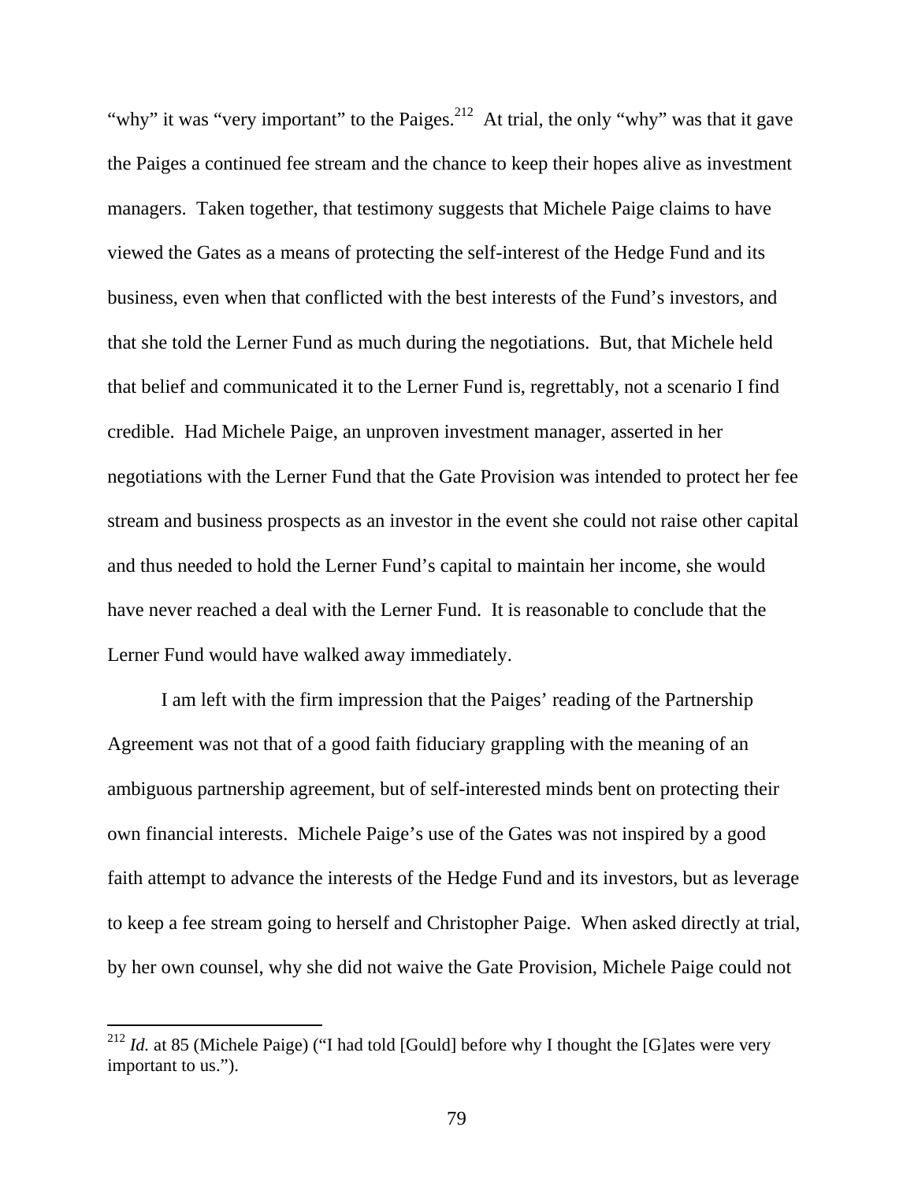"why" it was "very important" to the Paiges.[212] At trial, the only "why" was that it gave the Paiges a continued fee stream and the chance to keep their hopes alive as investment managers. Taken together, that testimony suggests that Michele Paige claims to have viewed the Gates as a means of protecting the self-interest of the Hedge Fund and its business, even when that conflicted with the best interests of the Fund's investors, and that she told the Lerner Fund as much during the negotiations. But, that Michele held that belief and communicated it to the Lerner Fund is, regrettably, not a scenario I find credible. Had Michele Paige, an unproven investment manager, asserted in her negotiations with the Lerner Fund that the Gate Provision was intended to protect her fee stream and business prospects as an investor in the event she could not raise other capital and thus needed to hold the Lerner Fund's capital to maintain her income, she would have never reached a deal with the Lerner Fund. It is reasonable to conclude that the Lerner Fund would have walked away immediately.

I am left with the firm impression that the Paiges' reading of the Partnership Agreement was not that of a good faith fiduciary grappling with the meaning of an ambiguous partnership agreement, but of self-interested minds bent on protecting their own financial interests. Michele Paige's use of the Gates was not inspired by a good faith attempt to advance the interests of the Hedge Fund and its investors, but as leverage to keep a fee stream going to herself and Christopher Paige. When asked directly at trial, by her own counsel, why she did not waive the Gate Provision, Michele Paige could not

---

[212] *Id.* at 85 (Michele Paige) ("I had told [Gould] before why I thought the [G]ates were very important to us.").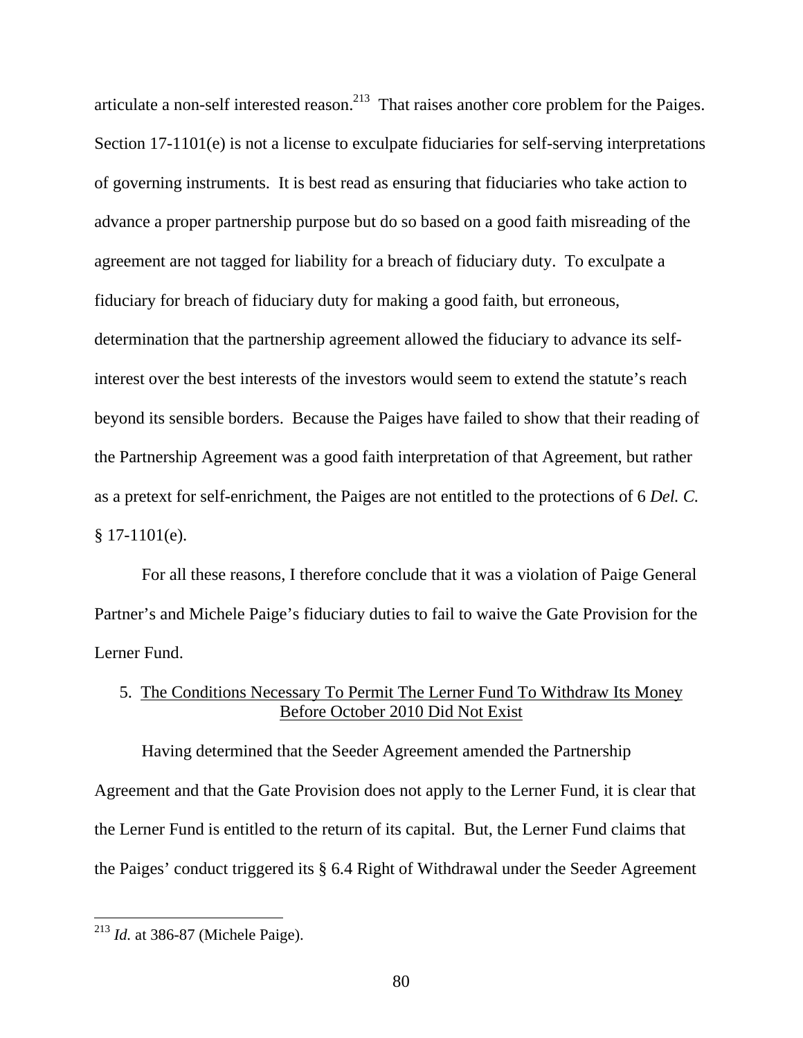articulate a non-self interested reason.[213] That raises another core problem for the Paiges. Section 17-1101(e) is not a license to exculpate fiduciaries for self-serving interpretations of governing instruments. It is best read as ensuring that fiduciaries who take action to advance a proper partnership purpose but do so based on a good faith misreading of the agreement are not tagged for liability for a breach of fiduciary duty. To exculpate a fiduciary for breach of fiduciary duty for making a good faith, but erroneous, determination that the partnership agreement allowed the fiduciary to advance its self-interest over the best interests of the investors would seem to extend the statute's reach beyond its sensible borders. Because the Paiges have failed to show that their reading of the Partnership Agreement was a good faith interpretation of that Agreement, but rather as a pretext for self-enrichment, the Paiges are not entitled to the protections of 6 *Del. C.* § 17-1101(e).

For all these reasons, I therefore conclude that it was a violation of Paige General Partner's and Michele Paige's fiduciary duties to fail to waive the Gate Provision for the Lerner Fund.

5. <u>The Conditions Necessary To Permit The Lerner Fund To Withdraw Its Money Before October 2010 Did Not Exist</u>

Having determined that the Seeder Agreement amended the Partnership Agreement and that the Gate Provision does not apply to the Lerner Fund, it is clear that the Lerner Fund is entitled to the return of its capital. But, the Lerner Fund claims that the Paiges' conduct triggered its § 6.4 Right of Withdrawal under the Seeder Agreement

---

[213] *Id.* at 386-87 (Michele Paige).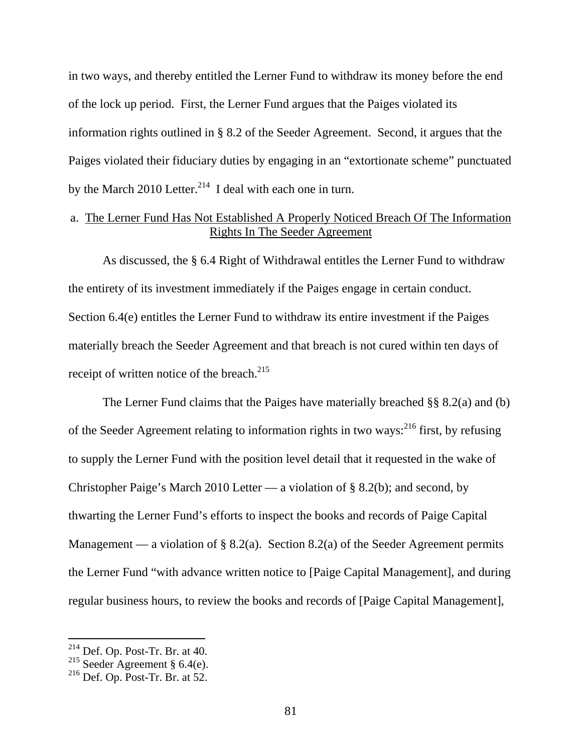in two ways, and thereby entitled the Lerner Fund to withdraw its money before the end of the lock up period. First, the Lerner Fund argues that the Paiges violated its information rights outlined in § 8.2 of the Seeder Agreement. Second, it argues that the Paiges violated their fiduciary duties by engaging in an "extortionate scheme" punctuated by the March 2010 Letter.[214] I deal with each one in turn.

### a. The Lerner Fund Has Not Established A Properly Noticed Breach Of The Information Rights In The Seeder Agreement

As discussed, the § 6.4 Right of Withdrawal entitles the Lerner Fund to withdraw the entirety of its investment immediately if the Paiges engage in certain conduct. Section 6.4(e) entitles the Lerner Fund to withdraw its entire investment if the Paiges materially breach the Seeder Agreement and that breach is not cured within ten days of receipt of written notice of the breach.[215]

The Lerner Fund claims that the Paiges have materially breached §§ 8.2(a) and (b) of the Seeder Agreement relating to information rights in two ways:[216] first, by refusing to supply the Lerner Fund with the position level detail that it requested in the wake of Christopher Paige's March 2010 Letter — a violation of § 8.2(b); and second, by thwarting the Lerner Fund's efforts to inspect the books and records of Paige Capital Management — a violation of § 8.2(a). Section 8.2(a) of the Seeder Agreement permits the Lerner Fund "with advance written notice to [Paige Capital Management], and during regular business hours, to review the books and records of [Paige Capital Management],

---

[214] Def. Op. Post-Tr. Br. at 40.

[215] Seeder Agreement § 6.4(e).

[216] Def. Op. Post-Tr. Br. at 52.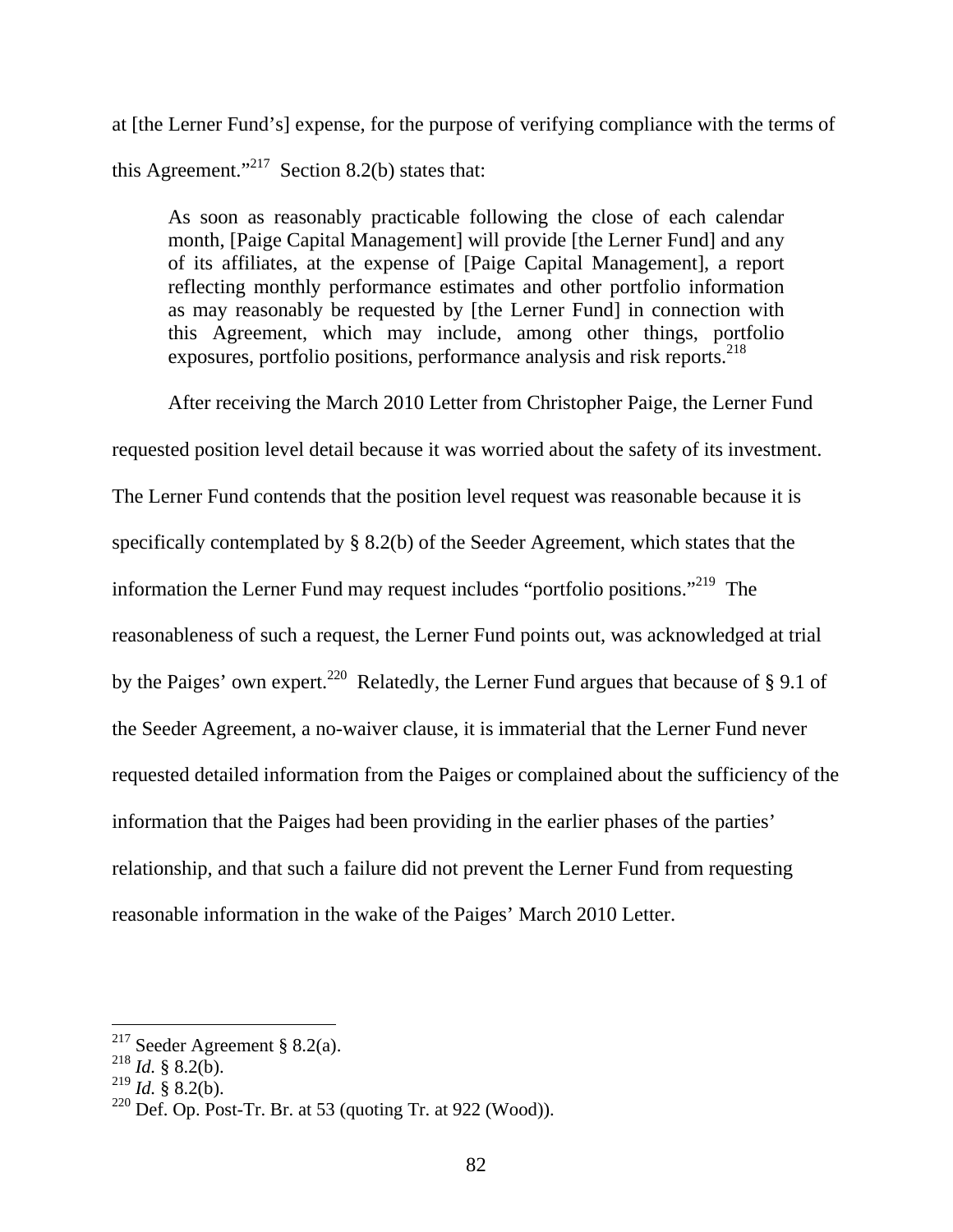at [the Lerner Fund's] expense, for the purpose of verifying compliance with the terms of this Agreement."[217] Section 8.2(b) states that:

> As soon as reasonably practicable following the close of each calendar month, [Paige Capital Management] will provide [the Lerner Fund] and any of its affiliates, at the expense of [Paige Capital Management], a report reflecting monthly performance estimates and other portfolio information as may reasonably be requested by [the Lerner Fund] in connection with this Agreement, which may include, among other things, portfolio exposures, portfolio positions, performance analysis and risk reports.[218]

After receiving the March 2010 Letter from Christopher Paige, the Lerner Fund requested position level detail because it was worried about the safety of its investment. The Lerner Fund contends that the position level request was reasonable because it is specifically contemplated by § 8.2(b) of the Seeder Agreement, which states that the information the Lerner Fund may request includes "portfolio positions."[219] The reasonableness of such a request, the Lerner Fund points out, was acknowledged at trial by the Paiges' own expert.[220] Relatedly, the Lerner Fund argues that because of § 9.1 of the Seeder Agreement, a no-waiver clause, it is immaterial that the Lerner Fund never requested detailed information from the Paiges or complained about the sufficiency of the information that the Paiges had been providing in the earlier phases of the parties' relationship, and that such a failure did not prevent the Lerner Fund from requesting reasonable information in the wake of the Paiges' March 2010 Letter.

---

[217] Seeder Agreement § 8.2(a).
[218] *Id.* § 8.2(b).
[219] *Id.* § 8.2(b).
[220] Def. Op. Post-Tr. Br. at 53 (quoting Tr. at 922 (Wood)).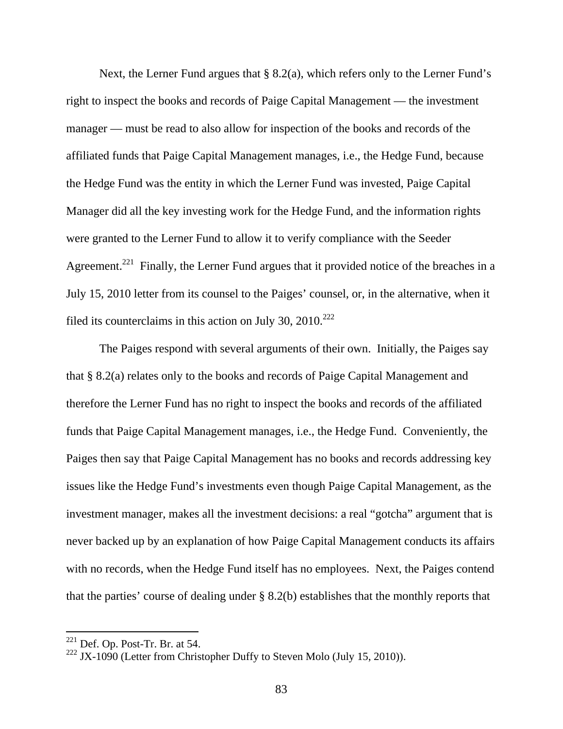Next, the Lerner Fund argues that § 8.2(a), which refers only to the Lerner Fund's right to inspect the books and records of Paige Capital Management — the investment manager — must be read to also allow for inspection of the books and records of the affiliated funds that Paige Capital Management manages, i.e., the Hedge Fund, because the Hedge Fund was the entity in which the Lerner Fund was invested, Paige Capital Manager did all the key investing work for the Hedge Fund, and the information rights were granted to the Lerner Fund to allow it to verify compliance with the Seeder Agreement.[221] Finally, the Lerner Fund argues that it provided notice of the breaches in a July 15, 2010 letter from its counsel to the Paiges' counsel, or, in the alternative, when it filed its counterclaims in this action on July 30, 2010.[222]

The Paiges respond with several arguments of their own. Initially, the Paiges say that § 8.2(a) relates only to the books and records of Paige Capital Management and therefore the Lerner Fund has no right to inspect the books and records of the affiliated funds that Paige Capital Management manages, i.e., the Hedge Fund. Conveniently, the Paiges then say that Paige Capital Management has no books and records addressing key issues like the Hedge Fund's investments even though Paige Capital Management, as the investment manager, makes all the investment decisions: a real "gotcha" argument that is never backed up by an explanation of how Paige Capital Management conducts its affairs with no records, when the Hedge Fund itself has no employees. Next, the Paiges contend that the parties' course of dealing under § 8.2(b) establishes that the monthly reports that

---

[221] Def. Op. Post-Tr. Br. at 54.

[222] JX-1090 (Letter from Christopher Duffy to Steven Molo (July 15, 2010)).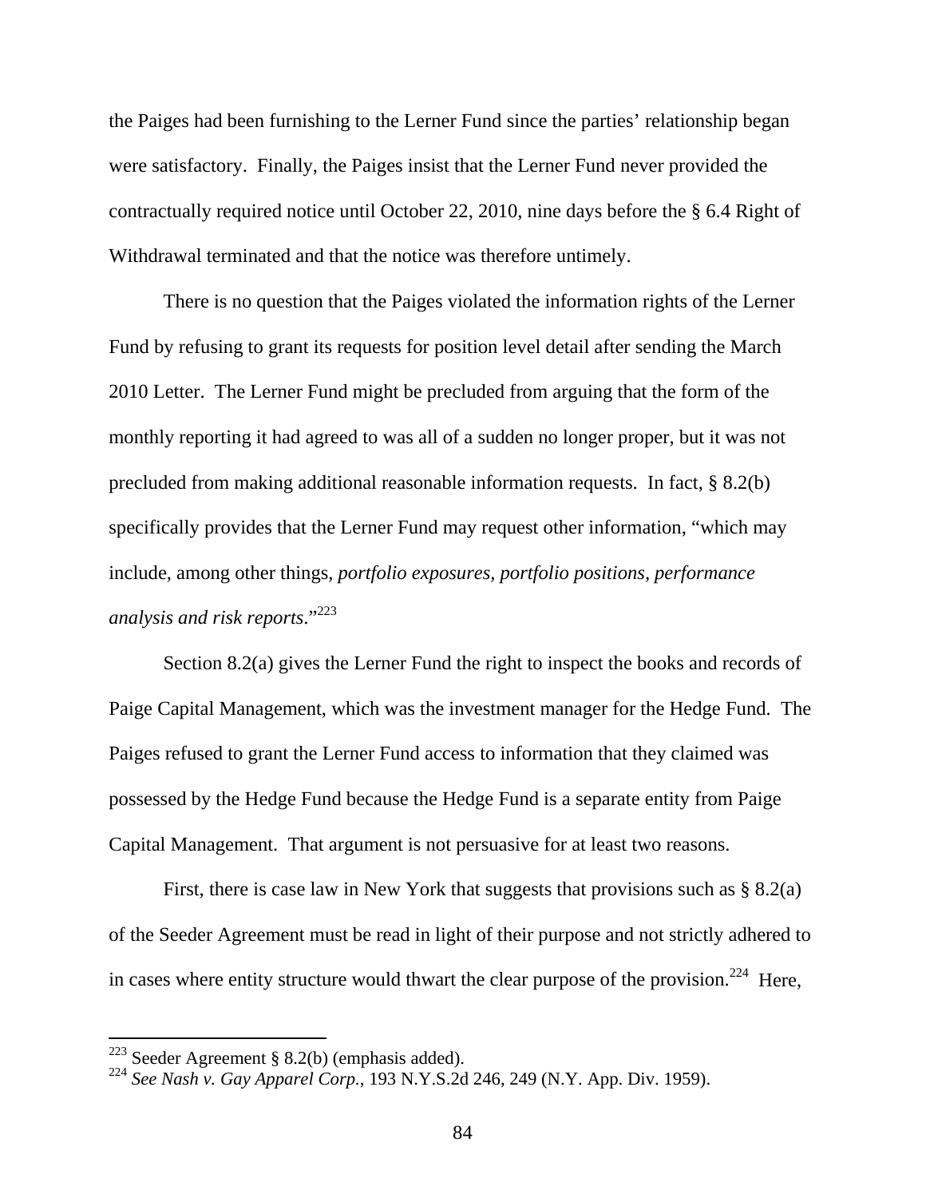the Paiges had been furnishing to the Lerner Fund since the parties' relationship began were satisfactory. Finally, the Paiges insist that the Lerner Fund never provided the contractually required notice until October 22, 2010, nine days before the § 6.4 Right of Withdrawal terminated and that the notice was therefore untimely.

There is no question that the Paiges violated the information rights of the Lerner Fund by refusing to grant its requests for position level detail after sending the March 2010 Letter. The Lerner Fund might be precluded from arguing that the form of the monthly reporting it had agreed to was all of a sudden no longer proper, but it was not precluded from making additional reasonable information requests. In fact, § 8.2(b) specifically provides that the Lerner Fund may request other information, "which may include, among other things, *portfolio exposures, portfolio positions, performance analysis and risk reports*."[223]

Section 8.2(a) gives the Lerner Fund the right to inspect the books and records of Paige Capital Management, which was the investment manager for the Hedge Fund. The Paiges refused to grant the Lerner Fund access to information that they claimed was possessed by the Hedge Fund because the Hedge Fund is a separate entity from Paige Capital Management. That argument is not persuasive for at least two reasons.

First, there is case law in New York that suggests that provisions such as § 8.2(a) of the Seeder Agreement must be read in light of their purpose and not strictly adhered to in cases where entity structure would thwart the clear purpose of the provision.[224] Here,

---

[223] Seeder Agreement § 8.2(b) (emphasis added).

[224] *See Nash v. Gay Apparel Corp.*, 193 N.Y.S.2d 246, 249 (N.Y. App. Div. 1959).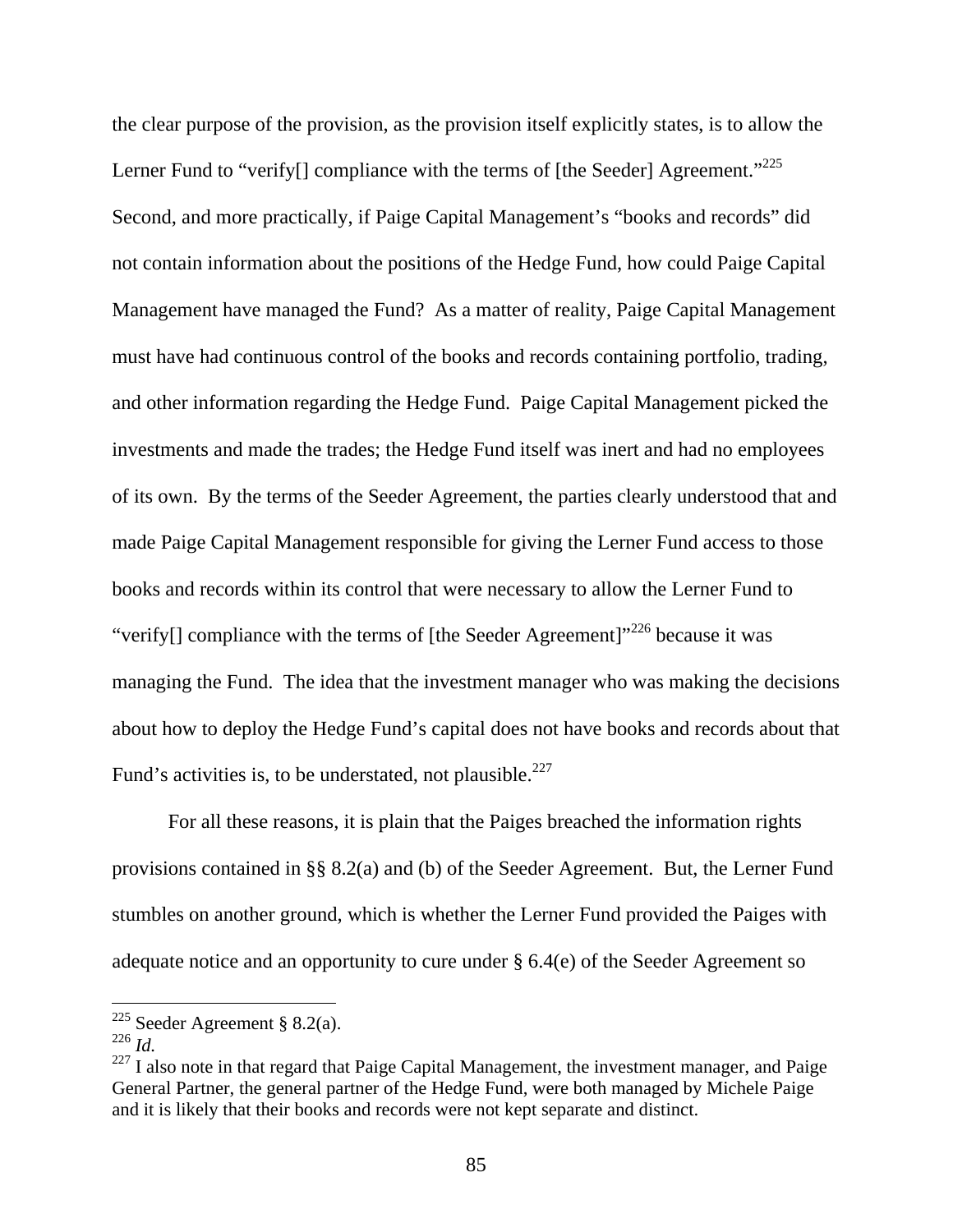the clear purpose of the provision, as the provision itself explicitly states, is to allow the Lerner Fund to "verify[] compliance with the terms of [the Seeder] Agreement."[225] Second, and more practically, if Paige Capital Management's "books and records" did not contain information about the positions of the Hedge Fund, how could Paige Capital Management have managed the Fund? As a matter of reality, Paige Capital Management must have had continuous control of the books and records containing portfolio, trading, and other information regarding the Hedge Fund. Paige Capital Management picked the investments and made the trades; the Hedge Fund itself was inert and had no employees of its own. By the terms of the Seeder Agreement, the parties clearly understood that and made Paige Capital Management responsible for giving the Lerner Fund access to those books and records within its control that were necessary to allow the Lerner Fund to "verify[] compliance with the terms of [the Seeder Agreement]"[226] because it was managing the Fund. The idea that the investment manager who was making the decisions about how to deploy the Hedge Fund's capital does not have books and records about that Fund's activities is, to be understated, not plausible.[227]

For all these reasons, it is plain that the Paiges breached the information rights provisions contained in §§ 8.2(a) and (b) of the Seeder Agreement. But, the Lerner Fund stumbles on another ground, which is whether the Lerner Fund provided the Paiges with adequate notice and an opportunity to cure under § 6.4(e) of the Seeder Agreement so

---

[225] Seeder Agreement § 8.2(a).

[226] *Id.*

[227] I also note in that regard that Paige Capital Management, the investment manager, and Paige General Partner, the general partner of the Hedge Fund, were both managed by Michele Paige and it is likely that their books and records were not kept separate and distinct.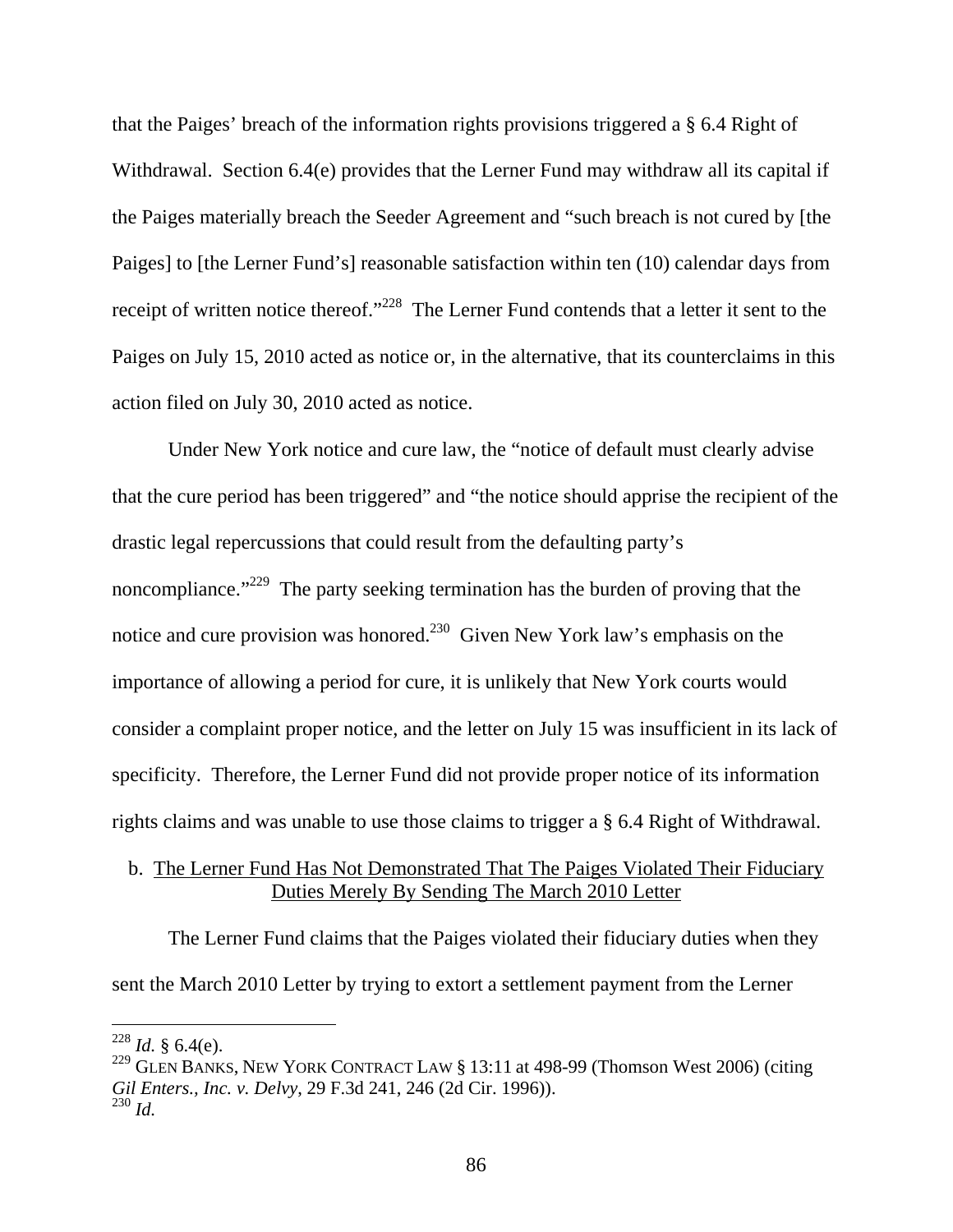that the Paiges' breach of the information rights provisions triggered a § 6.4 Right of Withdrawal. Section 6.4(e) provides that the Lerner Fund may withdraw all its capital if the Paiges materially breach the Seeder Agreement and "such breach is not cured by [the Paiges] to [the Lerner Fund's] reasonable satisfaction within ten (10) calendar days from receipt of written notice thereof."[228] The Lerner Fund contends that a letter it sent to the Paiges on July 15, 2010 acted as notice or, in the alternative, that its counterclaims in this action filed on July 30, 2010 acted as notice.

Under New York notice and cure law, the "notice of default must clearly advise that the cure period has been triggered" and "the notice should apprise the recipient of the drastic legal repercussions that could result from the defaulting party's noncompliance."[229] The party seeking termination has the burden of proving that the notice and cure provision was honored.[230] Given New York law's emphasis on the importance of allowing a period for cure, it is unlikely that New York courts would consider a complaint proper notice, and the letter on July 15 was insufficient in its lack of specificity. Therefore, the Lerner Fund did not provide proper notice of its information rights claims and was unable to use those claims to trigger a § 6.4 Right of Withdrawal.

b. <u>The Lerner Fund Has Not Demonstrated That The Paiges Violated Their Fiduciary Duties Merely By Sending The March 2010 Letter</u>

The Lerner Fund claims that the Paiges violated their fiduciary duties when they sent the March 2010 Letter by trying to extort a settlement payment from the Lerner

---

[228] *Id.* § 6.4(e).

[229] GLEN BANKS, NEW YORK CONTRACT LAW § 13:11 at 498-99 (Thomson West 2006) (citing *Gil Enters., Inc. v. Delvy*, 29 F.3d 241, 246 (2d Cir. 1996)).

[230] *Id.*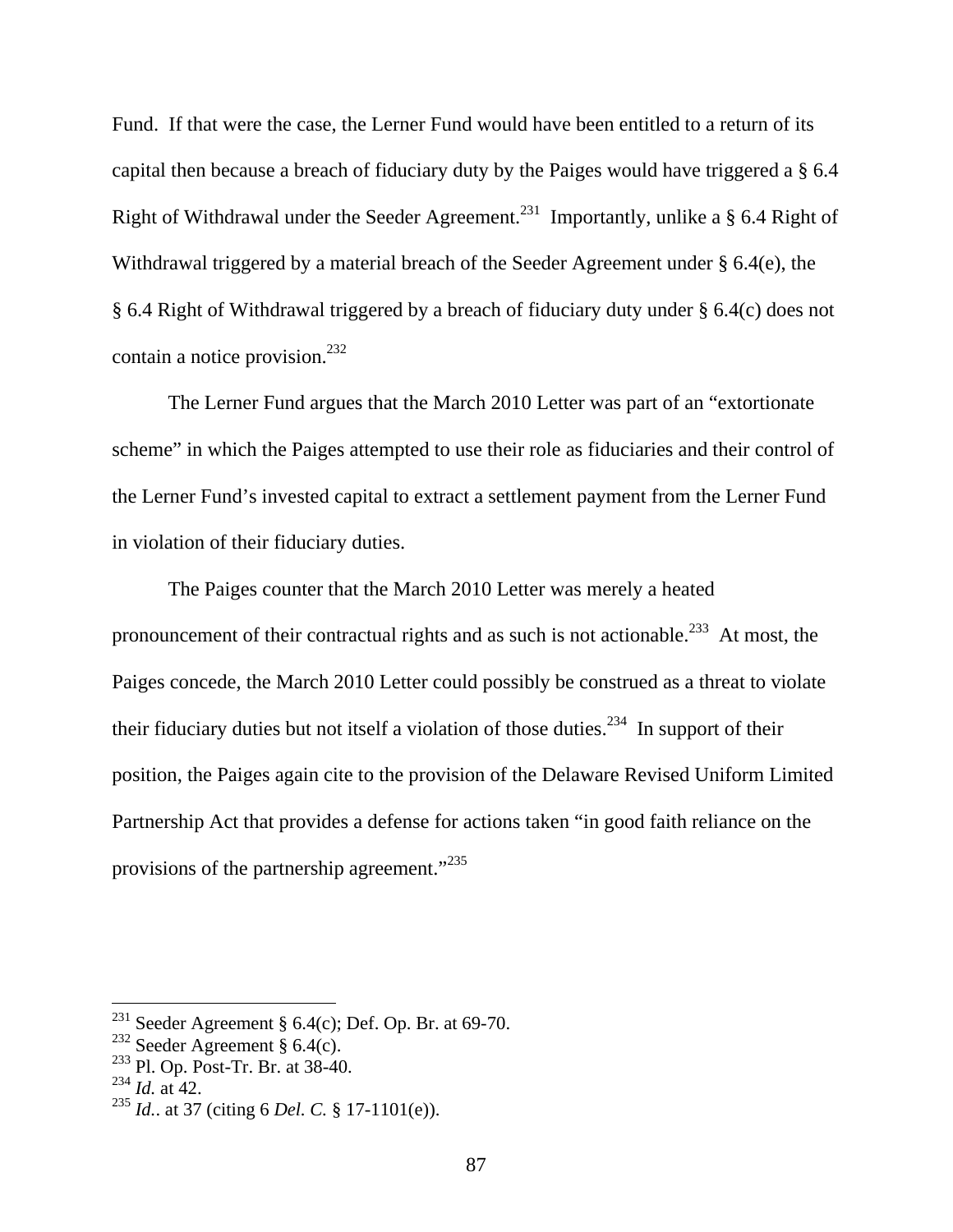Fund. If that were the case, the Lerner Fund would have been entitled to a return of its capital then because a breach of fiduciary duty by the Paiges would have triggered a § 6.4 Right of Withdrawal under the Seeder Agreement.[231] Importantly, unlike a § 6.4 Right of Withdrawal triggered by a material breach of the Seeder Agreement under § 6.4(e), the § 6.4 Right of Withdrawal triggered by a breach of fiduciary duty under § 6.4(c) does not contain a notice provision.[232]

The Lerner Fund argues that the March 2010 Letter was part of an "extortionate scheme" in which the Paiges attempted to use their role as fiduciaries and their control of the Lerner Fund's invested capital to extract a settlement payment from the Lerner Fund in violation of their fiduciary duties.

The Paiges counter that the March 2010 Letter was merely a heated pronouncement of their contractual rights and as such is not actionable.[233] At most, the Paiges concede, the March 2010 Letter could possibly be construed as a threat to violate their fiduciary duties but not itself a violation of those duties.[234] In support of their position, the Paiges again cite to the provision of the Delaware Revised Uniform Limited Partnership Act that provides a defense for actions taken "in good faith reliance on the provisions of the partnership agreement."[235]

---

[231] Seeder Agreement § 6.4(c); Def. Op. Br. at 69-70.
[232] Seeder Agreement § 6.4(c).
[233] Pl. Op. Post-Tr. Br. at 38-40.
[234] *Id.* at 42.
[235] *Id.*. at 37 (citing 6 *Del. C.* § 17-1101(e)).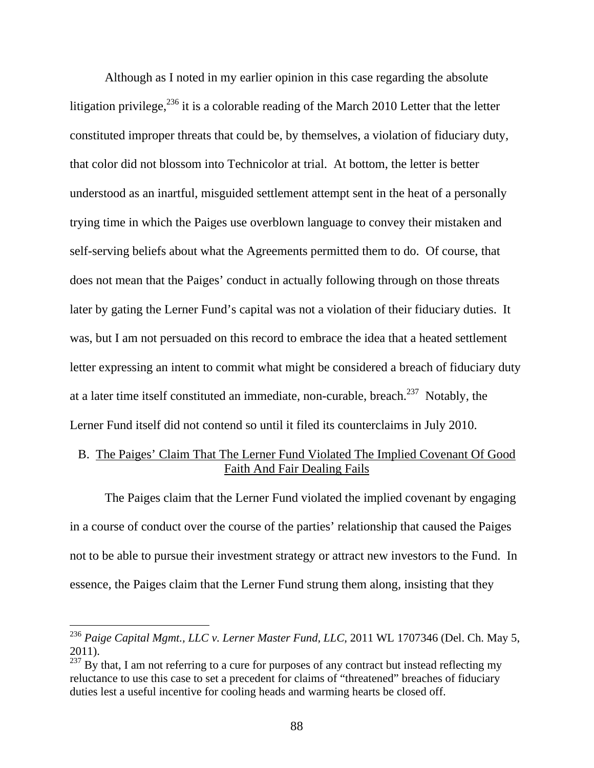Although as I noted in my earlier opinion in this case regarding the absolute litigation privilege,[236] it is a colorable reading of the March 2010 Letter that the letter constituted improper threats that could be, by themselves, a violation of fiduciary duty, that color did not blossom into Technicolor at trial. At bottom, the letter is better understood as an inartful, misguided settlement attempt sent in the heat of a personally trying time in which the Paiges use overblown language to convey their mistaken and self-serving beliefs about what the Agreements permitted them to do. Of course, that does not mean that the Paiges' conduct in actually following through on those threats later by gating the Lerner Fund's capital was not a violation of their fiduciary duties. It was, but I am not persuaded on this record to embrace the idea that a heated settlement letter expressing an intent to commit what might be considered a breach of fiduciary duty at a later time itself constituted an immediate, non-curable, breach.[237] Notably, the Lerner Fund itself did not contend so until it filed its counterclaims in July 2010.

### B. The Paiges' Claim That The Lerner Fund Violated The Implied Covenant Of Good Faith And Fair Dealing Fails

The Paiges claim that the Lerner Fund violated the implied covenant by engaging in a course of conduct over the course of the parties' relationship that caused the Paiges not to be able to pursue their investment strategy or attract new investors to the Fund. In essence, the Paiges claim that the Lerner Fund strung them along, insisting that they

---

[236] *Paige Capital Mgmt., LLC v. Lerner Master Fund, LLC*, 2011 WL 1707346 (Del. Ch. May 5, 2011).

[237] By that, I am not referring to a cure for purposes of any contract but instead reflecting my reluctance to use this case to set a precedent for claims of "threatened" breaches of fiduciary duties lest a useful incentive for cooling heads and warming hearts be closed off.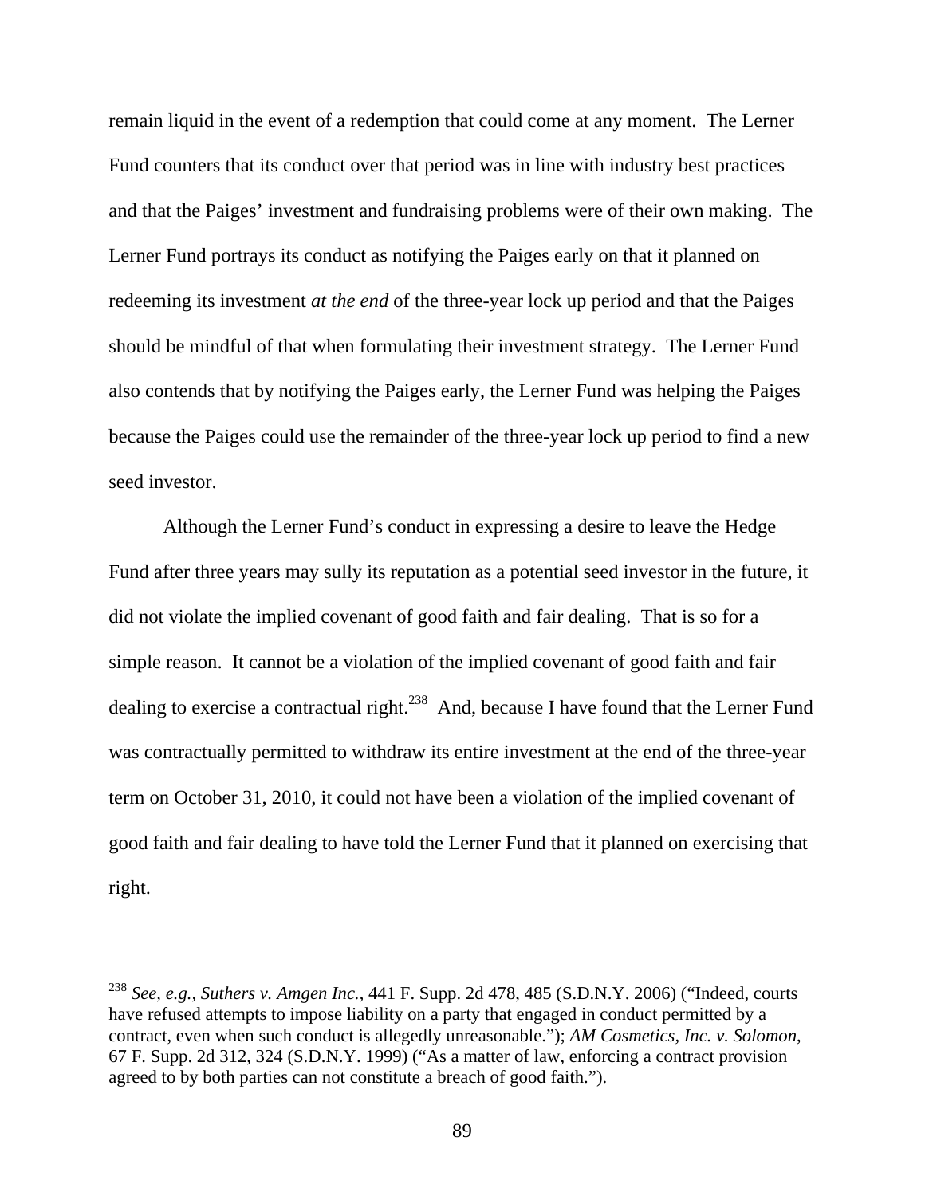remain liquid in the event of a redemption that could come at any moment. The Lerner Fund counters that its conduct over that period was in line with industry best practices and that the Paiges' investment and fundraising problems were of their own making. The Lerner Fund portrays its conduct as notifying the Paiges early on that it planned on redeeming its investment *at the end* of the three-year lock up period and that the Paiges should be mindful of that when formulating their investment strategy. The Lerner Fund also contends that by notifying the Paiges early, the Lerner Fund was helping the Paiges because the Paiges could use the remainder of the three-year lock up period to find a new seed investor.

Although the Lerner Fund's conduct in expressing a desire to leave the Hedge Fund after three years may sully its reputation as a potential seed investor in the future, it did not violate the implied covenant of good faith and fair dealing. That is so for a simple reason. It cannot be a violation of the implied covenant of good faith and fair dealing to exercise a contractual right.[238] And, because I have found that the Lerner Fund was contractually permitted to withdraw its entire investment at the end of the three-year term on October 31, 2010, it could not have been a violation of the implied covenant of good faith and fair dealing to have told the Lerner Fund that it planned on exercising that right.

---

[238] *See, e.g.*, *Suthers v. Amgen Inc.*, 441 F. Supp. 2d 478, 485 (S.D.N.Y. 2006) ("Indeed, courts have refused attempts to impose liability on a party that engaged in conduct permitted by a contract, even when such conduct is allegedly unreasonable."); *AM Cosmetics, Inc. v. Solomon*, 67 F. Supp. 2d 312, 324 (S.D.N.Y. 1999) ("As a matter of law, enforcing a contract provision agreed to by both parties can not constitute a breach of good faith.").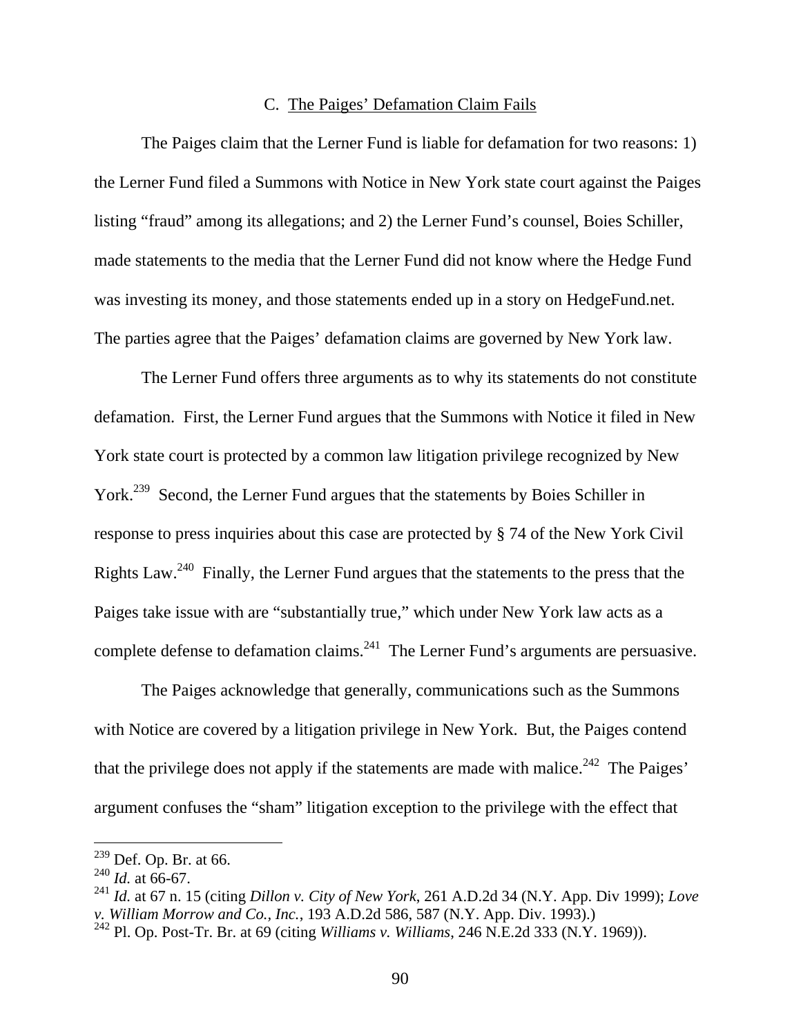### C. The Paiges' Defamation Claim Fails

The Paiges claim that the Lerner Fund is liable for defamation for two reasons: 1) the Lerner Fund filed a Summons with Notice in New York state court against the Paiges listing "fraud" among its allegations; and 2) the Lerner Fund's counsel, Boies Schiller, made statements to the media that the Lerner Fund did not know where the Hedge Fund was investing its money, and those statements ended up in a story on HedgeFund.net. The parties agree that the Paiges' defamation claims are governed by New York law.

The Lerner Fund offers three arguments as to why its statements do not constitute defamation. First, the Lerner Fund argues that the Summons with Notice it filed in New York state court is protected by a common law litigation privilege recognized by New York.[239] Second, the Lerner Fund argues that the statements by Boies Schiller in response to press inquiries about this case are protected by § 74 of the New York Civil Rights Law.[240] Finally, the Lerner Fund argues that the statements to the press that the Paiges take issue with are "substantially true," which under New York law acts as a complete defense to defamation claims.[241] The Lerner Fund's arguments are persuasive.

The Paiges acknowledge that generally, communications such as the Summons with Notice are covered by a litigation privilege in New York. But, the Paiges contend that the privilege does not apply if the statements are made with malice.[242] The Paiges' argument confuses the "sham" litigation exception to the privilege with the effect that

---

[239] Def. Op. Br. at 66.
[240] *Id.* at 66-67.
[241] *Id.* at 67 n. 15 (citing *Dillon v. City of New York*, 261 A.D.2d 34 (N.Y. App. Div 1999); *Love v. William Morrow and Co., Inc.*, 193 A.D.2d 586, 587 (N.Y. App. Div. 1993).)
[242] Pl. Op. Post-Tr. Br. at 69 (citing *Williams v. Williams*, 246 N.E.2d 333 (N.Y. 1969)).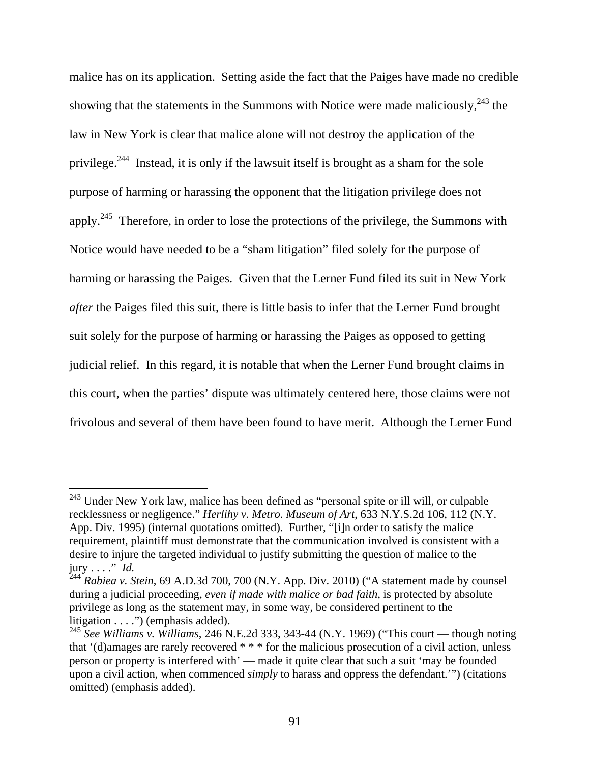malice has on its application. Setting aside the fact that the Paiges have made no credible showing that the statements in the Summons with Notice were made maliciously,[243] the law in New York is clear that malice alone will not destroy the application of the privilege.[244] Instead, it is only if the lawsuit itself is brought as a sham for the sole purpose of harming or harassing the opponent that the litigation privilege does not apply.[245] Therefore, in order to lose the protections of the privilege, the Summons with Notice would have needed to be a "sham litigation" filed solely for the purpose of harming or harassing the Paiges. Given that the Lerner Fund filed its suit in New York *after* the Paiges filed this suit, there is little basis to infer that the Lerner Fund brought suit solely for the purpose of harming or harassing the Paiges as opposed to getting judicial relief. In this regard, it is notable that when the Lerner Fund brought claims in this court, when the parties' dispute was ultimately centered here, those claims were not frivolous and several of them have been found to have merit. Although the Lerner Fund

---

[243] Under New York law, malice has been defined as "personal spite or ill will, or culpable recklessness or negligence." *Herlihy v. Metro. Museum of Art*, 633 N.Y.S.2d 106, 112 (N.Y. App. Div. 1995) (internal quotations omitted). Further, "[i]n order to satisfy the malice requirement, plaintiff must demonstrate that the communication involved is consistent with a desire to injure the targeted individual to justify submitting the question of malice to the jury . . . ." *Id.*

[244] *Rabiea v. Stein*, 69 A.D.3d 700, 700 (N.Y. App. Div. 2010) ("A statement made by counsel during a judicial proceeding, *even if made with malice or bad faith*, is protected by absolute privilege as long as the statement may, in some way, be considered pertinent to the litigation . . . .") (emphasis added).

[245] *See Williams v. Williams*, 246 N.E.2d 333, 343-44 (N.Y. 1969) ("This court — though noting that '(d)amages are rarely recovered * * * for the malicious prosecution of a civil action, unless person or property is interfered with' — made it quite clear that such a suit 'may be founded upon a civil action, when commenced *simply* to harass and oppress the defendant.'") (citations omitted) (emphasis added).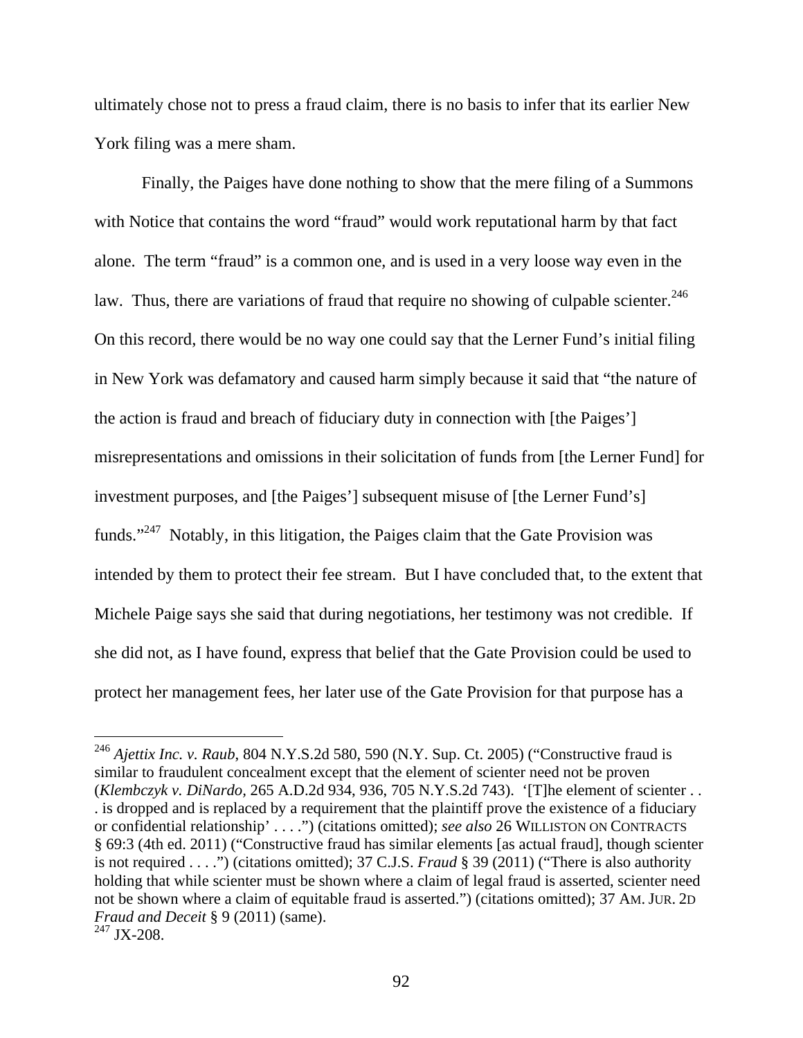ultimately chose not to press a fraud claim, there is no basis to infer that its earlier New York filing was a mere sham.

Finally, the Paiges have done nothing to show that the mere filing of a Summons with Notice that contains the word "fraud" would work reputational harm by that fact alone. The term "fraud" is a common one, and is used in a very loose way even in the law. Thus, there are variations of fraud that require no showing of culpable scienter.[246] On this record, there would be no way one could say that the Lerner Fund's initial filing in New York was defamatory and caused harm simply because it said that "the nature of the action is fraud and breach of fiduciary duty in connection with [the Paiges'] misrepresentations and omissions in their solicitation of funds from [the Lerner Fund] for investment purposes, and [the Paiges'] subsequent misuse of [the Lerner Fund's] funds."[247] Notably, in this litigation, the Paiges claim that the Gate Provision was intended by them to protect their fee stream. But I have concluded that, to the extent that Michele Paige says she said that during negotiations, her testimony was not credible. If she did not, as I have found, express that belief that the Gate Provision could be used to protect her management fees, her later use of the Gate Provision for that purpose has a

---

[246] *Ajettix Inc. v. Raub*, 804 N.Y.S.2d 580, 590 (N.Y. Sup. Ct. 2005) ("Constructive fraud is similar to fraudulent concealment except that the element of scienter need not be proven (*Klembczyk v. DiNardo*, 265 A.D.2d 934, 936, 705 N.Y.S.2d 743). '[T]he element of scienter . . . is dropped and is replaced by a requirement that the plaintiff prove the existence of a fiduciary or confidential relationship' . . . .") (citations omitted); *see also* 26 WILLISTON ON CONTRACTS § 69:3 (4th ed. 2011) ("Constructive fraud has similar elements [as actual fraud], though scienter is not required . . . .") (citations omitted); 37 C.J.S. *Fraud* § 39 (2011) ("There is also authority holding that while scienter must be shown where a claim of legal fraud is asserted, scienter need not be shown where a claim of equitable fraud is asserted.") (citations omitted); 37 AM. JUR. 2D *Fraud and Deceit* § 9 (2011) (same).

[247] JX-208.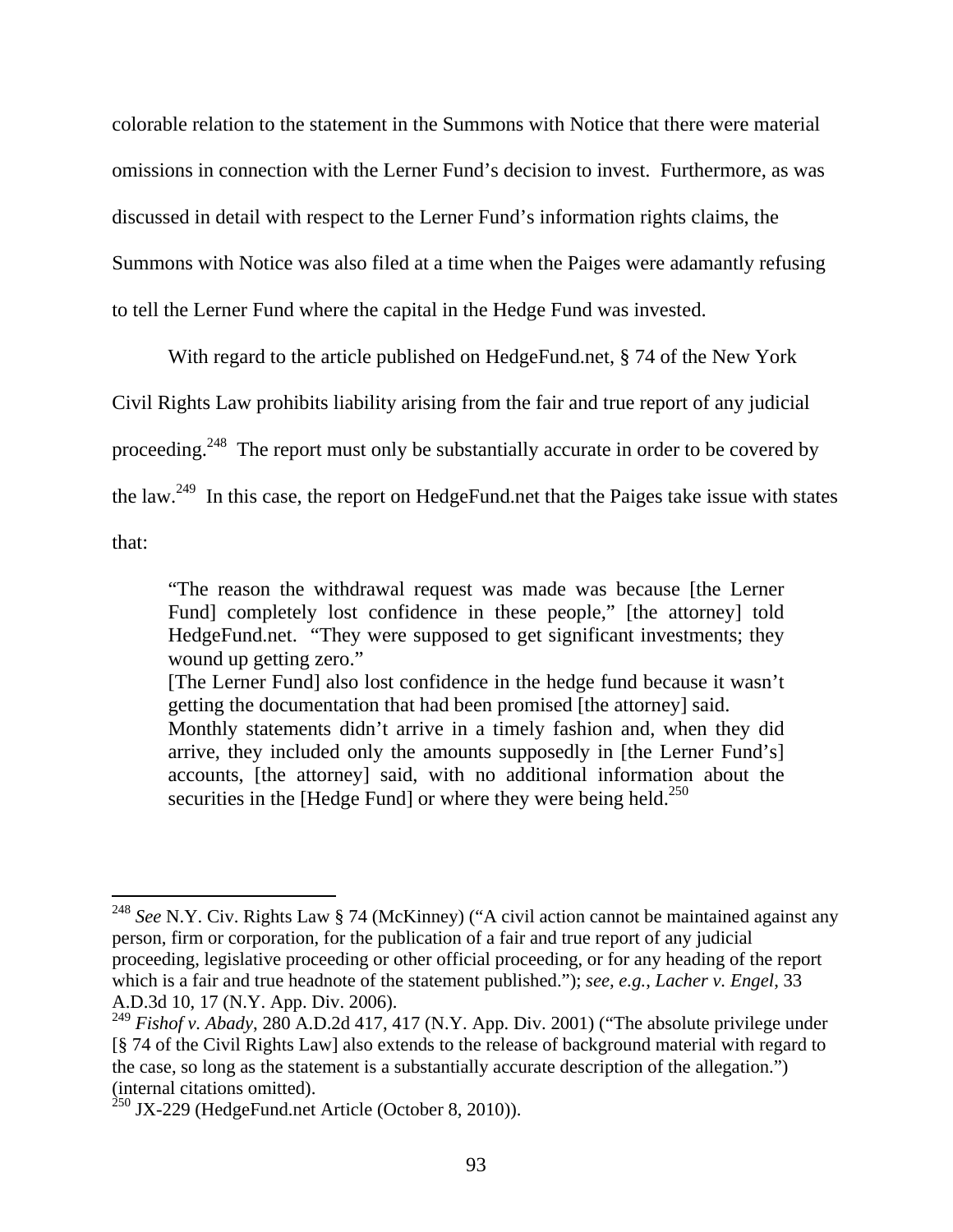colorable relation to the statement in the Summons with Notice that there were material omissions in connection with the Lerner Fund's decision to invest. Furthermore, as was discussed in detail with respect to the Lerner Fund's information rights claims, the Summons with Notice was also filed at a time when the Paiges were adamantly refusing to tell the Lerner Fund where the capital in the Hedge Fund was invested.

With regard to the article published on HedgeFund.net, § 74 of the New York Civil Rights Law prohibits liability arising from the fair and true report of any judicial proceeding.[248] The report must only be substantially accurate in order to be covered by the law.[249] In this case, the report on HedgeFund.net that the Paiges take issue with states that:

> "The reason the withdrawal request was made was because [the Lerner Fund] completely lost confidence in these people," [the attorney] told HedgeFund.net. "They were supposed to get significant investments; they wound up getting zero."
> [The Lerner Fund] also lost confidence in the hedge fund because it wasn't getting the documentation that had been promised [the attorney] said.
> Monthly statements didn't arrive in a timely fashion and, when they did arrive, they included only the amounts supposedly in [the Lerner Fund's] accounts, [the attorney] said, with no additional information about the securities in the [Hedge Fund] or where they were being held.[250]

---

[248] *See* N.Y. Civ. Rights Law § 74 (McKinney) ("A civil action cannot be maintained against any person, firm or corporation, for the publication of a fair and true report of any judicial proceeding, legislative proceeding or other official proceeding, or for any heading of the report which is a fair and true headnote of the statement published."); *see, e.g.*, *Lacher v. Engel*, 33 A.D.3d 10, 17 (N.Y. App. Div. 2006).

[249] *Fishof v. Abady*, 280 A.D.2d 417, 417 (N.Y. App. Div. 2001) ("The absolute privilege under [§ 74 of the Civil Rights Law] also extends to the release of background material with regard to the case, so long as the statement is a substantially accurate description of the allegation.") (internal citations omitted).

[250] JX-229 (HedgeFund.net Article (October 8, 2010)).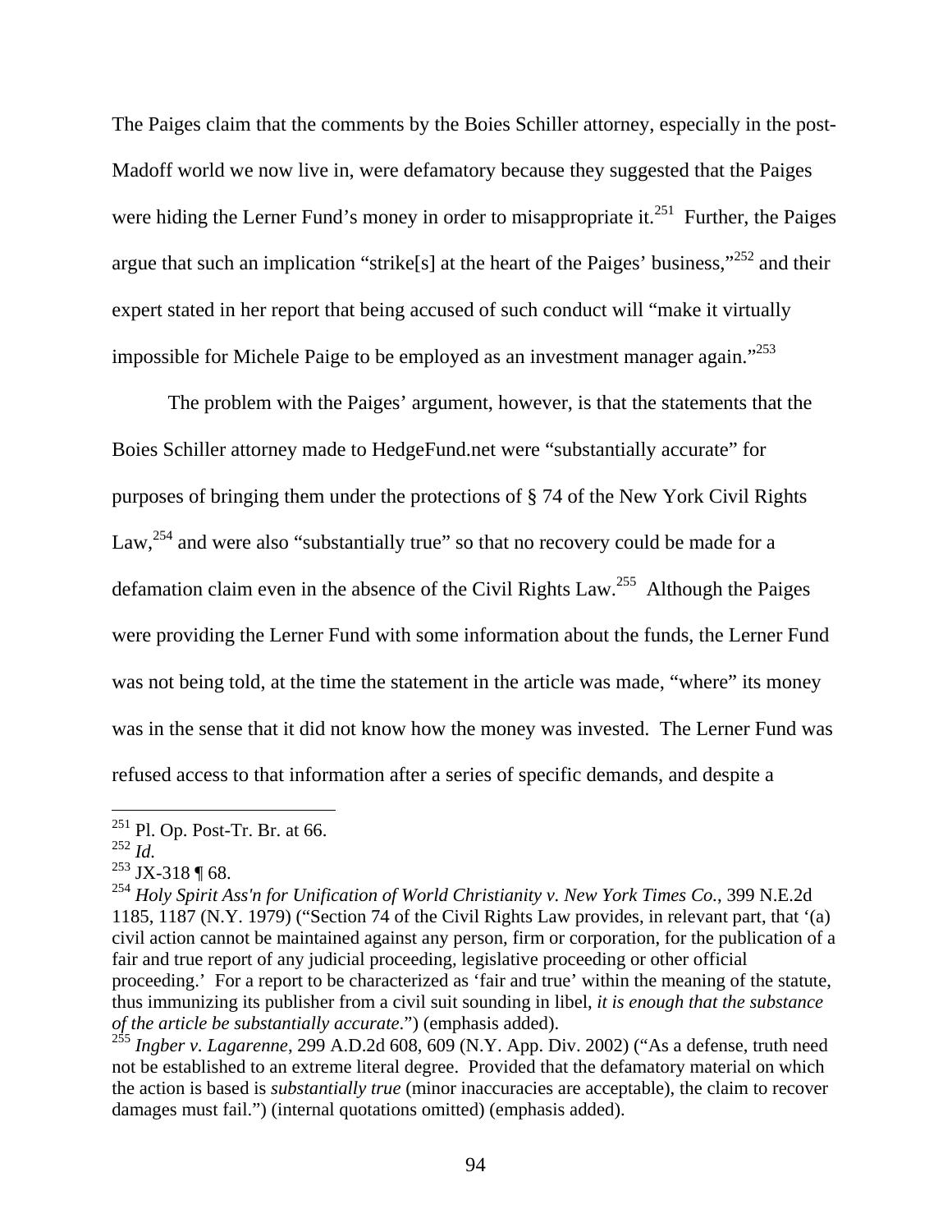The Paiges claim that the comments by the Boies Schiller attorney, especially in the post-Madoff world we now live in, were defamatory because they suggested that the Paiges were hiding the Lerner Fund's money in order to misappropriate it.[251] Further, the Paiges argue that such an implication "strike[s] at the heart of the Paiges' business,"[252] and their expert stated in her report that being accused of such conduct will "make it virtually impossible for Michele Paige to be employed as an investment manager again."[253]

The problem with the Paiges' argument, however, is that the statements that the Boies Schiller attorney made to HedgeFund.net were "substantially accurate" for purposes of bringing them under the protections of § 74 of the New York Civil Rights Law,[254] and were also "substantially true" so that no recovery could be made for a defamation claim even in the absence of the Civil Rights Law.[255] Although the Paiges were providing the Lerner Fund with some information about the funds, the Lerner Fund was not being told, at the time the statement in the article was made, "where" its money was in the sense that it did not know how the money was invested. The Lerner Fund was refused access to that information after a series of specific demands, and despite a

---

[251] Pl. Op. Post-Tr. Br. at 66.

[252] *Id.*

[253] JX-318 ¶ 68.

[254] *Holy Spirit Ass'n for Unification of World Christianity v. New York Times Co.*, 399 N.E.2d 1185, 1187 (N.Y. 1979) ("Section 74 of the Civil Rights Law provides, in relevant part, that '(a) civil action cannot be maintained against any person, firm or corporation, for the publication of a fair and true report of any judicial proceeding, legislative proceeding or other official proceeding.' For a report to be characterized as 'fair and true' within the meaning of the statute, thus immunizing its publisher from a civil suit sounding in libel, *it is enough that the substance of the article be substantially accurate*.") (emphasis added).

[255] *Ingber v. Lagarenne*, 299 A.D.2d 608, 609 (N.Y. App. Div. 2002) ("As a defense, truth need not be established to an extreme literal degree. Provided that the defamatory material on which the action is based is *substantially true* (minor inaccuracies are acceptable), the claim to recover damages must fail.") (internal quotations omitted) (emphasis added).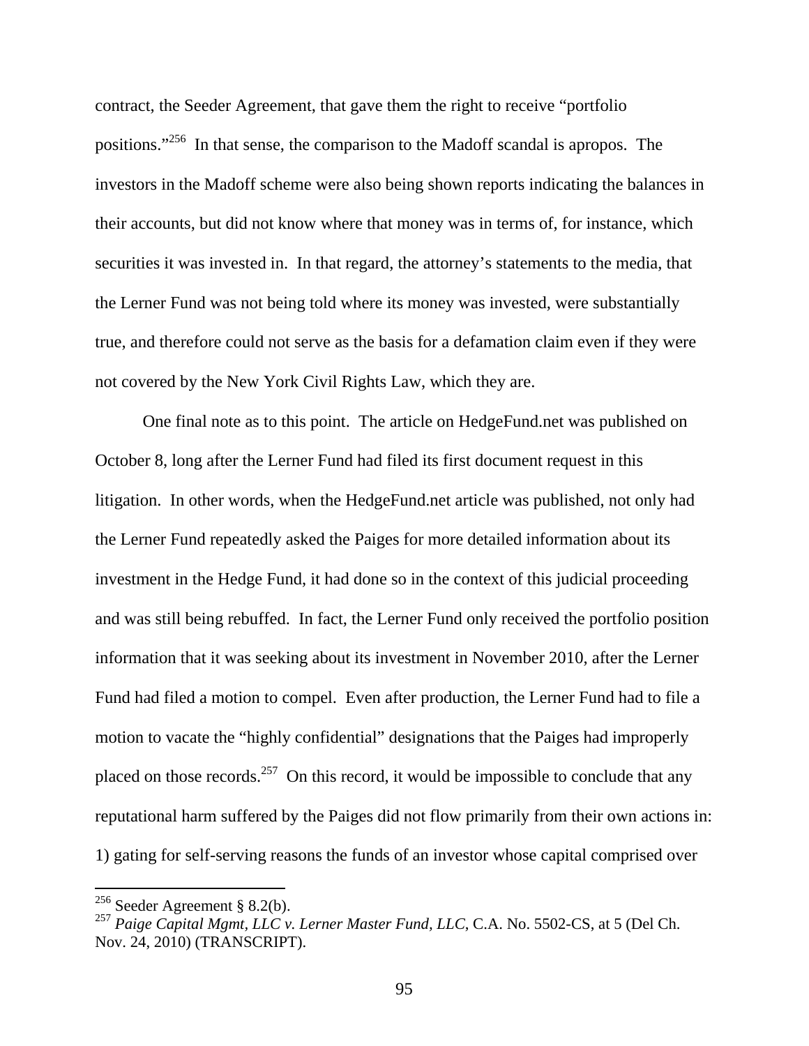contract, the Seeder Agreement, that gave them the right to receive "portfolio positions."[256] In that sense, the comparison to the Madoff scandal is apropos. The investors in the Madoff scheme were also being shown reports indicating the balances in their accounts, but did not know where that money was in terms of, for instance, which securities it was invested in. In that regard, the attorney's statements to the media, that the Lerner Fund was not being told where its money was invested, were substantially true, and therefore could not serve as the basis for a defamation claim even if they were not covered by the New York Civil Rights Law, which they are.

One final note as to this point. The article on HedgeFund.net was published on October 8, long after the Lerner Fund had filed its first document request in this litigation. In other words, when the HedgeFund.net article was published, not only had the Lerner Fund repeatedly asked the Paiges for more detailed information about its investment in the Hedge Fund, it had done so in the context of this judicial proceeding and was still being rebuffed. In fact, the Lerner Fund only received the portfolio position information that it was seeking about its investment in November 2010, after the Lerner Fund had filed a motion to compel. Even after production, the Lerner Fund had to file a motion to vacate the "highly confidential" designations that the Paiges had improperly placed on those records.[257] On this record, it would be impossible to conclude that any reputational harm suffered by the Paiges did not flow primarily from their own actions in: 1) gating for self-serving reasons the funds of an investor whose capital comprised over

---

[256] Seeder Agreement § 8.2(b).

[257] *Paige Capital Mgmt, LLC v. Lerner Master Fund, LLC*, C.A. No. 5502-CS, at 5 (Del Ch. Nov. 24, 2010) (TRANSCRIPT).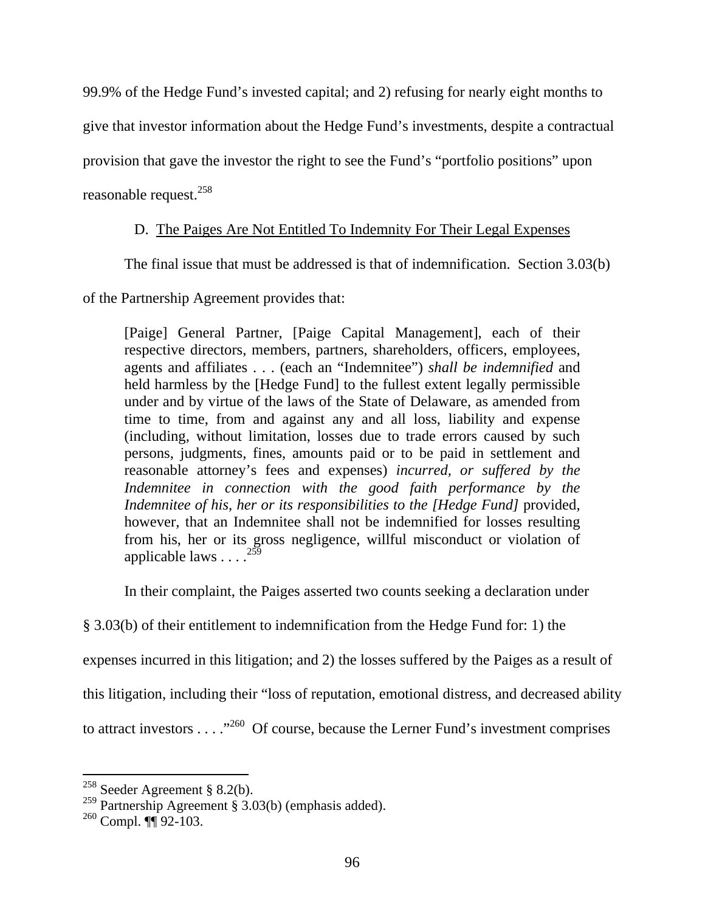99.9% of the Hedge Fund's invested capital; and 2) refusing for nearly eight months to give that investor information about the Hedge Fund's investments, despite a contractual provision that gave the investor the right to see the Fund's "portfolio positions" upon reasonable request.[258]

### D. The Paiges Are Not Entitled To Indemnity For Their Legal Expenses

The final issue that must be addressed is that of indemnification. Section 3.03(b) of the Partnership Agreement provides that:

> [Paige] General Partner, [Paige Capital Management], each of their respective directors, members, partners, shareholders, officers, employees, agents and affiliates . . . (each an "Indemnitee") *shall be indemnified* and held harmless by the [Hedge Fund] to the fullest extent legally permissible under and by virtue of the laws of the State of Delaware, as amended from time to time, from and against any and all loss, liability and expense (including, without limitation, losses due to trade errors caused by such persons, judgments, fines, amounts paid or to be paid in settlement and reasonable attorney's fees and expenses) *incurred, or suffered by the Indemnitee in connection with the good faith performance by the Indemnitee of his, her or its responsibilities to the [Hedge Fund]* provided, however, that an Indemnitee shall not be indemnified for losses resulting from his, her or its gross negligence, willful misconduct or violation of applicable laws . . . .[259]

In their complaint, the Paiges asserted two counts seeking a declaration under § 3.03(b) of their entitlement to indemnification from the Hedge Fund for: 1) the expenses incurred in this litigation; and 2) the losses suffered by the Paiges as a result of this litigation, including their "loss of reputation, emotional distress, and decreased ability to attract investors . . . ."[260] Of course, because the Lerner Fund's investment comprises

---

[258] Seeder Agreement § 8.2(b).

[259] Partnership Agreement § 3.03(b) (emphasis added).

[260] Compl. ¶¶ 92-103.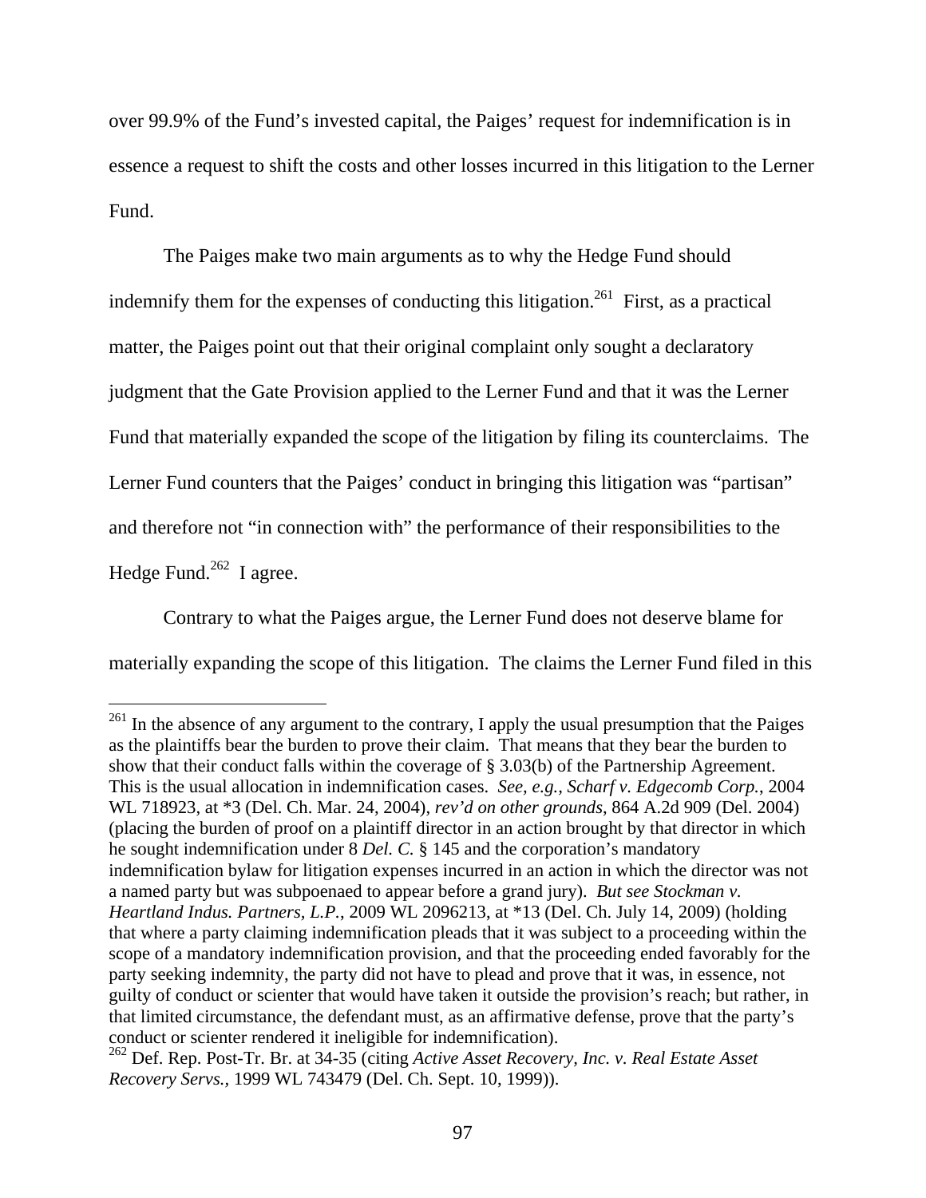over 99.9% of the Fund's invested capital, the Paiges' request for indemnification is in essence a request to shift the costs and other losses incurred in this litigation to the Lerner Fund.

The Paiges make two main arguments as to why the Hedge Fund should indemnify them for the expenses of conducting this litigation.[261] First, as a practical matter, the Paiges point out that their original complaint only sought a declaratory judgment that the Gate Provision applied to the Lerner Fund and that it was the Lerner Fund that materially expanded the scope of the litigation by filing its counterclaims. The Lerner Fund counters that the Paiges' conduct in bringing this litigation was "partisan" and therefore not "in connection with" the performance of their responsibilities to the Hedge Fund.[262] I agree.

Contrary to what the Paiges argue, the Lerner Fund does not deserve blame for materially expanding the scope of this litigation. The claims the Lerner Fund filed in this

---

[261] In the absence of any argument to the contrary, I apply the usual presumption that the Paiges as the plaintiffs bear the burden to prove their claim. That means that they bear the burden to show that their conduct falls within the coverage of § 3.03(b) of the Partnership Agreement. This is the usual allocation in indemnification cases. *See, e.g., Scharf v. Edgecomb Corp.*, 2004 WL 718923, at *3 (Del. Ch. Mar. 24, 2004), *rev'd on other grounds*, 864 A.2d 909 (Del. 2004) (placing the burden of proof on a plaintiff director in an action brought by that director in which he sought indemnification under 8 *Del. C.* § 145 and the corporation's mandatory indemnification bylaw for litigation expenses incurred in an action in which the director was not a named party but was subpoenaed to appear before a grand jury). *But see Stockman v. Heartland Indus. Partners, L.P.*, 2009 WL 2096213, at *13 (Del. Ch. July 14, 2009) (holding that where a party claiming indemnification pleads that it was subject to a proceeding within the scope of a mandatory indemnification provision, and that the proceeding ended favorably for the party seeking indemnity, the party did not have to plead and prove that it was, in essence, not guilty of conduct or scienter that would have taken it outside the provision's reach; but rather, in that limited circumstance, the defendant must, as an affirmative defense, prove that the party's conduct or scienter rendered it ineligible for indemnification).

[262] Def. Rep. Post-Tr. Br. at 34-35 (citing *Active Asset Recovery, Inc. v. Real Estate Asset Recovery Servs.*, 1999 WL 743479 (Del. Ch. Sept. 10, 1999)).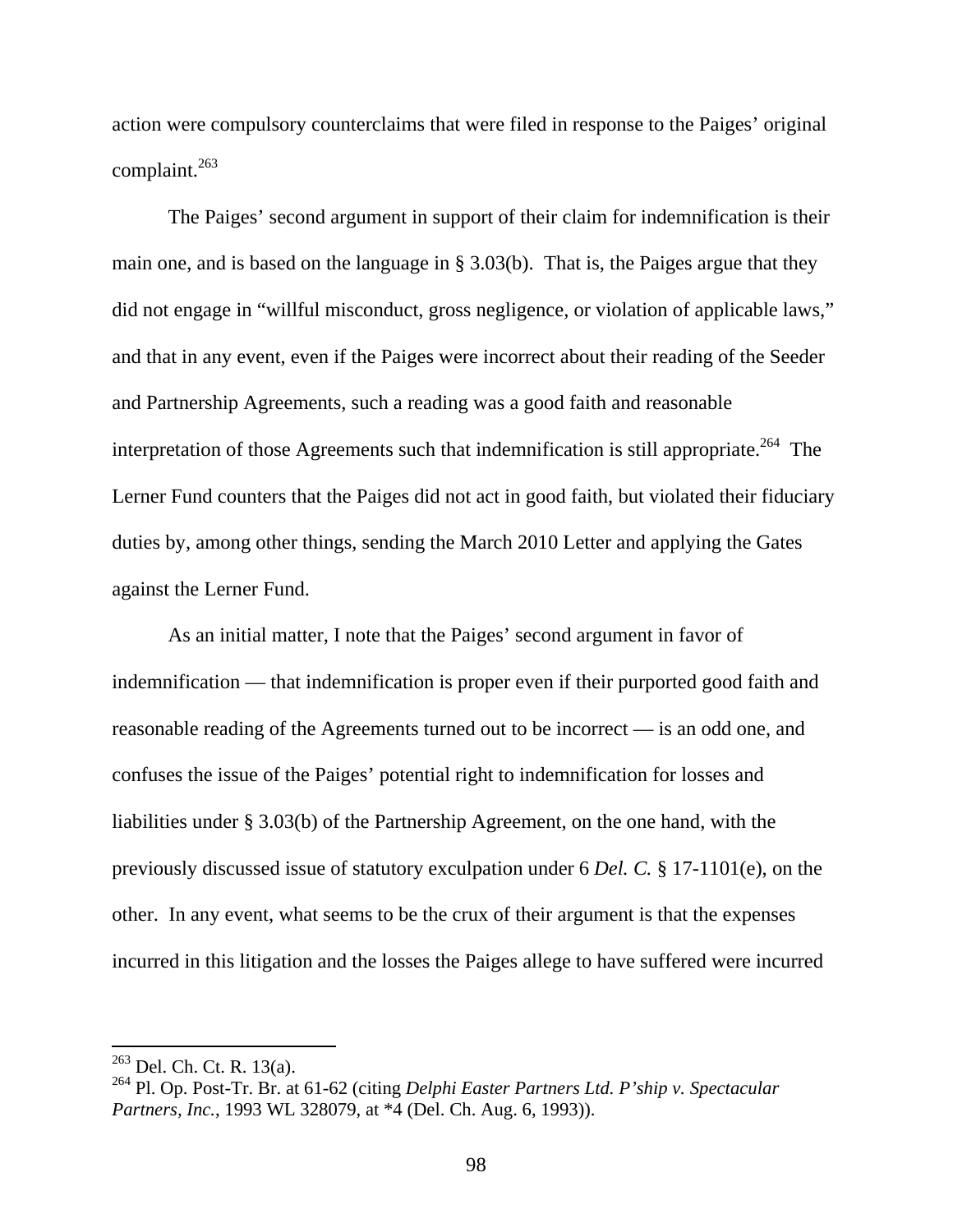action were compulsory counterclaims that were filed in response to the Paiges' original complaint.[263]

The Paiges' second argument in support of their claim for indemnification is their main one, and is based on the language in § 3.03(b). That is, the Paiges argue that they did not engage in "willful misconduct, gross negligence, or violation of applicable laws," and that in any event, even if the Paiges were incorrect about their reading of the Seeder and Partnership Agreements, such a reading was a good faith and reasonable interpretation of those Agreements such that indemnification is still appropriate.[264] The Lerner Fund counters that the Paiges did not act in good faith, but violated their fiduciary duties by, among other things, sending the March 2010 Letter and applying the Gates against the Lerner Fund.

As an initial matter, I note that the Paiges' second argument in favor of indemnification — that indemnification is proper even if their purported good faith and reasonable reading of the Agreements turned out to be incorrect — is an odd one, and confuses the issue of the Paiges' potential right to indemnification for losses and liabilities under § 3.03(b) of the Partnership Agreement, on the one hand, with the previously discussed issue of statutory exculpation under 6 *Del. C.* § 17-1101(e), on the other. In any event, what seems to be the crux of their argument is that the expenses incurred in this litigation and the losses the Paiges allege to have suffered were incurred

---

[263] Del. Ch. Ct. R. 13(a).

[264] Pl. Op. Post-Tr. Br. at 61-62 (citing *Delphi Easter Partners Ltd. P'ship v. Spectacular Partners, Inc.*, 1993 WL 328079, at *4 (Del. Ch. Aug. 6, 1993)).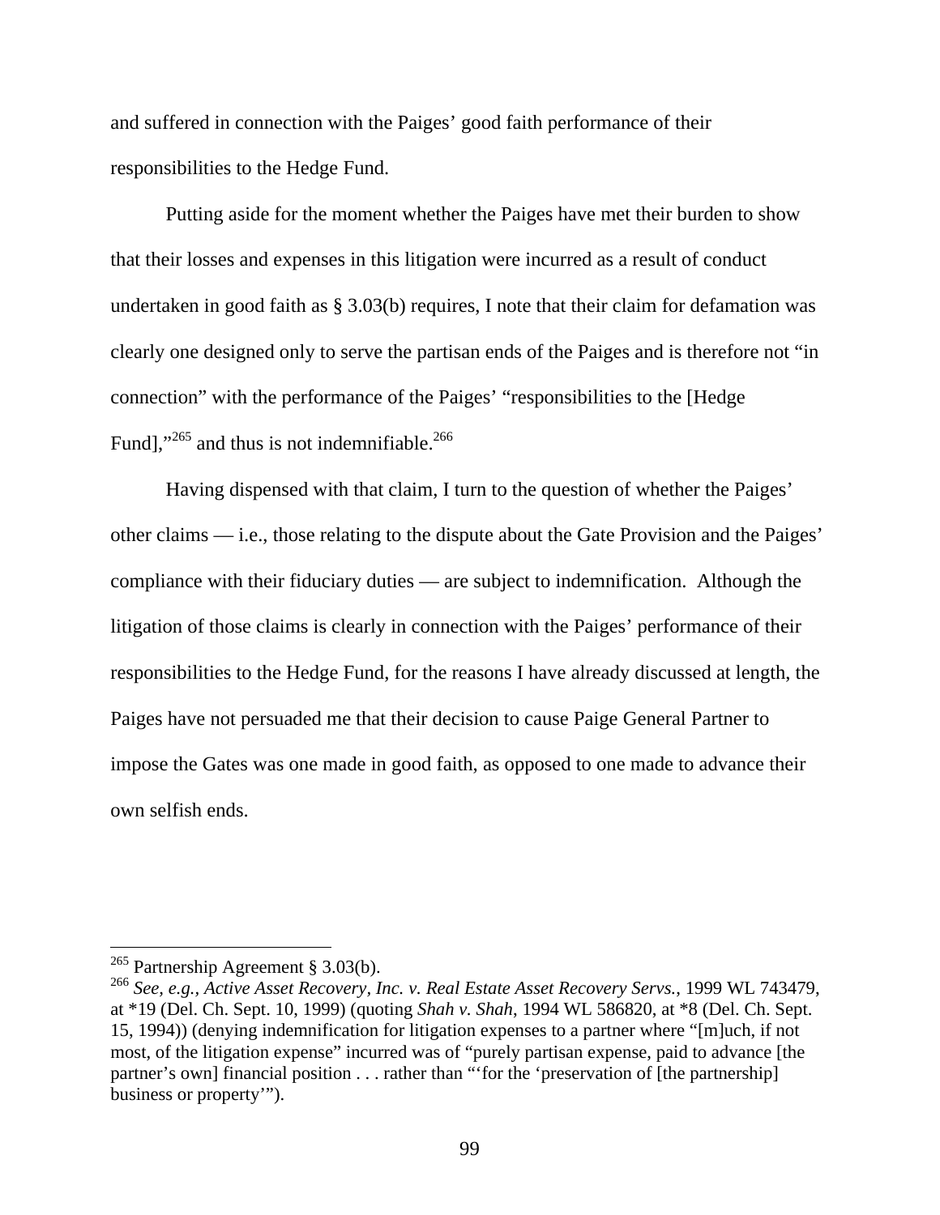and suffered in connection with the Paiges' good faith performance of their responsibilities to the Hedge Fund.

Putting aside for the moment whether the Paiges have met their burden to show that their losses and expenses in this litigation were incurred as a result of conduct undertaken in good faith as § 3.03(b) requires, I note that their claim for defamation was clearly one designed only to serve the partisan ends of the Paiges and is therefore not "in connection" with the performance of the Paiges' "responsibilities to the [Hedge Fund],"[265] and thus is not indemnifiable.[266]

Having dispensed with that claim, I turn to the question of whether the Paiges' other claims — i.e., those relating to the dispute about the Gate Provision and the Paiges' compliance with their fiduciary duties — are subject to indemnification. Although the litigation of those claims is clearly in connection with the Paiges' performance of their responsibilities to the Hedge Fund, for the reasons I have already discussed at length, the Paiges have not persuaded me that their decision to cause Paige General Partner to impose the Gates was one made in good faith, as opposed to one made to advance their own selfish ends.

---

[265] Partnership Agreement § 3.03(b).

[266] *See, e.g., Active Asset Recovery, Inc. v. Real Estate Asset Recovery Servs.*, 1999 WL 743479, at *19 (Del. Ch. Sept. 10, 1999) (quoting *Shah v. Shah*, 1994 WL 586820, at *8 (Del. Ch. Sept. 15, 1994)) (denying indemnification for litigation expenses to a partner where "[m]uch, if not most, of the litigation expense" incurred was of "purely partisan expense, paid to advance [the partner's own] financial position . . . rather than "'for the 'preservation of [the partnership] business or property'").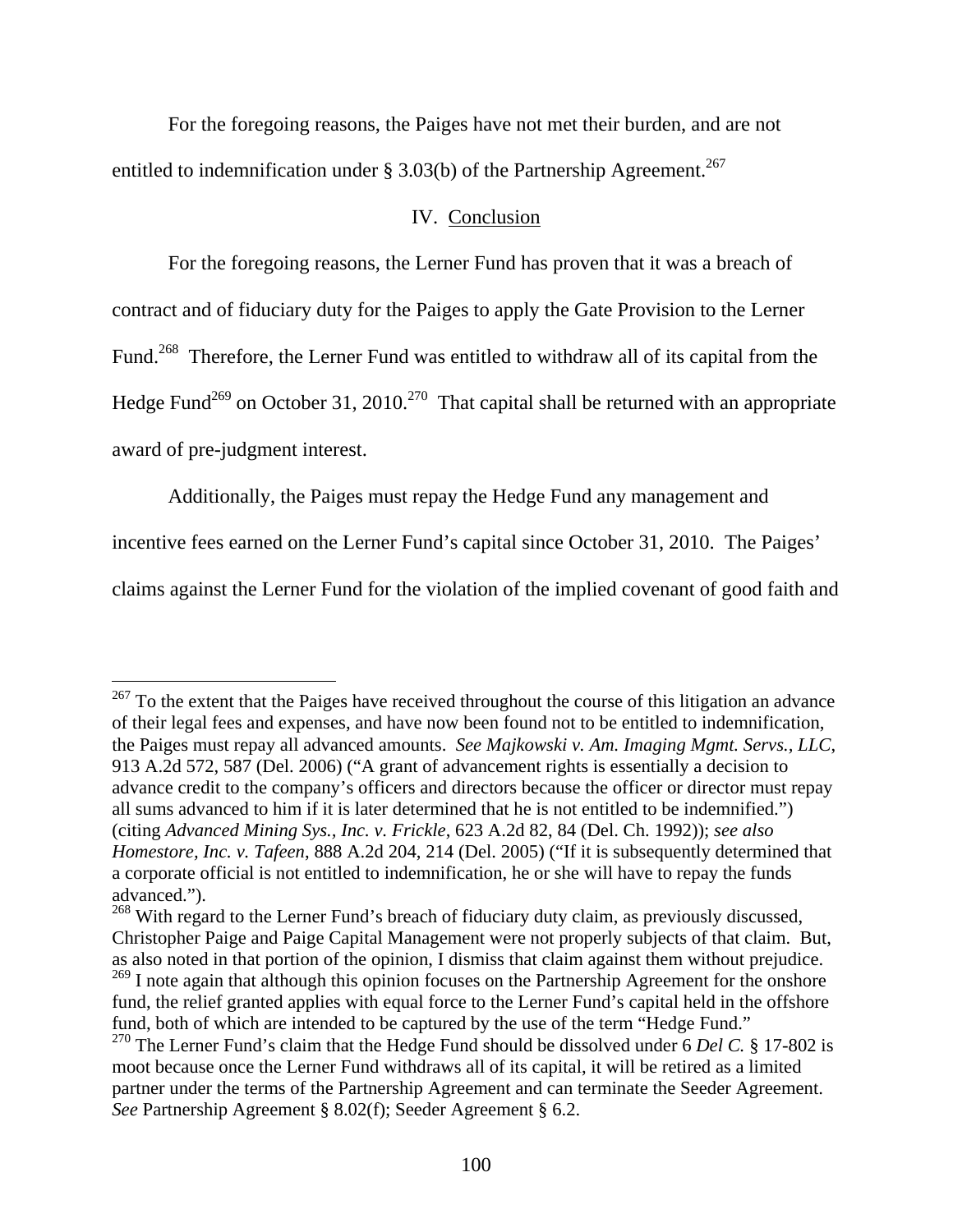For the foregoing reasons, the Paiges have not met their burden, and are not entitled to indemnification under § 3.03(b) of the Partnership Agreement.[267]

## IV. Conclusion

For the foregoing reasons, the Lerner Fund has proven that it was a breach of contract and of fiduciary duty for the Paiges to apply the Gate Provision to the Lerner Fund.[268] Therefore, the Lerner Fund was entitled to withdraw all of its capital from the Hedge Fund[269] on October 31, 2010.[270] That capital shall be returned with an appropriate award of pre-judgment interest.

Additionally, the Paiges must repay the Hedge Fund any management and incentive fees earned on the Lerner Fund's capital since October 31, 2010. The Paiges' claims against the Lerner Fund for the violation of the implied covenant of good faith and

---

[267] To the extent that the Paiges have received throughout the course of this litigation an advance of their legal fees and expenses, and have now been found not to be entitled to indemnification, the Paiges must repay all advanced amounts. *See Majkowski v. Am. Imaging Mgmt. Servs., LLC*, 913 A.2d 572, 587 (Del. 2006) ("A grant of advancement rights is essentially a decision to advance credit to the company's officers and directors because the officer or director must repay all sums advanced to him if it is later determined that he is not entitled to be indemnified.") (citing *Advanced Mining Sys., Inc. v. Frickle*, 623 A.2d 82, 84 (Del. Ch. 1992)); *see also Homestore, Inc. v. Tafeen*, 888 A.2d 204, 214 (Del. 2005) ("If it is subsequently determined that a corporate official is not entitled to indemnification, he or she will have to repay the funds advanced.").

[268] With regard to the Lerner Fund's breach of fiduciary duty claim, as previously discussed, Christopher Paige and Paige Capital Management were not properly subjects of that claim. But, as also noted in that portion of the opinion, I dismiss that claim against them without prejudice.

[269] I note again that although this opinion focuses on the Partnership Agreement for the onshore fund, the relief granted applies with equal force to the Lerner Fund's capital held in the offshore fund, both of which are intended to be captured by the use of the term "Hedge Fund."

[270] The Lerner Fund's claim that the Hedge Fund should be dissolved under 6 *Del C.* § 17-802 is moot because once the Lerner Fund withdraws all of its capital, it will be retired as a limited partner under the terms of the Partnership Agreement and can terminate the Seeder Agreement. *See* Partnership Agreement § 8.02(f); Seeder Agreement § 6.2.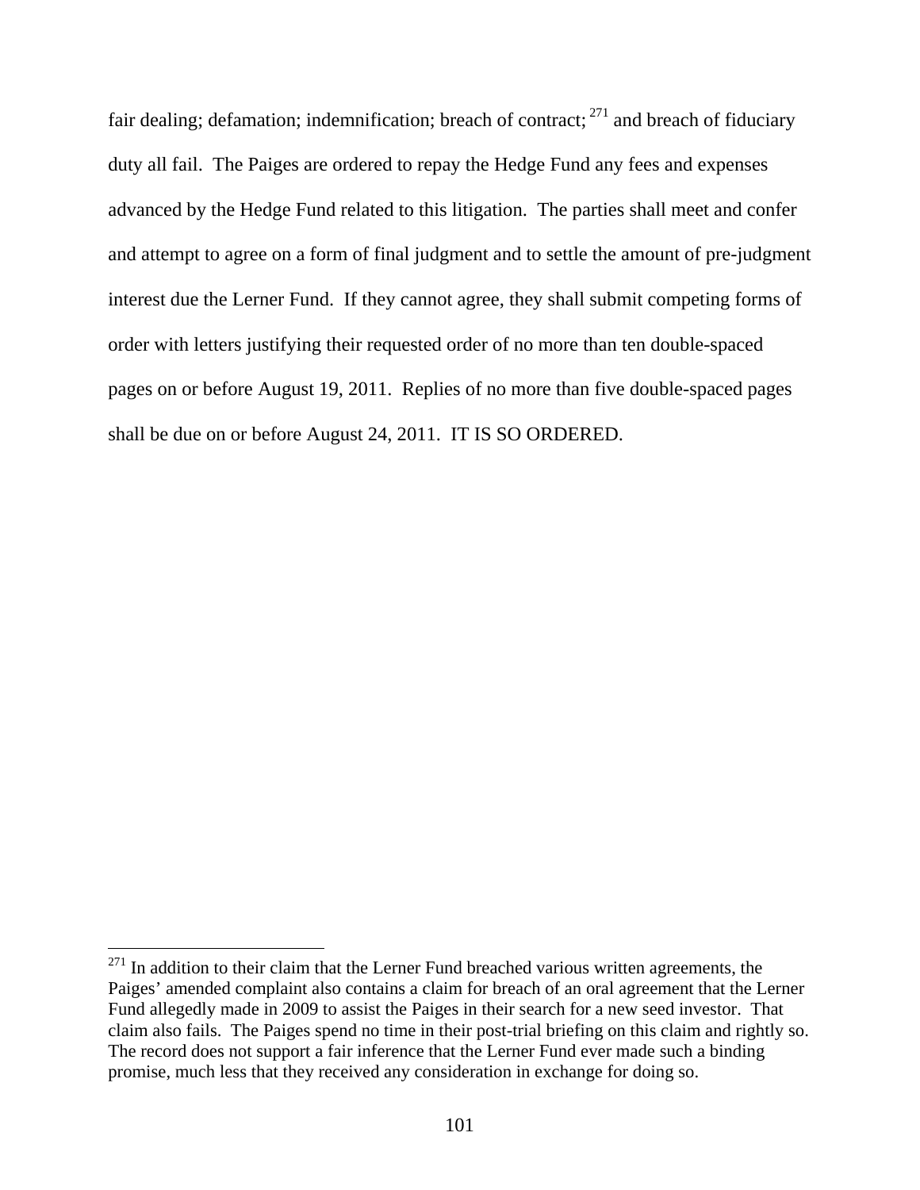fair dealing; defamation; indemnification; breach of contract;[271] and breach of fiduciary duty all fail. The Paiges are ordered to repay the Hedge Fund any fees and expenses advanced by the Hedge Fund related to this litigation. The parties shall meet and confer and attempt to agree on a form of final judgment and to settle the amount of pre-judgment interest due the Lerner Fund. If they cannot agree, they shall submit competing forms of order with letters justifying their requested order of no more than ten double-spaced pages on or before August 19, 2011. Replies of no more than five double-spaced pages shall be due on or before August 24, 2011. IT IS SO ORDERED.

---

[271] In addition to their claim that the Lerner Fund breached various written agreements, the Paiges' amended complaint also contains a claim for breach of an oral agreement that the Lerner Fund allegedly made in 2009 to assist the Paiges in their search for a new seed investor. That claim also fails. The Paiges spend no time in their post-trial briefing on this claim and rightly so. The record does not support a fair inference that the Lerner Fund ever made such a binding promise, much less that they received any consideration in exchange for doing so.